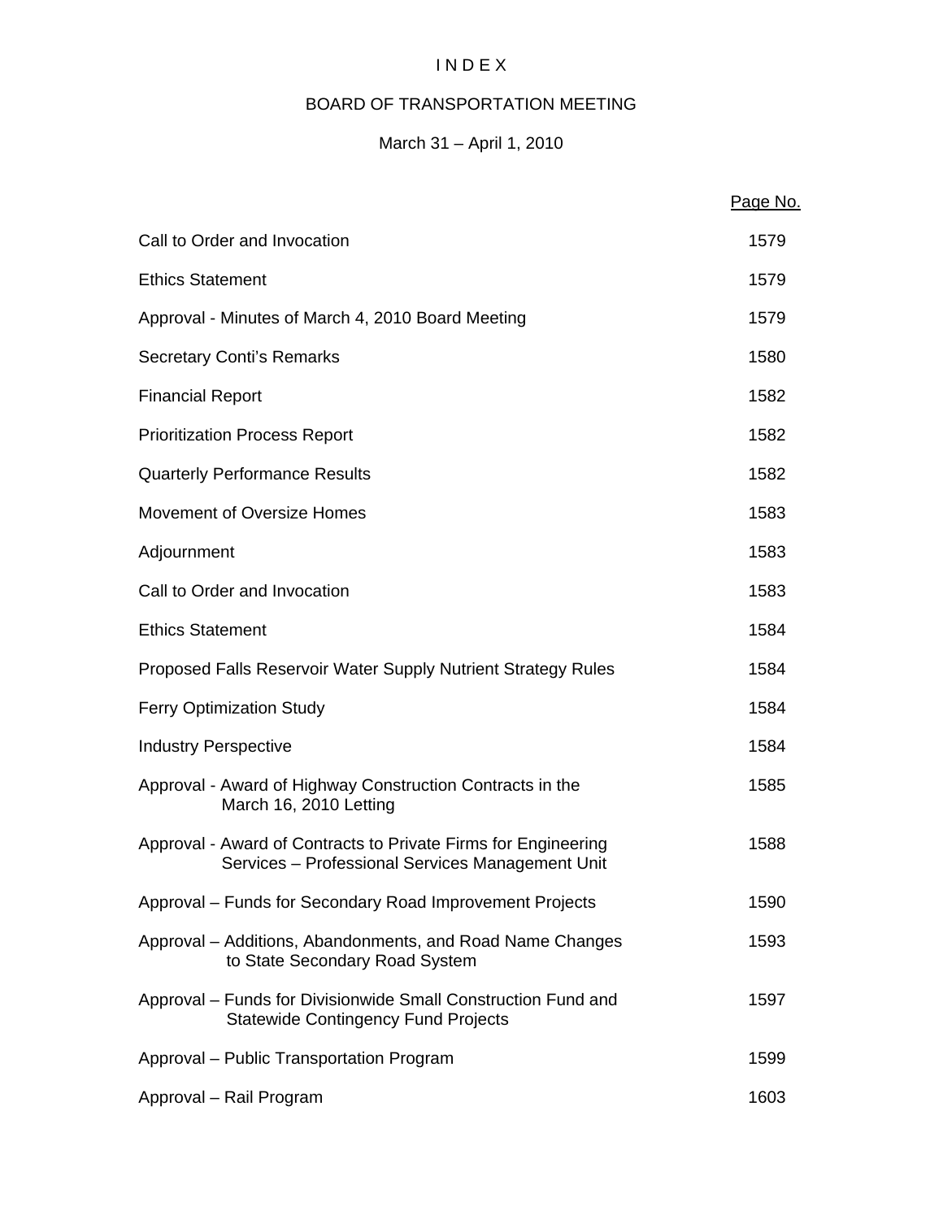# INDEX

## BOARD OF TRANSPORTATION MEETING

### March 31 – April 1, 2010

| | Page No. |
|---|---|
| Call to Order and Invocation | 1579 |
| Ethics Statement | 1579 |
| Approval - Minutes of March 4, 2010 Board Meeting | 1579 |
| Secretary Conti's Remarks | 1580 |
| Financial Report | 1582 |
| Prioritization Process Report | 1582 |
| Quarterly Performance Results | 1582 |
| Movement of Oversize Homes | 1583 |
| Adjournment | 1583 |
| Call to Order and Invocation | 1583 |
| Ethics Statement | 1584 |
| Proposed Falls Reservoir Water Supply Nutrient Strategy Rules | 1584 |
| Ferry Optimization Study | 1584 |
| Industry Perspective | 1584 |
| Approval - Award of Highway Construction Contracts in the March 16, 2010 Letting | 1585 |
| Approval - Award of Contracts to Private Firms for Engineering Services – Professional Services Management Unit | 1588 |
| Approval – Funds for Secondary Road Improvement Projects | 1590 |
| Approval – Additions, Abandonments, and Road Name Changes to State Secondary Road System | 1593 |
| Approval – Funds for Divisionwide Small Construction Fund and Statewide Contingency Fund Projects | 1597 |
| Approval – Public Transportation Program | 1599 |
| Approval – Rail Program | 1603 |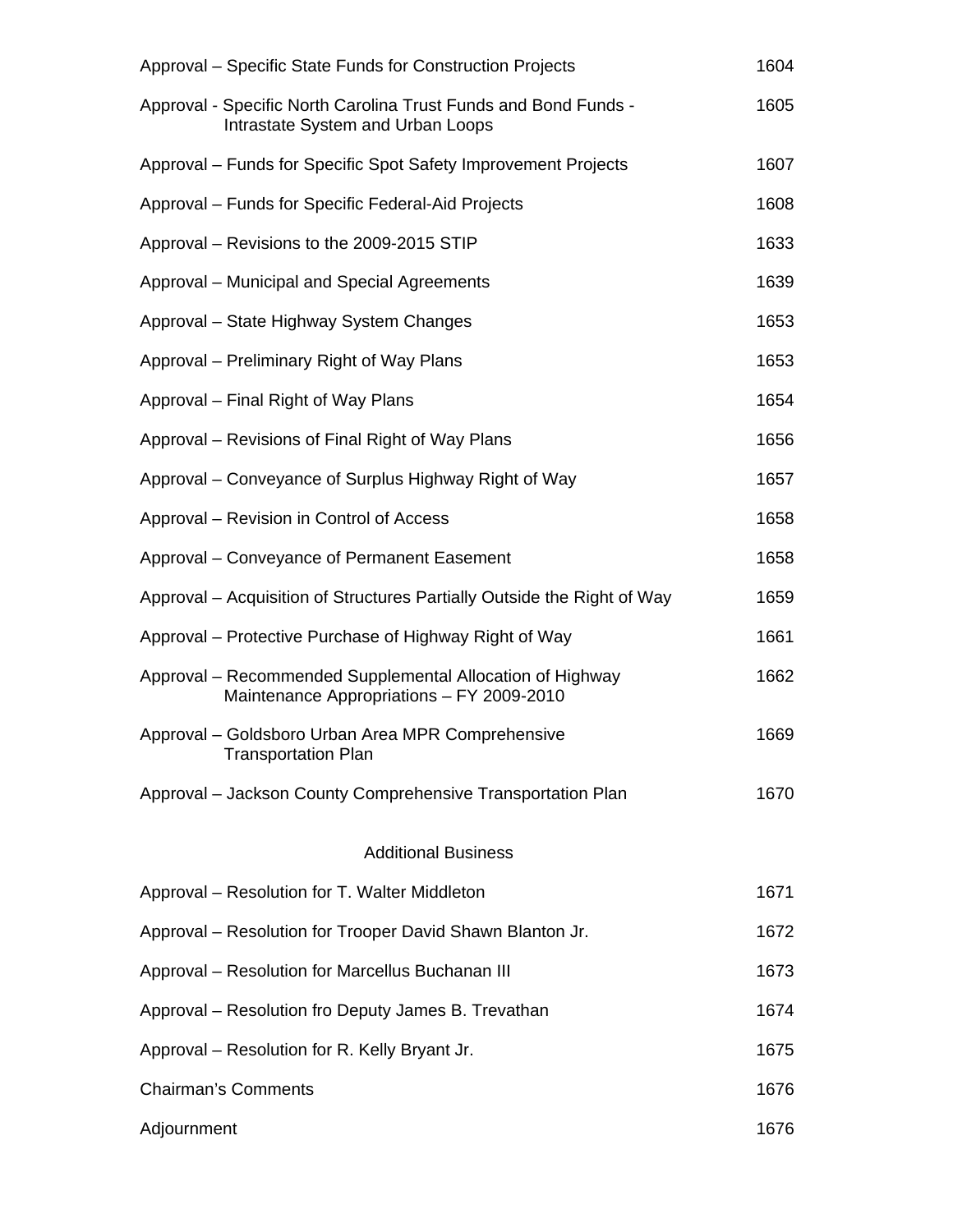| | |
|---|---|
| Approval – Specific State Funds for Construction Projects | 1604 |
| Approval - Specific North Carolina Trust Funds and Bond Funds - Intrastate System and Urban Loops | 1605 |
| Approval – Funds for Specific Spot Safety Improvement Projects | 1607 |
| Approval – Funds for Specific Federal-Aid Projects | 1608 |
| Approval – Revisions to the 2009-2015 STIP | 1633 |
| Approval – Municipal and Special Agreements | 1639 |
| Approval – State Highway System Changes | 1653 |
| Approval – Preliminary Right of Way Plans | 1653 |
| Approval – Final Right of Way Plans | 1654 |
| Approval – Revisions of Final Right of Way Plans | 1656 |
| Approval – Conveyance of Surplus Highway Right of Way | 1657 |
| Approval – Revision in Control of Access | 1658 |
| Approval – Conveyance of Permanent Easement | 1658 |
| Approval – Acquisition of Structures Partially Outside the Right of Way | 1659 |
| Approval – Protective Purchase of Highway Right of Way | 1661 |
| Approval – Recommended Supplemental Allocation of Highway Maintenance Appropriations – FY 2009-2010 | 1662 |
| Approval – Goldsboro Urban Area MPR Comprehensive Transportation Plan | 1669 |
| Approval – Jackson County Comprehensive Transportation Plan | 1670 |

Additional Business

| | |
|---|---|
| Approval – Resolution for T. Walter Middleton | 1671 |
| Approval – Resolution for Trooper David Shawn Blanton Jr. | 1672 |
| Approval – Resolution for Marcellus Buchanan III | 1673 |
| Approval – Resolution fro Deputy James B. Trevathan | 1674 |
| Approval – Resolution for R. Kelly Bryant Jr. | 1675 |
| Chairman's Comments | 1676 |
| Adjournment | 1676 |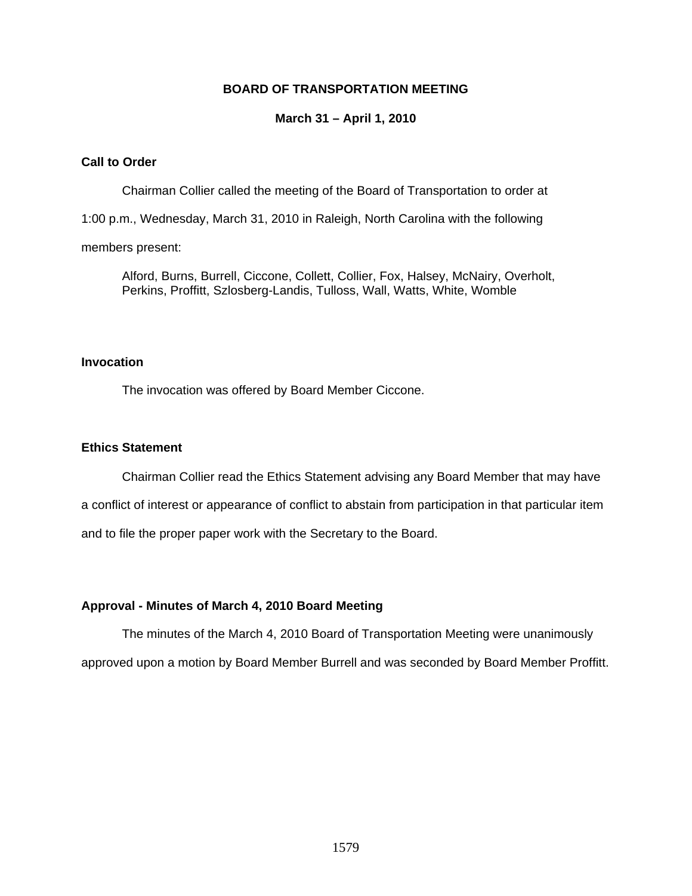# BOARD OF TRANSPORTATION MEETING

## March 31 – April 1, 2010

### Call to Order

Chairman Collier called the meeting of the Board of Transportation to order at 1:00 p.m., Wednesday, March 31, 2010 in Raleigh, North Carolina with the following members present:

Alford, Burns, Burrell, Ciccone, Collett, Collier, Fox, Halsey, McNairy, Overholt, Perkins, Proffitt, Szlosberg-Landis, Tulloss, Wall, Watts, White, Womble

### Invocation

The invocation was offered by Board Member Ciccone.

### Ethics Statement

Chairman Collier read the Ethics Statement advising any Board Member that may have a conflict of interest or appearance of conflict to abstain from participation in that particular item and to file the proper paper work with the Secretary to the Board.

### Approval - Minutes of March 4, 2010 Board Meeting

The minutes of the March 4, 2010 Board of Transportation Meeting were unanimously approved upon a motion by Board Member Burrell and was seconded by Board Member Proffitt.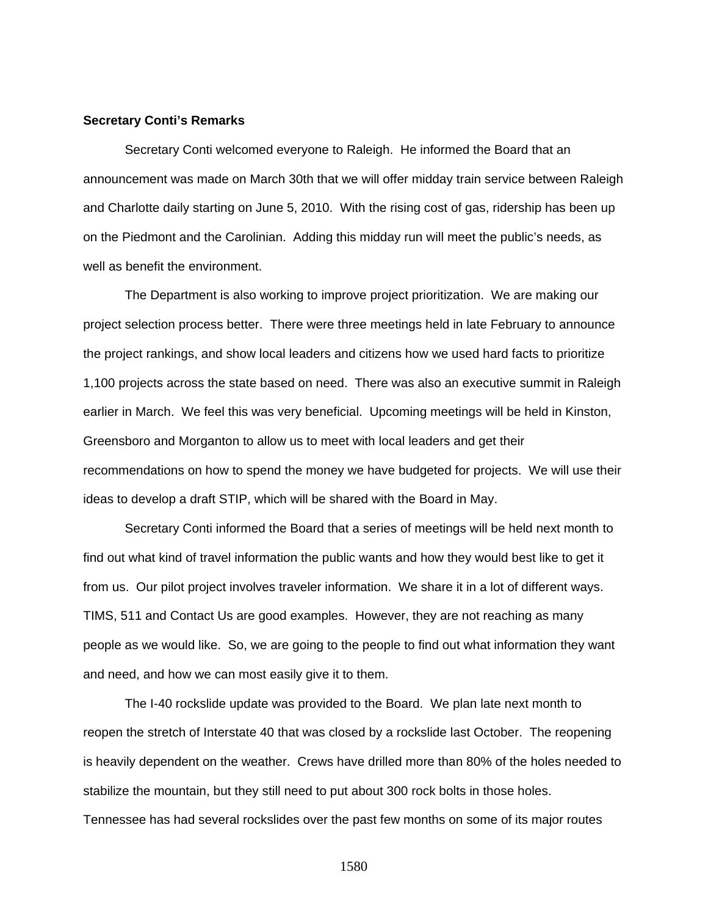**Secretary Conti's Remarks**

Secretary Conti welcomed everyone to Raleigh. He informed the Board that an announcement was made on March 30th that we will offer midday train service between Raleigh and Charlotte daily starting on June 5, 2010. With the rising cost of gas, ridership has been up on the Piedmont and the Carolinian. Adding this midday run will meet the public's needs, as well as benefit the environment.

The Department is also working to improve project prioritization. We are making our project selection process better. There were three meetings held in late February to announce the project rankings, and show local leaders and citizens how we used hard facts to prioritize 1,100 projects across the state based on need. There was also an executive summit in Raleigh earlier in March. We feel this was very beneficial. Upcoming meetings will be held in Kinston, Greensboro and Morganton to allow us to meet with local leaders and get their recommendations on how to spend the money we have budgeted for projects. We will use their ideas to develop a draft STIP, which will be shared with the Board in May.

Secretary Conti informed the Board that a series of meetings will be held next month to find out what kind of travel information the public wants and how they would best like to get it from us. Our pilot project involves traveler information. We share it in a lot of different ways. TIMS, 511 and Contact Us are good examples. However, they are not reaching as many people as we would like. So, we are going to the people to find out what information they want and need, and how we can most easily give it to them.

The I-40 rockslide update was provided to the Board. We plan late next month to reopen the stretch of Interstate 40 that was closed by a rockslide last October. The reopening is heavily dependent on the weather. Crews have drilled more than 80% of the holes needed to stabilize the mountain, but they still need to put about 300 rock bolts in those holes. Tennessee has had several rockslides over the past few months on some of its major routes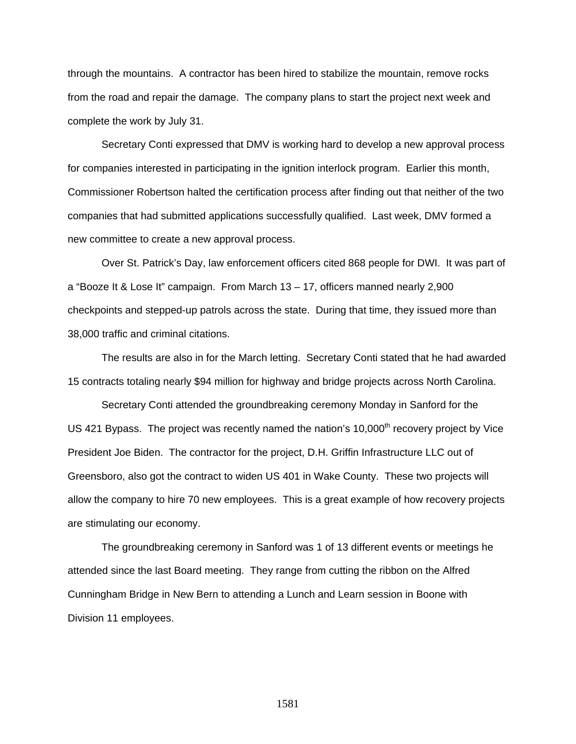through the mountains. A contractor has been hired to stabilize the mountain, remove rocks from the road and repair the damage. The company plans to start the project next week and complete the work by July 31.

Secretary Conti expressed that DMV is working hard to develop a new approval process for companies interested in participating in the ignition interlock program. Earlier this month, Commissioner Robertson halted the certification process after finding out that neither of the two companies that had submitted applications successfully qualified. Last week, DMV formed a new committee to create a new approval process.

Over St. Patrick's Day, law enforcement officers cited 868 people for DWI. It was part of a "Booze It & Lose It" campaign. From March 13 – 17, officers manned nearly 2,900 checkpoints and stepped-up patrols across the state. During that time, they issued more than 38,000 traffic and criminal citations.

The results are also in for the March letting. Secretary Conti stated that he had awarded 15 contracts totaling nearly $94 million for highway and bridge projects across North Carolina.

Secretary Conti attended the groundbreaking ceremony Monday in Sanford for the US 421 Bypass. The project was recently named the nation's 10,000th recovery project by Vice President Joe Biden. The contractor for the project, D.H. Griffin Infrastructure LLC out of Greensboro, also got the contract to widen US 401 in Wake County. These two projects will allow the company to hire 70 new employees. This is a great example of how recovery projects are stimulating our economy.

The groundbreaking ceremony in Sanford was 1 of 13 different events or meetings he attended since the last Board meeting. They range from cutting the ribbon on the Alfred Cunningham Bridge in New Bern to attending a Lunch and Learn session in Boone with Division 11 employees.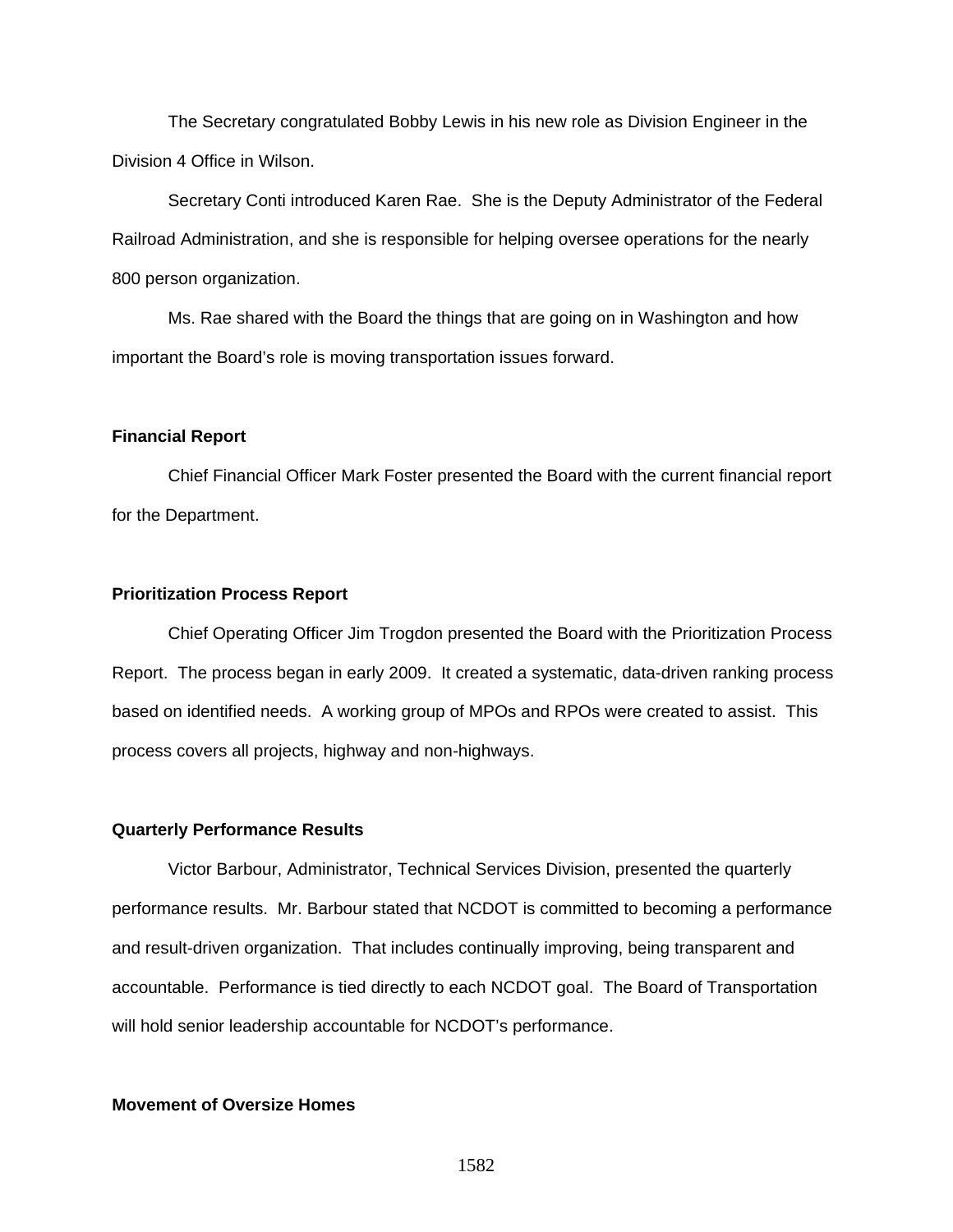The Secretary congratulated Bobby Lewis in his new role as Division Engineer in the Division 4 Office in Wilson.

Secretary Conti introduced Karen Rae. She is the Deputy Administrator of the Federal Railroad Administration, and she is responsible for helping oversee operations for the nearly 800 person organization.

Ms. Rae shared with the Board the things that are going on in Washington and how important the Board's role is moving transportation issues forward.

**Financial Report**

Chief Financial Officer Mark Foster presented the Board with the current financial report for the Department.

**Prioritization Process Report**

Chief Operating Officer Jim Trogdon presented the Board with the Prioritization Process Report. The process began in early 2009. It created a systematic, data-driven ranking process based on identified needs. A working group of MPOs and RPOs were created to assist. This process covers all projects, highway and non-highways.

**Quarterly Performance Results**

Victor Barbour, Administrator, Technical Services Division, presented the quarterly performance results. Mr. Barbour stated that NCDOT is committed to becoming a performance and result-driven organization. That includes continually improving, being transparent and accountable. Performance is tied directly to each NCDOT goal. The Board of Transportation will hold senior leadership accountable for NCDOT's performance.

**Movement of Oversize Homes**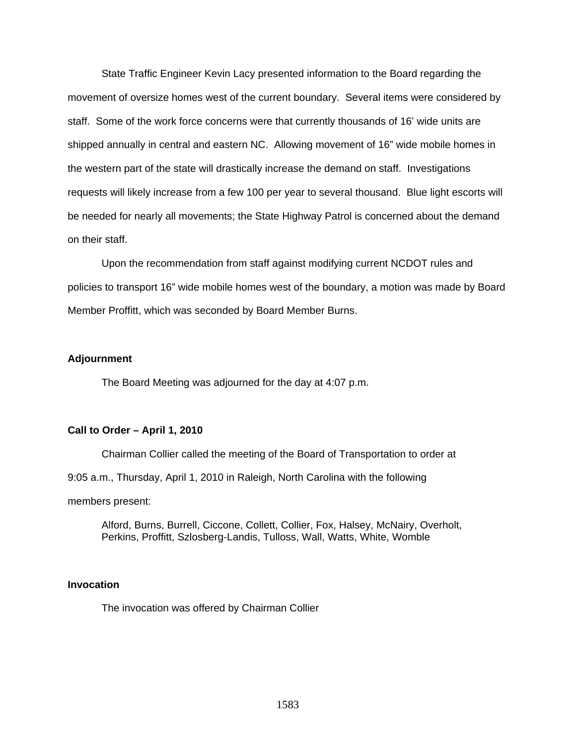State Traffic Engineer Kevin Lacy presented information to the Board regarding the movement of oversize homes west of the current boundary. Several items were considered by staff. Some of the work force concerns were that currently thousands of 16' wide units are shipped annually in central and eastern NC. Allowing movement of 16" wide mobile homes in the western part of the state will drastically increase the demand on staff. Investigations requests will likely increase from a few 100 per year to several thousand. Blue light escorts will be needed for nearly all movements; the State Highway Patrol is concerned about the demand on their staff.

Upon the recommendation from staff against modifying current NCDOT rules and policies to transport 16" wide mobile homes west of the boundary, a motion was made by Board Member Proffitt, which was seconded by Board Member Burns.

**Adjournment**

The Board Meeting was adjourned for the day at 4:07 p.m.

**Call to Order – April 1, 2010**

Chairman Collier called the meeting of the Board of Transportation to order at 9:05 a.m., Thursday, April 1, 2010 in Raleigh, North Carolina with the following members present:

Alford, Burns, Burrell, Ciccone, Collett, Collier, Fox, Halsey, McNairy, Overholt, Perkins, Proffitt, Szlosberg-Landis, Tulloss, Wall, Watts, White, Womble

**Invocation**

The invocation was offered by Chairman Collier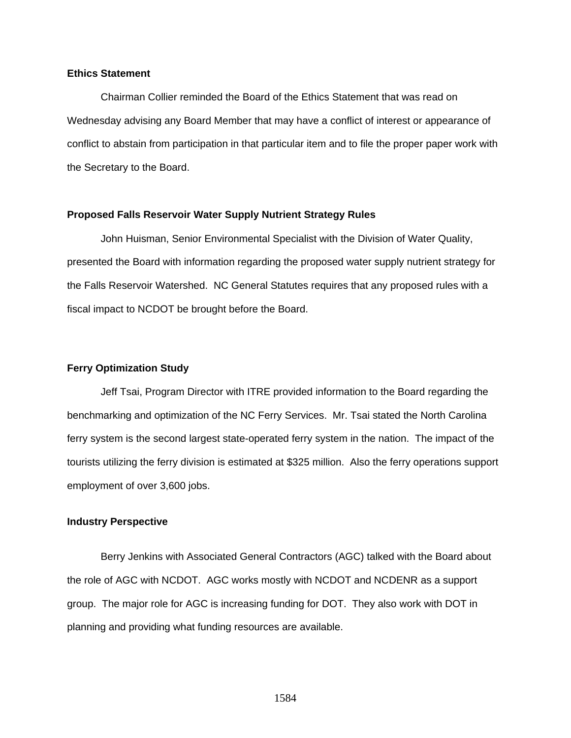**Ethics Statement**

Chairman Collier reminded the Board of the Ethics Statement that was read on Wednesday advising any Board Member that may have a conflict of interest or appearance of conflict to abstain from participation in that particular item and to file the proper paper work with the Secretary to the Board.

**Proposed Falls Reservoir Water Supply Nutrient Strategy Rules**

John Huisman, Senior Environmental Specialist with the Division of Water Quality, presented the Board with information regarding the proposed water supply nutrient strategy for the Falls Reservoir Watershed. NC General Statutes requires that any proposed rules with a fiscal impact to NCDOT be brought before the Board.

**Ferry Optimization Study**

Jeff Tsai, Program Director with ITRE provided information to the Board regarding the benchmarking and optimization of the NC Ferry Services. Mr. Tsai stated the North Carolina ferry system is the second largest state-operated ferry system in the nation. The impact of the tourists utilizing the ferry division is estimated at $325 million. Also the ferry operations support employment of over 3,600 jobs.

**Industry Perspective**

Berry Jenkins with Associated General Contractors (AGC) talked with the Board about the role of AGC with NCDOT. AGC works mostly with NCDOT and NCDENR as a support group. The major role for AGC is increasing funding for DOT. They also work with DOT in planning and providing what funding resources are available.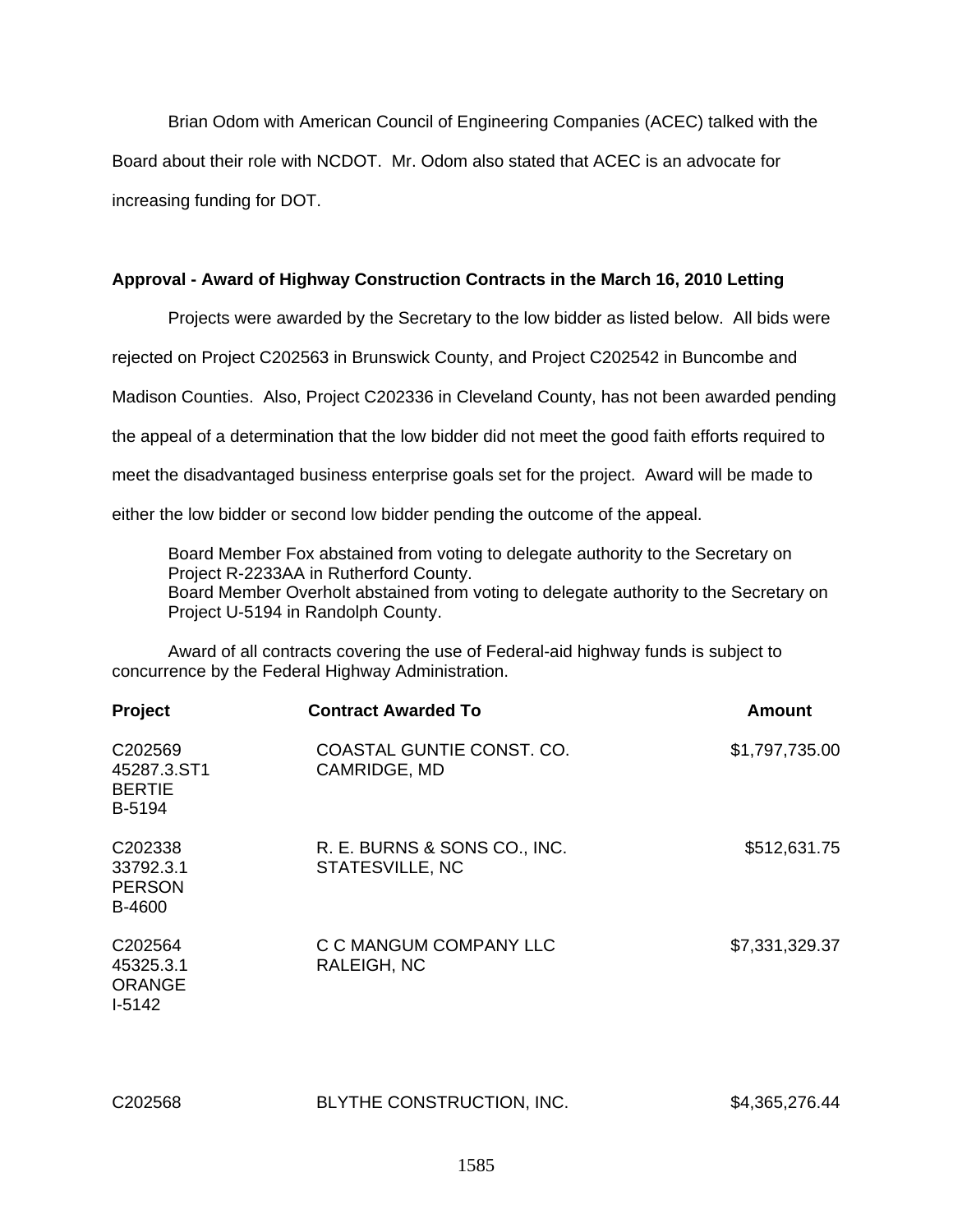Brian Odom with American Council of Engineering Companies (ACEC) talked with the Board about their role with NCDOT. Mr. Odom also stated that ACEC is an advocate for increasing funding for DOT.

**Approval - Award of Highway Construction Contracts in the March 16, 2010 Letting**

Projects were awarded by the Secretary to the low bidder as listed below. All bids were rejected on Project C202563 in Brunswick County, and Project C202542 in Buncombe and Madison Counties. Also, Project C202336 in Cleveland County, has not been awarded pending the appeal of a determination that the low bidder did not meet the good faith efforts required to meet the disadvantaged business enterprise goals set for the project. Award will be made to either the low bidder or second low bidder pending the outcome of the appeal.

Board Member Fox abstained from voting to delegate authority to the Secretary on Project R-2233AA in Rutherford County.
Board Member Overholt abstained from voting to delegate authority to the Secretary on Project U-5194 in Randolph County.

Award of all contracts covering the use of Federal-aid highway funds is subject to concurrence by the Federal Highway Administration.

| Project | Contract Awarded To | Amount |
|---|---|---|
| C202569<br>45287.3.ST1<br>BERTIE<br>B-5194 | COASTAL GUNTIE CONST. CO.<br>CAMRIDGE, MD | $1,797,735.00 |
| C202338<br>33792.3.1<br>PERSON<br>B-4600 | R. E. BURNS & SONS CO., INC.<br>STATESVILLE, NC | $512,631.75 |
| C202564<br>45325.3.1<br>ORANGE<br>I-5142 | C C MANGUM COMPANY LLC<br>RALEIGH, NC | $7,331,329.37 |
| C202568 | BLYTHE CONSTRUCTION, INC. | $4,365,276.44 |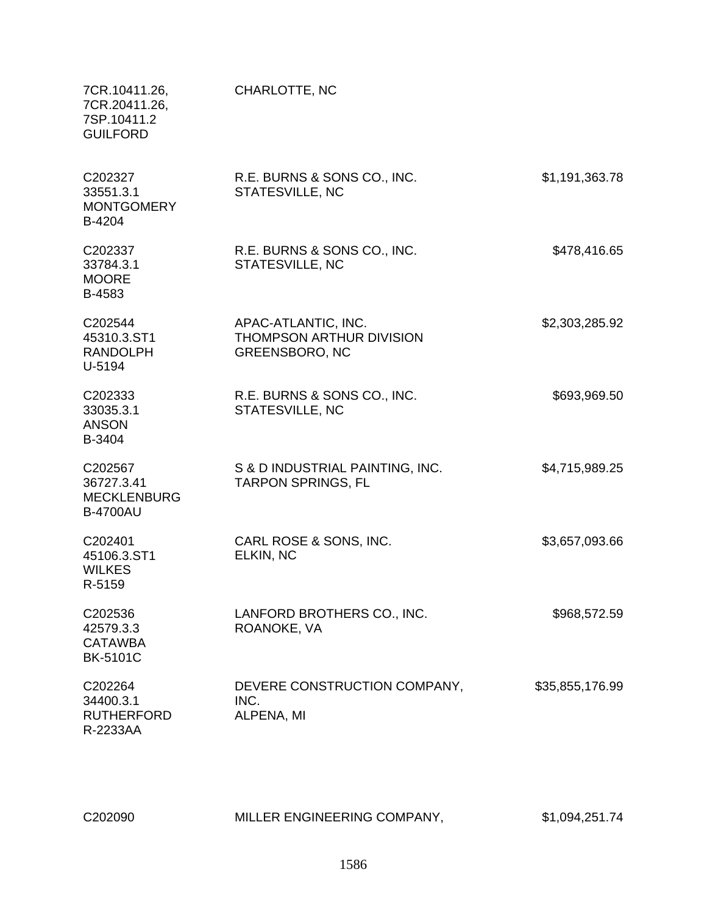| | | |
|---|---|---|
| 7CR.10411.26,<br>7CR.20411.26,<br>7SP.10411.2<br>GUILFORD | CHARLOTTE, NC | |
| C202327<br>33551.3.1<br>MONTGOMERY<br>B-4204 | R.E. BURNS & SONS CO., INC.<br>STATESVILLE, NC | $1,191,363.78 |
| C202337<br>33784.3.1<br>MOORE<br>B-4583 | R.E. BURNS & SONS CO., INC.<br>STATESVILLE, NC | $478,416.65 |
| C202544<br>45310.3.ST1<br>RANDOLPH<br>U-5194 | APAC-ATLANTIC, INC.<br>THOMPSON ARTHUR DIVISION<br>GREENSBORO, NC | $2,303,285.92 |
| C202333<br>33035.3.1<br>ANSON<br>B-3404 | R.E. BURNS & SONS CO., INC.<br>STATESVILLE, NC | $693,969.50 |
| C202567<br>36727.3.41<br>MECKLENBURG<br>B-4700AU | S & D INDUSTRIAL PAINTING, INC.<br>TARPON SPRINGS, FL | $4,715,989.25 |
| C202401<br>45106.3.ST1<br>WILKES<br>R-5159 | CARL ROSE & SONS, INC.<br>ELKIN, NC | $3,657,093.66 |
| C202536<br>42579.3.3<br>CATAWBA<br>BK-5101C | LANFORD BROTHERS CO., INC.<br>ROANOKE, VA | $968,572.59 |
| C202264<br>34400.3.1<br>RUTHERFORD<br>R-2233AA | DEVERE CONSTRUCTION COMPANY,<br>INC.<br>ALPENA, MI | $35,855,176.99 |
| C202090 | MILLER ENGINEERING COMPANY, | $1,094,251.74 |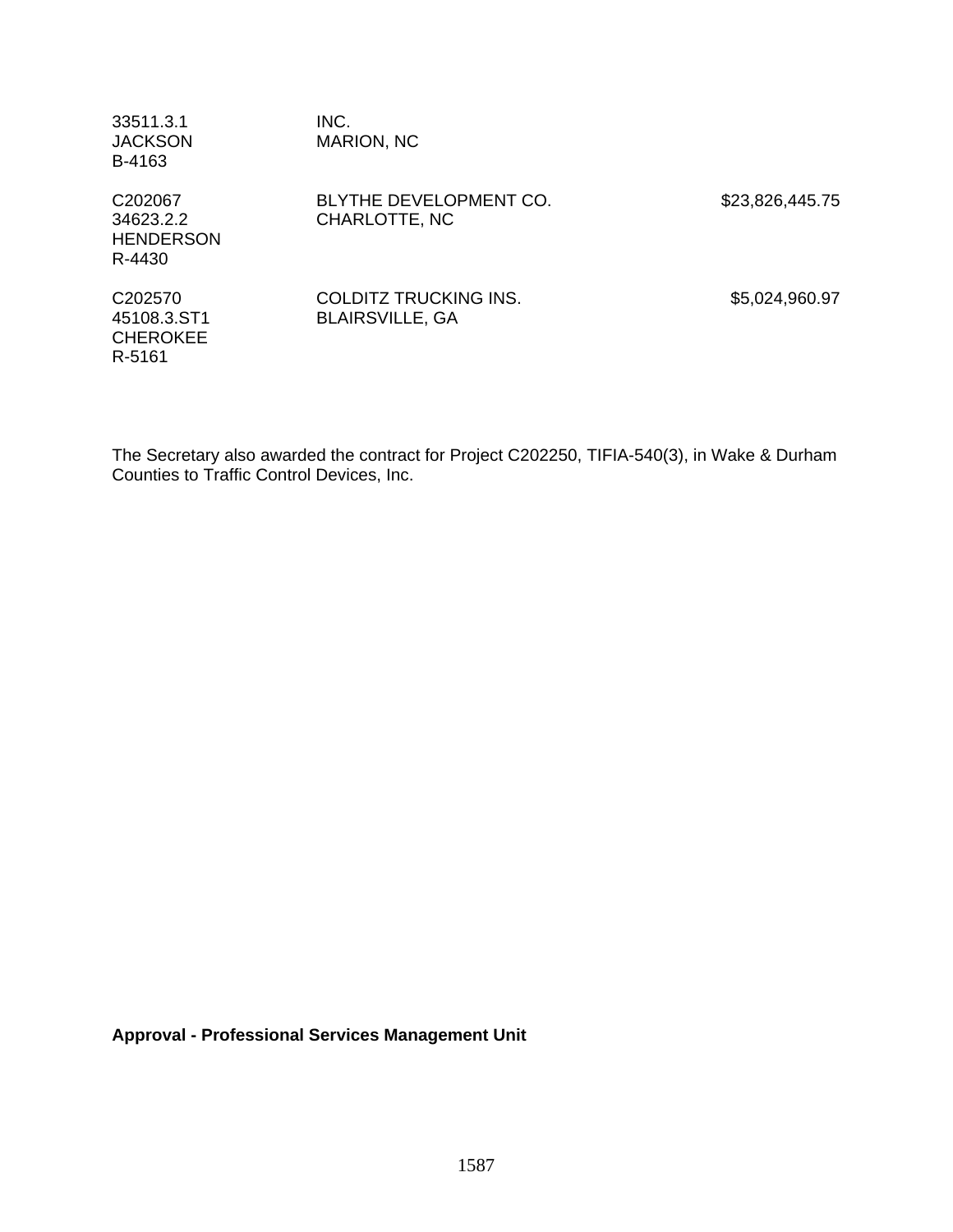| | | |
|---|---|---|
| 33511.3.1<br>JACKSON<br>B-4163 | INC.<br>MARION, NC | |
| C202067<br>34623.2.2<br>HENDERSON<br>R-4430 | BLYTHE DEVELOPMENT CO.<br>CHARLOTTE, NC | $23,826,445.75 |
| C202570<br>45108.3.ST1<br>CHEROKEE<br>R-5161 | COLDITZ TRUCKING INS.<br>BLAIRSVILLE, GA | $5,024,960.97 |

The Secretary also awarded the contract for Project C202250, TIFIA-540(3), in Wake & Durham Counties to Traffic Control Devices, Inc.

**Approval - Professional Services Management Unit**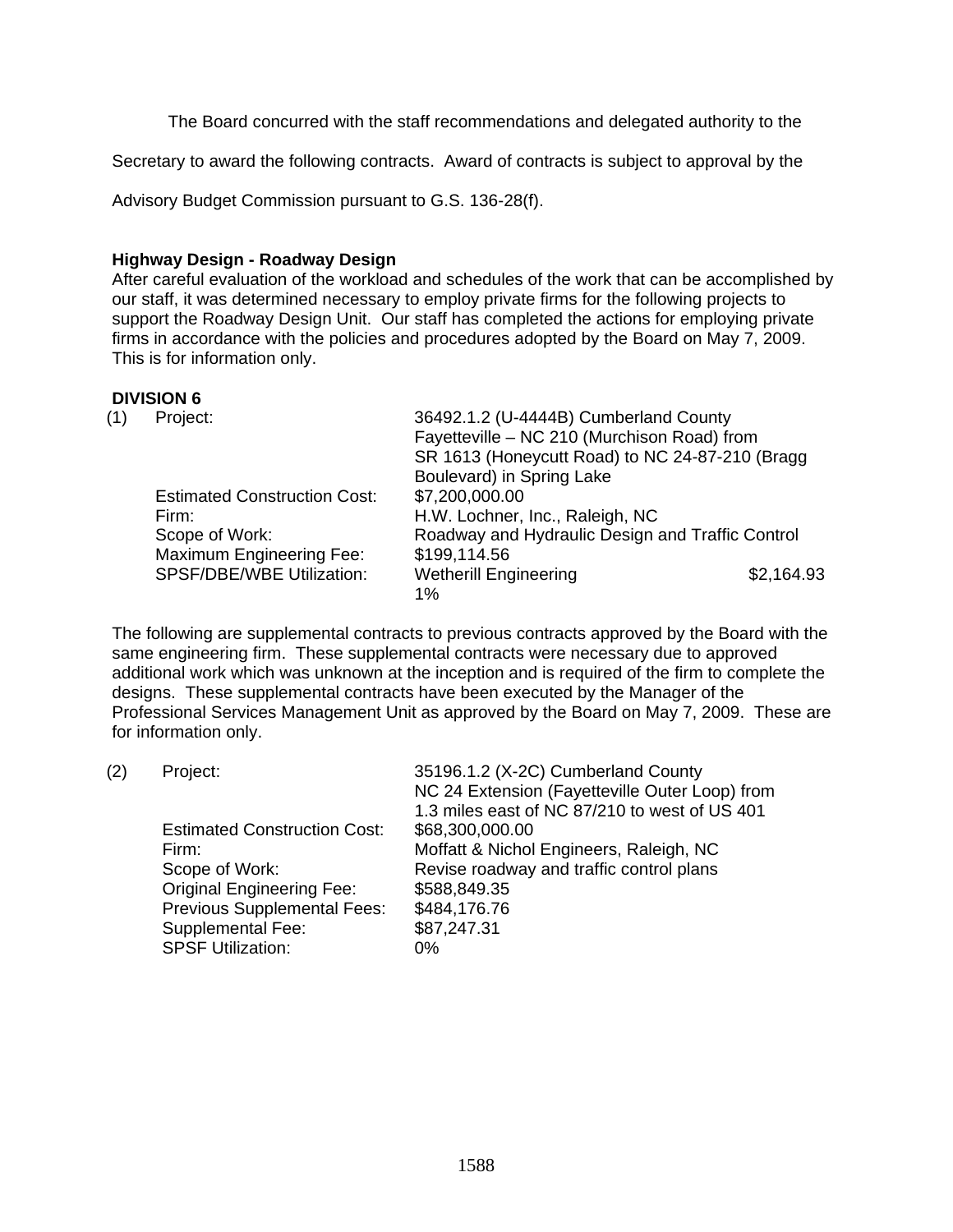The Board concurred with the staff recommendations and delegated authority to the Secretary to award the following contracts. Award of contracts is subject to approval by the Advisory Budget Commission pursuant to G.S. 136-28(f).

**Highway Design - Roadway Design**

After careful evaluation of the workload and schedules of the work that can be accomplished by our staff, it was determined necessary to employ private firms for the following projects to support the Roadway Design Unit. Our staff has completed the actions for employing private firms in accordance with the policies and procedures adopted by the Board on May 7, 2009. This is for information only.

**DIVISION 6**

(1) Project: 36492.1.2 (U-4444B) Cumberland County Fayetteville – NC 210 (Murchison Road) from SR 1613 (Honeycutt Road) to NC 24-87-210 (Bragg Boulevard) in Spring Lake

Estimated Construction Cost: $7,200,000.00

Firm: H.W. Lochner, Inc., Raleigh, NC

Scope of Work: Roadway and Hydraulic Design and Traffic Control

Maximum Engineering Fee: $199,114.56

SPSF/DBE/WBE Utilization: Wetherill Engineering $2,164.93 1%

The following are supplemental contracts to previous contracts approved by the Board with the same engineering firm. These supplemental contracts were necessary due to approved additional work which was unknown at the inception and is required of the firm to complete the designs. These supplemental contracts have been executed by the Manager of the Professional Services Management Unit as approved by the Board on May 7, 2009. These are for information only.

(2) Project: 35196.1.2 (X-2C) Cumberland County NC 24 Extension (Fayetteville Outer Loop) from 1.3 miles east of NC 87/210 to west of US 401

Estimated Construction Cost: $68,300,000.00

Firm: Moffatt & Nichol Engineers, Raleigh, NC

Scope of Work: Revise roadway and traffic control plans

Original Engineering Fee: $588,849.35

Previous Supplemental Fees: $484,176.76

Supplemental Fee: $87,247.31

SPSF Utilization: 0%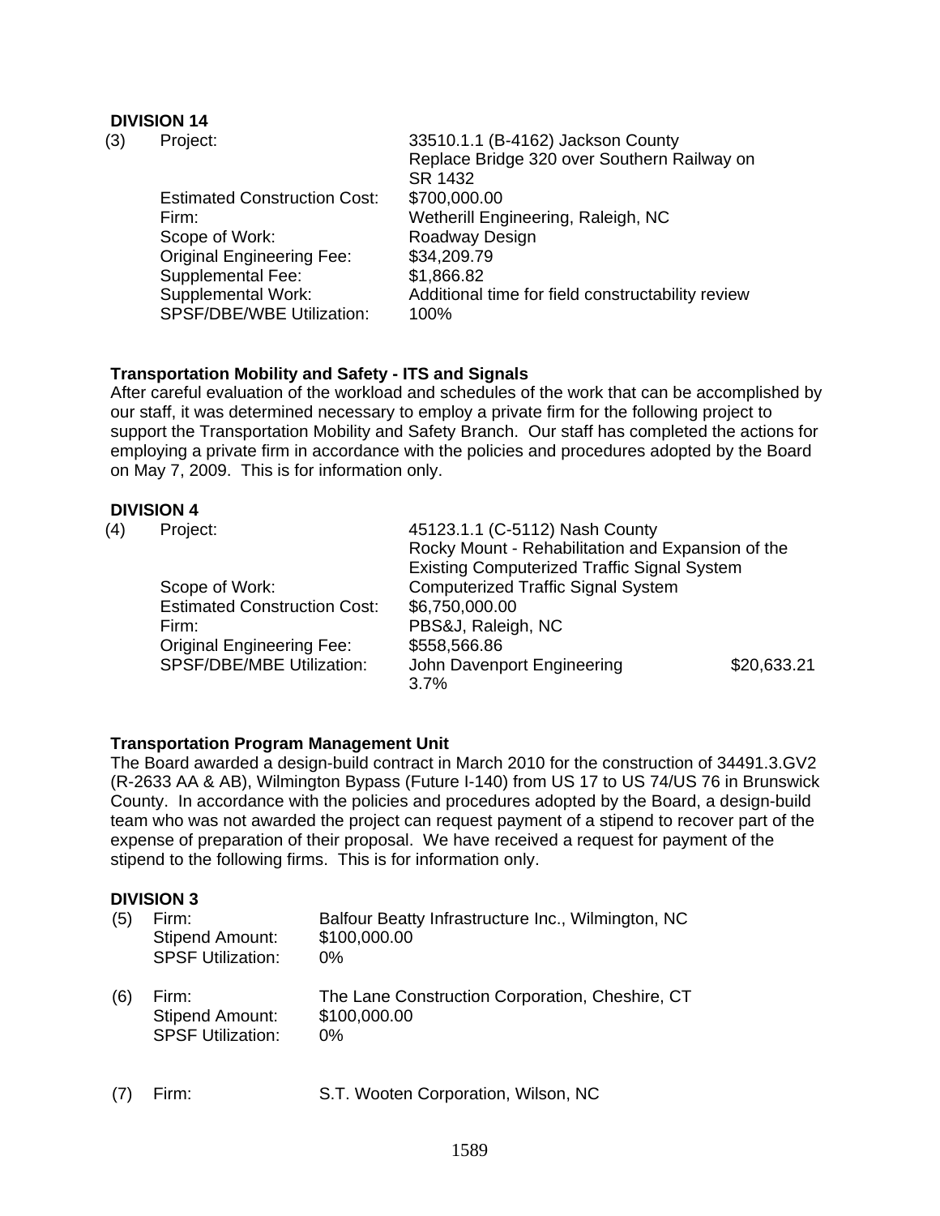**DIVISION 14**

(3) Project: 33510.1.1 (B-4162) Jackson County
Replace Bridge 320 over Southern Railway on SR 1432

Estimated Construction Cost: $700,000.00
Firm: Wetherill Engineering, Raleigh, NC
Scope of Work: Roadway Design
Original Engineering Fee: $34,209.79
Supplemental Fee: $1,866.82
Supplemental Work: Additional time for field constructability review
SPSF/DBE/WBE Utilization: 100%

**Transportation Mobility and Safety - ITS and Signals**

After careful evaluation of the workload and schedules of the work that can be accomplished by our staff, it was determined necessary to employ a private firm for the following project to support the Transportation Mobility and Safety Branch. Our staff has completed the actions for employing a private firm in accordance with the policies and procedures adopted by the Board on May 7, 2009. This is for information only.

**DIVISION 4**

(4) Project: 45123.1.1 (C-5112) Nash County
Rocky Mount - Rehabilitation and Expansion of the Existing Computerized Traffic Signal System

Scope of Work: Computerized Traffic Signal System
Estimated Construction Cost: $6,750,000.00
Firm: PBS&J, Raleigh, NC
Original Engineering Fee: $558,566.86
SPSF/DBE/MBE Utilization: John Davenport Engineering $20,633.21
3.7%

**Transportation Program Management Unit**

The Board awarded a design-build contract in March 2010 for the construction of 34491.3.GV2 (R-2633 AA & AB), Wilmington Bypass (Future I-140) from US 17 to US 74/US 76 in Brunswick County. In accordance with the policies and procedures adopted by the Board, a design-build team who was not awarded the project can request payment of a stipend to recover part of the expense of preparation of their proposal. We have received a request for payment of the stipend to the following firms. This is for information only.

**DIVISION 3**

(5) Firm: Balfour Beatty Infrastructure Inc., Wilmington, NC
Stipend Amount: $100,000.00
SPSF Utilization: 0%

(6) Firm: The Lane Construction Corporation, Cheshire, CT
Stipend Amount: $100,000.00
SPSF Utilization: 0%

(7) Firm: S.T. Wooten Corporation, Wilson, NC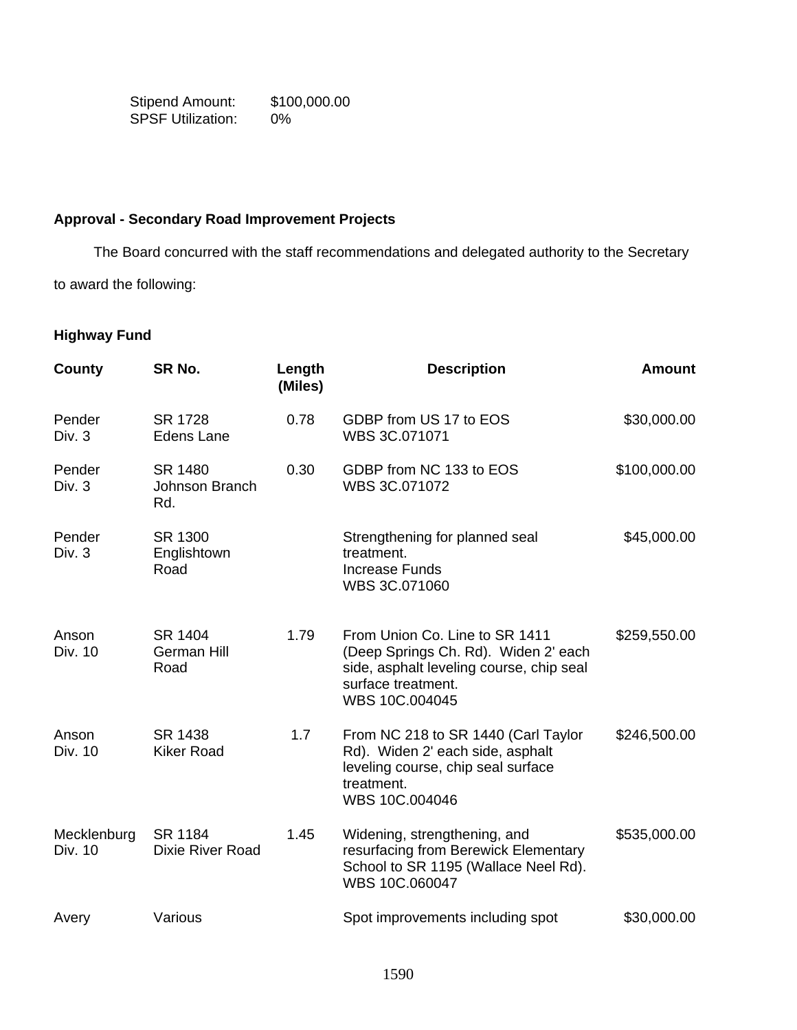Stipend Amount: $100,000.00
SPSF Utilization: 0%

**Approval - Secondary Road Improvement Projects**

The Board concurred with the staff recommendations and delegated authority to the Secretary to award the following:

**Highway Fund**

| County | SR No. | Length (Miles) | Description | Amount |
|---|---|---|---|---|
| Pender Div. 3 | SR 1728 Edens Lane | 0.78 | GDBP from US 17 to EOS WBS 3C.071071 | $30,000.00 |
| Pender Div. 3 | SR 1480 Johnson Branch Rd. | 0.30 | GDBP from NC 133 to EOS WBS 3C.071072 | $100,000.00 |
| Pender Div. 3 | SR 1300 Englishtown Road | | Strengthening for planned seal treatment. Increase Funds WBS 3C.071060 | $45,000.00 |
| Anson Div. 10 | SR 1404 German Hill Road | 1.79 | From Union Co. Line to SR 1411 (Deep Springs Ch. Rd). Widen 2' each side, asphalt leveling course, chip seal surface treatment. WBS 10C.004045 | $259,550.00 |
| Anson Div. 10 | SR 1438 Kiker Road | 1.7 | From NC 218 to SR 1440 (Carl Taylor Rd). Widen 2' each side, asphalt leveling course, chip seal surface treatment. WBS 10C.004046 | $246,500.00 |
| Mecklenburg Div. 10 | SR 1184 Dixie River Road | 1.45 | Widening, strengthening, and resurfacing from Berewick Elementary School to SR 1195 (Wallace Neel Rd). WBS 10C.060047 | $535,000.00 |
| Avery | Various | | Spot improvements including spot | $30,000.00 |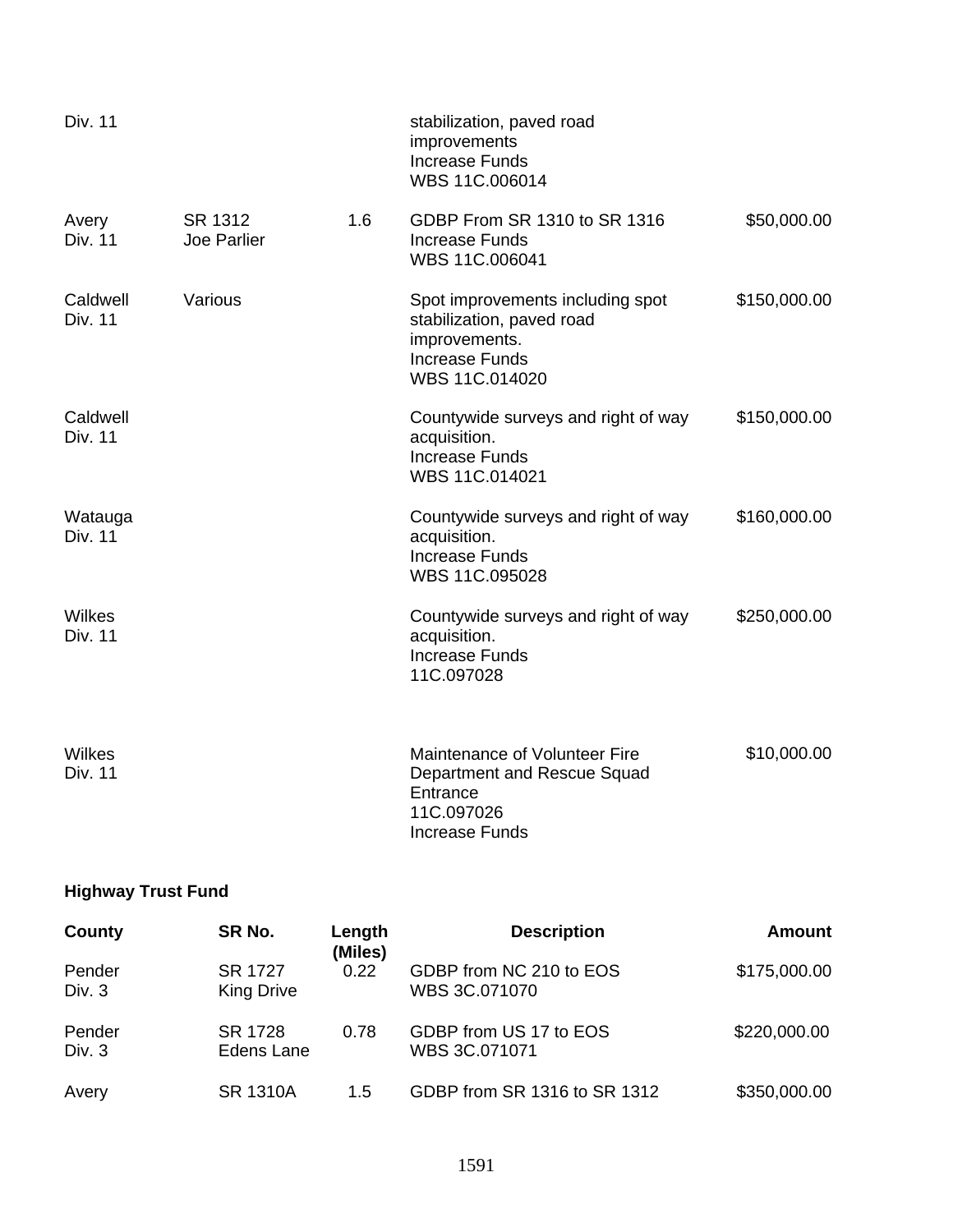| | | | | |
|---|---|---|---|---|
| Div. 11 | | | stabilization, paved road improvements<br>Increase Funds<br>WBS 11C.006014 | |
| Avery<br>Div. 11 | SR 1312<br>Joe Parlier | 1.6 | GDBP From SR 1310 to SR 1316<br>Increase Funds<br>WBS 11C.006041 | $50,000.00 |
| Caldwell<br>Div. 11 | Various | | Spot improvements including spot stabilization, paved road improvements.<br>Increase Funds<br>WBS 11C.014020 | $150,000.00 |
| Caldwell<br>Div. 11 | | | Countywide surveys and right of way acquisition.<br>Increase Funds<br>WBS 11C.014021 | $150,000.00 |
| Watauga<br>Div. 11 | | | Countywide surveys and right of way acquisition.<br>Increase Funds<br>WBS 11C.095028 | $160,000.00 |
| Wilkes<br>Div. 11 | | | Countywide surveys and right of way acquisition.<br>Increase Funds<br>11C.097028 | $250,000.00 |
| Wilkes<br>Div. 11 | | | Maintenance of Volunteer Fire Department and Rescue Squad Entrance<br>11C.097026<br>Increase Funds | $10,000.00 |

**Highway Trust Fund**

| County | SR No. | Length (Miles) | Description | Amount |
|---|---|---|---|---|
| Pender<br>Div. 3 | SR 1727<br>King Drive | 0.22 | GDBP from NC 210 to EOS<br>WBS 3C.071070 | $175,000.00 |
| Pender<br>Div. 3 | SR 1728<br>Edens Lane | 0.78 | GDBP from US 17 to EOS<br>WBS 3C.071071 | $220,000.00 |
| Avery | SR 1310A | 1.5 | GDBP from SR 1316 to SR 1312 | $350,000.00 |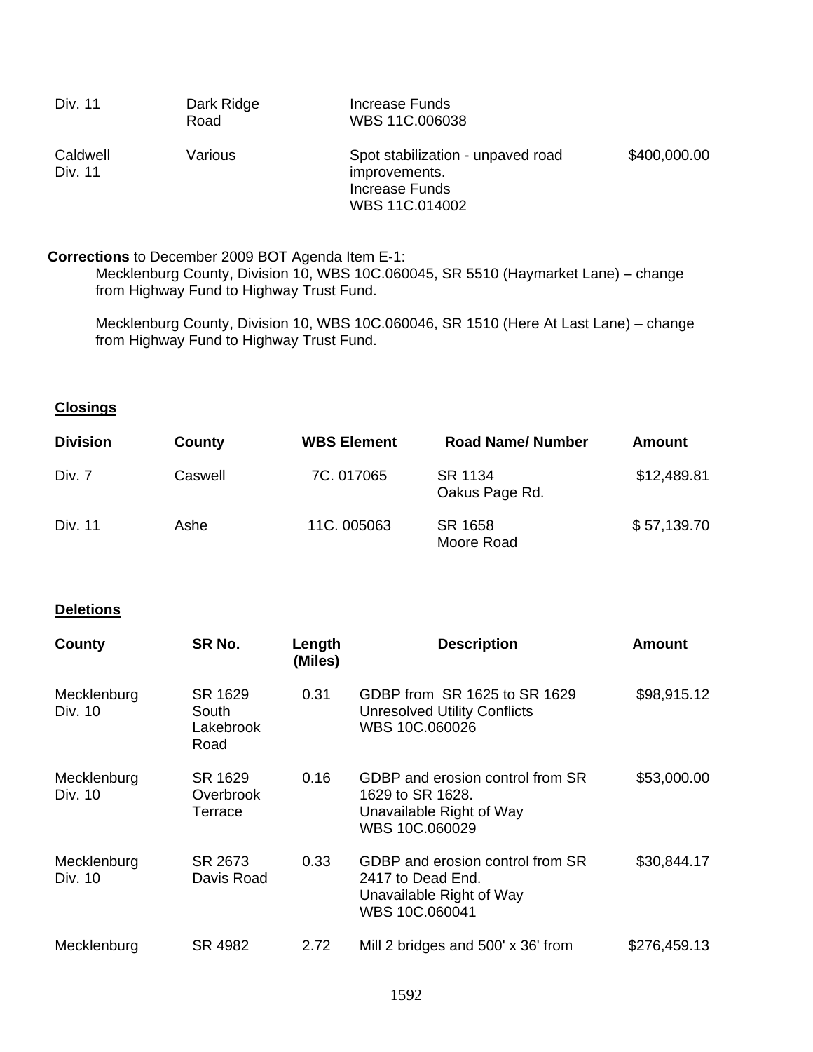| | | | |
|---|---|---|---|
| Div. 11 | Dark Ridge Road | Increase Funds<br>WBS 11C.006038 | |
| Caldwell<br>Div. 11 | Various | Spot stabilization - unpaved road improvements.<br>Increase Funds<br>WBS 11C.014002 | $400,000.00 |

**Corrections** to December 2009 BOT Agenda Item E-1:

Mecklenburg County, Division 10, WBS 10C.060045, SR 5510 (Haymarket Lane) – change from Highway Fund to Highway Trust Fund.

Mecklenburg County, Division 10, WBS 10C.060046, SR 1510 (Here At Last Lane) – change from Highway Fund to Highway Trust Fund.

**Closings**

| Division | County | WBS Element | Road Name/ Number | Amount |
|---|---|---|---|---|
| Div. 7 | Caswell | 7C. 017065 | SR 1134<br>Oakus Page Rd. | $12,489.81 |
| Div. 11 | Ashe | 11C. 005063 | SR 1658<br>Moore Road | $ 57,139.70 |

**Deletions**

| County | SR No. | Length (Miles) | Description | Amount |
|---|---|---|---|---|
| Mecklenburg<br>Div. 10 | SR 1629<br>South Lakebrook Road | 0.31 | GDBP from SR 1625 to SR 1629<br>Unresolved Utility Conflicts<br>WBS 10C.060026 | $98,915.12 |
| Mecklenburg<br>Div. 10 | SR 1629<br>Overbrook Terrace | 0.16 | GDBP and erosion control from SR 1629 to SR 1628.<br>Unavailable Right of Way<br>WBS 10C.060029 | $53,000.00 |
| Mecklenburg<br>Div. 10 | SR 2673<br>Davis Road | 0.33 | GDBP and erosion control from SR 2417 to Dead End.<br>Unavailable Right of Way<br>WBS 10C.060041 | $30,844.17 |
| Mecklenburg | SR 4982 | 2.72 | Mill 2 bridges and 500' x 36' from | $276,459.13 |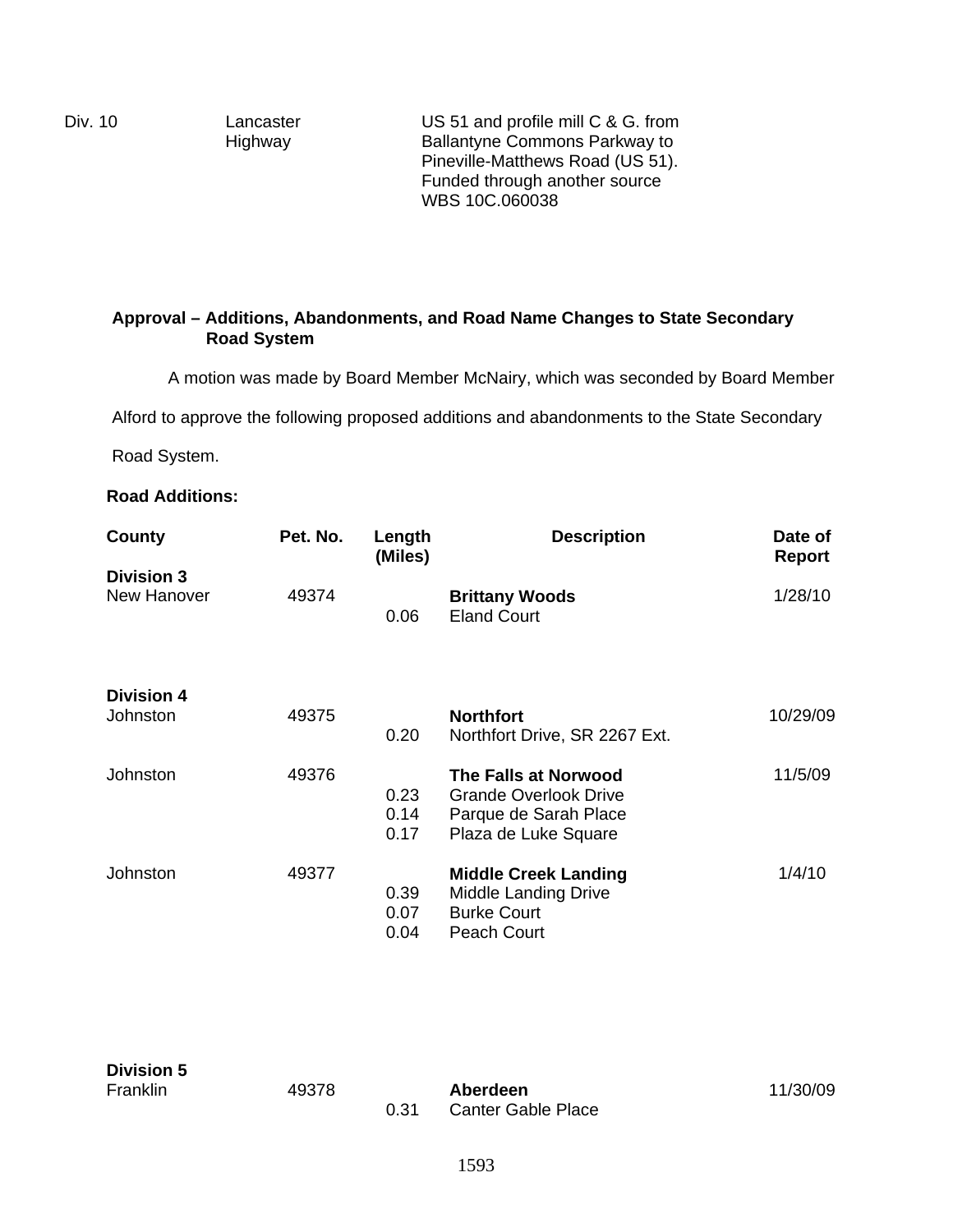| Div. 10 | Lancaster Highway | US 51 and profile mill C & G. from Ballantyne Commons Parkway to Pineville-Matthews Road (US 51). Funded through another source WBS 10C.060038 |
|---|---|---|

**Approval – Additions, Abandonments, and Road Name Changes to State Secondary Road System**

A motion was made by Board Member McNairy, which was seconded by Board Member Alford to approve the following proposed additions and abandonments to the State Secondary Road System.

**Road Additions:**

| County | Pet. No. | Length (Miles) | Description | Date of Report |
|---|---|---|---|---|
| **Division 3** | | | | |
| New Hanover | 49374 | | **Brittany Woods** | 1/28/10 |
| | | 0.06 | Eland Court | |
| **Division 4** | | | | |
| Johnston | 49375 | | **Northfort** | 10/29/09 |
| | | 0.20 | Northfort Drive, SR 2267 Ext. | |
| Johnston | 49376 | | **The Falls at Norwood** | 11/5/09 |
| | | 0.23 | Grande Overlook Drive | |
| | | 0.14 | Parque de Sarah Place | |
| | | 0.17 | Plaza de Luke Square | |
| Johnston | 49377 | | **Middle Creek Landing** | 1/4/10 |
| | | 0.39 | Middle Landing Drive | |
| | | 0.07 | Burke Court | |
| | | 0.04 | Peach Court | |
| **Division 5** | | | | |
| Franklin | 49378 | | **Aberdeen** | 11/30/09 |
| | | 0.31 | Canter Gable Place | |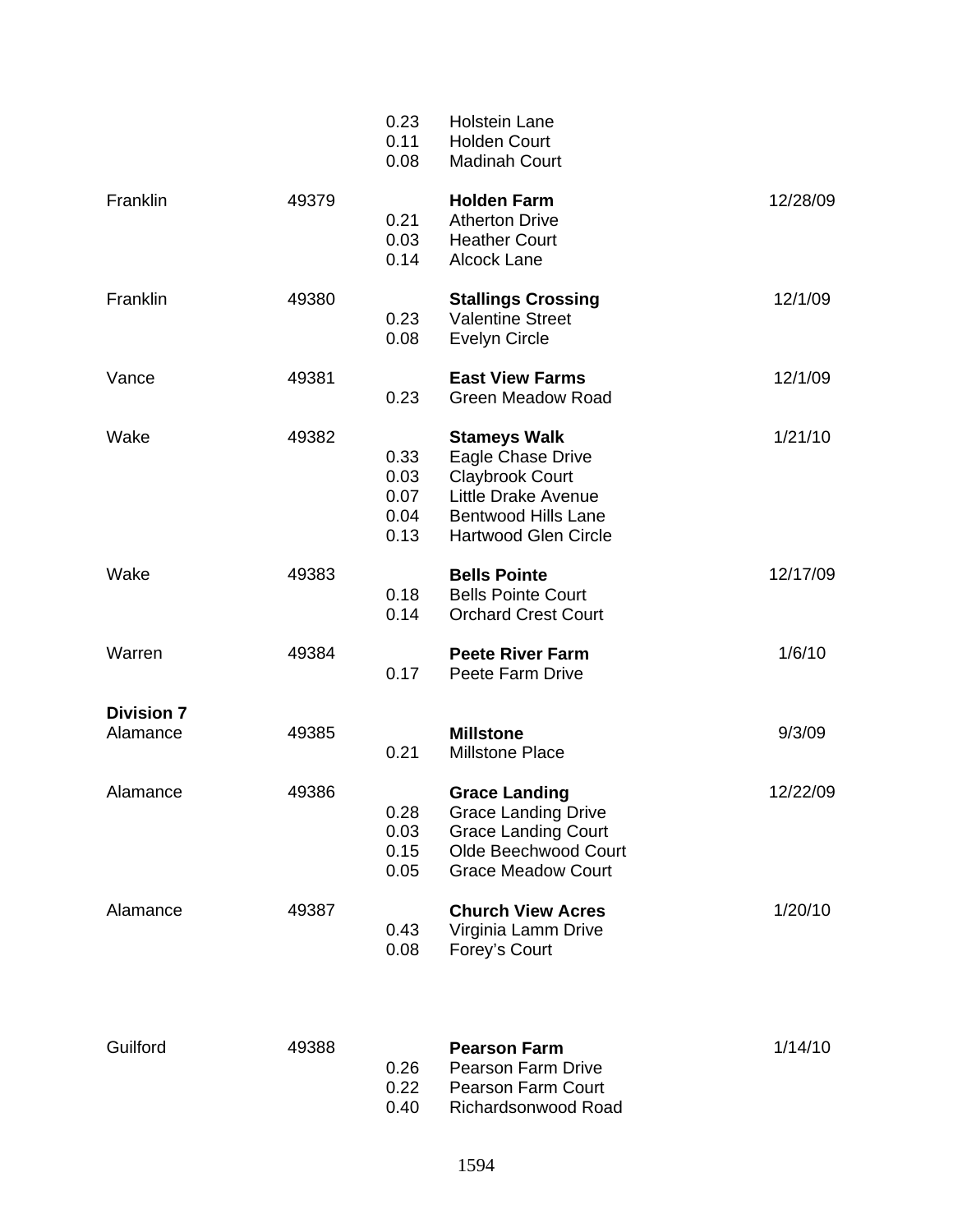| | | | | |
|---|---|---|---|---|
| | | 0.23 | Holstein Lane | |
| | | 0.11 | Holden Court | |
| | | 0.08 | Madinah Court | |
| Franklin | 49379 | | **Holden Farm** | 12/28/09 |
| | | 0.21 | Atherton Drive | |
| | | 0.03 | Heather Court | |
| | | 0.14 | Alcock Lane | |
| Franklin | 49380 | | **Stallings Crossing** | 12/1/09 |
| | | 0.23 | Valentine Street | |
| | | 0.08 | Evelyn Circle | |
| Vance | 49381 | | **East View Farms** | 12/1/09 |
| | | 0.23 | Green Meadow Road | |
| Wake | 49382 | | **Stameys Walk** | 1/21/10 |
| | | 0.33 | Eagle Chase Drive | |
| | | 0.03 | Claybrook Court | |
| | | 0.07 | Little Drake Avenue | |
| | | 0.04 | Bentwood Hills Lane | |
| | | 0.13 | Hartwood Glen Circle | |
| Wake | 49383 | | **Bells Pointe** | 12/17/09 |
| | | 0.18 | Bells Pointe Court | |
| | | 0.14 | Orchard Crest Court | |
| Warren | 49384 | | **Peete River Farm** | 1/6/10 |
| | | 0.17 | Peete Farm Drive | |
| **Division 7** | | | | |
| Alamance | 49385 | | **Millstone** | 9/3/09 |
| | | 0.21 | Millstone Place | |
| Alamance | 49386 | | **Grace Landing** | 12/22/09 |
| | | 0.28 | Grace Landing Drive | |
| | | 0.03 | Grace Landing Court | |
| | | 0.15 | Olde Beechwood Court | |
| | | 0.05 | Grace Meadow Court | |
| Alamance | 49387 | | **Church View Acres** | 1/20/10 |
| | | 0.43 | Virginia Lamm Drive | |
| | | 0.08 | Forey's Court | |
| Guilford | 49388 | | **Pearson Farm** | 1/14/10 |
| | | 0.26 | Pearson Farm Drive | |
| | | 0.22 | Pearson Farm Court | |
| | | 0.40 | Richardsonwood Road | |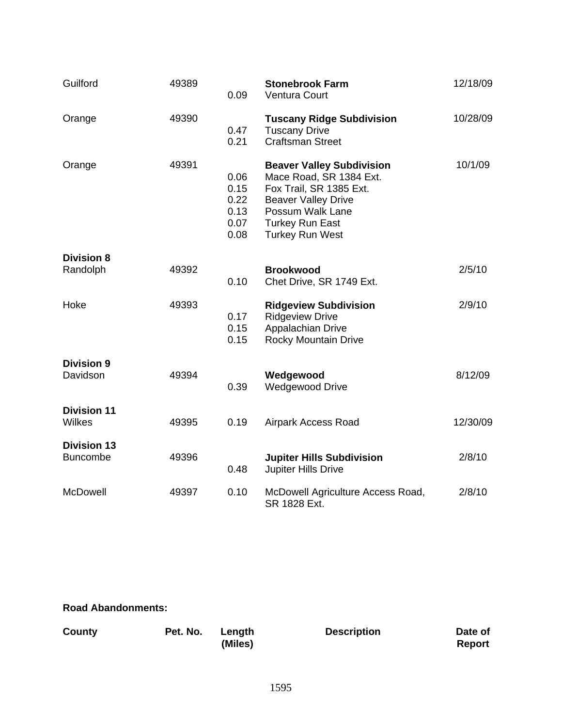| | | | | |
|---|---|---|---|---|
| Guilford | 49389 | | **Stonebrook Farm** | 12/18/09 |
| | | 0.09 | Ventura Court | |
| Orange | 49390 | | **Tuscany Ridge Subdivision** | 10/28/09 |
| | | 0.47 | Tuscany Drive | |
| | | 0.21 | Craftsman Street | |
| Orange | 49391 | | **Beaver Valley Subdivision** | 10/1/09 |
| | | 0.06 | Mace Road, SR 1384 Ext. | |
| | | 0.15 | Fox Trail, SR 1385 Ext. | |
| | | 0.22 | Beaver Valley Drive | |
| | | 0.13 | Possum Walk Lane | |
| | | 0.07 | Turkey Run East | |
| | | 0.08 | Turkey Run West | |
| **Division 8** | | | | |
| Randolph | 49392 | | **Brookwood** | 2/5/10 |
| | | 0.10 | Chet Drive, SR 1749 Ext. | |
| Hoke | 49393 | | **Ridgeview Subdivision** | 2/9/10 |
| | | 0.17 | Ridgeview Drive | |
| | | 0.15 | Appalachian Drive | |
| | | 0.15 | Rocky Mountain Drive | |
| **Division 9** | | | | |
| Davidson | 49394 | | **Wedgewood** | 8/12/09 |
| | | 0.39 | Wedgewood Drive | |
| **Division 11** | | | | |
| Wilkes | 49395 | 0.19 | Airpark Access Road | 12/30/09 |
| **Division 13** | | | | |
| Buncombe | 49396 | | **Jupiter Hills Subdivision** | 2/8/10 |
| | | 0.48 | Jupiter Hills Drive | |
| McDowell | 49397 | 0.10 | McDowell Agriculture Access Road, SR 1828 Ext. | 2/8/10 |

**Road Abandonments:**

| County | Pet. No. | Length (Miles) | Description | Date of Report |
|---|---|---|---|---|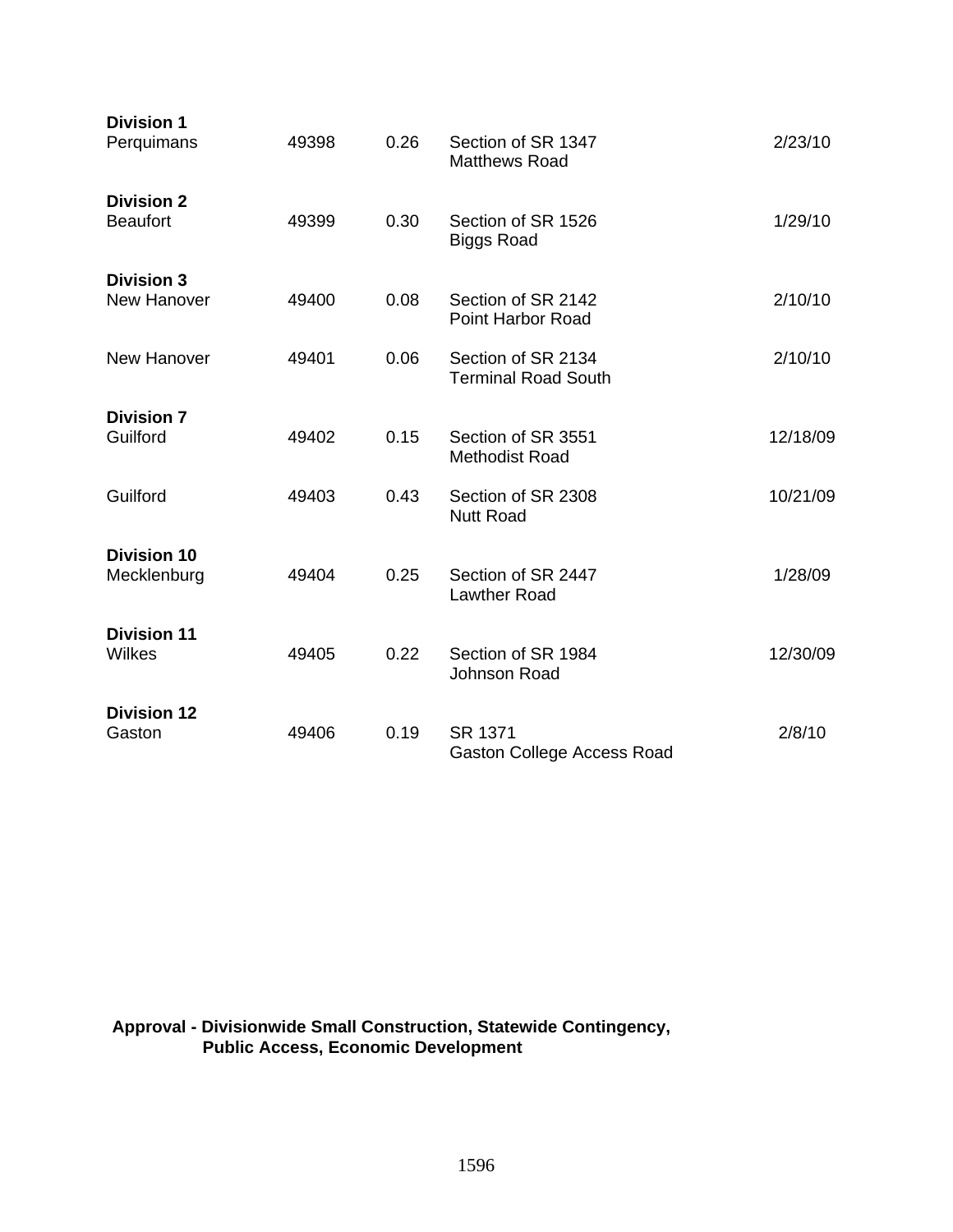| | | | | |
|---|---|---|---|---|
| **Division 1** | | | | |
| Perquimans | 49398 | 0.26 | Section of SR 1347<br>Matthews Road | 2/23/10 |
| **Division 2** | | | | |
| Beaufort | 49399 | 0.30 | Section of SR 1526<br>Biggs Road | 1/29/10 |
| **Division 3** | | | | |
| New Hanover | 49400 | 0.08 | Section of SR 2142<br>Point Harbor Road | 2/10/10 |
| New Hanover | 49401 | 0.06 | Section of SR 2134<br>Terminal Road South | 2/10/10 |
| **Division 7** | | | | |
| Guilford | 49402 | 0.15 | Section of SR 3551<br>Methodist Road | 12/18/09 |
| Guilford | 49403 | 0.43 | Section of SR 2308<br>Nutt Road | 10/21/09 |
| **Division 10** | | | | |
| Mecklenburg | 49404 | 0.25 | Section of SR 2447<br>Lawther Road | 1/28/09 |
| **Division 11** | | | | |
| Wilkes | 49405 | 0.22 | Section of SR 1984<br>Johnson Road | 12/30/09 |
| **Division 12** | | | | |
| Gaston | 49406 | 0.19 | SR 1371<br>Gaston College Access Road | 2/8/10 |

**Approval - Divisionwide Small Construction, Statewide Contingency, Public Access, Economic Development**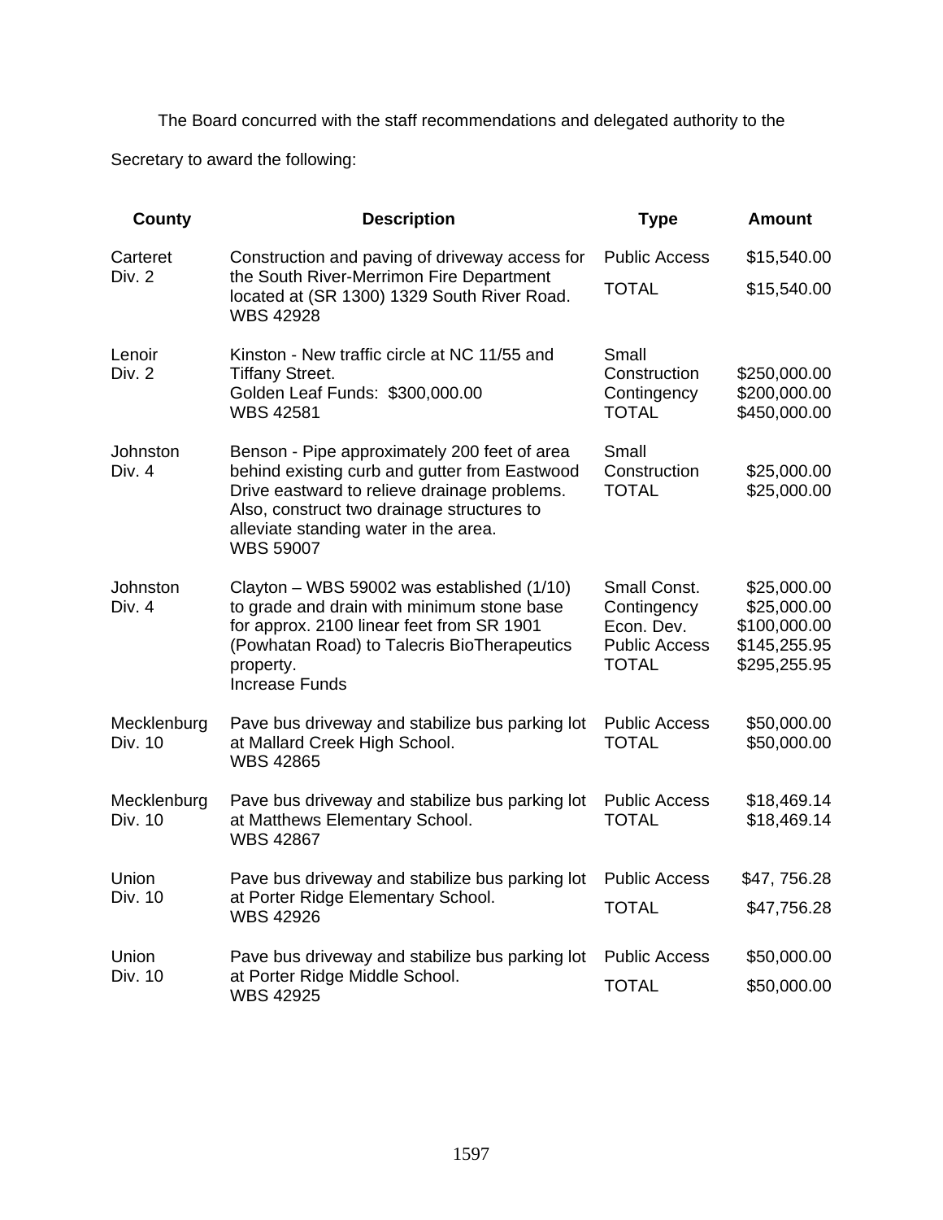The Board concurred with the staff recommendations and delegated authority to the Secretary to award the following:

| County | Description | Type | Amount |
|---|---|---|---|
| Carteret<br>Div. 2 | Construction and paving of driveway access for the South River-Merrimon Fire Department located at (SR 1300) 1329 South River Road.<br>WBS 42928 | Public Access<br>TOTAL | $15,540.00<br>$15,540.00 |
| Lenoir<br>Div. 2 | Kinston - New traffic circle at NC 11/55 and Tiffany Street.<br>Golden Leaf Funds: $300,000.00<br>WBS 42581 | Small Construction<br>Contingency<br>TOTAL | $250,000.00<br>$200,000.00<br>$450,000.00 |
| Johnston<br>Div. 4 | Benson - Pipe approximately 200 feet of area behind existing curb and gutter from Eastwood Drive eastward to relieve drainage problems. Also, construct two drainage structures to alleviate standing water in the area.<br>WBS 59007 | Small Construction<br>TOTAL | $25,000.00<br>$25,000.00 |
| Johnston<br>Div. 4 | Clayton – WBS 59002 was established (1/10) to grade and drain with minimum stone base for approx. 2100 linear feet from SR 1901 (Powhatan Road) to Talecris BioTherapeutics property.<br>Increase Funds | Small Const.<br>Contingency<br>Econ. Dev.<br>Public Access<br>TOTAL | $25,000.00<br>$25,000.00<br>$100,000.00<br>$145,255.95<br>$295,255.95 |
| Mecklenburg<br>Div. 10 | Pave bus driveway and stabilize bus parking lot at Mallard Creek High School.<br>WBS 42865 | Public Access<br>TOTAL | $50,000.00<br>$50,000.00 |
| Mecklenburg<br>Div. 10 | Pave bus driveway and stabilize bus parking lot at Matthews Elementary School.<br>WBS 42867 | Public Access<br>TOTAL | $18,469.14<br>$18,469.14 |
| Union<br>Div. 10 | Pave bus driveway and stabilize bus parking lot at Porter Ridge Elementary School.<br>WBS 42926 | Public Access<br>TOTAL | $47, 756.28<br>$47,756.28 |
| Union<br>Div. 10 | Pave bus driveway and stabilize bus parking lot at Porter Ridge Middle School.<br>WBS 42925 | Public Access<br>TOTAL | $50,000.00<br>$50,000.00 |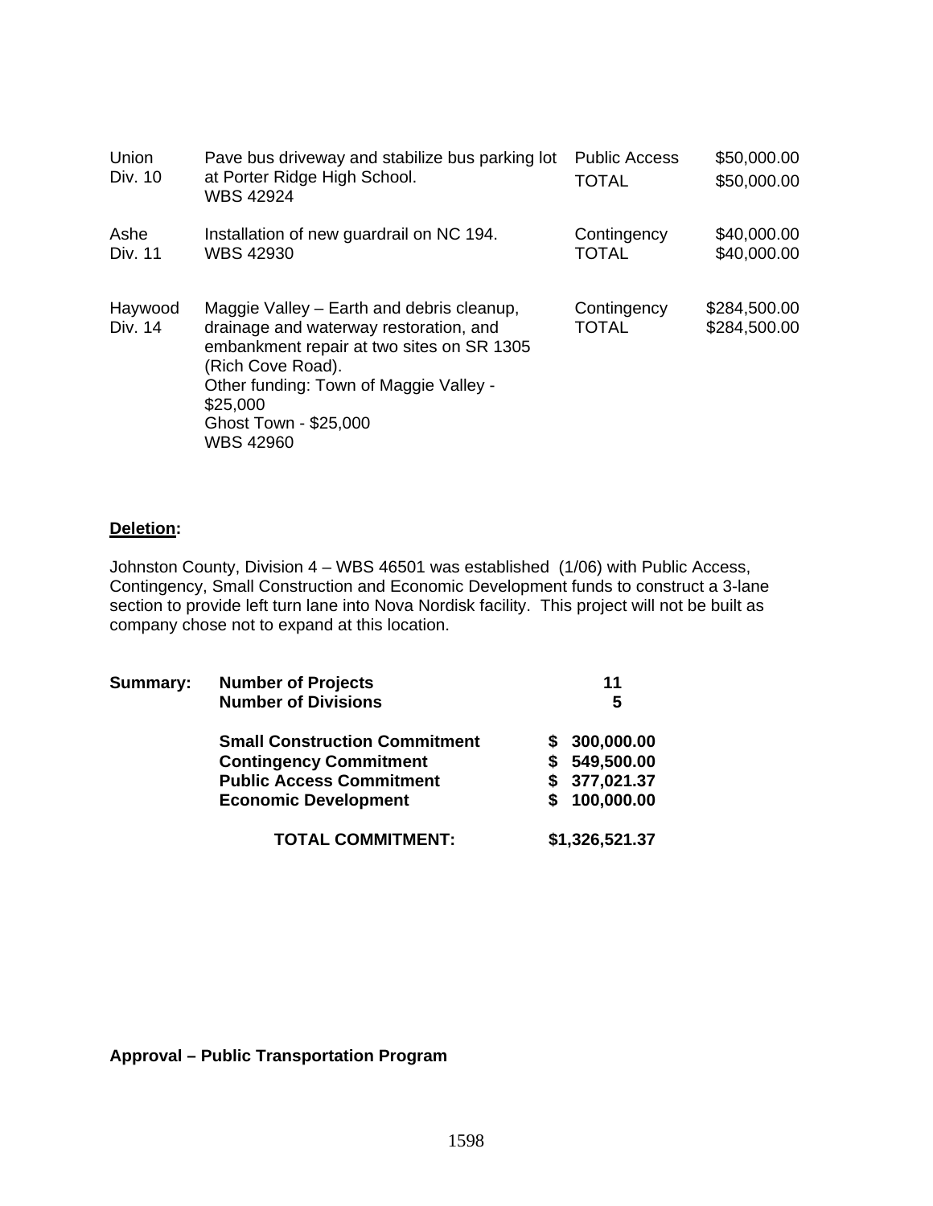| | | | |
|---|---|---|---|
| Union<br>Div. 10 | Pave bus driveway and stabilize bus parking lot at Porter Ridge High School.<br>WBS 42924 | Public Access<br>TOTAL | $50,000.00<br>$50,000.00 |
| Ashe<br>Div. 11 | Installation of new guardrail on NC 194.<br>WBS 42930 | Contingency<br>TOTAL | $40,000.00<br>$40,000.00 |
| Haywood<br>Div. 14 | Maggie Valley – Earth and debris cleanup, drainage and waterway restoration, and embankment repair at two sites on SR 1305 (Rich Cove Road).<br>Other funding: Town of Maggie Valley - $25,000<br>Ghost Town - $25,000<br>WBS 42960 | Contingency<br>TOTAL | $284,500.00<br>$284,500.00 |

**Deletion:**

Johnston County, Division 4 – WBS 46501 was established (1/06) with Public Access, Contingency, Small Construction and Economic Development funds to construct a 3-lane section to provide left turn lane into Nova Nordisk facility. This project will not be built as company chose not to expand at this location.

| **Summary:** | | |
|---|---|---|
| | **Number of Projects** | **11** |
| | **Number of Divisions** | **5** |
| | **Small Construction Commitment** | **$ 300,000.00** |
| | **Contingency Commitment** | **$ 549,500.00** |
| | **Public Access Commitment** | **$ 377,021.37** |
| | **Economic Development** | **$ 100,000.00** |
| | **TOTAL COMMITMENT:** | **$1,326,521.37** |

**Approval – Public Transportation Program**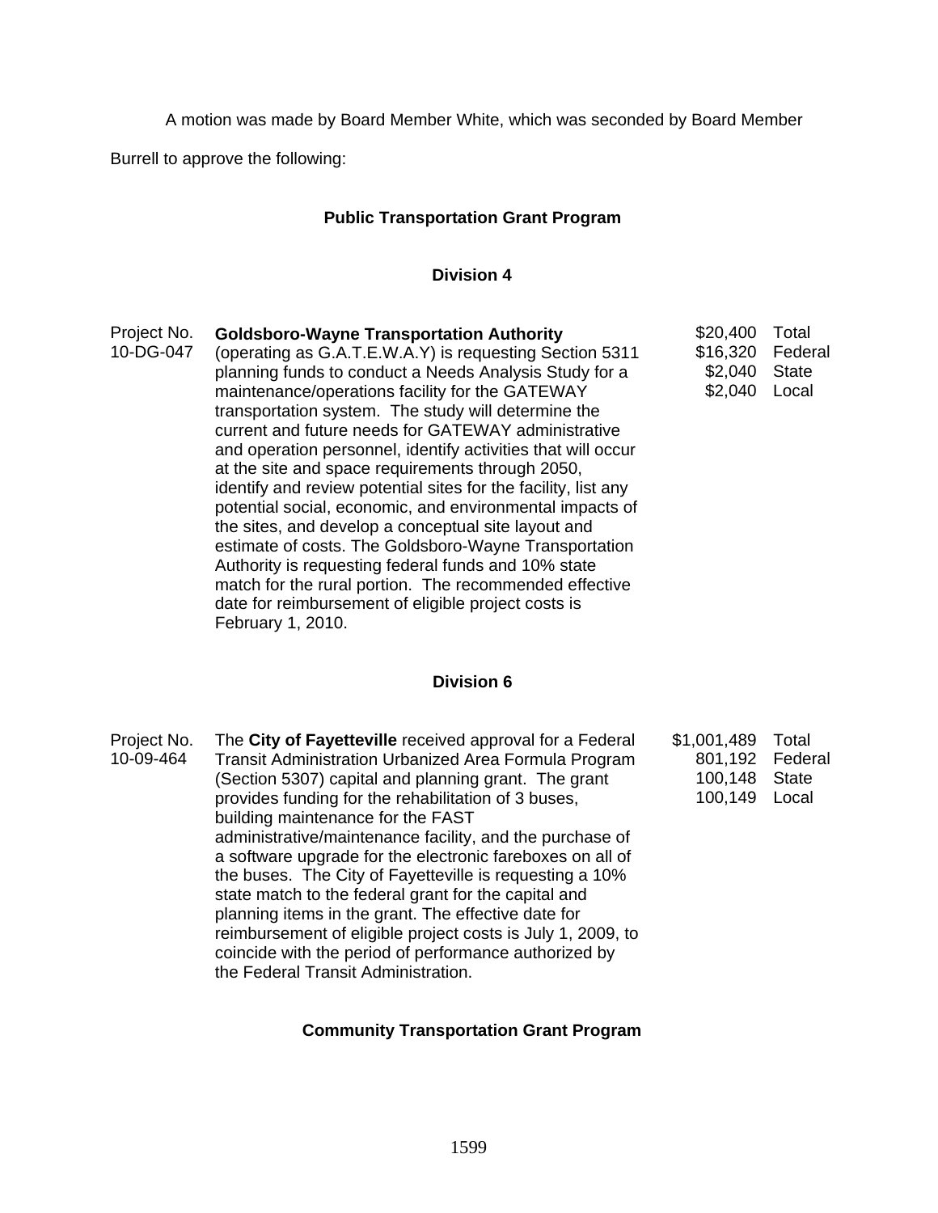A motion was made by Board Member White, which was seconded by Board Member Burrell to approve the following:

**Public Transportation Grant Program**

**Division 4**

| | | | |
|---|---|---|---|
| Project No. 10-DG-047 | **Goldsboro-Wayne Transportation Authority** (operating as G.A.T.E.W.A.Y) is requesting Section 5311 planning funds to conduct a Needs Analysis Study for a maintenance/operations facility for the GATEWAY transportation system. The study will determine the current and future needs for GATEWAY administrative and operation personnel, identify activities that will occur at the site and space requirements through 2050, identify and review potential sites for the facility, list any potential social, economic, and environmental impacts of the sites, and develop a conceptual site layout and estimate of costs. The Goldsboro-Wayne Transportation Authority is requesting federal funds and 10% state match for the rural portion. The recommended effective date for reimbursement of eligible project costs is February 1, 2010. | $20,400<br>$16,320<br>$2,040<br>$2,040 | Total<br>Federal<br>State<br>Local |

**Division 6**

| | | | |
|---|---|---|---|
| Project No. 10-09-464 | The **City of Fayetteville** received approval for a Federal Transit Administration Urbanized Area Formula Program (Section 5307) capital and planning grant. The grant provides funding for the rehabilitation of 3 buses, building maintenance for the FAST administrative/maintenance facility, and the purchase of a software upgrade for the electronic fareboxes on all of the buses. The City of Fayetteville is requesting a 10% state match to the federal grant for the capital and planning items in the grant. The effective date for reimbursement of eligible project costs is July 1, 2009, to coincide with the period of performance authorized by the Federal Transit Administration. | $1,001,489<br>801,192<br>100,148<br>100,149 | Total<br>Federal<br>State<br>Local |

**Community Transportation Grant Program**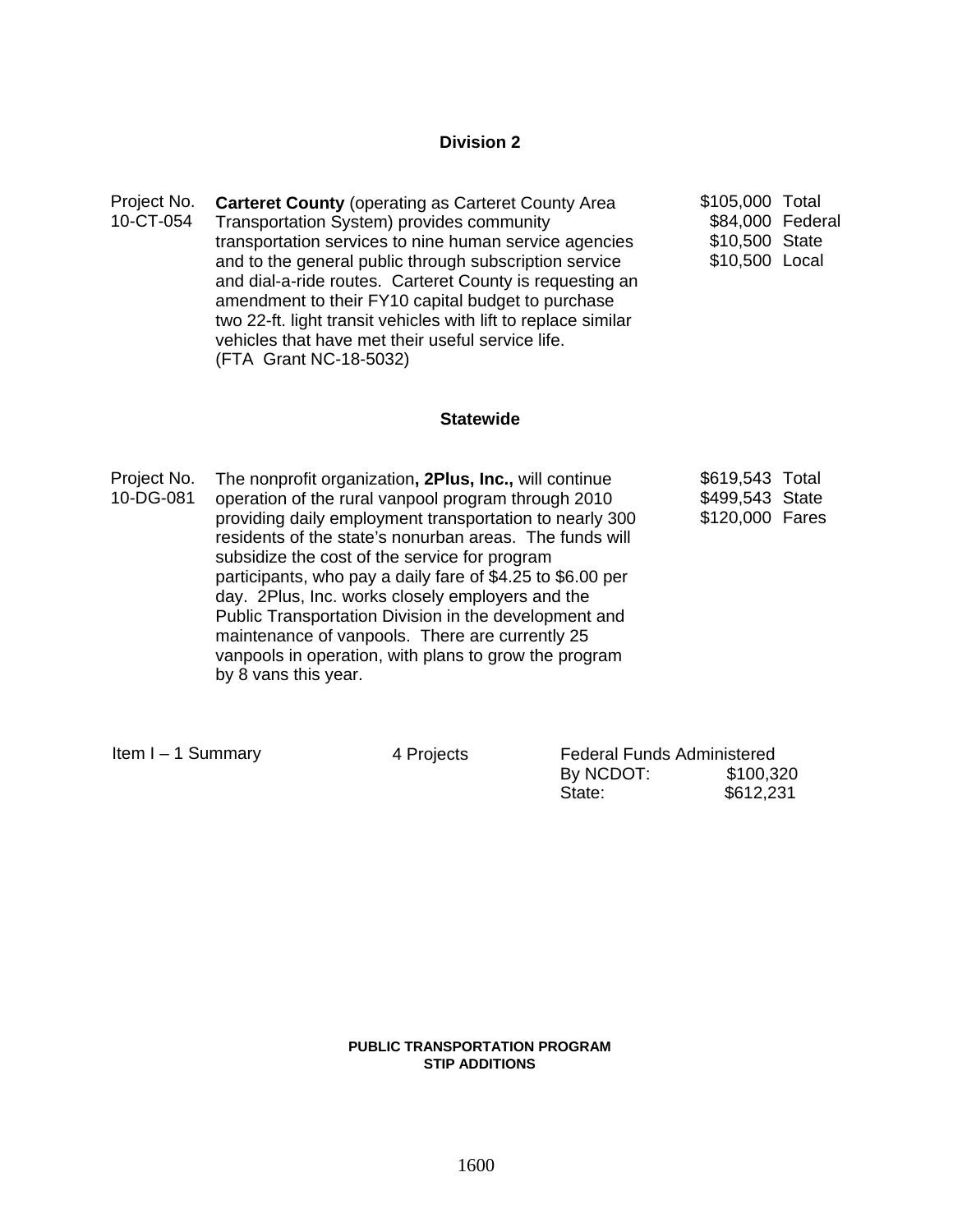## Division 2

| Project No. | Description | Funding |
|---|---|---|
| Project No. 10-CT-054 | **Carteret County** (operating as Carteret County Area Transportation System) provides community transportation services to nine human service agencies and to the general public through subscription service and dial-a-ride routes. Carteret County is requesting an amendment to their FY10 capital budget to purchase two 22-ft. light transit vehicles with lift to replace similar vehicles that have met their useful service life. (FTA Grant NC-18-5032) | $105,000 Total<br>$84,000 Federal<br>$10,500 State<br>$10,500 Local |

## Statewide

| Project No. | Description | Funding |
|---|---|---|
| Project No. 10-DG-081 | The nonprofit organization**, 2Plus, Inc.,** will continue operation of the rural vanpool program through 2010 providing daily employment transportation to nearly 300 residents of the state's nonurban areas. The funds will subsidize the cost of the service for program participants, who pay a daily fare of $4.25 to $6.00 per day. 2Plus, Inc. works closely employers and the Public Transportation Division in the development and maintenance of vanpools. There are currently 25 vanpools in operation, with plans to grow the program by 8 vans this year. | $619,543 Total<br>$499,543 State<br>$120,000 Fares |

Item I – 1 Summary — 4 Projects — Federal Funds Administered By NCDOT: $100,320; State: $612,231

**PUBLIC TRANSPORTATION PROGRAM**
**STIP ADDITIONS**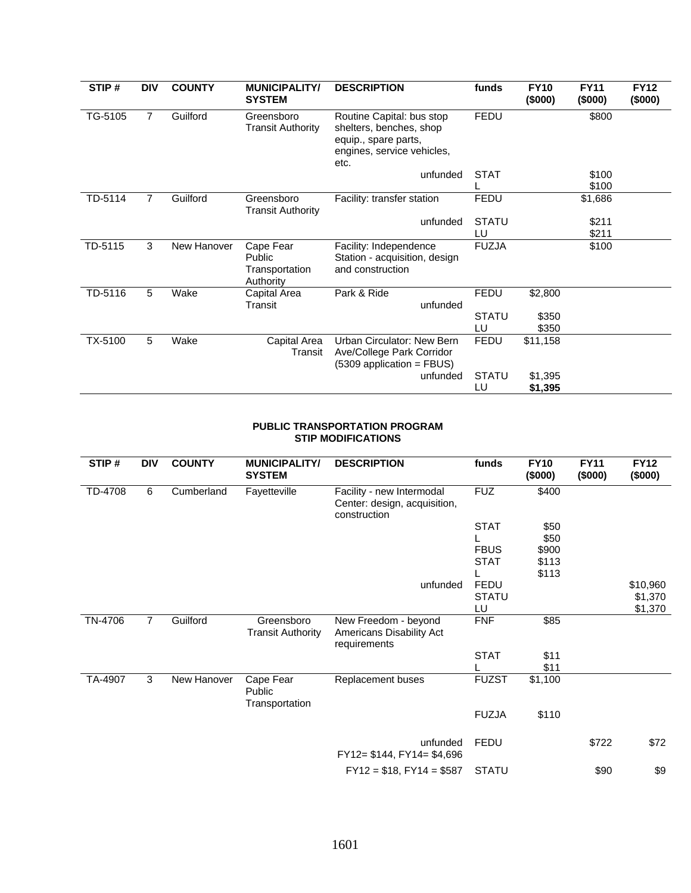| STIP # | DIV | COUNTY | MUNICIPALITY/ SYSTEM | DESCRIPTION | funds | FY10 ($000) | FY11 ($000) | FY12 ($000) |
|---|---|---|---|---|---|---|---|---|
| TG-5105 | 7 | Guilford | Greensboro Transit Authority | Routine Capital: bus stop shelters, benches, shop equip., spare parts, engines, service vehicles, etc. | FEDU | | $800 | |
| | | | | unfunded | STAT | | $100 | |
| | | | | | L | | $100 | |
| TD-5114 | 7 | Guilford | Greensboro Transit Authority | Facility: transfer station | FEDU | | $1,686 | |
| | | | | unfunded | STATU | | $211 | |
| | | | | | LU | | $211 | |
| TD-5115 | 3 | New Hanover | Cape Fear Public Transportation Authority | Facility: Independence Station - acquisition, design and construction | FUZJA | | $100 | |
| TD-5116 | 5 | Wake | Capital Area Transit | Park & Ride | FEDU | $2,800 | | |
| | | | | unfunded | STATU | $350 | | |
| | | | | | LU | $350 | | |
| TX-5100 | 5 | Wake | Capital Area Transit | Urban Circulator: New Bern Ave/College Park Corridor (5309 application = FBUS) | FEDU | $11,158 | | |
| | | | | unfunded | STATU | $1,395 | | |
| | | | | | LU | **$1,395** | | |

**PUBLIC TRANSPORTATION PROGRAM**
**STIP MODIFICATIONS**

| STIP # | DIV | COUNTY | MUNICIPALITY/ SYSTEM | DESCRIPTION | funds | FY10 ($000) | FY11 ($000) | FY12 ($000) |
|---|---|---|---|---|---|---|---|---|
| TD-4708 | 6 | Cumberland | Fayetteville | Facility - new Intermodal Center: design, acquisition, construction | FUZ | $400 | | |
| | | | | | STAT | $50 | | |
| | | | | | L | $50 | | |
| | | | | | FBUS | $900 | | |
| | | | | | STAT | $113 | | |
| | | | | | L | $113 | | |
| | | | | unfunded | FEDU | | | $10,960 |
| | | | | | STATU | | | $1,370 |
| | | | | | LU | | | $1,370 |
| TN-4706 | 7 | Guilford | Greensboro Transit Authority | New Freedom - beyond Americans Disability Act requirements | FNF | $85 | | |
| | | | | | STAT | $11 | | |
| | | | | | L | $11 | | |
| TA-4907 | 3 | New Hanover | Cape Fear Public Transportation | Replacement buses | FUZST | $1,100 | | |
| | | | | | FUZJA | $110 | | |
| | | | | unfunded FY12= $144, FY14= $4,696 | FEDU | | $722 | $72 |
| | | | | FY12 = $18, FY14 = $587 | STATU | | $90 | $9 |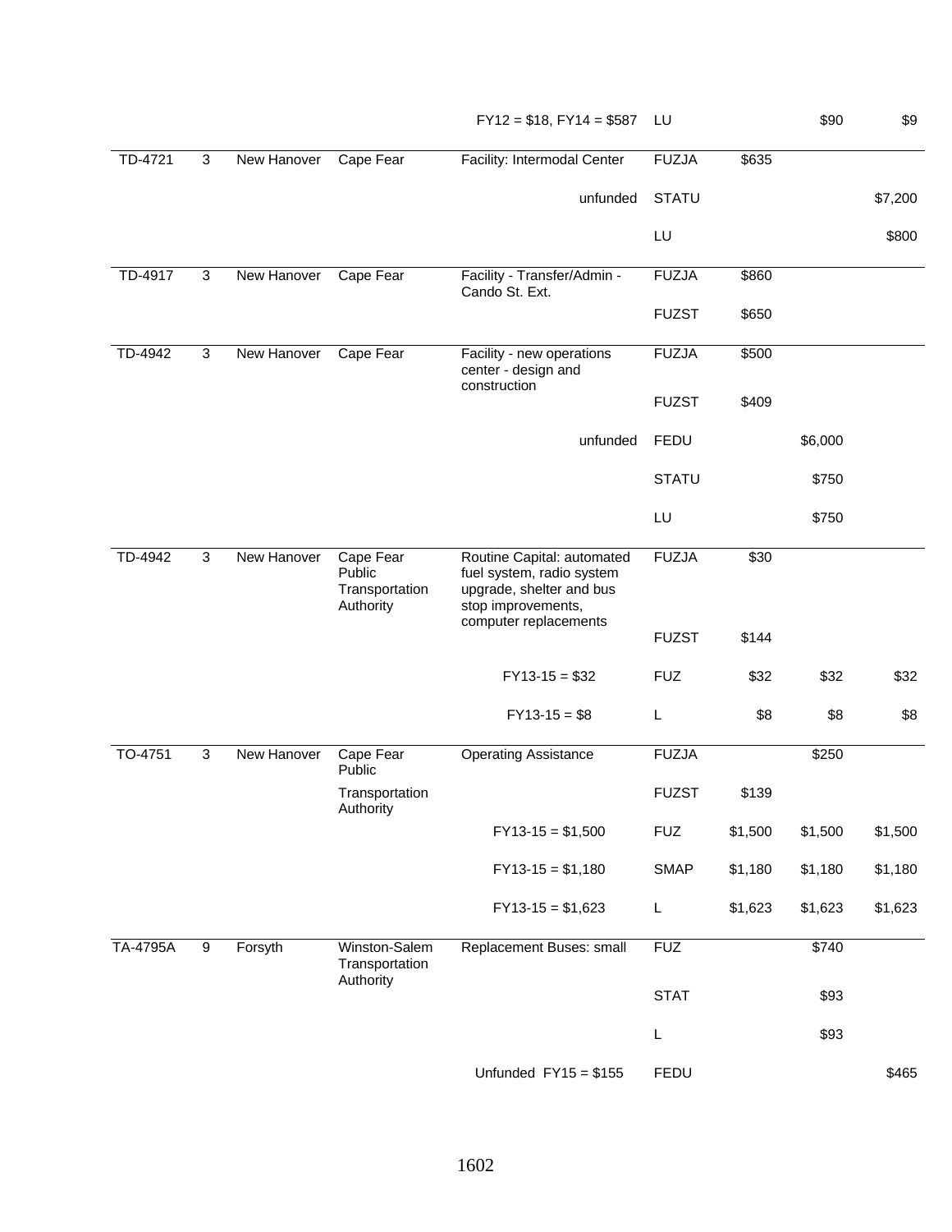| | | | | | | | | |
|---|---|---|---|---|---|---|---|---|
| | | | | FY12 = $18, FY14 = $587 | LU | | $90 | $9 |
| TD-4721 | 3 | New Hanover | Cape Fear | Facility: Intermodal Center | FUZJA | $635 | | |
| | | | | unfunded | STATU | | | $7,200 |
| | | | | | LU | | | $800 |
| TD-4917 | 3 | New Hanover | Cape Fear | Facility - Transfer/Admin - Cando St. Ext. | FUZJA | $860 | | |
| | | | | | FUZST | $650 | | |
| TD-4942 | 3 | New Hanover | Cape Fear | Facility - new operations center - design and construction | FUZJA | $500 | | |
| | | | | | FUZST | $409 | | |
| | | | | unfunded | FEDU | | $6,000 | |
| | | | | | STATU | | $750 | |
| | | | | | LU | | $750 | |
| TD-4942 | 3 | New Hanover | Cape Fear Public Transportation Authority | Routine Capital: automated fuel system, radio system upgrade, shelter and bus stop improvements, computer replacements | FUZJA | $30 | | |
| | | | | | FUZST | $144 | | |
| | | | | FY13-15 = $32 | FUZ | $32 | $32 | $32 |
| | | | | FY13-15 = $8 | L | $8 | $8 | $8 |
| TO-4751 | 3 | New Hanover | Cape Fear Public Transportation Authority | Operating Assistance | FUZJA | | $250 | |
| | | | | | FUZST | $139 | | |
| | | | | FY13-15 = $1,500 | FUZ | $1,500 | $1,500 | $1,500 |
| | | | | FY13-15 = $1,180 | SMAP | $1,180 | $1,180 | $1,180 |
| | | | | FY13-15 = $1,623 | L | $1,623 | $1,623 | $1,623 |
| TA-4795A | 9 | Forsyth | Winston-Salem Transportation Authority | Replacement Buses: small | FUZ | | $740 | |
| | | | | | STAT | | $93 | |
| | | | | | L | | $93 | |
| | | | | Unfunded FY15 = $155 | FEDU | | | $465 |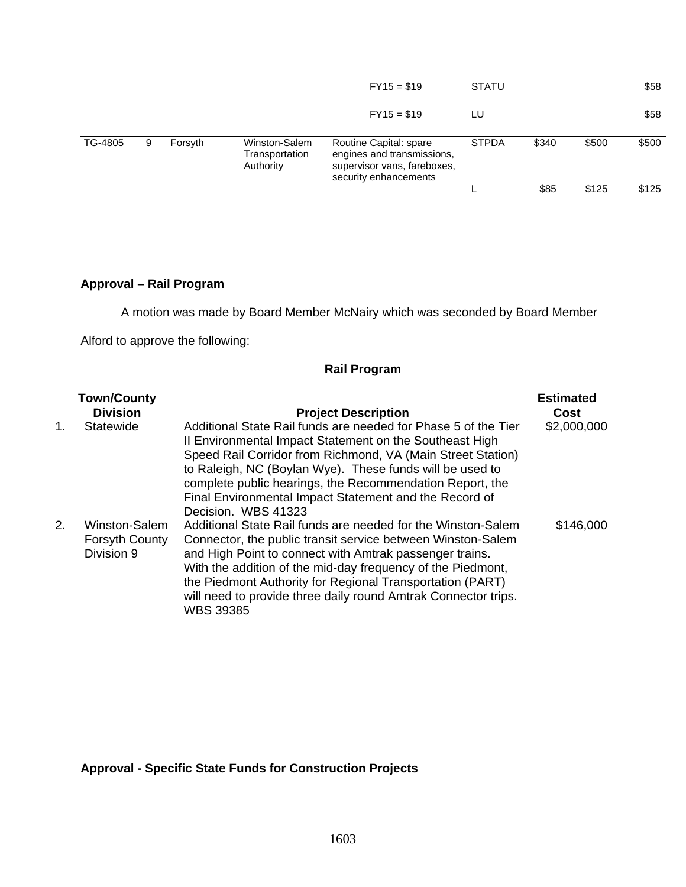| | | | | | | | | |
|---|---|---|---|---|---|---|---|---|
| | | | | FY15 = $19 | STATU | | | $58 |
| | | | | FY15 = $19 | LU | | | $58 |
| TG-4805 | 9 | Forsyth | Winston-Salem Transportation Authority | Routine Capital: spare engines and transmissions, supervisor vans, fareboxes, security enhancements | STPDA | $340 | $500 | $500 |
| | | | | | L | $85 | $125 | $125 |

**Approval – Rail Program**

A motion was made by Board Member McNairy which was seconded by Board Member Alford to approve the following:

**Rail Program**

| | Town/County Division | Project Description | Estimated Cost |
|---|---|---|---|
| 1. | Statewide | Additional State Rail funds are needed for Phase 5 of the Tier II Environmental Impact Statement on the Southeast High Speed Rail Corridor from Richmond, VA (Main Street Station) to Raleigh, NC (Boylan Wye). These funds will be used to complete public hearings, the Recommendation Report, the Final Environmental Impact Statement and the Record of Decision. WBS 41323 | $2,000,000 |
| 2. | Winston-Salem Forsyth County Division 9 | Additional State Rail funds are needed for the Winston-Salem Connector, the public transit service between Winston-Salem and High Point to connect with Amtrak passenger trains. With the addition of the mid-day frequency of the Piedmont, the Piedmont Authority for Regional Transportation (PART) will need to provide three daily round Amtrak Connector trips. WBS 39385 | $146,000 |

**Approval - Specific State Funds for Construction Projects**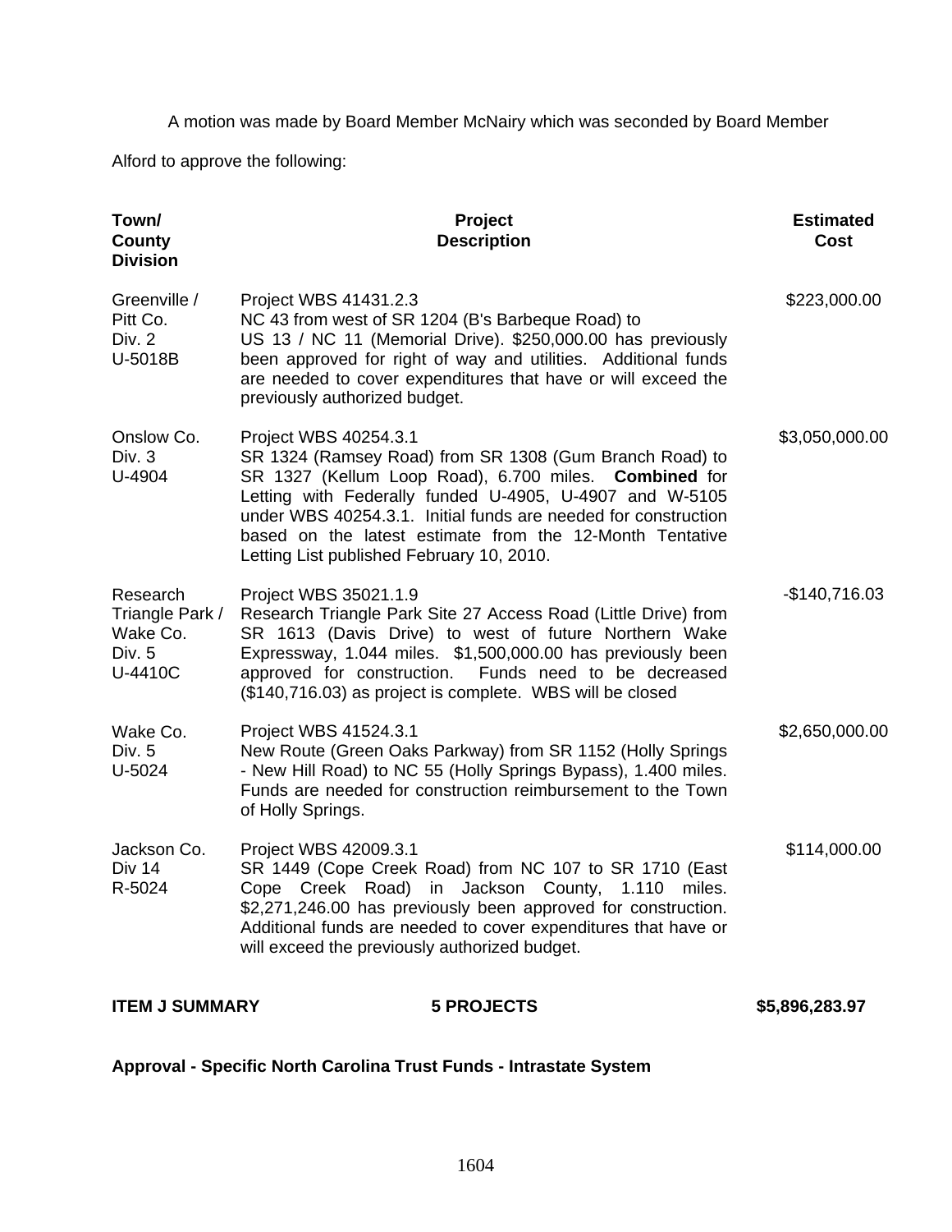A motion was made by Board Member McNairy which was seconded by Board Member Alford to approve the following:

| Town/ County Division | Project Description | Estimated Cost |
|---|---|---|
| Greenville / Pitt Co. Div. 2 U-5018B | Project WBS 41431.2.3 NC 43 from west of SR 1204 (B's Barbeque Road) to US 13 / NC 11 (Memorial Drive). $250,000.00 has previously been approved for right of way and utilities. Additional funds are needed to cover expenditures that have or will exceed the previously authorized budget. | $223,000.00 |
| Onslow Co. Div. 3 U-4904 | Project WBS 40254.3.1 SR 1324 (Ramsey Road) from SR 1308 (Gum Branch Road) to SR 1327 (Kellum Loop Road), 6.700 miles. **Combined** for Letting with Federally funded U-4905, U-4907 and W-5105 under WBS 40254.3.1. Initial funds are needed for construction based on the latest estimate from the 12-Month Tentative Letting List published February 10, 2010. | $3,050,000.00 |
| Research Triangle Park / Wake Co. Div. 5 U-4410C | Project WBS 35021.1.9 Research Triangle Park Site 27 Access Road (Little Drive) from SR 1613 (Davis Drive) to west of future Northern Wake Expressway, 1.044 miles. $1,500,000.00 has previously been approved for construction. Funds need to be decreased ($140,716.03) as project is complete. WBS will be closed | -$140,716.03 |
| Wake Co. Div. 5 U-5024 | Project WBS 41524.3.1 New Route (Green Oaks Parkway) from SR 1152 (Holly Springs - New Hill Road) to NC 55 (Holly Springs Bypass), 1.400 miles. Funds are needed for construction reimbursement to the Town of Holly Springs. | $2,650,000.00 |
| Jackson Co. Div 14 R-5024 | Project WBS 42009.3.1 SR 1449 (Cope Creek Road) from NC 107 to SR 1710 (East Cope Creek Road) in Jackson County, 1.110 miles. $2,271,246.00 has previously been approved for construction. Additional funds are needed to cover expenditures that have or will exceed the previously authorized budget. | $114,000.00 |
| **ITEM J SUMMARY** | **5 PROJECTS** | **$5,896,283.97** |

**Approval - Specific North Carolina Trust Funds - Intrastate System**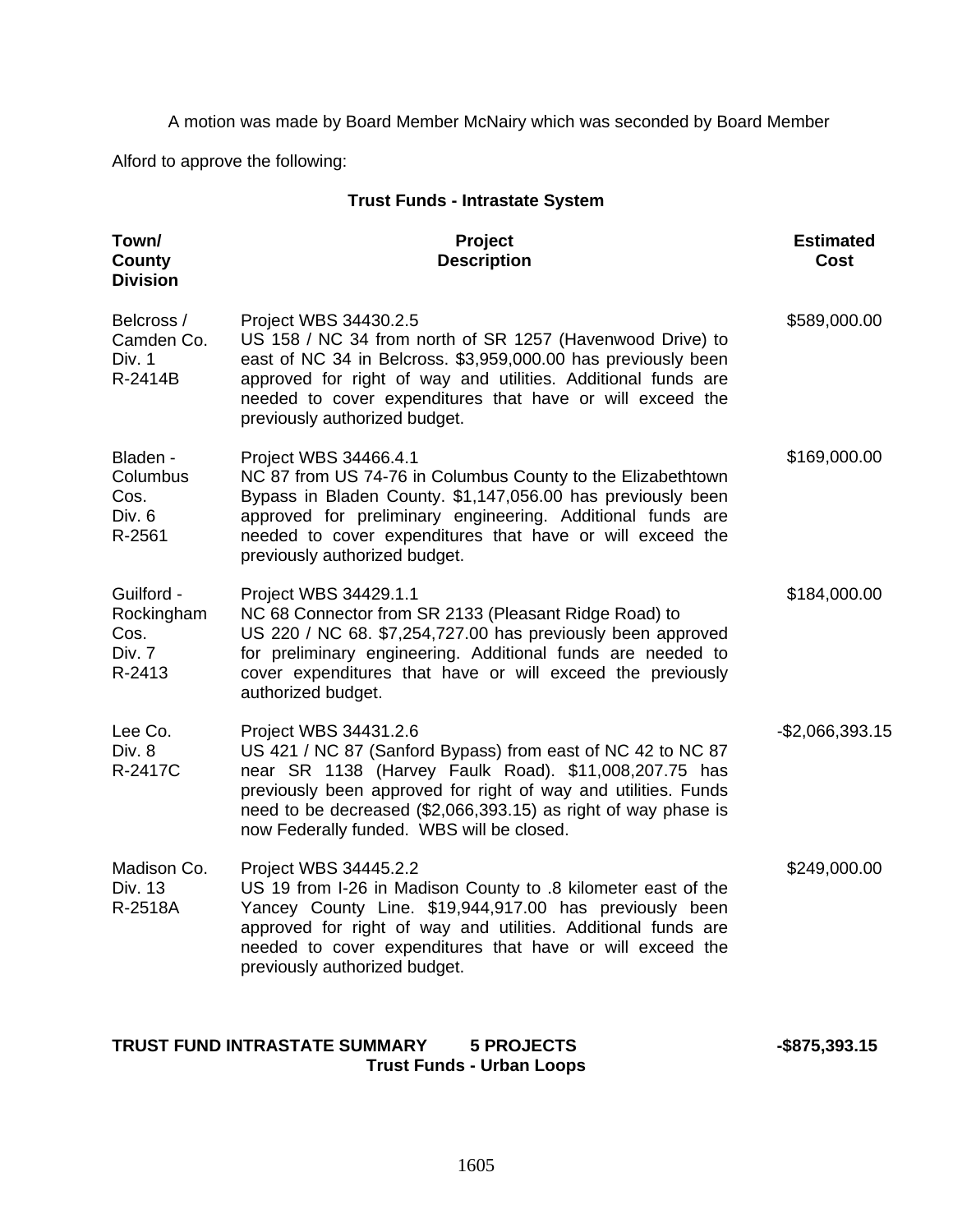A motion was made by Board Member McNairy which was seconded by Board Member Alford to approve the following:

**Trust Funds - Intrastate System**

| Town/ County Division | Project Description | Estimated Cost |
|---|---|---|
| Belcross / Camden Co. Div. 1 R-2414B | Project WBS 34430.2.5<br>US 158 / NC 34 from north of SR 1257 (Havenwood Drive) to east of NC 34 in Belcross. $3,959,000.00 has previously been approved for right of way and utilities. Additional funds are needed to cover expenditures that have or will exceed the previously authorized budget. | $589,000.00 |
| Bladen - Columbus Cos. Div. 6 R-2561 | Project WBS 34466.4.1<br>NC 87 from US 74-76 in Columbus County to the Elizabethtown Bypass in Bladen County. $1,147,056.00 has previously been approved for preliminary engineering. Additional funds are needed to cover expenditures that have or will exceed the previously authorized budget. | $169,000.00 |
| Guilford - Rockingham Cos. Div. 7 R-2413 | Project WBS 34429.1.1<br>NC 68 Connector from SR 2133 (Pleasant Ridge Road) to US 220 / NC 68. $7,254,727.00 has previously been approved for preliminary engineering. Additional funds are needed to cover expenditures that have or will exceed the previously authorized budget. | $184,000.00 |
| Lee Co. Div. 8 R-2417C | Project WBS 34431.2.6<br>US 421 / NC 87 (Sanford Bypass) from east of NC 42 to NC 87 near SR 1138 (Harvey Faulk Road). $11,008,207.75 has previously been approved for right of way and utilities. Funds need to be decreased ($2,066,393.15) as right of way phase is now Federally funded. WBS will be closed. | -$2,066,393.15 |
| Madison Co. Div. 13 R-2518A | Project WBS 34445.2.2<br>US 19 from I-26 in Madison County to .8 kilometer east of the Yancey County Line. $19,944,917.00 has previously been approved for right of way and utilities. Additional funds are needed to cover expenditures that have or will exceed the previously authorized budget. | $249,000.00 |

**TRUST FUND INTRASTATE SUMMARY 5 PROJECTS -$875,393.15**

**Trust Funds - Urban Loops**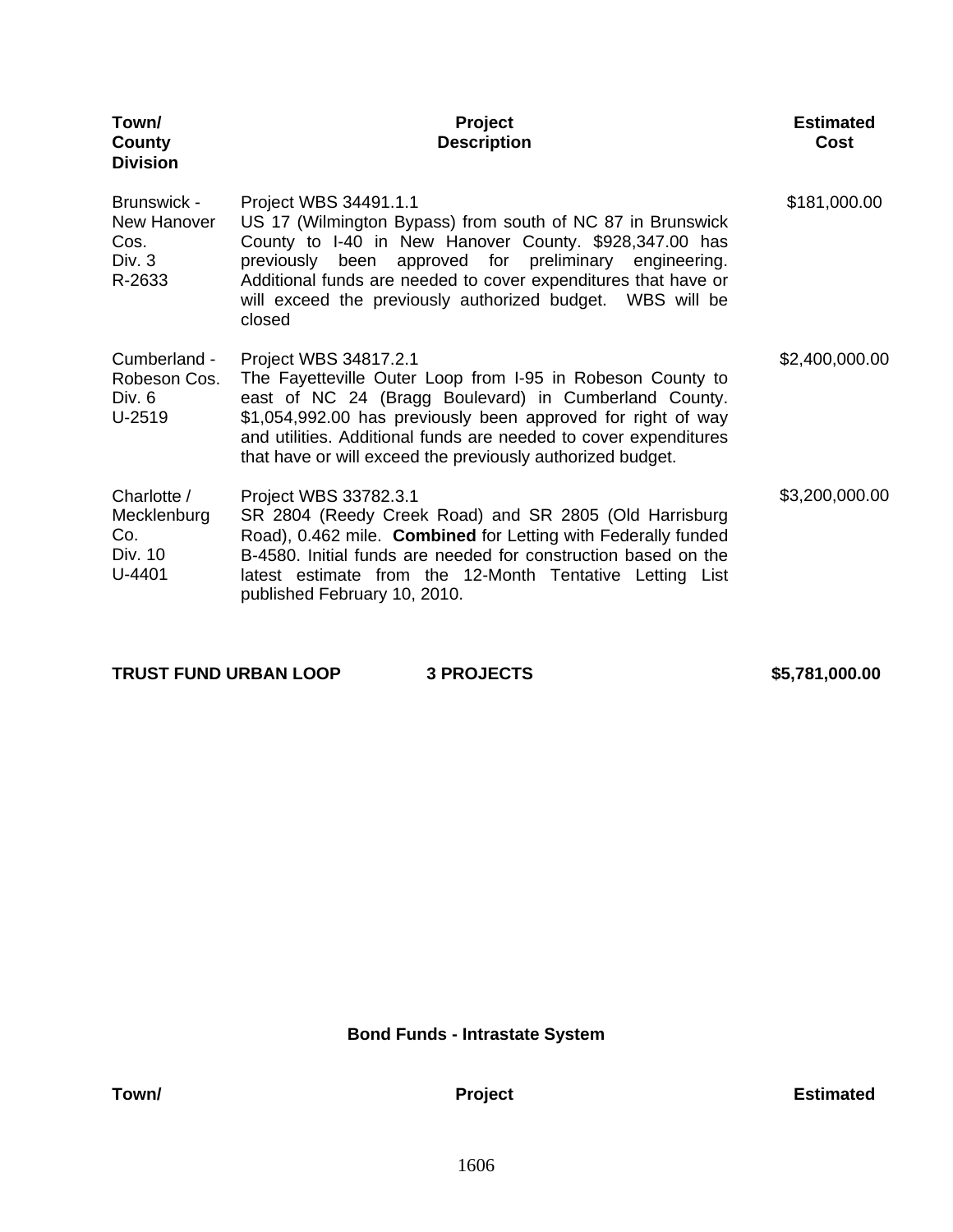| Town/ County Division | Project Description | Estimated Cost |
|---|---|---|
| Brunswick - New Hanover Cos. Div. 3 R-2633 | Project WBS 34491.1.1 US 17 (Wilmington Bypass) from south of NC 87 in Brunswick County to I-40 in New Hanover County. $928,347.00 has previously been approved for preliminary engineering. Additional funds are needed to cover expenditures that have or will exceed the previously authorized budget. WBS will be closed | $181,000.00 |
| Cumberland - Robeson Cos. Div. 6 U-2519 | Project WBS 34817.2.1 The Fayetteville Outer Loop from I-95 in Robeson County to east of NC 24 (Bragg Boulevard) in Cumberland County. $1,054,992.00 has previously been approved for right of way and utilities. Additional funds are needed to cover expenditures that have or will exceed the previously authorized budget. | $2,400,000.00 |
| Charlotte / Mecklenburg Co. Div. 10 U-4401 | Project WBS 33782.3.1 SR 2804 (Reedy Creek Road) and SR 2805 (Old Harrisburg Road), 0.462 mile. **Combined** for Letting with Federally funded B-4580. Initial funds are needed for construction based on the latest estimate from the 12-Month Tentative Letting List published February 10, 2010. | $3,200,000.00 |

**TRUST FUND URBAN LOOP** **3 PROJECTS** **$5,781,000.00**

## Bond Funds - Intrastate System

| Town/ | Project | Estimated |
|---|---|---|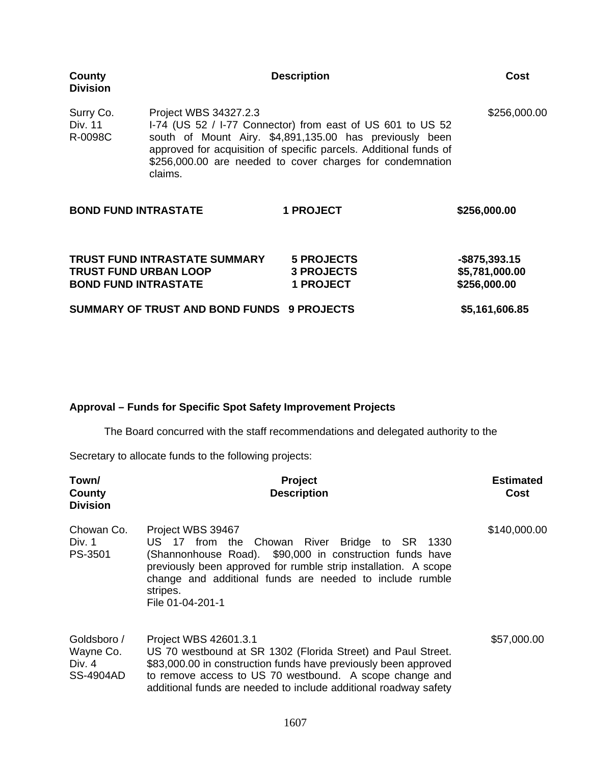| County Division | Description | Cost |
|---|---|---|
| Surry Co.<br>Div. 11<br>R-0098C | Project WBS 34327.2.3<br>I-74 (US 52 / I-77 Connector) from east of US 601 to US 52 south of Mount Airy. $4,891,135.00 has previously been approved for acquisition of specific parcels. Additional funds of $256,000.00 are needed to cover charges for condemnation claims. | $256,000.00 |

| | | |
|---|---|---|
| **BOND FUND INTRASTATE** | **1 PROJECT** | **$256,000.00** |

| | | |
|---|---|---|
| **TRUST FUND INTRASTATE SUMMARY** | **5 PROJECTS** | **-$875,393.15** |
| **TRUST FUND URBAN LOOP** | **3 PROJECTS** | **$5,781,000.00** |
| **BOND FUND INTRASTATE** | **1 PROJECT** | **$256,000.00** |
| **SUMMARY OF TRUST AND BOND FUNDS** | **9 PROJECTS** | **$5,161,606.85** |

**Approval – Funds for Specific Spot Safety Improvement Projects**

The Board concurred with the staff recommendations and delegated authority to the Secretary to allocate funds to the following projects:

| Town/ County Division | Project Description | Estimated Cost |
|---|---|---|
| Chowan Co.<br>Div. 1<br>PS-3501 | Project WBS 39467<br>US 17 from the Chowan River Bridge to SR 1330 (Shannonhouse Road). $90,000 in construction funds have previously been approved for rumble strip installation. A scope change and additional funds are needed to include rumble stripes.<br>File 01-04-201-1 | $140,000.00 |
| Goldsboro /<br>Wayne Co.<br>Div. 4<br>SS-4904AD | Project WBS 42601.3.1<br>US 70 westbound at SR 1302 (Florida Street) and Paul Street. $83,000.00 in construction funds have previously been approved to remove access to US 70 westbound. A scope change and additional funds are needed to include additional roadway safety | $57,000.00 |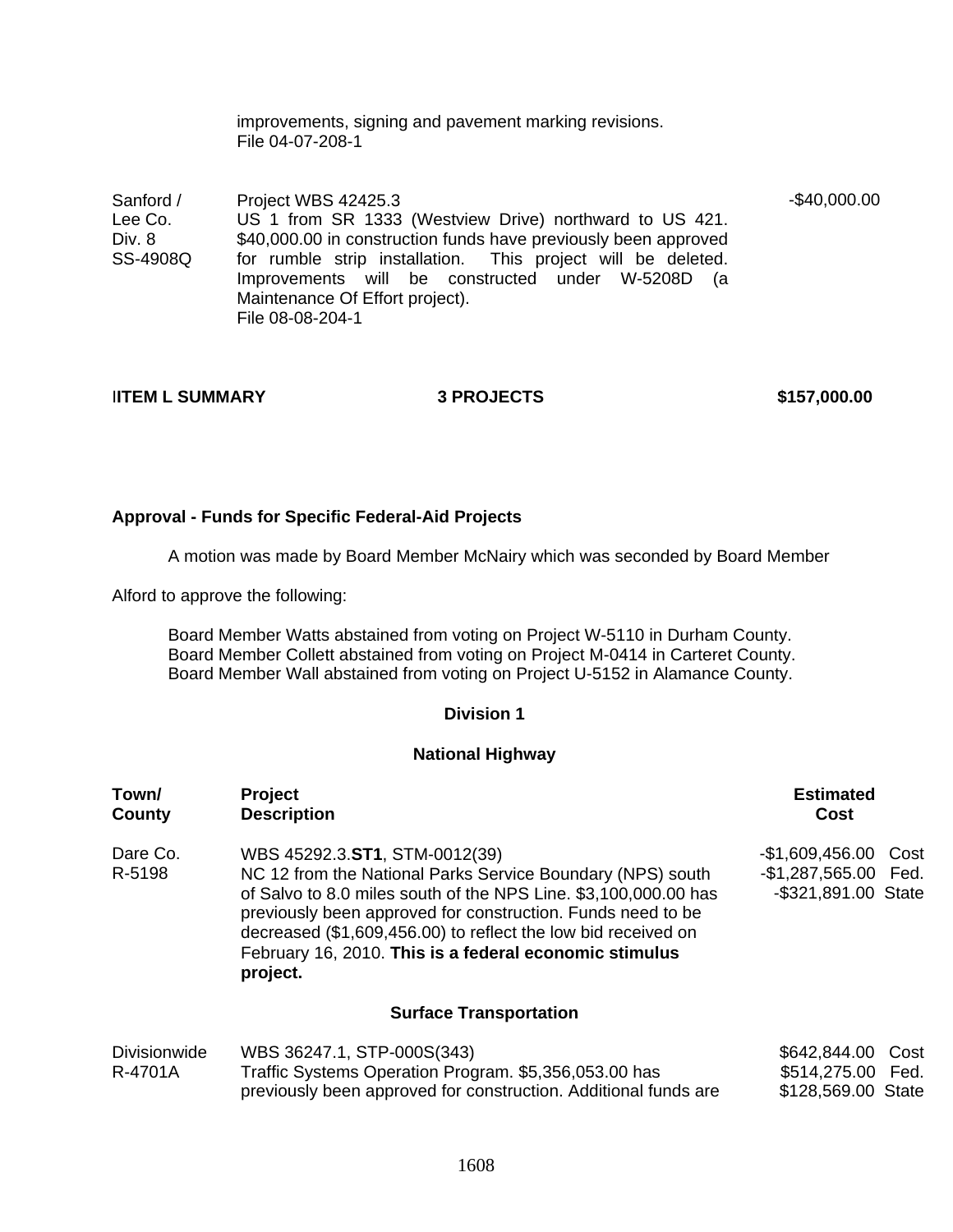| | | |
|---|---|---|
| | improvements, signing and pavement marking revisions.<br>File 04-07-208-1 | |
| Sanford /<br>Lee Co.<br>Div. 8<br>SS-4908Q | Project WBS 42425.3<br>US 1 from SR 1333 (Westview Drive) northward to US 421. $40,000.00 in construction funds have previously been approved for rumble strip installation. This project will be deleted. Improvements will be constructed under W-5208D (a Maintenance Of Effort project).<br>File 08-08-204-1 | -$40,000.00 |

**IITEM L SUMMARY** **3 PROJECTS** **$157,000.00**

**Approval - Funds for Specific Federal-Aid Projects**

A motion was made by Board Member McNairy which was seconded by Board Member Alford to approve the following:

Board Member Watts abstained from voting on Project W-5110 in Durham County.
Board Member Collett abstained from voting on Project M-0414 in Carteret County.
Board Member Wall abstained from voting on Project U-5152 in Alamance County.

**Division 1**

**National Highway**

| **Town/ County** | **Project Description** | **Estimated Cost** |
|---|---|---|
| Dare Co.<br>R-5198 | WBS 45292.3.**ST1**, STM-0012(39)<br>NC 12 from the National Parks Service Boundary (NPS) south of Salvo to 8.0 miles south of the NPS Line. $3,100,000.00 has previously been approved for construction. Funds need to be decreased ($1,609,456.00) to reflect the low bid received on February 16, 2010. **This is a federal economic stimulus project.** | -$1,609,456.00 Cost<br>-$1,287,565.00 Fed.<br>-$321,891.00 State |

**Surface Transportation**

| | | |
|---|---|---|
| Divisionwide<br>R-4701A | WBS 36247.1, STP-000S(343)<br>Traffic Systems Operation Program. $5,356,053.00 has previously been approved for construction. Additional funds are | $642,844.00 Cost<br>$514,275.00 Fed.<br>$128,569.00 State |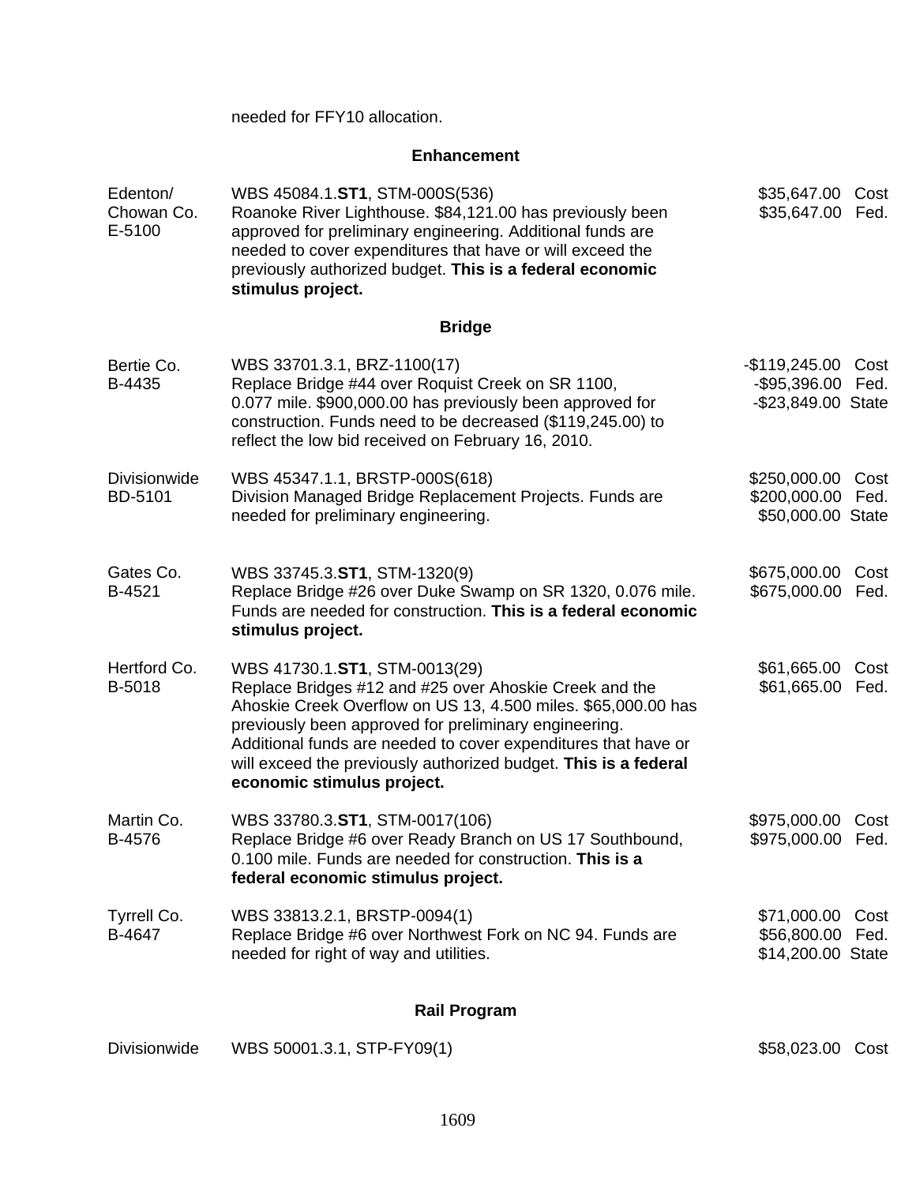needed for FFY10 allocation.

### Enhancement

| | | |
|---|---|---|
| Edenton/ Chowan Co. E-5100 | WBS 45084.1.**ST1**, STM-000S(536) Roanoke River Lighthouse. $84,121.00 has previously been approved for preliminary engineering. Additional funds are needed to cover expenditures that have or will exceed the previously authorized budget. **This is a federal economic stimulus project.** | $35,647.00 Cost<br>$35,647.00 Fed. |

### Bridge

| | | |
|---|---|---|
| Bertie Co. B-4435 | WBS 33701.3.1, BRZ-1100(17) Replace Bridge #44 over Roquist Creek on SR 1100, 0.077 mile. $900,000.00 has previously been approved for construction. Funds need to be decreased ($119,245.00) to reflect the low bid received on February 16, 2010. | -$119,245.00 Cost<br>-$95,396.00 Fed.<br>-$23,849.00 State |
| Divisionwide BD-5101 | WBS 45347.1.1, BRSTP-000S(618) Division Managed Bridge Replacement Projects. Funds are needed for preliminary engineering. | $250,000.00 Cost<br>$200,000.00 Fed.<br>$50,000.00 State |
| Gates Co. B-4521 | WBS 33745.3.**ST1**, STM-1320(9) Replace Bridge #26 over Duke Swamp on SR 1320, 0.076 mile. Funds are needed for construction. **This is a federal economic stimulus project.** | $675,000.00 Cost<br>$675,000.00 Fed. |
| Hertford Co. B-5018 | WBS 41730.1.**ST1**, STM-0013(29) Replace Bridges #12 and #25 over Ahoskie Creek and the Ahoskie Creek Overflow on US 13, 4.500 miles. $65,000.00 has previously been approved for preliminary engineering. Additional funds are needed to cover expenditures that have or will exceed the previously authorized budget. **This is a federal economic stimulus project.** | $61,665.00 Cost<br>$61,665.00 Fed. |
| Martin Co. B-4576 | WBS 33780.3.**ST1**, STM-0017(106) Replace Bridge #6 over Ready Branch on US 17 Southbound, 0.100 mile. Funds are needed for construction. **This is a federal economic stimulus project.** | $975,000.00 Cost<br>$975,000.00 Fed. |
| Tyrrell Co. B-4647 | WBS 33813.2.1, BRSTP-0094(1) Replace Bridge #6 over Northwest Fork on NC 94. Funds are needed for right of way and utilities. | $71,000.00 Cost<br>$56,800.00 Fed.<br>$14,200.00 State |

### Rail Program

| | | |
|---|---|---|
| Divisionwide | WBS 50001.3.1, STP-FY09(1) | $58,023.00 Cost |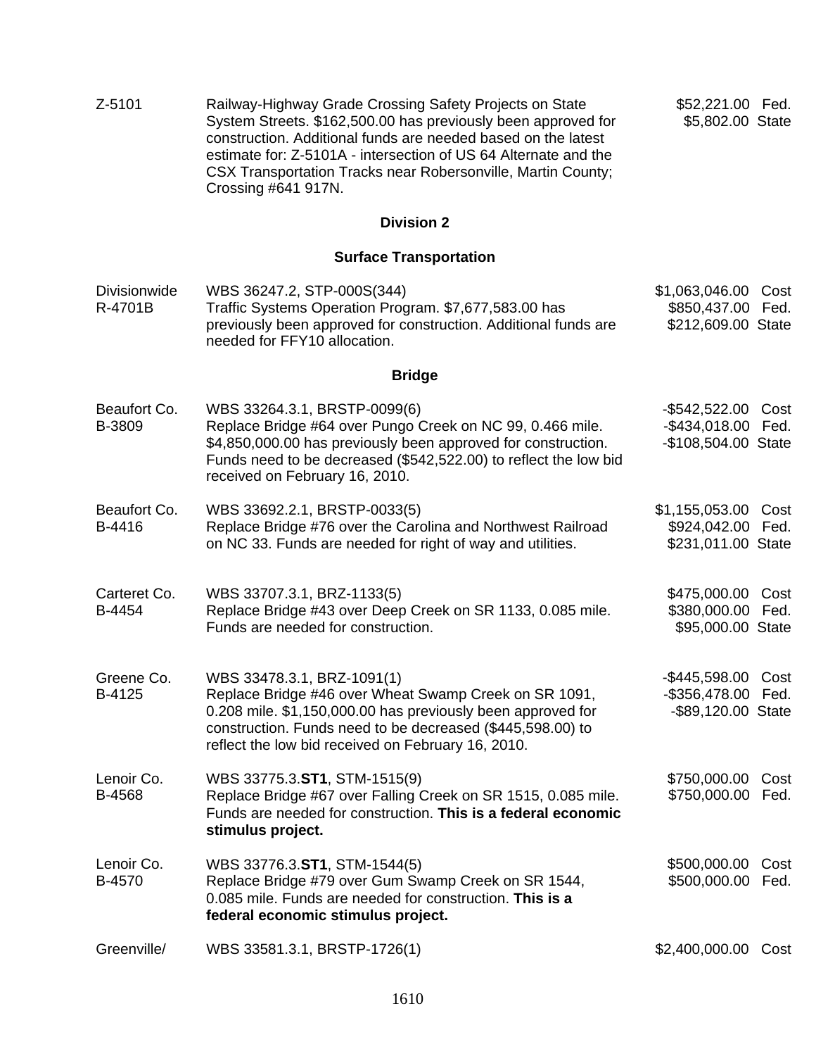| | | |
|---|---|---|
| Z-5101 | Railway-Highway Grade Crossing Safety Projects on State System Streets. $162,500.00 has previously been approved for construction. Additional funds are needed based on the latest estimate for: Z-5101A - intersection of US 64 Alternate and the CSX Transportation Tracks near Robersonville, Martin County; Crossing #641 917N. | $52,221.00 Fed.<br>$5,802.00 State |

**Division 2**

**Surface Transportation**

| | | |
|---|---|---|
| Divisionwide<br>R-4701B | WBS 36247.2, STP-000S(344)<br>Traffic Systems Operation Program. $7,677,583.00 has previously been approved for construction. Additional funds are needed for FFY10 allocation. | $1,063,046.00 Cost<br>$850,437.00 Fed.<br>$212,609.00 State |

**Bridge**

| | | |
|---|---|---|
| Beaufort Co.<br>B-3809 | WBS 33264.3.1, BRSTP-0099(6)<br>Replace Bridge #64 over Pungo Creek on NC 99, 0.466 mile. $4,850,000.00 has previously been approved for construction. Funds need to be decreased ($542,522.00) to reflect the low bid received on February 16, 2010. | -$542,522.00 Cost<br>-$434,018.00 Fed.<br>-$108,504.00 State |
| Beaufort Co.<br>B-4416 | WBS 33692.2.1, BRSTP-0033(5)<br>Replace Bridge #76 over the Carolina and Northwest Railroad on NC 33. Funds are needed for right of way and utilities. | $1,155,053.00 Cost<br>$924,042.00 Fed.<br>$231,011.00 State |
| Carteret Co.<br>B-4454 | WBS 33707.3.1, BRZ-1133(5)<br>Replace Bridge #43 over Deep Creek on SR 1133, 0.085 mile. Funds are needed for construction. | $475,000.00 Cost<br>$380,000.00 Fed.<br>$95,000.00 State |
| Greene Co.<br>B-4125 | WBS 33478.3.1, BRZ-1091(1)<br>Replace Bridge #46 over Wheat Swamp Creek on SR 1091, 0.208 mile. $1,150,000.00 has previously been approved for construction. Funds need to be decreased ($445,598.00) to reflect the low bid received on February 16, 2010. | -$445,598.00 Cost<br>-$356,478.00 Fed.<br>-$89,120.00 State |
| Lenoir Co.<br>B-4568 | WBS 33775.3.**ST1**, STM-1515(9)<br>Replace Bridge #67 over Falling Creek on SR 1515, 0.085 mile. Funds are needed for construction. **This is a federal economic stimulus project.** | $750,000.00 Cost<br>$750,000.00 Fed. |
| Lenoir Co.<br>B-4570 | WBS 33776.3.**ST1**, STM-1544(5)<br>Replace Bridge #79 over Gum Swamp Creek on SR 1544, 0.085 mile. Funds are needed for construction. **This is a federal economic stimulus project.** | $500,000.00 Cost<br>$500,000.00 Fed. |
| Greenville/ | WBS 33581.3.1, BRSTP-1726(1) | $2,400,000.00 Cost |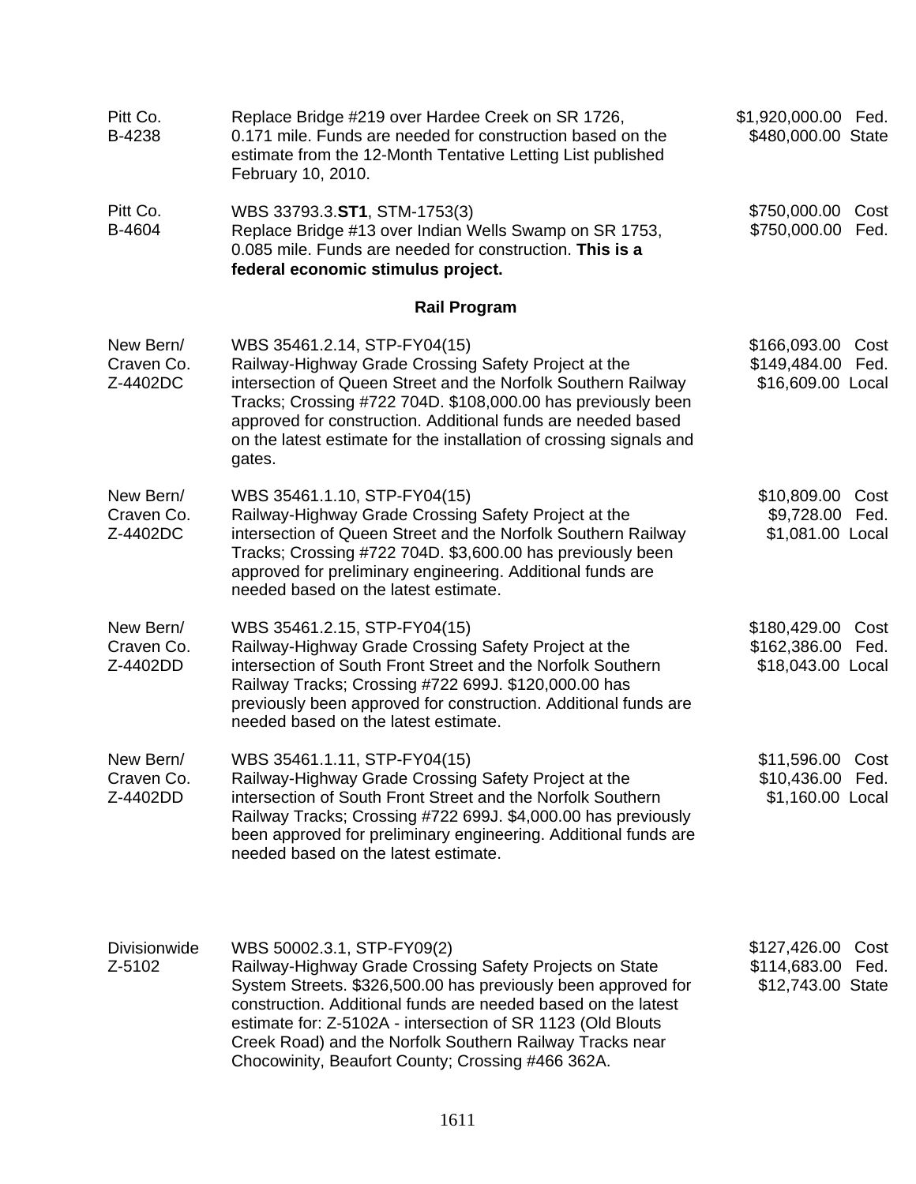| | | |
|---|---|---|
| Pitt Co.<br>B-4238 | Replace Bridge #219 over Hardee Creek on SR 1726, 0.171 mile. Funds are needed for construction based on the estimate from the 12-Month Tentative Letting List published February 10, 2010. | $1,920,000.00 Fed.<br>$480,000.00 State |
| Pitt Co.<br>B-4604 | WBS 33793.3.**ST1**, STM-1753(3)<br>Replace Bridge #13 over Indian Wells Swamp on SR 1753, 0.085 mile. Funds are needed for construction. **This is a federal economic stimulus project.** | $750,000.00 Cost<br>$750,000.00 Fed. |

**Rail Program**

| | | |
|---|---|---|
| New Bern/<br>Craven Co.<br>Z-4402DC | WBS 35461.2.14, STP-FY04(15)<br>Railway-Highway Grade Crossing Safety Project at the intersection of Queen Street and the Norfolk Southern Railway Tracks; Crossing #722 704D. $108,000.00 has previously been approved for construction. Additional funds are needed based on the latest estimate for the installation of crossing signals and gates. | $166,093.00 Cost<br>$149,484.00 Fed.<br>$16,609.00 Local |
| New Bern/<br>Craven Co.<br>Z-4402DC | WBS 35461.1.10, STP-FY04(15)<br>Railway-Highway Grade Crossing Safety Project at the intersection of Queen Street and the Norfolk Southern Railway Tracks; Crossing #722 704D. $3,600.00 has previously been approved for preliminary engineering. Additional funds are needed based on the latest estimate. | $10,809.00 Cost<br>$9,728.00 Fed.<br>$1,081.00 Local |
| New Bern/<br>Craven Co.<br>Z-4402DD | WBS 35461.2.15, STP-FY04(15)<br>Railway-Highway Grade Crossing Safety Project at the intersection of South Front Street and the Norfolk Southern Railway Tracks; Crossing #722 699J. $120,000.00 has previously been approved for construction. Additional funds are needed based on the latest estimate. | $180,429.00 Cost<br>$162,386.00 Fed.<br>$18,043.00 Local |
| New Bern/<br>Craven Co.<br>Z-4402DD | WBS 35461.1.11, STP-FY04(15)<br>Railway-Highway Grade Crossing Safety Project at the intersection of South Front Street and the Norfolk Southern Railway Tracks; Crossing #722 699J. $4,000.00 has previously been approved for preliminary engineering. Additional funds are needed based on the latest estimate. | $11,596.00 Cost<br>$10,436.00 Fed.<br>$1,160.00 Local |
| Divisionwide<br>Z-5102 | WBS 50002.3.1, STP-FY09(2)<br>Railway-Highway Grade Crossing Safety Projects on State System Streets. $326,500.00 has previously been approved for construction. Additional funds are needed based on the latest estimate for: Z-5102A - intersection of SR 1123 (Old Blouts Creek Road) and the Norfolk Southern Railway Tracks near Chocowinity, Beaufort County; Crossing #466 362A. | $127,426.00 Cost<br>$114,683.00 Fed.<br>$12,743.00 State |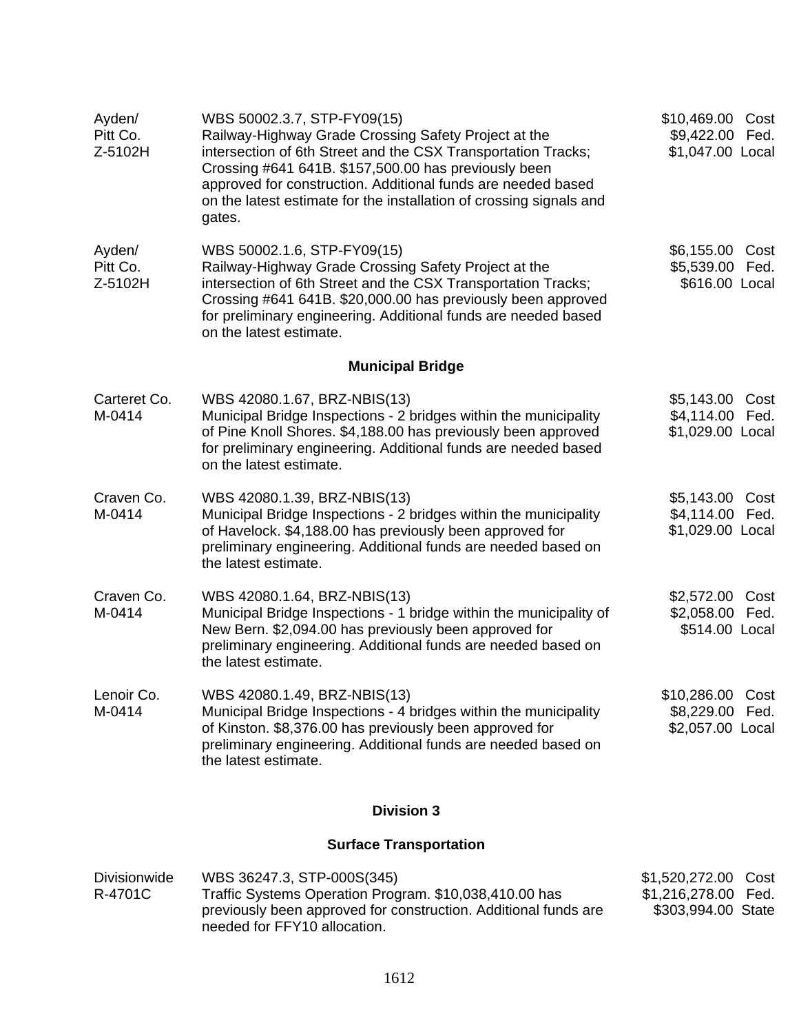| | | |
|---|---|---|
| Ayden/<br>Pitt Co.<br>Z-5102H | WBS 50002.3.7, STP-FY09(15)<br>Railway-Highway Grade Crossing Safety Project at the intersection of 6th Street and the CSX Transportation Tracks; Crossing #641 641B. $157,500.00 has previously been approved for construction. Additional funds are needed based on the latest estimate for the installation of crossing signals and gates. | $10,469.00 Cost<br>$9,422.00 Fed.<br>$1,047.00 Local |
| Ayden/<br>Pitt Co.<br>Z-5102H | WBS 50002.1.6, STP-FY09(15)<br>Railway-Highway Grade Crossing Safety Project at the intersection of 6th Street and the CSX Transportation Tracks; Crossing #641 641B. $20,000.00 has previously been approved for preliminary engineering. Additional funds are needed based on the latest estimate. | $6,155.00 Cost<br>$5,539.00 Fed.<br>$616.00 Local |

### Municipal Bridge

| | | |
|---|---|---|
| Carteret Co.<br>M-0414 | WBS 42080.1.67, BRZ-NBIS(13)<br>Municipal Bridge Inspections - 2 bridges within the municipality of Pine Knoll Shores. $4,188.00 has previously been approved for preliminary engineering. Additional funds are needed based on the latest estimate. | $5,143.00 Cost<br>$4,114.00 Fed.<br>$1,029.00 Local |
| Craven Co.<br>M-0414 | WBS 42080.1.39, BRZ-NBIS(13)<br>Municipal Bridge Inspections - 2 bridges within the municipality of Havelock. $4,188.00 has previously been approved for preliminary engineering. Additional funds are needed based on the latest estimate. | $5,143.00 Cost<br>$4,114.00 Fed.<br>$1,029.00 Local |
| Craven Co.<br>M-0414 | WBS 42080.1.64, BRZ-NBIS(13)<br>Municipal Bridge Inspections - 1 bridge within the municipality of New Bern. $2,094.00 has previously been approved for preliminary engineering. Additional funds are needed based on the latest estimate. | $2,572.00 Cost<br>$2,058.00 Fed.<br>$514.00 Local |
| Lenoir Co.<br>M-0414 | WBS 42080.1.49, BRZ-NBIS(13)<br>Municipal Bridge Inspections - 4 bridges within the municipality of Kinston. $8,376.00 has previously been approved for preliminary engineering. Additional funds are needed based on the latest estimate. | $10,286.00 Cost<br>$8,229.00 Fed.<br>$2,057.00 Local |

## Division 3

### Surface Transportation

| | | |
|---|---|---|
| Divisionwide<br>R-4701C | WBS 36247.3, STP-000S(345)<br>Traffic Systems Operation Program. $10,038,410.00 has previously been approved for construction. Additional funds are needed for FFY10 allocation. | $1,520,272.00 Cost<br>$1,216,278.00 Fed.<br>$303,994.00 State |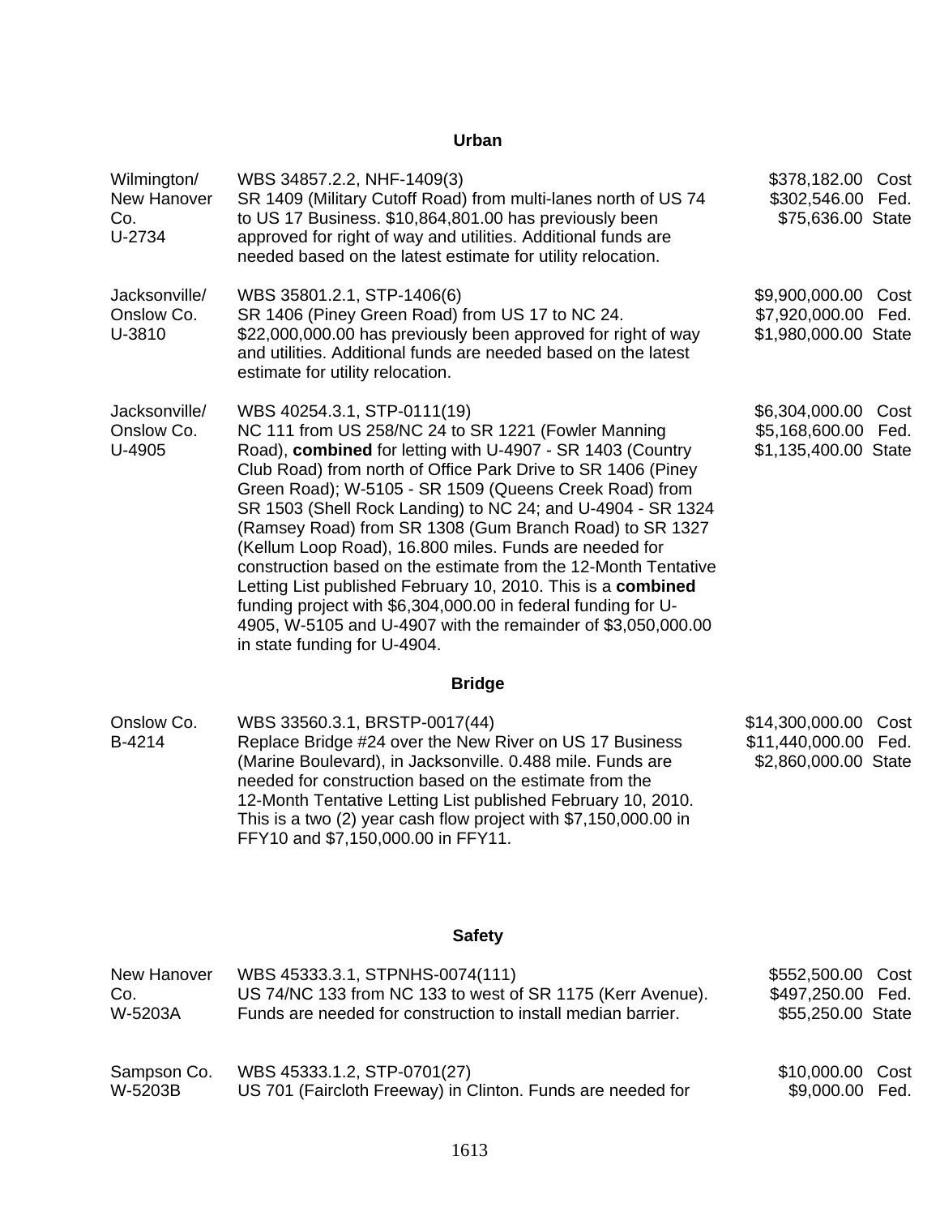## Urban

| Location | Description | Amount |
|---|---|---|
| Wilmington/ New Hanover Co. U-2734 | WBS 34857.2.2, NHF-1409(3) SR 1409 (Military Cutoff Road) from multi-lanes north of US 74 to US 17 Business. $10,864,801.00 has previously been approved for right of way and utilities. Additional funds are needed based on the latest estimate for utility relocation. | $378,182.00 Cost $302,546.00 Fed. $75,636.00 State |
| Jacksonville/ Onslow Co. U-3810 | WBS 35801.2.1, STP-1406(6) SR 1406 (Piney Green Road) from US 17 to NC 24. $22,000,000.00 has previously been approved for right of way and utilities. Additional funds are needed based on the latest estimate for utility relocation. | $9,900,000.00 Cost $7,920,000.00 Fed. $1,980,000.00 State |
| Jacksonville/ Onslow Co. U-4905 | WBS 40254.3.1, STP-0111(19) NC 111 from US 258/NC 24 to SR 1221 (Fowler Manning Road), **combined** for letting with U-4907 - SR 1403 (Country Club Road) from north of Office Park Drive to SR 1406 (Piney Green Road); W-5105 - SR 1509 (Queens Creek Road) from SR 1503 (Shell Rock Landing) to NC 24; and U-4904 - SR 1324 (Ramsey Road) from SR 1308 (Gum Branch Road) to SR 1327 (Kellum Loop Road), 16.800 miles. Funds are needed for construction based on the estimate from the 12-Month Tentative Letting List published February 10, 2010. This is a **combined** funding project with $6,304,000.00 in federal funding for U-4905, W-5105 and U-4907 with the remainder of $3,050,000.00 in state funding for U-4904. | $6,304,000.00 Cost $5,168,600.00 Fed. $1,135,400.00 State |

## Bridge

| Location | Description | Amount |
|---|---|---|
| Onslow Co. B-4214 | WBS 33560.3.1, BRSTP-0017(44) Replace Bridge #24 over the New River on US 17 Business (Marine Boulevard), in Jacksonville. 0.488 mile. Funds are needed for construction based on the estimate from the 12-Month Tentative Letting List published February 10, 2010. This is a two (2) year cash flow project with $7,150,000.00 in FFY10 and $7,150,000.00 in FFY11. | $14,300,000.00 Cost $11,440,000.00 Fed. $2,860,000.00 State |

## Safety

| Location | Description | Amount |
|---|---|---|
| New Hanover Co. W-5203A | WBS 45333.3.1, STPNHS-0074(111) US 74/NC 133 from NC 133 to west of SR 1175 (Kerr Avenue). Funds are needed for construction to install median barrier. | $552,500.00 Cost $497,250.00 Fed. $55,250.00 State |
| Sampson Co. W-5203B | WBS 45333.1.2, STP-0701(27) US 701 (Faircloth Freeway) in Clinton. Funds are needed for | $10,000.00 Cost $9,000.00 Fed. |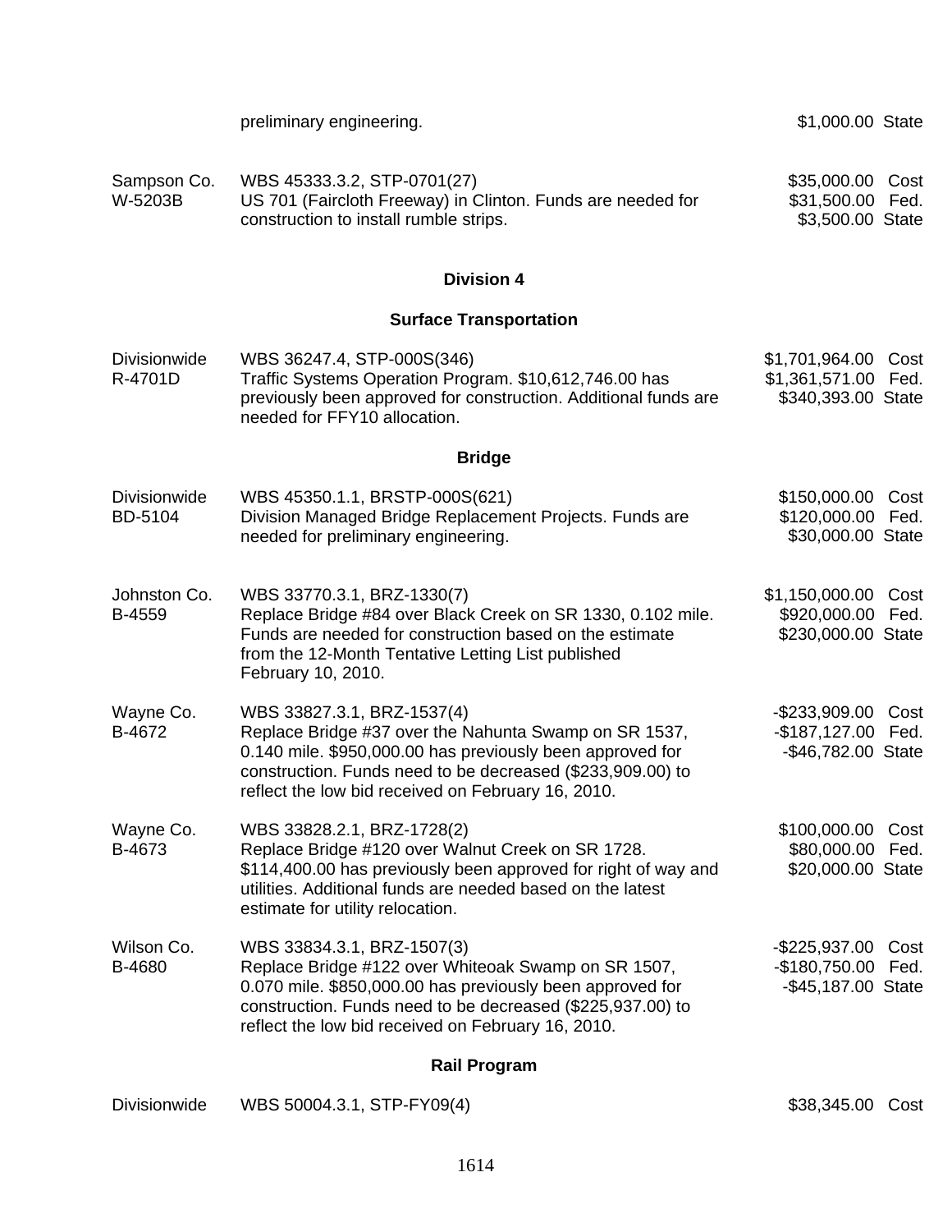| | | |
|---|---|---|
| | preliminary engineering. | $1,000.00 State |
| Sampson Co.<br>W-5203B | WBS 45333.3.2, STP-0701(27)<br>US 701 (Faircloth Freeway) in Clinton. Funds are needed for construction to install rumble strips. | $35,000.00 Cost<br>$31,500.00 Fed.<br>$3,500.00 State |

## Division 4

### Surface Transportation

| | | |
|---|---|---|
| Divisionwide<br>R-4701D | WBS 36247.4, STP-000S(346)<br>Traffic Systems Operation Program. $10,612,746.00 has previously been approved for construction. Additional funds are needed for FFY10 allocation. | $1,701,964.00 Cost<br>$1,361,571.00 Fed.<br>$340,393.00 State |

### Bridge

| | | |
|---|---|---|
| Divisionwide<br>BD-5104 | WBS 45350.1.1, BRSTP-000S(621)<br>Division Managed Bridge Replacement Projects. Funds are needed for preliminary engineering. | $150,000.00 Cost<br>$120,000.00 Fed.<br>$30,000.00 State |
| Johnston Co.<br>B-4559 | WBS 33770.3.1, BRZ-1330(7)<br>Replace Bridge #84 over Black Creek on SR 1330, 0.102 mile. Funds are needed for construction based on the estimate from the 12-Month Tentative Letting List published February 10, 2010. | $1,150,000.00 Cost<br>$920,000.00 Fed.<br>$230,000.00 State |
| Wayne Co.<br>B-4672 | WBS 33827.3.1, BRZ-1537(4)<br>Replace Bridge #37 over the Nahunta Swamp on SR 1537, 0.140 mile. $950,000.00 has previously been approved for construction. Funds need to be decreased ($233,909.00) to reflect the low bid received on February 16, 2010. | -$233,909.00 Cost<br>-$187,127.00 Fed.<br>-$46,782.00 State |
| Wayne Co.<br>B-4673 | WBS 33828.2.1, BRZ-1728(2)<br>Replace Bridge #120 over Walnut Creek on SR 1728. $114,400.00 has previously been approved for right of way and utilities. Additional funds are needed based on the latest estimate for utility relocation. | $100,000.00 Cost<br>$80,000.00 Fed.<br>$20,000.00 State |
| Wilson Co.<br>B-4680 | WBS 33834.3.1, BRZ-1507(3)<br>Replace Bridge #122 over Whiteoak Swamp on SR 1507, 0.070 mile. $850,000.00 has previously been approved for construction. Funds need to be decreased ($225,937.00) to reflect the low bid received on February 16, 2010. | -$225,937.00 Cost<br>-$180,750.00 Fed.<br>-$45,187.00 State |

### Rail Program

| | | |
|---|---|---|
| Divisionwide | WBS 50004.3.1, STP-FY09(4) | $38,345.00 Cost |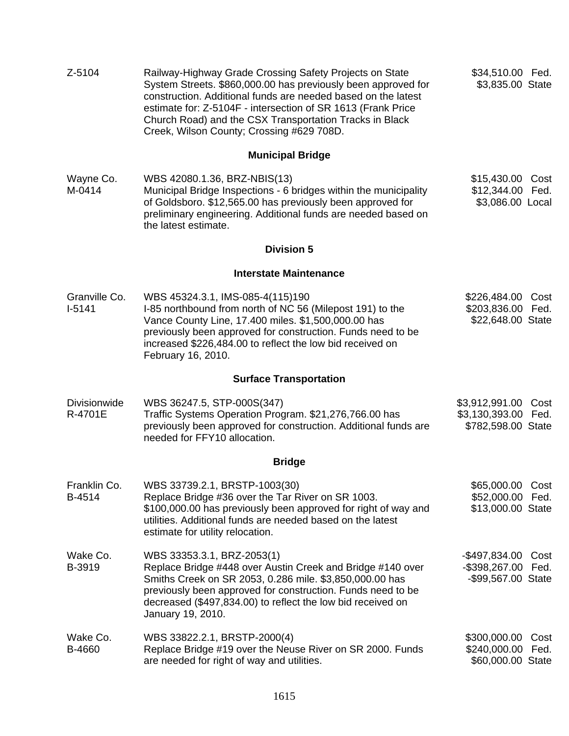| | | |
|---|---|---|
| Z-5104 | Railway-Highway Grade Crossing Safety Projects on State System Streets. $860,000.00 has previously been approved for construction. Additional funds are needed based on the latest estimate for: Z-5104F - intersection of SR 1613 (Frank Price Church Road) and the CSX Transportation Tracks in Black Creek, Wilson County; Crossing #629 708D. | $34,510.00 Fed.<br>$3,835.00 State |

**Municipal Bridge**

| | | |
|---|---|---|
| Wayne Co.<br>M-0414 | WBS 42080.1.36, BRZ-NBIS(13)<br>Municipal Bridge Inspections - 6 bridges within the municipality of Goldsboro. $12,565.00 has previously been approved for preliminary engineering. Additional funds are needed based on the latest estimate. | $15,430.00 Cost<br>$12,344.00 Fed.<br>$3,086.00 Local |

**Division 5**

**Interstate Maintenance**

| | | |
|---|---|---|
| Granville Co.<br>I-5141 | WBS 45324.3.1, IMS-085-4(115)190<br>I-85 northbound from north of NC 56 (Milepost 191) to the Vance County Line, 17.400 miles. $1,500,000.00 has previously been approved for construction. Funds need to be increased $226,484.00 to reflect the low bid received on February 16, 2010. | $226,484.00 Cost<br>$203,836.00 Fed.<br>$22,648.00 State |

**Surface Transportation**

| | | |
|---|---|---|
| Divisionwide<br>R-4701E | WBS 36247.5, STP-000S(347)<br>Traffic Systems Operation Program. $21,276,766.00 has previously been approved for construction. Additional funds are needed for FFY10 allocation. | $3,912,991.00 Cost<br>$3,130,393.00 Fed.<br>$782,598.00 State |

**Bridge**

| | | |
|---|---|---|
| Franklin Co.<br>B-4514 | WBS 33739.2.1, BRSTP-1003(30)<br>Replace Bridge #36 over the Tar River on SR 1003. $100,000.00 has previously been approved for right of way and utilities. Additional funds are needed based on the latest estimate for utility relocation. | $65,000.00 Cost<br>$52,000.00 Fed.<br>$13,000.00 State |
| Wake Co.<br>B-3919 | WBS 33353.3.1, BRZ-2053(1)<br>Replace Bridge #448 over Austin Creek and Bridge #140 over Smiths Creek on SR 2053, 0.286 mile. $3,850,000.00 has previously been approved for construction. Funds need to be decreased ($497,834.00) to reflect the low bid received on January 19, 2010. | -$497,834.00 Cost<br>-$398,267.00 Fed.<br>-$99,567.00 State |
| Wake Co.<br>B-4660 | WBS 33822.2.1, BRSTP-2000(4)<br>Replace Bridge #19 over the Neuse River on SR 2000. Funds are needed for right of way and utilities. | $300,000.00 Cost<br>$240,000.00 Fed.<br>$60,000.00 State |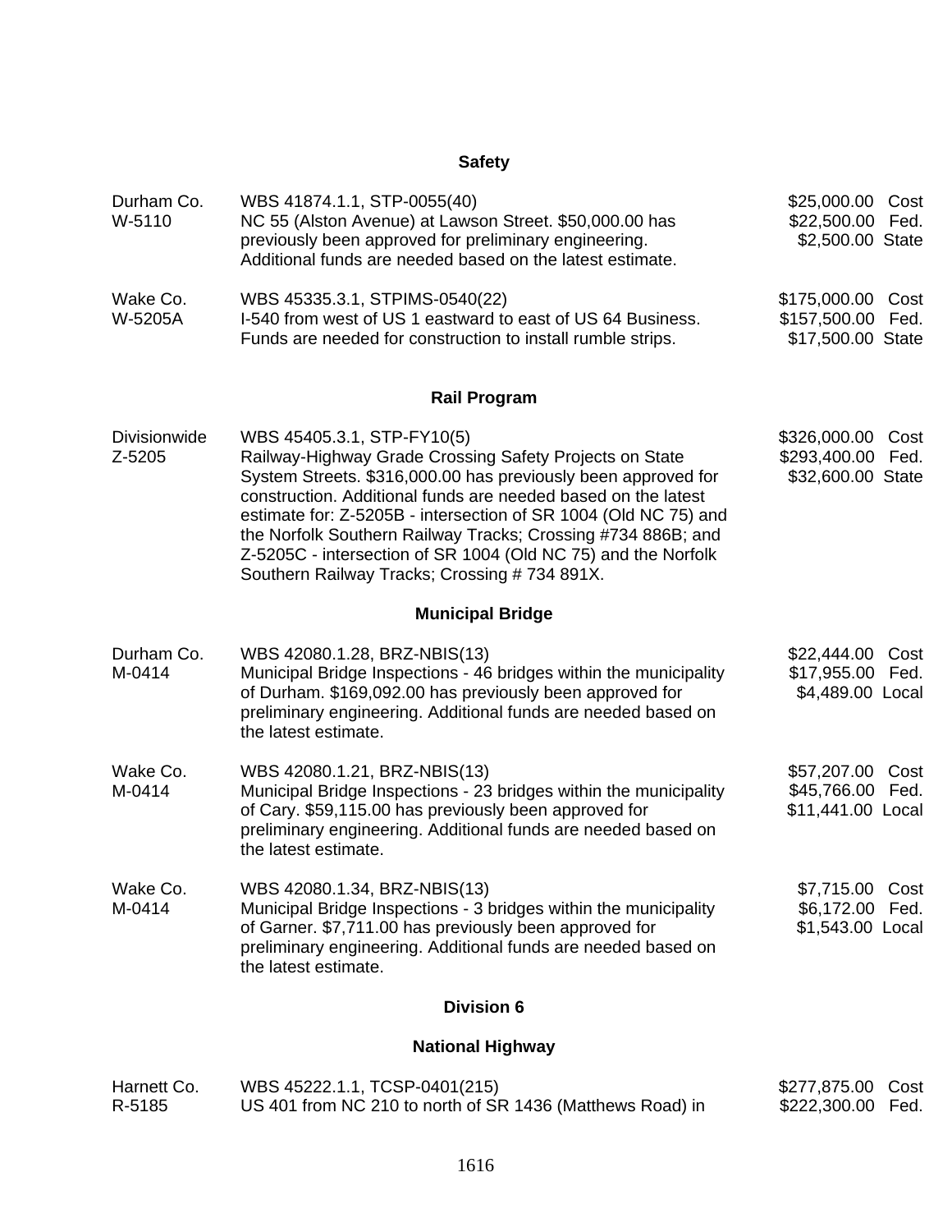## Safety

| | | |
|---|---|---|
| Durham Co.<br>W-5110 | WBS 41874.1.1, STP-0055(40)<br>NC 55 (Alston Avenue) at Lawson Street. $50,000.00 has previously been approved for preliminary engineering. Additional funds are needed based on the latest estimate. | $25,000.00 Cost<br>$22,500.00 Fed.<br>$2,500.00 State |
| Wake Co.<br>W-5205A | WBS 45335.3.1, STPIMS-0540(22)<br>I-540 from west of US 1 eastward to east of US 64 Business. Funds are needed for construction to install rumble strips. | $175,000.00 Cost<br>$157,500.00 Fed.<br>$17,500.00 State |

## Rail Program

| | | |
|---|---|---|
| Divisionwide<br>Z-5205 | WBS 45405.3.1, STP-FY10(5)<br>Railway-Highway Grade Crossing Safety Projects on State System Streets. $316,000.00 has previously been approved for construction. Additional funds are needed based on the latest estimate for: Z-5205B - intersection of SR 1004 (Old NC 75) and the Norfolk Southern Railway Tracks; Crossing #734 886B; and Z-5205C - intersection of SR 1004 (Old NC 75) and the Norfolk Southern Railway Tracks; Crossing # 734 891X. | $326,000.00 Cost<br>$293,400.00 Fed.<br>$32,600.00 State |

## Municipal Bridge

| | | |
|---|---|---|
| Durham Co.<br>M-0414 | WBS 42080.1.28, BRZ-NBIS(13)<br>Municipal Bridge Inspections - 46 bridges within the municipality of Durham. $169,092.00 has previously been approved for preliminary engineering. Additional funds are needed based on the latest estimate. | $22,444.00 Cost<br>$17,955.00 Fed.<br>$4,489.00 Local |
| Wake Co.<br>M-0414 | WBS 42080.1.21, BRZ-NBIS(13)<br>Municipal Bridge Inspections - 23 bridges within the municipality of Cary. $59,115.00 has previously been approved for preliminary engineering. Additional funds are needed based on the latest estimate. | $57,207.00 Cost<br>$45,766.00 Fed.<br>$11,441.00 Local |
| Wake Co.<br>M-0414 | WBS 42080.1.34, BRZ-NBIS(13)<br>Municipal Bridge Inspections - 3 bridges within the municipality of Garner. $7,711.00 has previously been approved for preliminary engineering. Additional funds are needed based on the latest estimate. | $7,715.00 Cost<br>$6,172.00 Fed.<br>$1,543.00 Local |

## Division 6

## National Highway

| | | |
|---|---|---|
| Harnett Co.<br>R-5185 | WBS 45222.1.1, TCSP-0401(215)<br>US 401 from NC 210 to north of SR 1436 (Matthews Road) in | $277,875.00 Cost<br>$222,300.00 Fed. |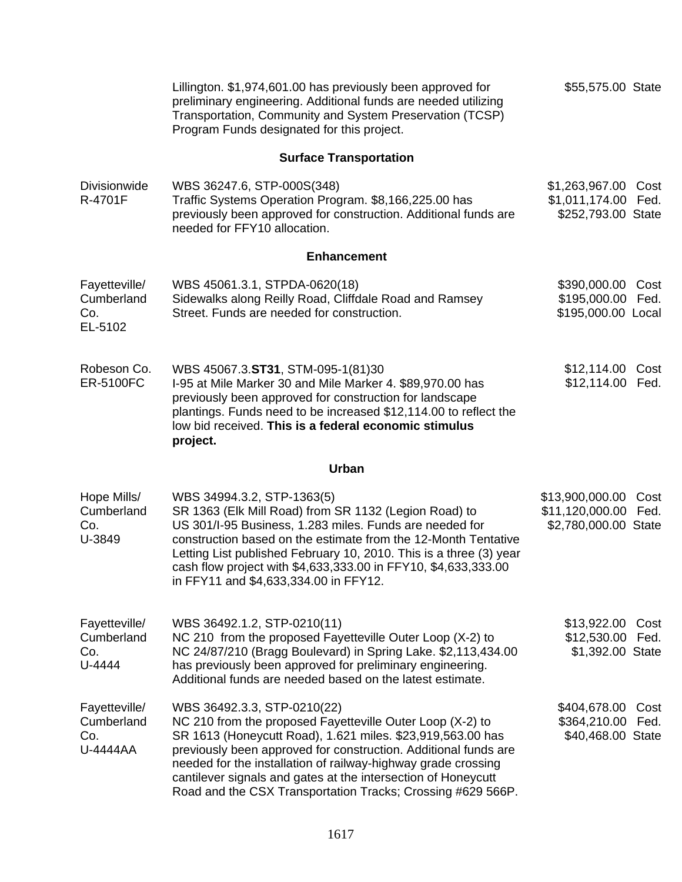| | | |
|---|---|---|
| | Lillington. $1,974,601.00 has previously been approved for preliminary engineering. Additional funds are needed utilizing Transportation, Community and System Preservation (TCSP) Program Funds designated for this project. | $55,575.00 State |

### Surface Transportation

| | | |
|---|---|---|
| Divisionwide<br>R-4701F | WBS 36247.6, STP-000S(348)<br>Traffic Systems Operation Program. $8,166,225.00 has previously been approved for construction. Additional funds are needed for FFY10 allocation. | $1,263,967.00 Cost<br>$1,011,174.00 Fed.<br>$252,793.00 State |

### Enhancement

| | | |
|---|---|---|
| Fayetteville/<br>Cumberland<br>Co.<br>EL-5102 | WBS 45061.3.1, STPDA-0620(18)<br>Sidewalks along Reilly Road, Cliffdale Road and Ramsey Street. Funds are needed for construction. | $390,000.00 Cost<br>$195,000.00 Fed.<br>$195,000.00 Local |
| Robeson Co.<br>ER-5100FC | WBS 45067.3.**ST31**, STM-095-1(81)30<br>I-95 at Mile Marker 30 and Mile Marker 4. $89,970.00 has previously been approved for construction for landscape plantings. Funds need to be increased $12,114.00 to reflect the low bid received. **This is a federal economic stimulus project.** | $12,114.00 Cost<br>$12,114.00 Fed. |

### Urban

| | | |
|---|---|---|
| Hope Mills/<br>Cumberland<br>Co.<br>U-3849 | WBS 34994.3.2, STP-1363(5)<br>SR 1363 (Elk Mill Road) from SR 1132 (Legion Road) to US 301/I-95 Business, 1.283 miles. Funds are needed for construction based on the estimate from the 12-Month Tentative Letting List published February 10, 2010. This is a three (3) year cash flow project with $4,633,333.00 in FFY10, $4,633,333.00 in FFY11 and $4,633,334.00 in FFY12. | $13,900,000.00 Cost<br>$11,120,000.00 Fed.<br>$2,780,000.00 State |
| Fayetteville/<br>Cumberland<br>Co.<br>U-4444 | WBS 36492.1.2, STP-0210(11)<br>NC 210 from the proposed Fayetteville Outer Loop (X-2) to NC 24/87/210 (Bragg Boulevard) in Spring Lake. $2,113,434.00 has previously been approved for preliminary engineering. Additional funds are needed based on the latest estimate. | $13,922.00 Cost<br>$12,530.00 Fed.<br>$1,392.00 State |
| Fayetteville/<br>Cumberland<br>Co.<br>U-4444AA | WBS 36492.3.3, STP-0210(22)<br>NC 210 from the proposed Fayetteville Outer Loop (X-2) to SR 1613 (Honeycutt Road), 1.621 miles. $23,919,563.00 has previously been approved for construction. Additional funds are needed for the installation of railway-highway grade crossing cantilever signals and gates at the intersection of Honeycutt Road and the CSX Transportation Tracks; Crossing #629 566P. | $404,678.00 Cost<br>$364,210.00 Fed.<br>$40,468.00 State |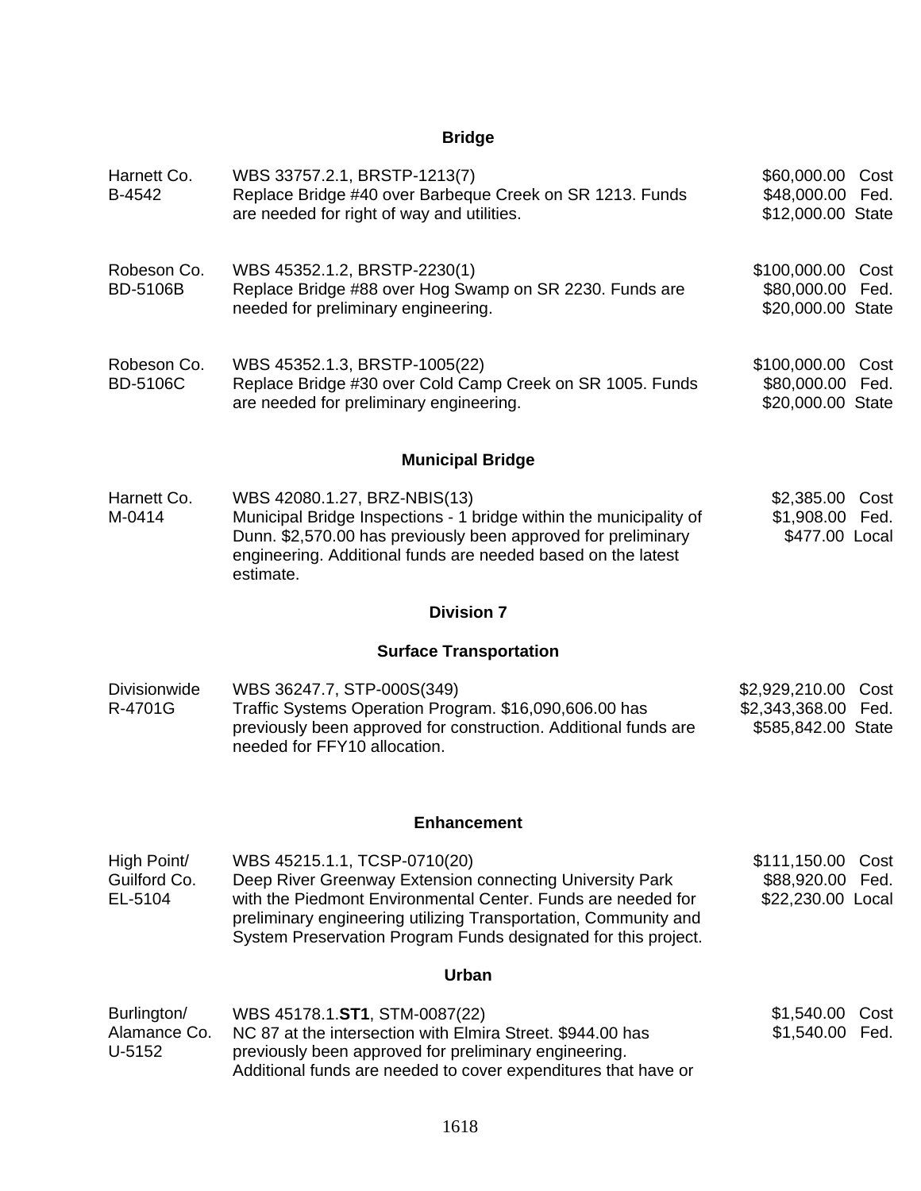### Bridge

| | | |
|---|---|---|
| Harnett Co.<br>B-4542 | WBS 33757.2.1, BRSTP-1213(7)<br>Replace Bridge #40 over Barbeque Creek on SR 1213. Funds are needed for right of way and utilities. | $60,000.00 Cost<br>$48,000.00 Fed.<br>$12,000.00 State |
| Robeson Co.<br>BD-5106B | WBS 45352.1.2, BRSTP-2230(1)<br>Replace Bridge #88 over Hog Swamp on SR 2230. Funds are needed for preliminary engineering. | $100,000.00 Cost<br>$80,000.00 Fed.<br>$20,000.00 State |
| Robeson Co.<br>BD-5106C | WBS 45352.1.3, BRSTP-1005(22)<br>Replace Bridge #30 over Cold Camp Creek on SR 1005. Funds are needed for preliminary engineering. | $100,000.00 Cost<br>$80,000.00 Fed.<br>$20,000.00 State |

### Municipal Bridge

| | | |
|---|---|---|
| Harnett Co.<br>M-0414 | WBS 42080.1.27, BRZ-NBIS(13)<br>Municipal Bridge Inspections - 1 bridge within the municipality of Dunn. $2,570.00 has previously been approved for preliminary engineering. Additional funds are needed based on the latest estimate. | $2,385.00 Cost<br>$1,908.00 Fed.<br>$477.00 Local |

## Division 7

### Surface Transportation

| | | |
|---|---|---|
| Divisionwide<br>R-4701G | WBS 36247.7, STP-000S(349)<br>Traffic Systems Operation Program. $16,090,606.00 has previously been approved for construction. Additional funds are needed for FFY10 allocation. | $2,929,210.00 Cost<br>$2,343,368.00 Fed.<br>$585,842.00 State |

### Enhancement

| | | |
|---|---|---|
| High Point/<br>Guilford Co.<br>EL-5104 | WBS 45215.1.1, TCSP-0710(20)<br>Deep River Greenway Extension connecting University Park with the Piedmont Environmental Center. Funds are needed for preliminary engineering utilizing Transportation, Community and System Preservation Program Funds designated for this project. | $111,150.00 Cost<br>$88,920.00 Fed.<br>$22,230.00 Local |

### Urban

| | | |
|---|---|---|
| Burlington/<br>Alamance Co.<br>U-5152 | WBS 45178.1.**ST1**, STM-0087(22)<br>NC 87 at the intersection with Elmira Street. $944.00 has previously been approved for preliminary engineering. Additional funds are needed to cover expenditures that have or | $1,540.00 Cost<br>$1,540.00 Fed. |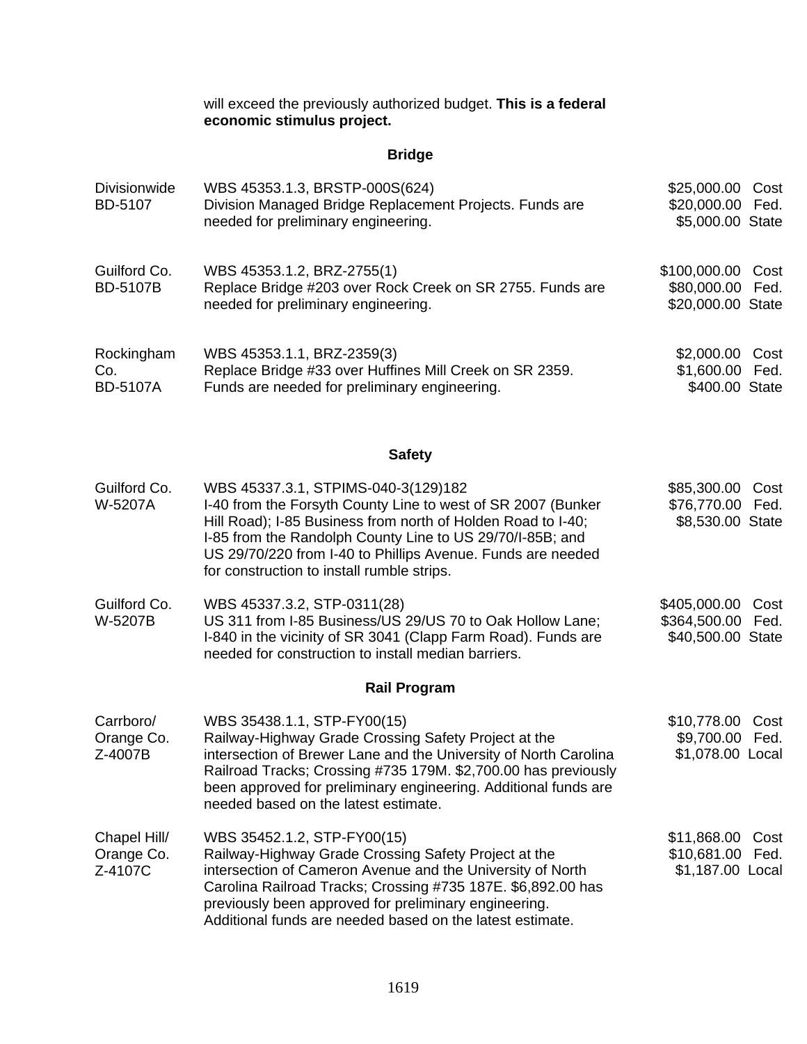will exceed the previously authorized budget. **This is a federal economic stimulus project.**

### Bridge

| | | |
|---|---|---|
| Divisionwide<br>BD-5107 | WBS 45353.1.3, BRSTP-000S(624)<br>Division Managed Bridge Replacement Projects. Funds are needed for preliminary engineering. | \$25,000.00 Cost<br>\$20,000.00 Fed.<br>\$5,000.00 State |
| Guilford Co.<br>BD-5107B | WBS 45353.1.2, BRZ-2755(1)<br>Replace Bridge #203 over Rock Creek on SR 2755. Funds are needed for preliminary engineering. | \$100,000.00 Cost<br>\$80,000.00 Fed.<br>\$20,000.00 State |
| Rockingham Co.<br>BD-5107A | WBS 45353.1.1, BRZ-2359(3)<br>Replace Bridge #33 over Huffines Mill Creek on SR 2359. Funds are needed for preliminary engineering. | \$2,000.00 Cost<br>\$1,600.00 Fed.<br>\$400.00 State |

### Safety

| | | |
|---|---|---|
| Guilford Co.<br>W-5207A | WBS 45337.3.1, STPIMS-040-3(129)182<br>I-40 from the Forsyth County Line to west of SR 2007 (Bunker Hill Road); I-85 Business from north of Holden Road to I-40; I-85 from the Randolph County Line to US 29/70/I-85B; and US 29/70/220 from I-40 to Phillips Avenue. Funds are needed for construction to install rumble strips. | \$85,300.00 Cost<br>\$76,770.00 Fed.<br>\$8,530.00 State |
| Guilford Co.<br>W-5207B | WBS 45337.3.2, STP-0311(28)<br>US 311 from I-85 Business/US 29/US 70 to Oak Hollow Lane; I-840 in the vicinity of SR 3041 (Clapp Farm Road). Funds are needed for construction to install median barriers. | \$405,000.00 Cost<br>\$364,500.00 Fed.<br>\$40,500.00 State |

### Rail Program

| | | |
|---|---|---|
| Carrboro/<br>Orange Co.<br>Z-4007B | WBS 35438.1.1, STP-FY00(15)<br>Railway-Highway Grade Crossing Safety Project at the intersection of Brewer Lane and the University of North Carolina Railroad Tracks; Crossing #735 179M. \$2,700.00 has previously been approved for preliminary engineering. Additional funds are needed based on the latest estimate. | \$10,778.00 Cost<br>\$9,700.00 Fed.<br>\$1,078.00 Local |
| Chapel Hill/<br>Orange Co.<br>Z-4107C | WBS 35452.1.2, STP-FY00(15)<br>Railway-Highway Grade Crossing Safety Project at the intersection of Cameron Avenue and the University of North Carolina Railroad Tracks; Crossing #735 187E. \$6,892.00 has previously been approved for preliminary engineering. Additional funds are needed based on the latest estimate. | \$11,868.00 Cost<br>\$10,681.00 Fed.<br>\$1,187.00 Local |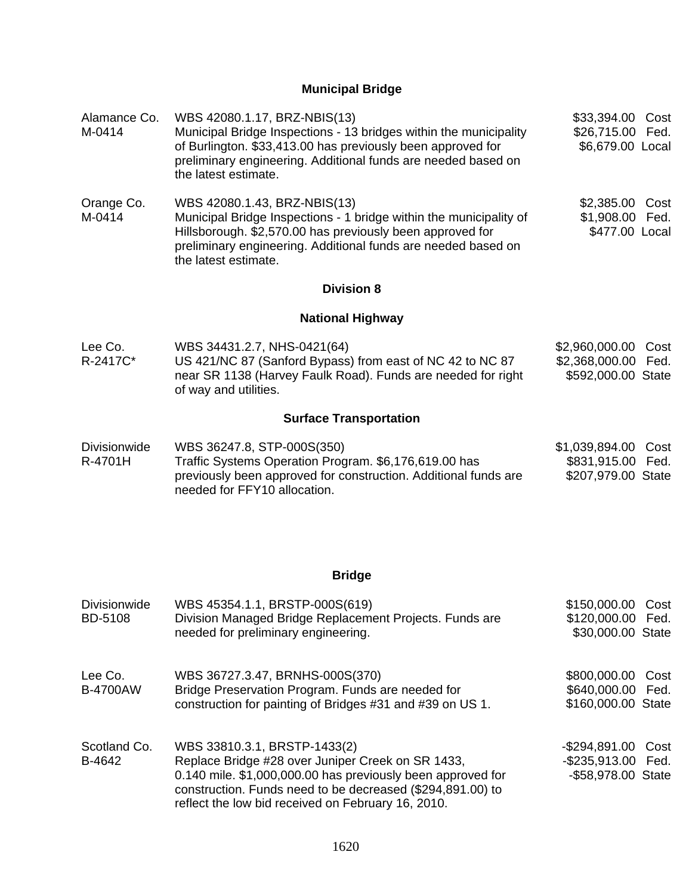## Municipal Bridge

| | | |
|---|---|---|
| Alamance Co.<br>M-0414 | WBS 42080.1.17, BRZ-NBIS(13)<br>Municipal Bridge Inspections - 13 bridges within the municipality of Burlington. $33,413.00 has previously been approved for preliminary engineering. Additional funds are needed based on the latest estimate. | $33,394.00 Cost<br>$26,715.00 Fed.<br>$6,679.00 Local |
| Orange Co.<br>M-0414 | WBS 42080.1.43, BRZ-NBIS(13)<br>Municipal Bridge Inspections - 1 bridge within the municipality of Hillsborough. $2,570.00 has previously been approved for preliminary engineering. Additional funds are needed based on the latest estimate. | $2,385.00 Cost<br>$1,908.00 Fed.<br>$477.00 Local |

## Division 8

## National Highway

| | | |
|---|---|---|
| Lee Co.<br>R-2417C* | WBS 34431.2.7, NHS-0421(64)<br>US 421/NC 87 (Sanford Bypass) from east of NC 42 to NC 87 near SR 1138 (Harvey Faulk Road). Funds are needed for right of way and utilities. | $2,960,000.00 Cost<br>$2,368,000.00 Fed.<br>$592,000.00 State |

## Surface Transportation

| | | |
|---|---|---|
| Divisionwide<br>R-4701H | WBS 36247.8, STP-000S(350)<br>Traffic Systems Operation Program. $6,176,619.00 has previously been approved for construction. Additional funds are needed for FFY10 allocation. | $1,039,894.00 Cost<br>$831,915.00 Fed.<br>$207,979.00 State |

## Bridge

| | | |
|---|---|---|
| Divisionwide<br>BD-5108 | WBS 45354.1.1, BRSTP-000S(619)<br>Division Managed Bridge Replacement Projects. Funds are needed for preliminary engineering. | $150,000.00 Cost<br>$120,000.00 Fed.<br>$30,000.00 State |
| Lee Co.<br>B-4700AW | WBS 36727.3.47, BRNHS-000S(370)<br>Bridge Preservation Program. Funds are needed for construction for painting of Bridges #31 and #39 on US 1. | $800,000.00 Cost<br>$640,000.00 Fed.<br>$160,000.00 State |
| Scotland Co.<br>B-4642 | WBS 33810.3.1, BRSTP-1433(2)<br>Replace Bridge #28 over Juniper Creek on SR 1433, 0.140 mile. $1,000,000.00 has previously been approved for construction. Funds need to be decreased ($294,891.00) to reflect the low bid received on February 16, 2010. | -$294,891.00 Cost<br>-$235,913.00 Fed.<br>-$58,978.00 State |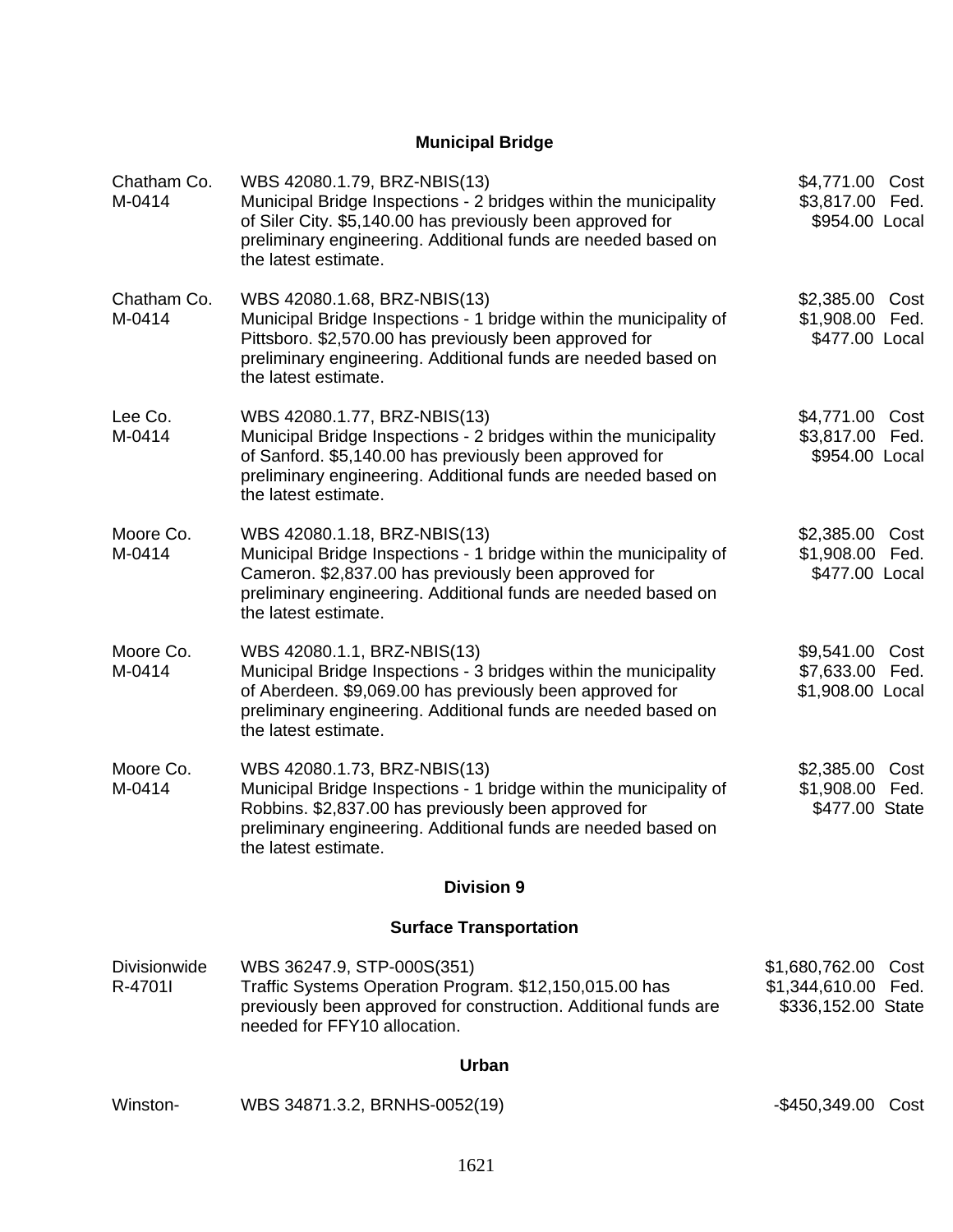## Municipal Bridge

| | | |
|---|---|---|
| Chatham Co.<br>M-0414 | WBS 42080.1.79, BRZ-NBIS(13)<br>Municipal Bridge Inspections - 2 bridges within the municipality of Siler City. $5,140.00 has previously been approved for preliminary engineering. Additional funds are needed based on the latest estimate. | $4,771.00 Cost<br>$3,817.00 Fed.<br>$954.00 Local |
| Chatham Co.<br>M-0414 | WBS 42080.1.68, BRZ-NBIS(13)<br>Municipal Bridge Inspections - 1 bridge within the municipality of Pittsboro. $2,570.00 has previously been approved for preliminary engineering. Additional funds are needed based on the latest estimate. | $2,385.00 Cost<br>$1,908.00 Fed.<br>$477.00 Local |
| Lee Co.<br>M-0414 | WBS 42080.1.77, BRZ-NBIS(13)<br>Municipal Bridge Inspections - 2 bridges within the municipality of Sanford. $5,140.00 has previously been approved for preliminary engineering. Additional funds are needed based on the latest estimate. | $4,771.00 Cost<br>$3,817.00 Fed.<br>$954.00 Local |
| Moore Co.<br>M-0414 | WBS 42080.1.18, BRZ-NBIS(13)<br>Municipal Bridge Inspections - 1 bridge within the municipality of Cameron. $2,837.00 has previously been approved for preliminary engineering. Additional funds are needed based on the latest estimate. | $2,385.00 Cost<br>$1,908.00 Fed.<br>$477.00 Local |
| Moore Co.<br>M-0414 | WBS 42080.1.1, BRZ-NBIS(13)<br>Municipal Bridge Inspections - 3 bridges within the municipality of Aberdeen. $9,069.00 has previously been approved for preliminary engineering. Additional funds are needed based on the latest estimate. | $9,541.00 Cost<br>$7,633.00 Fed.<br>$1,908.00 Local |
| Moore Co.<br>M-0414 | WBS 42080.1.73, BRZ-NBIS(13)<br>Municipal Bridge Inspections - 1 bridge within the municipality of Robbins. $2,837.00 has previously been approved for preliminary engineering. Additional funds are needed based on the latest estimate. | $2,385.00 Cost<br>$1,908.00 Fed.<br>$477.00 State |

## Division 9

### Surface Transportation

| | | |
|---|---|---|
| Divisionwide<br>R-4701I | WBS 36247.9, STP-000S(351)<br>Traffic Systems Operation Program. $12,150,015.00 has previously been approved for construction. Additional funds are needed for FFY10 allocation. | $1,680,762.00 Cost<br>$1,344,610.00 Fed.<br>$336,152.00 State |

### Urban

| | | |
|---|---|---|
| Winston- | WBS 34871.3.2, BRNHS-0052(19) | -$450,349.00 Cost |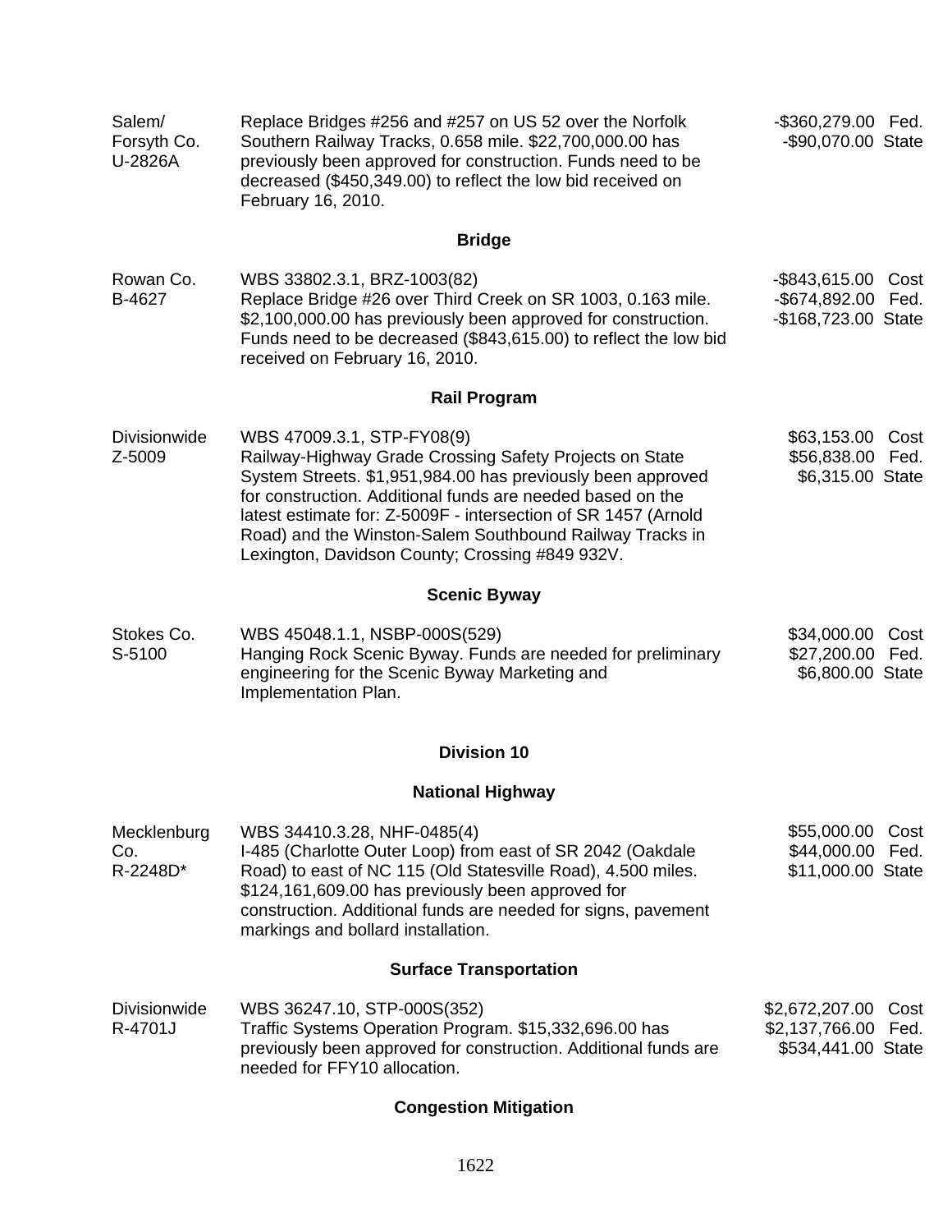| | | |
|---|---|---|
| Salem/ Forsyth Co. U-2826A | Replace Bridges #256 and #257 on US 52 over the Norfolk Southern Railway Tracks, 0.658 mile. $22,700,000.00 has previously been approved for construction. Funds need to be decreased ($450,349.00) to reflect the low bid received on February 16, 2010. | -$360,279.00 Fed.<br>-$90,070.00 State |

### Bridge

| | | |
|---|---|---|
| Rowan Co. B-4627 | WBS 33802.3.1, BRZ-1003(82)<br>Replace Bridge #26 over Third Creek on SR 1003, 0.163 mile. $2,100,000.00 has previously been approved for construction. Funds need to be decreased ($843,615.00) to reflect the low bid received on February 16, 2010. | -$843,615.00 Cost<br>-$674,892.00 Fed.<br>-$168,723.00 State |

### Rail Program

| | | |
|---|---|---|
| Divisionwide Z-5009 | WBS 47009.3.1, STP-FY08(9)<br>Railway-Highway Grade Crossing Safety Projects on State System Streets. $1,951,984.00 has previously been approved for construction. Additional funds are needed based on the latest estimate for: Z-5009F - intersection of SR 1457 (Arnold Road) and the Winston-Salem Southbound Railway Tracks in Lexington, Davidson County; Crossing #849 932V. | $63,153.00 Cost<br>$56,838.00 Fed.<br>$6,315.00 State |

### Scenic Byway

| | | |
|---|---|---|
| Stokes Co. S-5100 | WBS 45048.1.1, NSBP-000S(529)<br>Hanging Rock Scenic Byway. Funds are needed for preliminary engineering for the Scenic Byway Marketing and Implementation Plan. | $34,000.00 Cost<br>$27,200.00 Fed.<br>$6,800.00 State |

## Division 10

### National Highway

| | | |
|---|---|---|
| Mecklenburg Co. R-2248D* | WBS 34410.3.28, NHF-0485(4)<br>I-485 (Charlotte Outer Loop) from east of SR 2042 (Oakdale Road) to east of NC 115 (Old Statesville Road), 4.500 miles. $124,161,609.00 has previously been approved for construction. Additional funds are needed for signs, pavement markings and bollard installation. | $55,000.00 Cost<br>$44,000.00 Fed.<br>$11,000.00 State |

### Surface Transportation

| | | |
|---|---|---|
| Divisionwide R-4701J | WBS 36247.10, STP-000S(352)<br>Traffic Systems Operation Program. $15,332,696.00 has previously been approved for construction. Additional funds are needed for FFY10 allocation. | $2,672,207.00 Cost<br>$2,137,766.00 Fed.<br>$534,441.00 State |

### Congestion Mitigation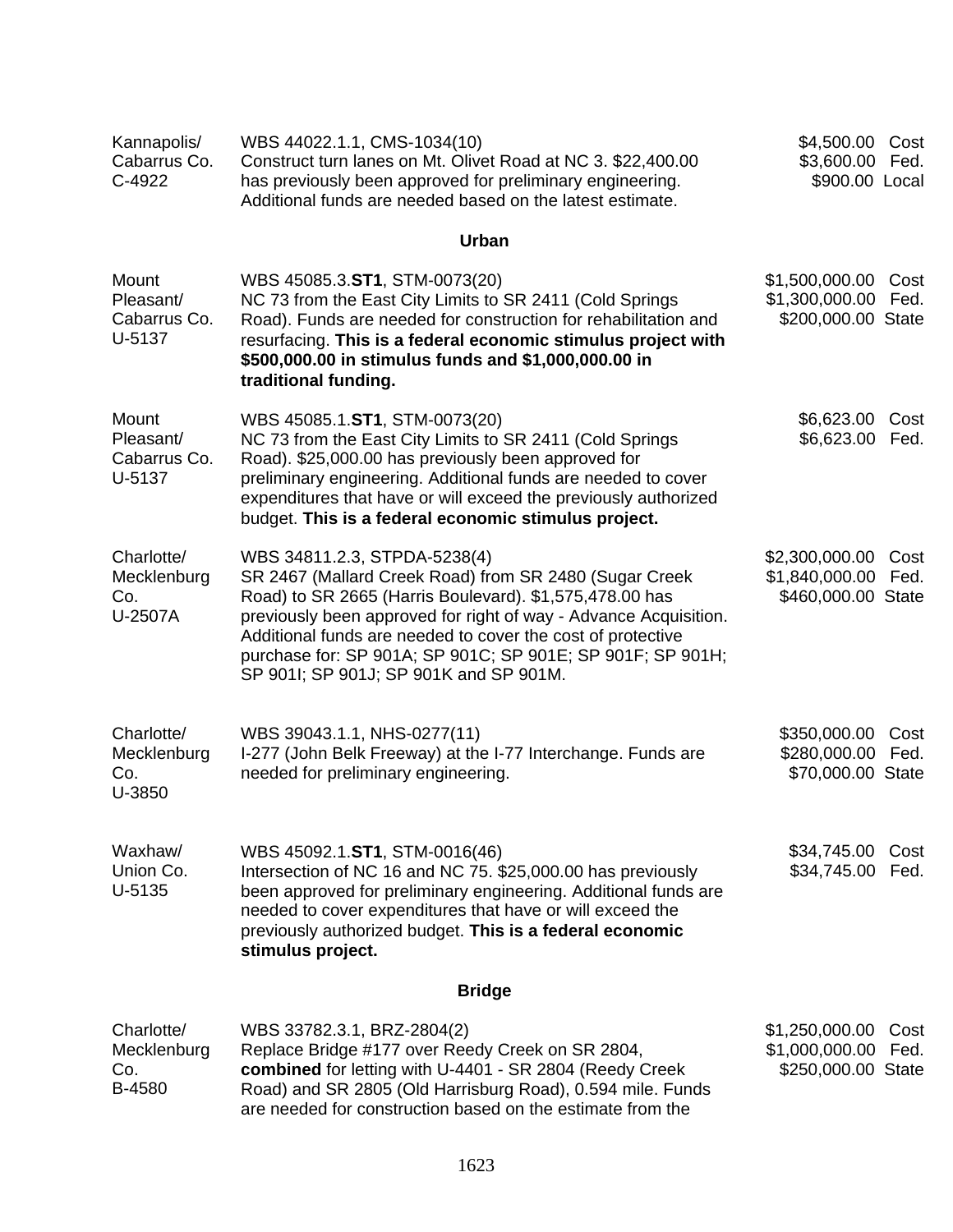| | | |
|---|---|---|
| Kannapolis/<br>Cabarrus Co.<br>C-4922 | WBS 44022.1.1, CMS-1034(10)<br>Construct turn lanes on Mt. Olivet Road at NC 3. $22,400.00 has previously been approved for preliminary engineering. Additional funds are needed based on the latest estimate. | $4,500.00 Cost<br>$3,600.00 Fed.<br>$900.00 Local |

### Urban

| | | |
|---|---|---|
| Mount Pleasant/<br>Cabarrus Co.<br>U-5137 | WBS 45085.3.**ST1**, STM-0073(20)<br>NC 73 from the East City Limits to SR 2411 (Cold Springs Road). Funds are needed for construction for rehabilitation and resurfacing. **This is a federal economic stimulus project with $500,000.00 in stimulus funds and $1,000,000.00 in traditional funding.** | $1,500,000.00 Cost<br>$1,300,000.00 Fed.<br>$200,000.00 State |
| Mount Pleasant/<br>Cabarrus Co.<br>U-5137 | WBS 45085.1.**ST1**, STM-0073(20)<br>NC 73 from the East City Limits to SR 2411 (Cold Springs Road). $25,000.00 has previously been approved for preliminary engineering. Additional funds are needed to cover expenditures that have or will exceed the previously authorized budget. **This is a federal economic stimulus project.** | $6,623.00 Cost<br>$6,623.00 Fed. |
| Charlotte/<br>Mecklenburg Co.<br>U-2507A | WBS 34811.2.3, STPDA-5238(4)<br>SR 2467 (Mallard Creek Road) from SR 2480 (Sugar Creek Road) to SR 2665 (Harris Boulevard). $1,575,478.00 has previously been approved for right of way - Advance Acquisition. Additional funds are needed to cover the cost of protective purchase for: SP 901A; SP 901C; SP 901E; SP 901F; SP 901H; SP 901I; SP 901J; SP 901K and SP 901M. | $2,300,000.00 Cost<br>$1,840,000.00 Fed.<br>$460,000.00 State |
| Charlotte/<br>Mecklenburg Co.<br>U-3850 | WBS 39043.1.1, NHS-0277(11)<br>I-277 (John Belk Freeway) at the I-77 Interchange. Funds are needed for preliminary engineering. | $350,000.00 Cost<br>$280,000.00 Fed.<br>$70,000.00 State |
| Waxhaw/<br>Union Co.<br>U-5135 | WBS 45092.1.**ST1**, STM-0016(46)<br>Intersection of NC 16 and NC 75. $25,000.00 has previously been approved for preliminary engineering. Additional funds are needed to cover expenditures that have or will exceed the previously authorized budget. **This is a federal economic stimulus project.** | $34,745.00 Cost<br>$34,745.00 Fed. |

### Bridge

| | | |
|---|---|---|
| Charlotte/<br>Mecklenburg Co.<br>B-4580 | WBS 33782.3.1, BRZ-2804(2)<br>Replace Bridge #177 over Reedy Creek on SR 2804, **combined** for letting with U-4401 - SR 2804 (Reedy Creek Road) and SR 2805 (Old Harrisburg Road), 0.594 mile. Funds are needed for construction based on the estimate from the | $1,250,000.00 Cost<br>$1,000,000.00 Fed.<br>$250,000.00 State |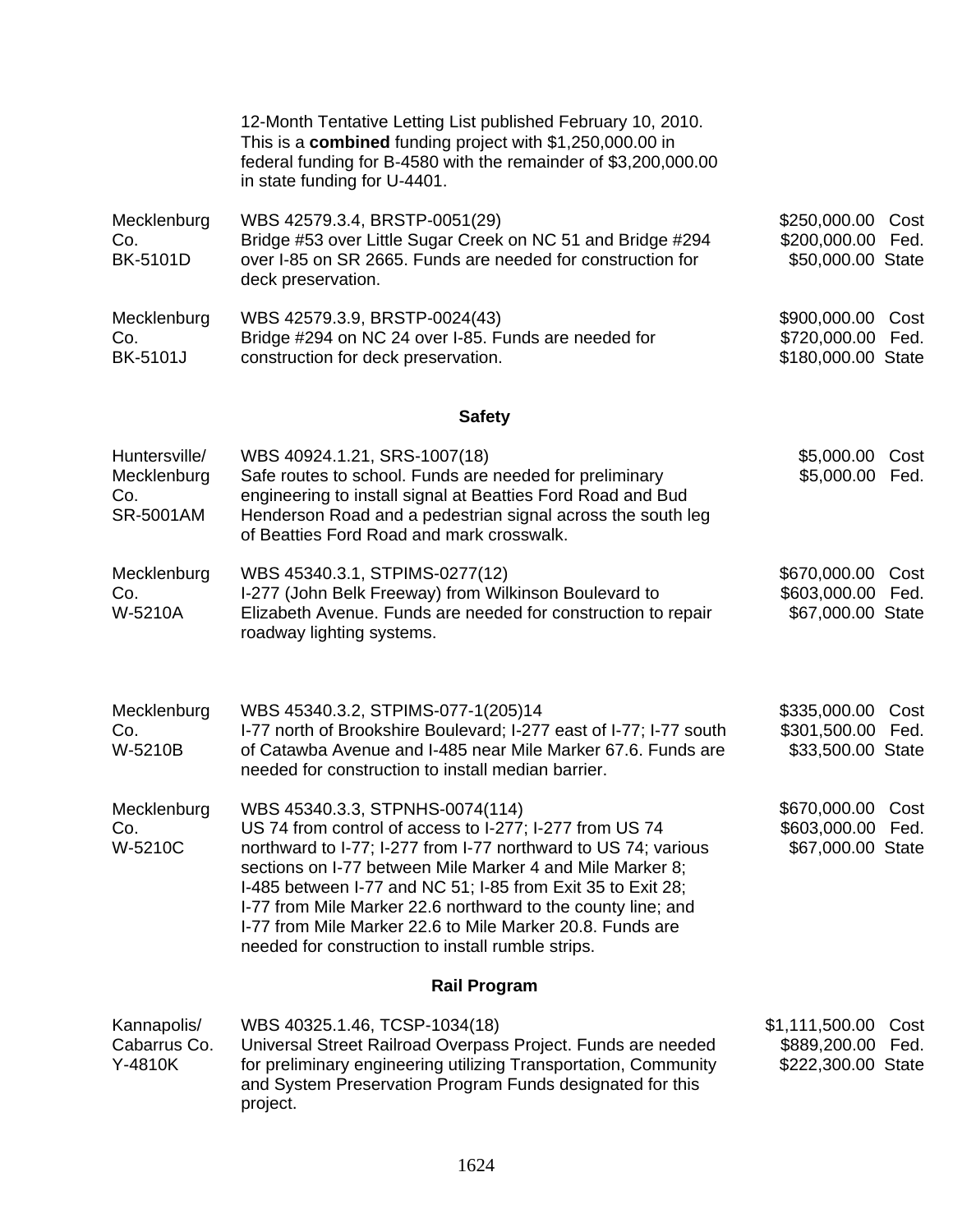12-Month Tentative Letting List published February 10, 2010. This is a **combined** funding project with $1,250,000.00 in federal funding for B-4580 with the remainder of $3,200,000.00 in state funding for U-4401.

| | | |
|---|---|---|
| Mecklenburg Co.<br>BK-5101D | WBS 42579.3.4, BRSTP-0051(29)<br>Bridge #53 over Little Sugar Creek on NC 51 and Bridge #294 over I-85 on SR 2665. Funds are needed for construction for deck preservation. | $250,000.00 Cost<br>$200,000.00 Fed.<br>$50,000.00 State |
| Mecklenburg Co.<br>BK-5101J | WBS 42579.3.9, BRSTP-0024(43)<br>Bridge #294 on NC 24 over I-85. Funds are needed for construction for deck preservation. | $900,000.00 Cost<br>$720,000.00 Fed.<br>$180,000.00 State |

## Safety

| | | |
|---|---|---|
| Huntersville/ Mecklenburg Co.<br>SR-5001AM | WBS 40924.1.21, SRS-1007(18)<br>Safe routes to school. Funds are needed for preliminary engineering to install signal at Beatties Ford Road and Bud Henderson Road and a pedestrian signal across the south leg of Beatties Ford Road and mark crosswalk. | $5,000.00 Cost<br>$5,000.00 Fed. |
| Mecklenburg Co.<br>W-5210A | WBS 45340.3.1, STPIMS-0277(12)<br>I-277 (John Belk Freeway) from Wilkinson Boulevard to Elizabeth Avenue. Funds are needed for construction to repair roadway lighting systems. | $670,000.00 Cost<br>$603,000.00 Fed.<br>$67,000.00 State |
| Mecklenburg Co.<br>W-5210B | WBS 45340.3.2, STPIMS-077-1(205)14<br>I-77 north of Brookshire Boulevard; I-277 east of I-77; I-77 south of Catawba Avenue and I-485 near Mile Marker 67.6. Funds are needed for construction to install median barrier. | $335,000.00 Cost<br>$301,500.00 Fed.<br>$33,500.00 State |
| Mecklenburg Co.<br>W-5210C | WBS 45340.3.3, STPNHS-0074(114)<br>US 74 from control of access to I-277; I-277 from US 74 northward to I-77; I-277 from I-77 northward to US 74; various sections on I-77 between Mile Marker 4 and Mile Marker 8; I-485 between I-77 and NC 51; I-85 from Exit 35 to Exit 28; I-77 from Mile Marker 22.6 northward to the county line; and I-77 from Mile Marker 22.6 to Mile Marker 20.8. Funds are needed for construction to install rumble strips. | $670,000.00 Cost<br>$603,000.00 Fed.<br>$67,000.00 State |

## Rail Program

| | | |
|---|---|---|
| Kannapolis/ Cabarrus Co.<br>Y-4810K | WBS 40325.1.46, TCSP-1034(18)<br>Universal Street Railroad Overpass Project. Funds are needed for preliminary engineering utilizing Transportation, Community and System Preservation Program Funds designated for this project. | $1,111,500.00 Cost<br>$889,200.00 Fed.<br>$222,300.00 State |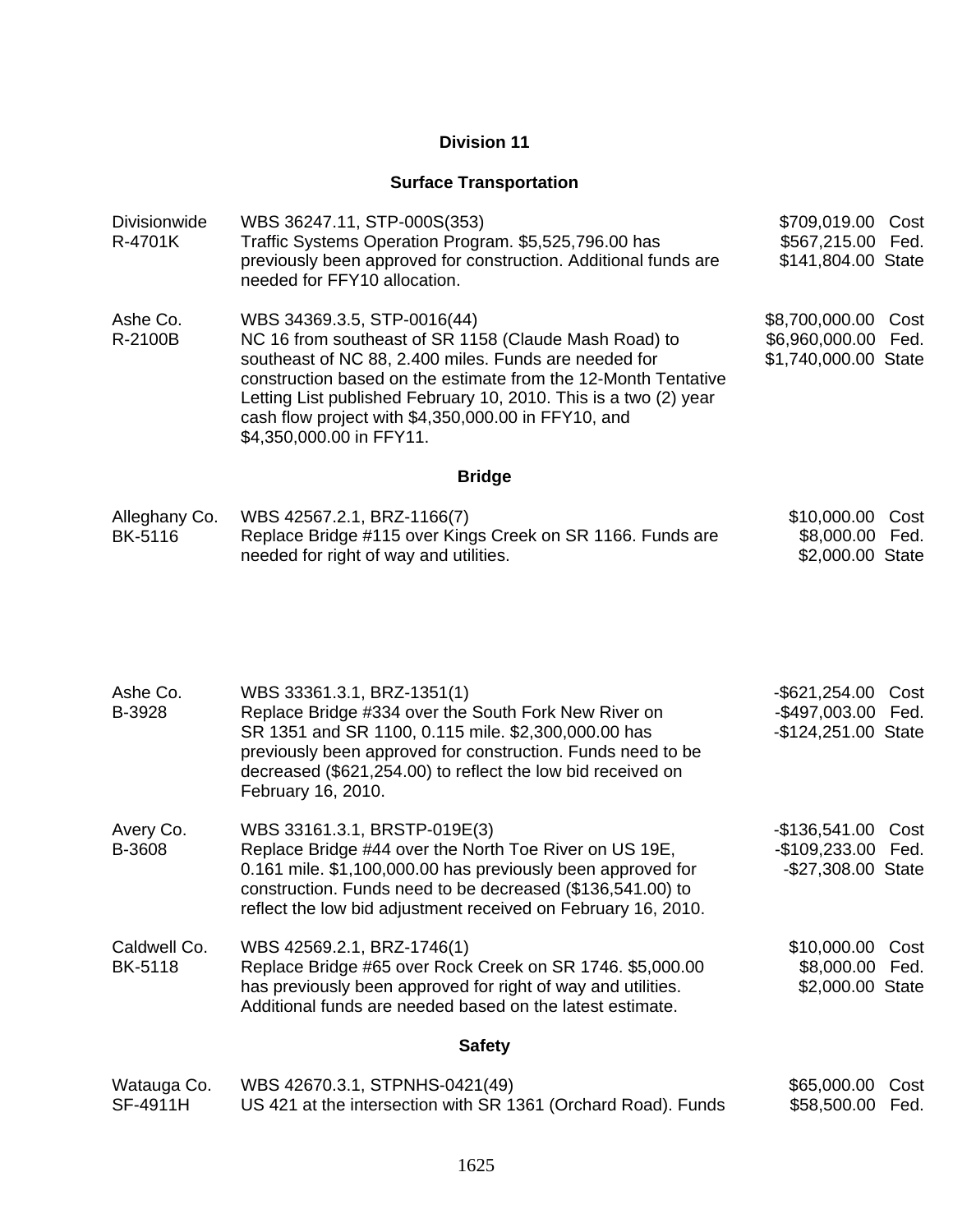## Division 11

### Surface Transportation

| | | |
|---|---|---|
| Divisionwide<br>R-4701K | WBS 36247.11, STP-000S(353)<br>Traffic Systems Operation Program. $5,525,796.00 has previously been approved for construction. Additional funds are needed for FFY10 allocation. | $709,019.00 Cost<br>$567,215.00 Fed.<br>$141,804.00 State |
| Ashe Co.<br>R-2100B | WBS 34369.3.5, STP-0016(44)<br>NC 16 from southeast of SR 1158 (Claude Mash Road) to southeast of NC 88, 2.400 miles. Funds are needed for construction based on the estimate from the 12-Month Tentative Letting List published February 10, 2010. This is a two (2) year cash flow project with $4,350,000.00 in FFY10, and $4,350,000.00 in FFY11. | $8,700,000.00 Cost<br>$6,960,000.00 Fed.<br>$1,740,000.00 State |

### Bridge

| | | |
|---|---|---|
| Alleghany Co.<br>BK-5116 | WBS 42567.2.1, BRZ-1166(7)<br>Replace Bridge #115 over Kings Creek on SR 1166. Funds are needed for right of way and utilities. | $10,000.00 Cost<br>$8,000.00 Fed.<br>$2,000.00 State |
| Ashe Co.<br>B-3928 | WBS 33361.3.1, BRZ-1351(1)<br>Replace Bridge #334 over the South Fork New River on SR 1351 and SR 1100, 0.115 mile. $2,300,000.00 has previously been approved for construction. Funds need to be decreased ($621,254.00) to reflect the low bid received on February 16, 2010. | -$621,254.00 Cost<br>-$497,003.00 Fed.<br>-$124,251.00 State |
| Avery Co.<br>B-3608 | WBS 33161.3.1, BRSTP-019E(3)<br>Replace Bridge #44 over the North Toe River on US 19E, 0.161 mile. $1,100,000.00 has previously been approved for construction. Funds need to be decreased ($136,541.00) to reflect the low bid adjustment received on February 16, 2010. | -$136,541.00 Cost<br>-$109,233.00 Fed.<br>-$27,308.00 State |
| Caldwell Co.<br>BK-5118 | WBS 42569.2.1, BRZ-1746(1)<br>Replace Bridge #65 over Rock Creek on SR 1746. $5,000.00 has previously been approved for right of way and utilities. Additional funds are needed based on the latest estimate. | $10,000.00 Cost<br>$8,000.00 Fed.<br>$2,000.00 State |

### Safety

| | | |
|---|---|---|
| Watauga Co.<br>SF-4911H | WBS 42670.3.1, STPNHS-0421(49)<br>US 421 at the intersection with SR 1361 (Orchard Road). Funds | $65,000.00 Cost<br>$58,500.00 Fed. |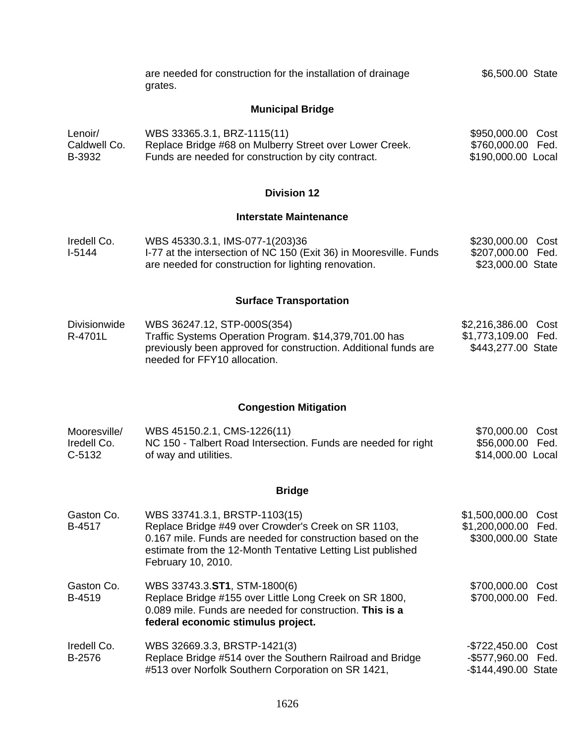| | | |
|---|---|---|
| | are needed for construction for the installation of drainage grates. | $6,500.00 State |

### Municipal Bridge

| | | |
|---|---|---|
| Lenoir/ Caldwell Co. B-3932 | WBS 33365.3.1, BRZ-1115(11) Replace Bridge #68 on Mulberry Street over Lower Creek. Funds are needed for construction by city contract. | $950,000.00 Cost $760,000.00 Fed. $190,000.00 Local |

## Division 12

### Interstate Maintenance

| | | |
|---|---|---|
| Iredell Co. I-5144 | WBS 45330.3.1, IMS-077-1(203)36 I-77 at the intersection of NC 150 (Exit 36) in Mooresville. Funds are needed for construction for lighting renovation. | $230,000.00 Cost $207,000.00 Fed. $23,000.00 State |

### Surface Transportation

| | | |
|---|---|---|
| Divisionwide R-4701L | WBS 36247.12, STP-000S(354) Traffic Systems Operation Program. $14,379,701.00 has previously been approved for construction. Additional funds are needed for FFY10 allocation. | $2,216,386.00 Cost $1,773,109.00 Fed. $443,277.00 State |

### Congestion Mitigation

| | | |
|---|---|---|
| Mooresville/ Iredell Co. C-5132 | WBS 45150.2.1, CMS-1226(11) NC 150 - Talbert Road Intersection. Funds are needed for right of way and utilities. | $70,000.00 Cost $56,000.00 Fed. $14,000.00 Local |

### Bridge

| | | |
|---|---|---|
| Gaston Co. B-4517 | WBS 33741.3.1, BRSTP-1103(15) Replace Bridge #49 over Crowder's Creek on SR 1103, 0.167 mile. Funds are needed for construction based on the estimate from the 12-Month Tentative Letting List published February 10, 2010. | $1,500,000.00 Cost $1,200,000.00 Fed. $300,000.00 State |
| Gaston Co. B-4519 | WBS 33743.3.**ST1**, STM-1800(6) Replace Bridge #155 over Little Long Creek on SR 1800, 0.089 mile. Funds are needed for construction. **This is a federal economic stimulus project.** | $700,000.00 Cost $700,000.00 Fed. |
| Iredell Co. B-2576 | WBS 32669.3.3, BRSTP-1421(3) Replace Bridge #514 over the Southern Railroad and Bridge #513 over Norfolk Southern Corporation on SR 1421, | -$722,450.00 Cost -$577,960.00 Fed. -$144,490.00 State |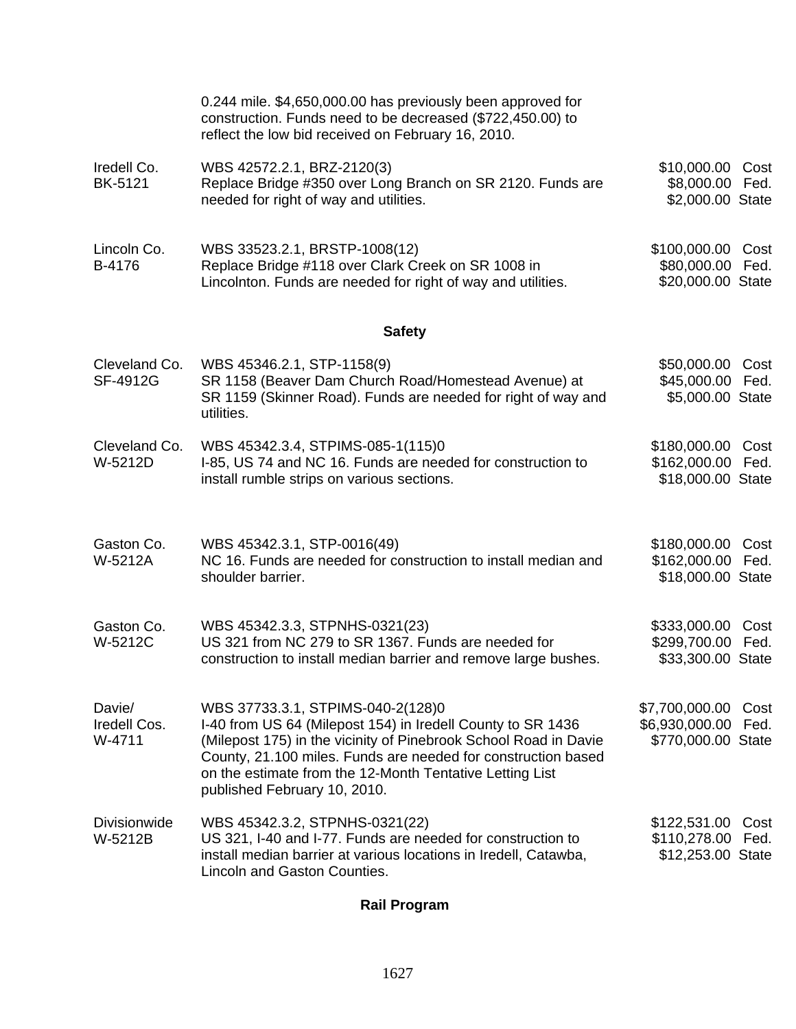0.244 mile. $4,650,000.00 has previously been approved for construction. Funds need to be decreased ($722,450.00) to reflect the low bid received on February 16, 2010.

| | | |
|---|---|---|
| Iredell Co.<br>BK-5121 | WBS 42572.2.1, BRZ-2120(3)<br>Replace Bridge #350 over Long Branch on SR 2120. Funds are needed for right of way and utilities. | $10,000.00 Cost<br>$8,000.00 Fed.<br>$2,000.00 State |
| Lincoln Co.<br>B-4176 | WBS 33523.2.1, BRSTP-1008(12)<br>Replace Bridge #118 over Clark Creek on SR 1008 in Lincolnton. Funds are needed for right of way and utilities. | $100,000.00 Cost<br>$80,000.00 Fed.<br>$20,000.00 State |

## Safety

| | | |
|---|---|---|
| Cleveland Co.<br>SF-4912G | WBS 45346.2.1, STP-1158(9)<br>SR 1158 (Beaver Dam Church Road/Homestead Avenue) at SR 1159 (Skinner Road). Funds are needed for right of way and utilities. | $50,000.00 Cost<br>$45,000.00 Fed.<br>$5,000.00 State |
| Cleveland Co.<br>W-5212D | WBS 45342.3.4, STPIMS-085-1(115)0<br>I-85, US 74 and NC 16. Funds are needed for construction to install rumble strips on various sections. | $180,000.00 Cost<br>$162,000.00 Fed.<br>$18,000.00 State |
| Gaston Co.<br>W-5212A | WBS 45342.3.1, STP-0016(49)<br>NC 16. Funds are needed for construction to install median and shoulder barrier. | $180,000.00 Cost<br>$162,000.00 Fed.<br>$18,000.00 State |
| Gaston Co.<br>W-5212C | WBS 45342.3.3, STPNHS-0321(23)<br>US 321 from NC 279 to SR 1367. Funds are needed for construction to install median barrier and remove large bushes. | $333,000.00 Cost<br>$299,700.00 Fed.<br>$33,300.00 State |
| Davie/<br>Iredell Cos.<br>W-4711 | WBS 37733.3.1, STPIMS-040-2(128)0<br>I-40 from US 64 (Milepost 154) in Iredell County to SR 1436 (Milepost 175) in the vicinity of Pinebrook School Road in Davie County, 21.100 miles. Funds are needed for construction based on the estimate from the 12-Month Tentative Letting List published February 10, 2010. | $7,700,000.00 Cost<br>$6,930,000.00 Fed.<br>$770,000.00 State |
| Divisionwide<br>W-5212B | WBS 45342.3.2, STPNHS-0321(22)<br>US 321, I-40 and I-77. Funds are needed for construction to install median barrier at various locations in Iredell, Catawba, Lincoln and Gaston Counties. | $122,531.00 Cost<br>$110,278.00 Fed.<br>$12,253.00 State |

## Rail Program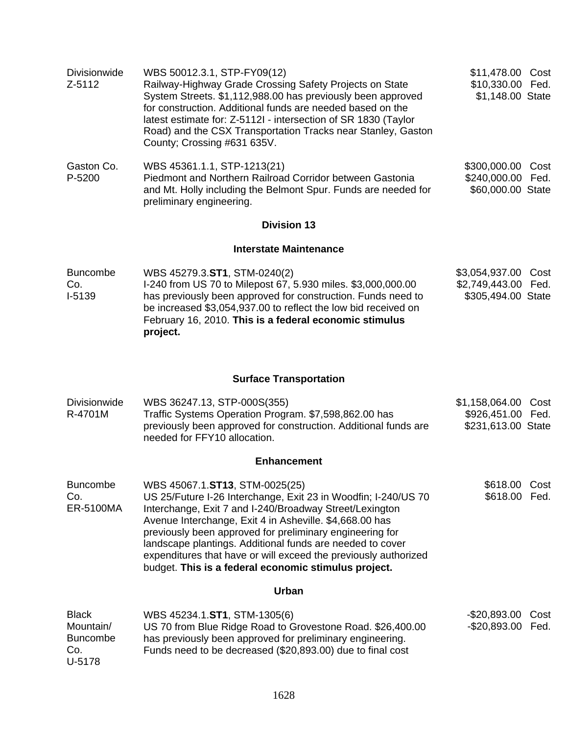| | | |
|---|---|---|
| Divisionwide<br>Z-5112 | WBS 50012.3.1, STP-FY09(12)<br>Railway-Highway Grade Crossing Safety Projects on State System Streets. $1,112,988.00 has previously been approved for construction. Additional funds are needed based on the latest estimate for: Z-5112I - intersection of SR 1830 (Taylor Road) and the CSX Transportation Tracks near Stanley, Gaston County; Crossing #631 635V. | $11,478.00 Cost<br>$10,330.00 Fed.<br>$1,148.00 State |
| Gaston Co.<br>P-5200 | WBS 45361.1.1, STP-1213(21)<br>Piedmont and Northern Railroad Corridor between Gastonia and Mt. Holly including the Belmont Spur. Funds are needed for preliminary engineering. | $300,000.00 Cost<br>$240,000.00 Fed.<br>$60,000.00 State |

## Division 13

### Interstate Maintenance

| | | |
|---|---|---|
| Buncombe Co.<br>I-5139 | WBS 45279.3.**ST1**, STM-0240(2)<br>I-240 from US 70 to Milepost 67, 5.930 miles. $3,000,000.00 has previously been approved for construction. Funds need to be increased $3,054,937.00 to reflect the low bid received on February 16, 2010. **This is a federal economic stimulus project.** | $3,054,937.00 Cost<br>$2,749,443.00 Fed.<br>$305,494.00 State |

### Surface Transportation

| | | |
|---|---|---|
| Divisionwide<br>R-4701M | WBS 36247.13, STP-000S(355)<br>Traffic Systems Operation Program. $7,598,862.00 has previously been approved for construction. Additional funds are needed for FFY10 allocation. | $1,158,064.00 Cost<br>$926,451.00 Fed.<br>$231,613.00 State |

### Enhancement

| | | |
|---|---|---|
| Buncombe Co.<br>ER-5100MA | WBS 45067.1.**ST13**, STM-0025(25)<br>US 25/Future I-26 Interchange, Exit 23 in Woodfin; I-240/US 70 Interchange, Exit 7 and I-240/Broadway Street/Lexington Avenue Interchange, Exit 4 in Asheville. $4,668.00 has previously been approved for preliminary engineering for landscape plantings. Additional funds are needed to cover expenditures that have or will exceed the previously authorized budget. **This is a federal economic stimulus project.** | $618.00 Cost<br>$618.00 Fed. |

### Urban

| | | |
|---|---|---|
| Black Mountain/ Buncombe Co.<br>U-5178 | WBS 45234.1.**ST1**, STM-1305(6)<br>US 70 from Blue Ridge Road to Grovestone Road. $26,400.00 has previously been approved for preliminary engineering. Funds need to be decreased ($20,893.00) due to final cost | -$20,893.00 Cost<br>-$20,893.00 Fed. |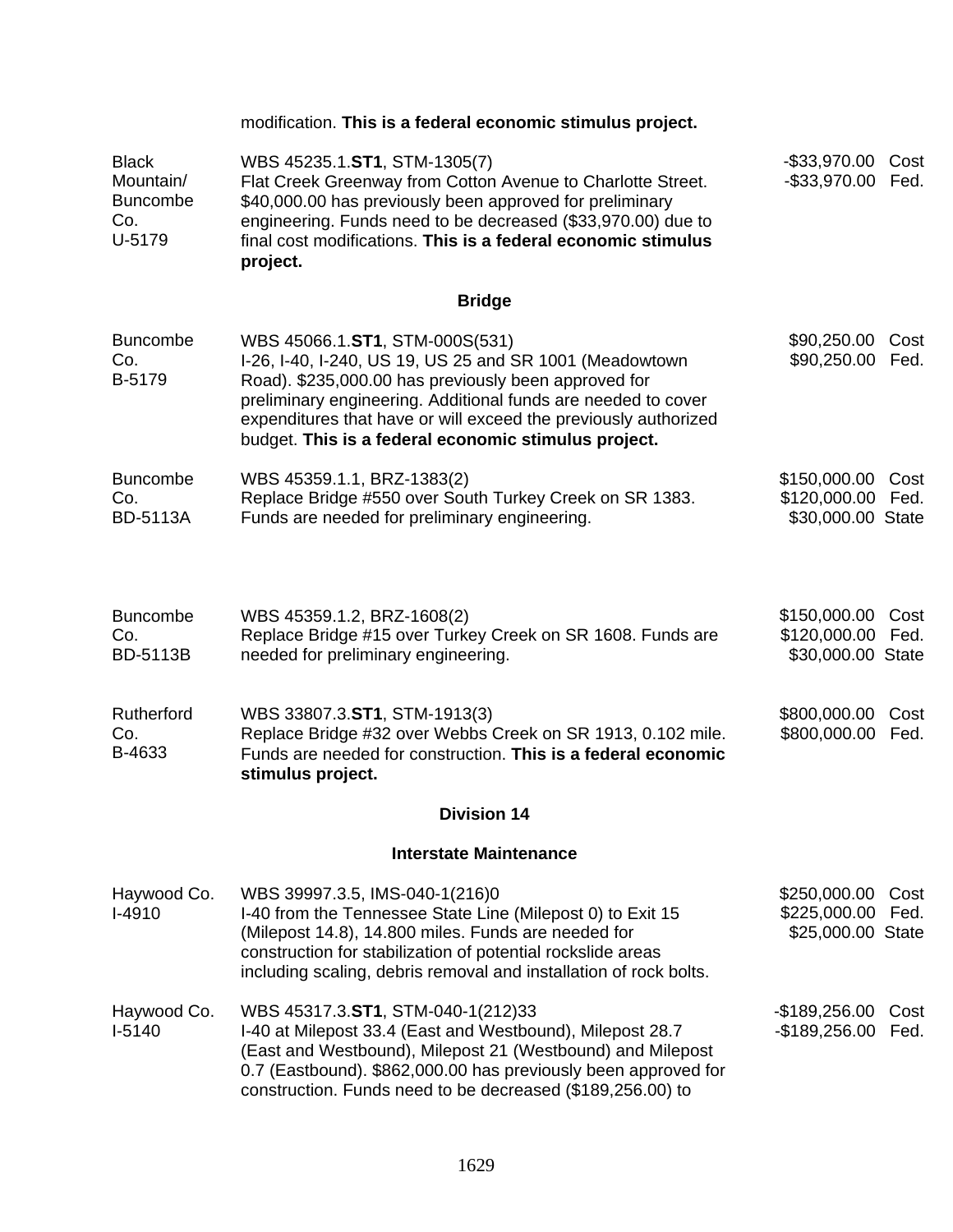modification. **This is a federal economic stimulus project.**

| | | | |
|---|---|---|---|
| Black Mountain/ Buncombe Co. U-5179 | WBS 45235.1.**ST1**, STM-1305(7) Flat Creek Greenway from Cotton Avenue to Charlotte Street. $40,000.00 has previously been approved for preliminary engineering. Funds need to be decreased ($33,970.00) due to final cost modifications. **This is a federal economic stimulus project.** | -$33,970.00<br>-$33,970.00 | Cost<br>Fed. |

**Bridge**

| | | | |
|---|---|---|---|
| Buncombe Co. B-5179 | WBS 45066.1.**ST1**, STM-000S(531) I-26, I-40, I-240, US 19, US 25 and SR 1001 (Meadowtown Road). $235,000.00 has previously been approved for preliminary engineering. Additional funds are needed to cover expenditures that have or will exceed the previously authorized budget. **This is a federal economic stimulus project.** | $90,250.00<br>$90,250.00 | Cost<br>Fed. |
| Buncombe Co. BD-5113A | WBS 45359.1.1, BRZ-1383(2) Replace Bridge #550 over South Turkey Creek on SR 1383. Funds are needed for preliminary engineering. | $150,000.00<br>$120,000.00<br>$30,000.00 | Cost<br>Fed.<br>State |
| Buncombe Co. BD-5113B | WBS 45359.1.2, BRZ-1608(2) Replace Bridge #15 over Turkey Creek on SR 1608. Funds are needed for preliminary engineering. | $150,000.00<br>$120,000.00<br>$30,000.00 | Cost<br>Fed.<br>State |
| Rutherford Co. B-4633 | WBS 33807.3.**ST1**, STM-1913(3) Replace Bridge #32 over Webbs Creek on SR 1913, 0.102 mile. Funds are needed for construction. **This is a federal economic stimulus project.** | $800,000.00<br>$800,000.00 | Cost<br>Fed. |

**Division 14**

**Interstate Maintenance**

| | | | |
|---|---|---|---|
| Haywood Co. I-4910 | WBS 39997.3.5, IMS-040-1(216)0 I-40 from the Tennessee State Line (Milepost 0) to Exit 15 (Milepost 14.8), 14.800 miles. Funds are needed for construction for stabilization of potential rockslide areas including scaling, debris removal and installation of rock bolts. | $250,000.00<br>$225,000.00<br>$25,000.00 | Cost<br>Fed.<br>State |
| Haywood Co. I-5140 | WBS 45317.3.**ST1**, STM-040-1(212)33 I-40 at Milepost 33.4 (East and Westbound), Milepost 28.7 (East and Westbound), Milepost 21 (Westbound) and Milepost 0.7 (Eastbound). $862,000.00 has previously been approved for construction. Funds need to be decreased ($189,256.00) to | -$189,256.00<br>-$189,256.00 | Cost<br>Fed. |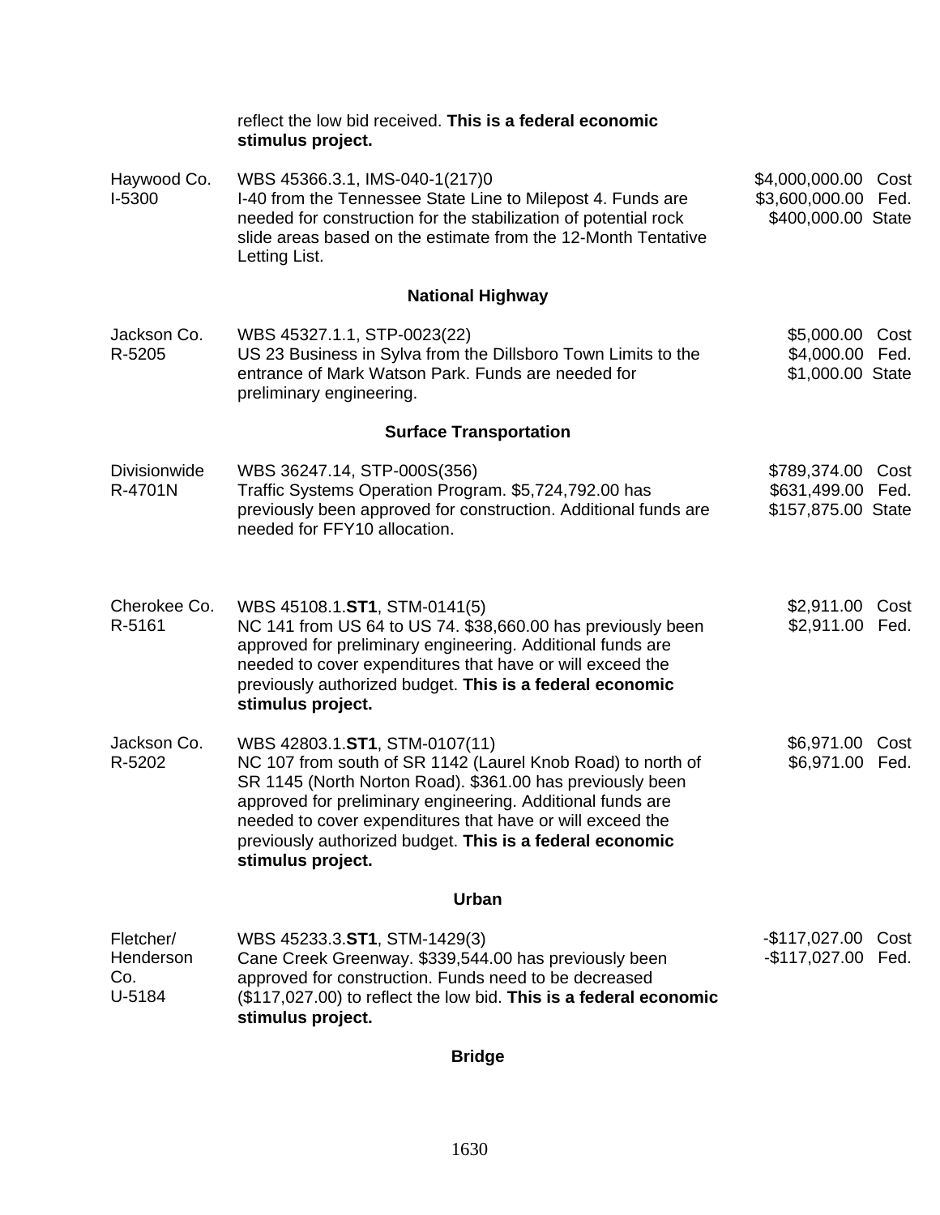reflect the low bid received. **This is a federal economic stimulus project.**

| | | |
|---|---|---|
| Haywood Co.<br>I-5300 | WBS 45366.3.1, IMS-040-1(217)0<br>I-40 from the Tennessee State Line to Milepost 4. Funds are needed for construction for the stabilization of potential rock slide areas based on the estimate from the 12-Month Tentative Letting List. | \$4,000,000.00 Cost<br>\$3,600,000.00 Fed.<br>\$400,000.00 State |

**National Highway**

| | | |
|---|---|---|
| Jackson Co.<br>R-5205 | WBS 45327.1.1, STP-0023(22)<br>US 23 Business in Sylva from the Dillsboro Town Limits to the entrance of Mark Watson Park. Funds are needed for preliminary engineering. | \$5,000.00 Cost<br>\$4,000.00 Fed.<br>\$1,000.00 State |

**Surface Transportation**

| | | |
|---|---|---|
| Divisionwide<br>R-4701N | WBS 36247.14, STP-000S(356)<br>Traffic Systems Operation Program. \$5,724,792.00 has previously been approved for construction. Additional funds are needed for FFY10 allocation. | \$789,374.00 Cost<br>\$631,499.00 Fed.<br>\$157,875.00 State |
| Cherokee Co.<br>R-5161 | WBS 45108.1.**ST1**, STM-0141(5)<br>NC 141 from US 64 to US 74. \$38,660.00 has previously been approved for preliminary engineering. Additional funds are needed to cover expenditures that have or will exceed the previously authorized budget. **This is a federal economic stimulus project.** | \$2,911.00 Cost<br>\$2,911.00 Fed. |
| Jackson Co.<br>R-5202 | WBS 42803.1.**ST1**, STM-0107(11)<br>NC 107 from south of SR 1142 (Laurel Knob Road) to north of SR 1145 (North Norton Road). \$361.00 has previously been approved for preliminary engineering. Additional funds are needed to cover expenditures that have or will exceed the previously authorized budget. **This is a federal economic stimulus project.** | \$6,971.00 Cost<br>\$6,971.00 Fed. |

**Urban**

| | | |
|---|---|---|
| Fletcher/<br>Henderson<br>Co.<br>U-5184 | WBS 45233.3.**ST1**, STM-1429(3)<br>Cane Creek Greenway. \$339,544.00 has previously been approved for construction. Funds need to be decreased (\$117,027.00) to reflect the low bid. **This is a federal economic stimulus project.** | -\$117,027.00 Cost<br>-\$117,027.00 Fed. |

**Bridge**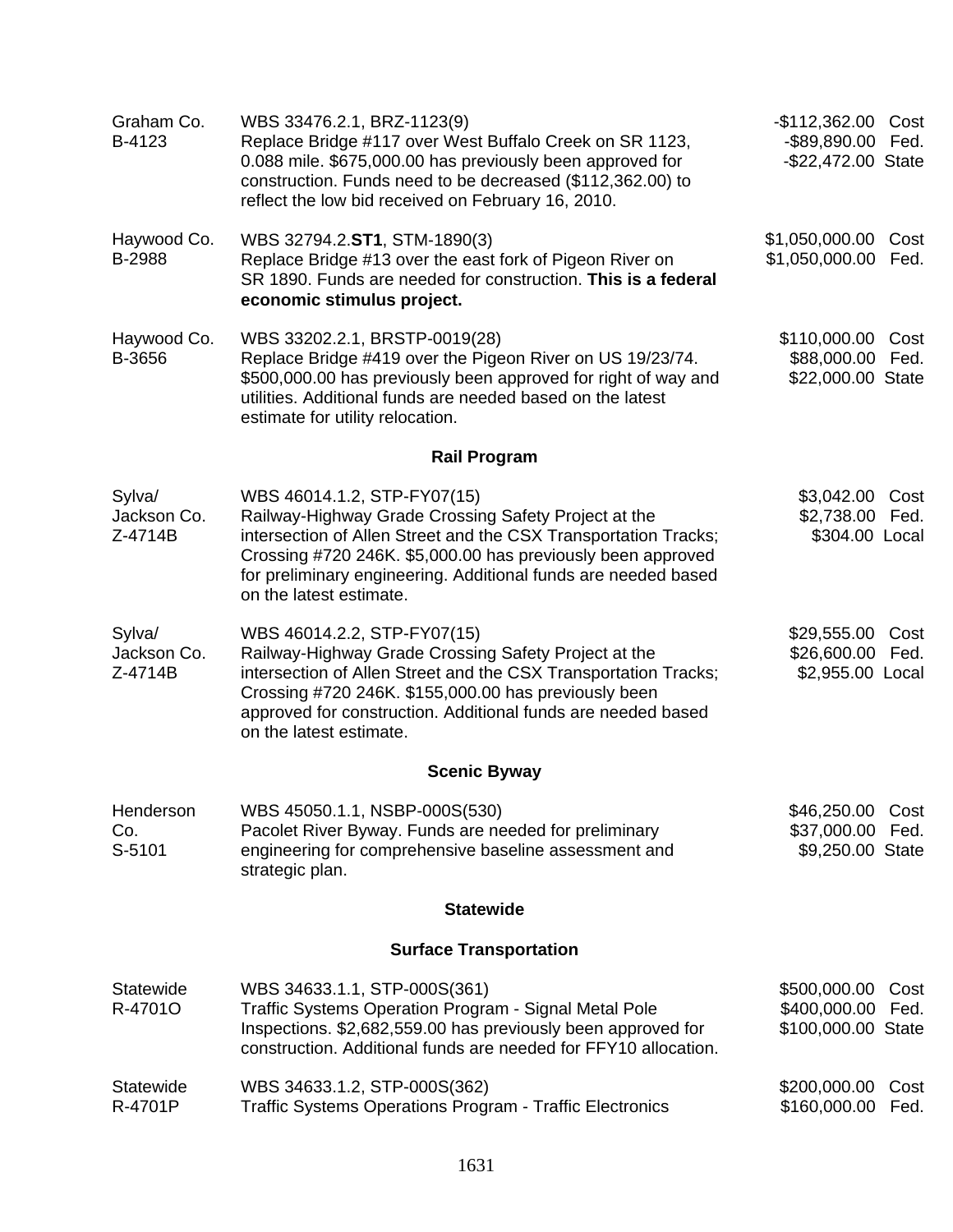| | | | |
|---|---|---|---|
| Graham Co.<br>B-4123 | WBS 33476.2.1, BRZ-1123(9)<br>Replace Bridge #117 over West Buffalo Creek on SR 1123, 0.088 mile. $675,000.00 has previously been approved for construction. Funds need to be decreased ($112,362.00) to reflect the low bid received on February 16, 2010. | -$112,362.00<br>-$89,890.00<br>-$22,472.00 | Cost<br>Fed.<br>State |
| Haywood Co.<br>B-2988 | WBS 32794.2.**ST1**, STM-1890(3)<br>Replace Bridge #13 over the east fork of Pigeon River on SR 1890. Funds are needed for construction. **This is a federal economic stimulus project.** | $1,050,000.00<br>$1,050,000.00 | Cost<br>Fed. |
| Haywood Co.<br>B-3656 | WBS 33202.2.1, BRSTP-0019(28)<br>Replace Bridge #419 over the Pigeon River on US 19/23/74. $500,000.00 has previously been approved for right of way and utilities. Additional funds are needed based on the latest estimate for utility relocation. | $110,000.00<br>$88,000.00<br>$22,000.00 | Cost<br>Fed.<br>State |

**Rail Program**

| | | | |
|---|---|---|---|
| Sylva/<br>Jackson Co.<br>Z-4714B | WBS 46014.1.2, STP-FY07(15)<br>Railway-Highway Grade Crossing Safety Project at the intersection of Allen Street and the CSX Transportation Tracks; Crossing #720 246K. $5,000.00 has previously been approved for preliminary engineering. Additional funds are needed based on the latest estimate. | $3,042.00<br>$2,738.00<br>$304.00 | Cost<br>Fed.<br>Local |
| Sylva/<br>Jackson Co.<br>Z-4714B | WBS 46014.2.2, STP-FY07(15)<br>Railway-Highway Grade Crossing Safety Project at the intersection of Allen Street and the CSX Transportation Tracks; Crossing #720 246K. $155,000.00 has previously been approved for construction. Additional funds are needed based on the latest estimate. | $29,555.00<br>$26,600.00<br>$2,955.00 | Cost<br>Fed.<br>Local |

**Scenic Byway**

| | | | |
|---|---|---|---|
| Henderson Co.<br>S-5101 | WBS 45050.1.1, NSBP-000S(530)<br>Pacolet River Byway. Funds are needed for preliminary engineering for comprehensive baseline assessment and strategic plan. | $46,250.00<br>$37,000.00<br>$9,250.00 | Cost<br>Fed.<br>State |

**Statewide**

**Surface Transportation**

| | | | |
|---|---|---|---|
| Statewide<br>R-4701O | WBS 34633.1.1, STP-000S(361)<br>Traffic Systems Operation Program - Signal Metal Pole Inspections. $2,682,559.00 has previously been approved for construction. Additional funds are needed for FFY10 allocation. | $500,000.00<br>$400,000.00<br>$100,000.00 | Cost<br>Fed.<br>State |
| Statewide<br>R-4701P | WBS 34633.1.2, STP-000S(362)<br>Traffic Systems Operations Program - Traffic Electronics | $200,000.00<br>$160,000.00 | Cost<br>Fed. |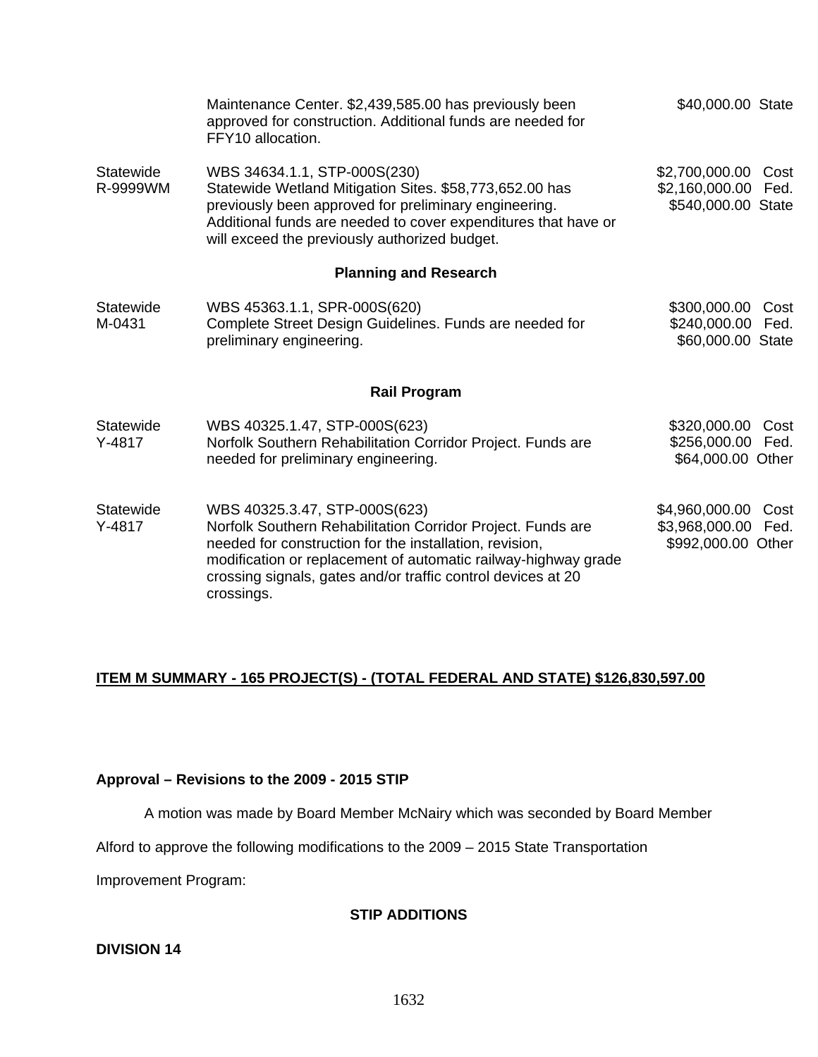| | | |
|---|---|---|
| | Maintenance Center. $2,439,585.00 has previously been approved for construction. Additional funds are needed for FFY10 allocation. | $40,000.00 State |
| Statewide R-9999WM | WBS 34634.1.1, STP-000S(230) Statewide Wetland Mitigation Sites. $58,773,652.00 has previously been approved for preliminary engineering. Additional funds are needed to cover expenditures that have or will exceed the previously authorized budget. | $2,700,000.00 Cost $2,160,000.00 Fed. $540,000.00 State |

**Planning and Research**

| | | |
|---|---|---|
| Statewide M-0431 | WBS 45363.1.1, SPR-000S(620) Complete Street Design Guidelines. Funds are needed for preliminary engineering. | $300,000.00 Cost $240,000.00 Fed. $60,000.00 State |

**Rail Program**

| | | |
|---|---|---|
| Statewide Y-4817 | WBS 40325.1.47, STP-000S(623) Norfolk Southern Rehabilitation Corridor Project. Funds are needed for preliminary engineering. | $320,000.00 Cost $256,000.00 Fed. $64,000.00 Other |
| Statewide Y-4817 | WBS 40325.3.47, STP-000S(623) Norfolk Southern Rehabilitation Corridor Project. Funds are needed for construction for the installation, revision, modification or replacement of automatic railway-highway grade crossing signals, gates and/or traffic control devices at 20 crossings. | $4,960,000.00 Cost $3,968,000.00 Fed. $992,000.00 Other |

**ITEM M SUMMARY - 165 PROJECT(S) - (TOTAL FEDERAL AND STATE) $126,830,597.00**

**Approval – Revisions to the 2009 - 2015 STIP**

A motion was made by Board Member McNairy which was seconded by Board Member Alford to approve the following modifications to the 2009 – 2015 State Transportation Improvement Program:

**STIP ADDITIONS**

**DIVISION 14**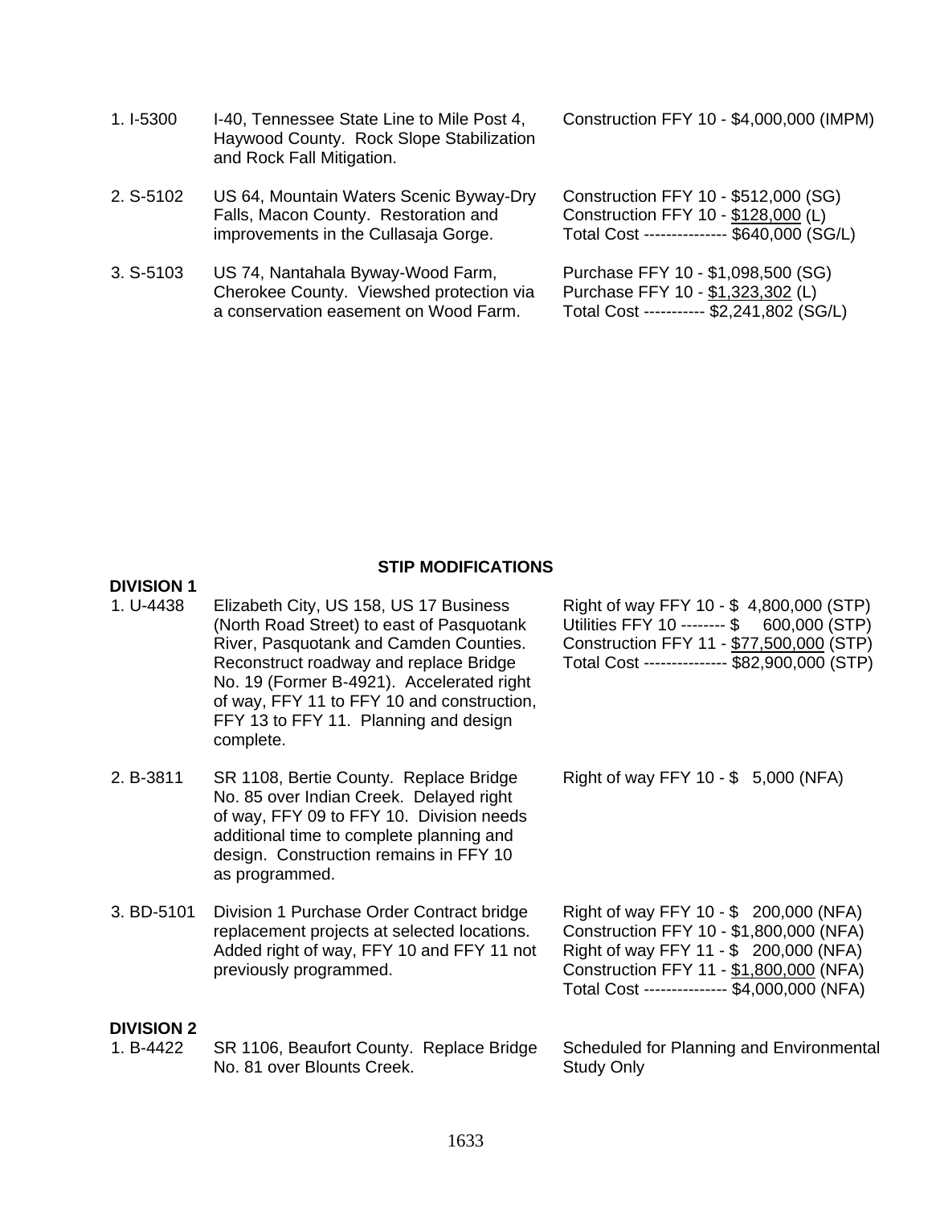| | | |
|---|---|---|
| 1. I-5300 | I-40, Tennessee State Line to Mile Post 4, Haywood County. Rock Slope Stabilization and Rock Fall Mitigation. | Construction FFY 10 - $4,000,000 (IMPM) |
| 2. S-5102 | US 64, Mountain Waters Scenic Byway-Dry Falls, Macon County. Restoration and improvements in the Cullasaja Gorge. | Construction FFY 10 - $512,000 (SG)<br>Construction FFY 10 - $128,000 (L)<br>Total Cost --------------- $640,000 (SG/L) |
| 3. S-5103 | US 74, Nantahala Byway-Wood Farm, Cherokee County. Viewshed protection via a conservation easement on Wood Farm. | Purchase FFY 10 - $1,098,500 (SG)<br>Purchase FFY 10 - $1,323,302 (L)<br>Total Cost ----------- $2,241,802 (SG/L) |

## STIP MODIFICATIONS

**DIVISION 1**

| | | |
|---|---|---|
| 1. U-4438 | Elizabeth City, US 158, US 17 Business (North Road Street) to east of Pasquotank River, Pasquotank and Camden Counties. Reconstruct roadway and replace Bridge No. 19 (Former B-4921). Accelerated right of way, FFY 11 to FFY 10 and construction, FFY 13 to FFY 11. Planning and design complete. | Right of way FFY 10 - $ 4,800,000 (STP)<br>Utilities FFY 10 -------- $ 600,000 (STP)<br>Construction FFY 11 - $77,500,000 (STP)<br>Total Cost --------------- $82,900,000 (STP) |
| 2. B-3811 | SR 1108, Bertie County. Replace Bridge No. 85 over Indian Creek. Delayed right of way, FFY 09 to FFY 10. Division needs additional time to complete planning and design. Construction remains in FFY 10 as programmed. | Right of way FFY 10 - $ 5,000 (NFA) |
| 3. BD-5101 | Division 1 Purchase Order Contract bridge replacement projects at selected locations. Added right of way, FFY 10 and FFY 11 not previously programmed. | Right of way FFY 10 - $ 200,000 (NFA)<br>Construction FFY 10 - $1,800,000 (NFA)<br>Right of way FFY 11 - $ 200,000 (NFA)<br>Construction FFY 11 - $1,800,000 (NFA)<br>Total Cost --------------- $4,000,000 (NFA) |

**DIVISION 2**

| | | |
|---|---|---|
| 1. B-4422 | SR 1106, Beaufort County. Replace Bridge No. 81 over Blounts Creek. | Scheduled for Planning and Environmental Study Only |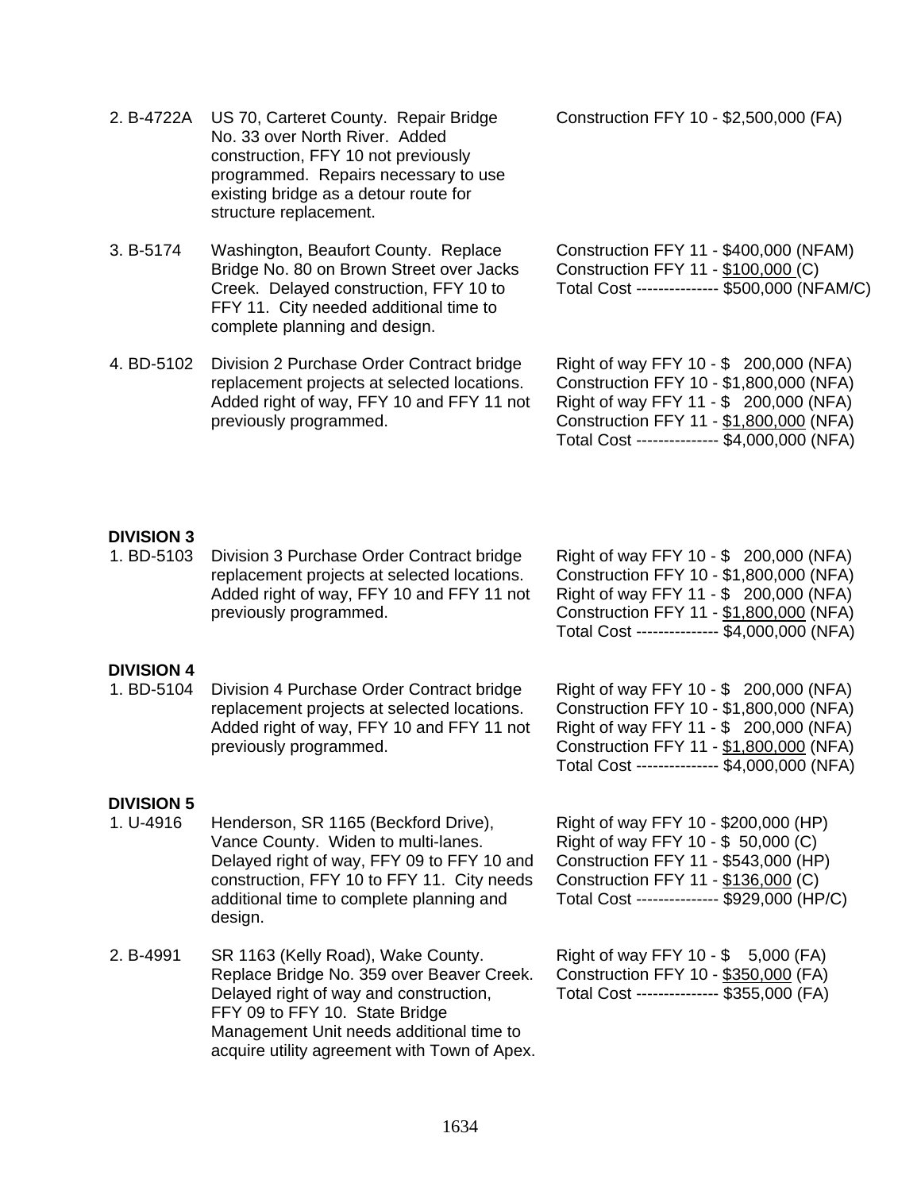2. B-4722A US 70, Carteret County. Repair Bridge No. 33 over North River. Added construction, FFY 10 not previously programmed. Repairs necessary to use existing bridge as a detour route for structure replacement.

Construction FFY 10 - $2,500,000 (FA)

3. B-5174 Washington, Beaufort County. Replace Bridge No. 80 on Brown Street over Jacks Creek. Delayed construction, FFY 10 to FFY 11. City needed additional time to complete planning and design.

Construction FFY 11 - $400,000 (NFAM)
Construction FFY 11 - $100,000 (C)
Total Cost --------------- $500,000 (NFAM/C)

4. BD-5102 Division 2 Purchase Order Contract bridge replacement projects at selected locations. Added right of way, FFY 10 and FFY 11 not previously programmed.

Right of way FFY 10 - $ 200,000 (NFA)
Construction FFY 10 - $1,800,000 (NFA)
Right of way FFY 11 - $ 200,000 (NFA)
Construction FFY 11 - $1,800,000 (NFA)
Total Cost --------------- $4,000,000 (NFA)

**DIVISION 3**

1. BD-5103 Division 3 Purchase Order Contract bridge replacement projects at selected locations. Added right of way, FFY 10 and FFY 11 not previously programmed.

Right of way FFY 10 - $ 200,000 (NFA)
Construction FFY 10 - $1,800,000 (NFA)
Right of way FFY 11 - $ 200,000 (NFA)
Construction FFY 11 - $1,800,000 (NFA)
Total Cost --------------- $4,000,000 (NFA)

**DIVISION 4**

1. BD-5104 Division 4 Purchase Order Contract bridge replacement projects at selected locations. Added right of way, FFY 10 and FFY 11 not previously programmed.

Right of way FFY 10 - $ 200,000 (NFA)
Construction FFY 10 - $1,800,000 (NFA)
Right of way FFY 11 - $ 200,000 (NFA)
Construction FFY 11 - $1,800,000 (NFA)
Total Cost --------------- $4,000,000 (NFA)

**DIVISION 5**

1. U-4916 Henderson, SR 1165 (Beckford Drive), Vance County. Widen to multi-lanes. Delayed right of way, FFY 09 to FFY 10 and construction, FFY 10 to FFY 11. City needs additional time to complete planning and design.

Right of way FFY 10 - $200,000 (HP)
Right of way FFY 10 - $ 50,000 (C)
Construction FFY 11 - $543,000 (HP)
Construction FFY 11 - $136,000 (C)
Total Cost --------------- $929,000 (HP/C)

2. B-4991 SR 1163 (Kelly Road), Wake County. Replace Bridge No. 359 over Beaver Creek. Delayed right of way and construction, FFY 09 to FFY 10. State Bridge Management Unit needs additional time to acquire utility agreement with Town of Apex.

Right of way FFY 10 - $ 5,000 (FA)
Construction FFY 10 - $350,000 (FA)
Total Cost --------------- $355,000 (FA)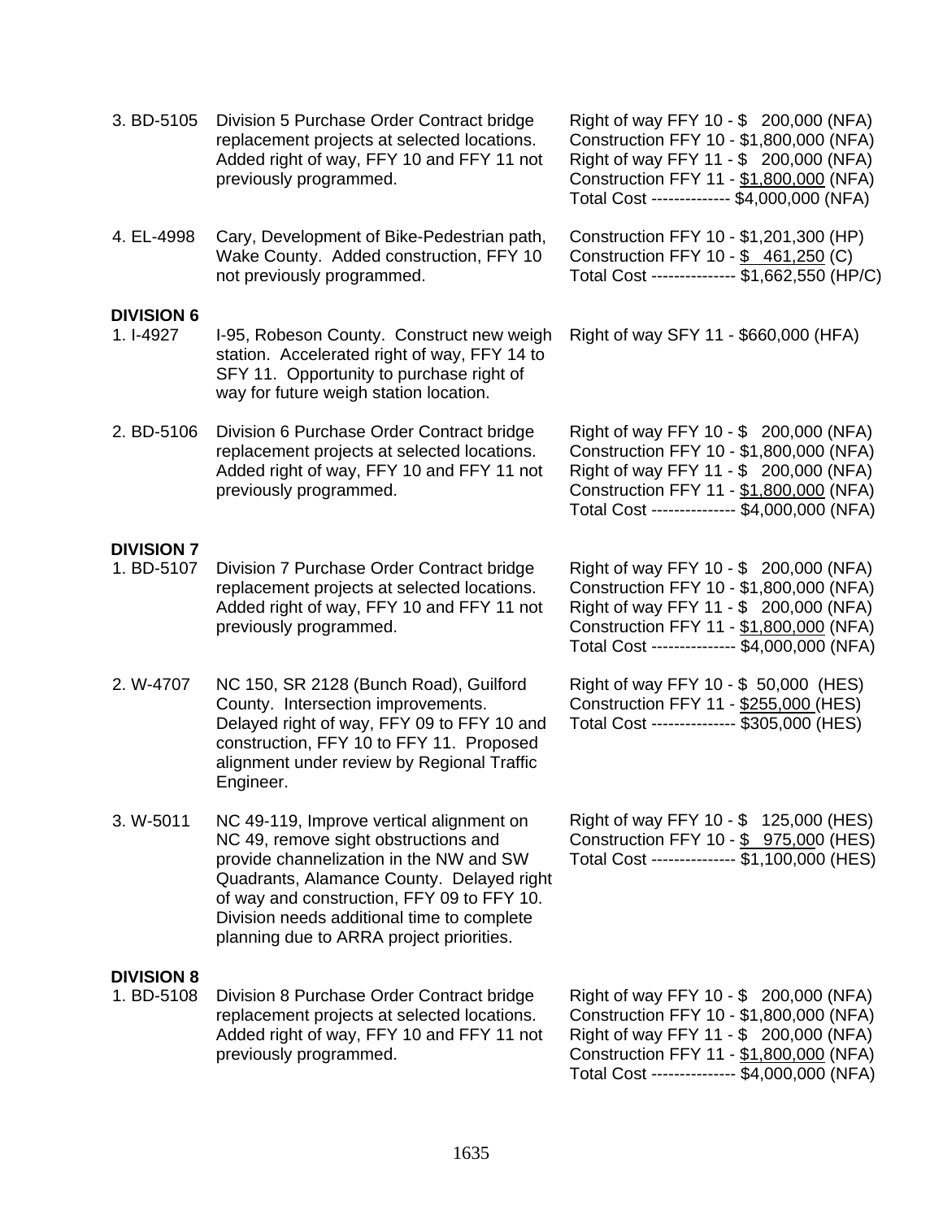3\. BD-5105 Division 5 Purchase Order Contract bridge replacement projects at selected locations. Added right of way, FFY 10 and FFY 11 not previously programmed.

Right of way FFY 10 - $ 200,000 (NFA)
Construction FFY 10 - $1,800,000 (NFA)
Right of way FFY 11 - $ 200,000 (NFA)
Construction FFY 11 - $1,800,000 (NFA)
Total Cost -------------- $4,000,000 (NFA)

4\. EL-4998 Cary, Development of Bike-Pedestrian path, Wake County. Added construction, FFY 10 not previously programmed.

Construction FFY 10 - $1,201,300 (HP)
Construction FFY 10 - $ 461,250 (C)
Total Cost --------------- $1,662,550 (HP/C)

**DIVISION 6**

1\. I-4927 I-95, Robeson County. Construct new weigh station. Accelerated right of way, FFY 14 to SFY 11. Opportunity to purchase right of way for future weigh station location.

Right of way SFY 11 - $660,000 (HFA)

2\. BD-5106 Division 6 Purchase Order Contract bridge replacement projects at selected locations. Added right of way, FFY 10 and FFY 11 not previously programmed.

Right of way FFY 10 - $ 200,000 (NFA)
Construction FFY 10 - $1,800,000 (NFA)
Right of way FFY 11 - $ 200,000 (NFA)
Construction FFY 11 - $1,800,000 (NFA)
Total Cost --------------- $4,000,000 (NFA)

**DIVISION 7**

1\. BD-5107 Division 7 Purchase Order Contract bridge replacement projects at selected locations. Added right of way, FFY 10 and FFY 11 not previously programmed.

Right of way FFY 10 - $ 200,000 (NFA)
Construction FFY 10 - $1,800,000 (NFA)
Right of way FFY 11 - $ 200,000 (NFA)
Construction FFY 11 - $1,800,000 (NFA)
Total Cost --------------- $4,000,000 (NFA)

2\. W-4707 NC 150, SR 2128 (Bunch Road), Guilford County. Intersection improvements. Delayed right of way, FFY 09 to FFY 10 and construction, FFY 10 to FFY 11. Proposed alignment under review by Regional Traffic Engineer.

Right of way FFY 10 - $ 50,000 (HES)
Construction FFY 11 - $255,000 (HES)
Total Cost --------------- $305,000 (HES)

3\. W-5011 NC 49-119, Improve vertical alignment on NC 49, remove sight obstructions and provide channelization in the NW and SW Quadrants, Alamance County. Delayed right of way and construction, FFY 09 to FFY 10. Division needs additional time to complete planning due to ARRA project priorities.

Right of way FFY 10 - $ 125,000 (HES)
Construction FFY 10 - $ 975,000 (HES)
Total Cost --------------- $1,100,000 (HES)

**DIVISION 8**

1\. BD-5108 Division 8 Purchase Order Contract bridge replacement projects at selected locations. Added right of way, FFY 10 and FFY 11 not previously programmed.

Right of way FFY 10 - $ 200,000 (NFA)
Construction FFY 10 - $1,800,000 (NFA)
Right of way FFY 11 - $ 200,000 (NFA)
Construction FFY 11 - $1,800,000 (NFA)
Total Cost --------------- $4,000,000 (NFA)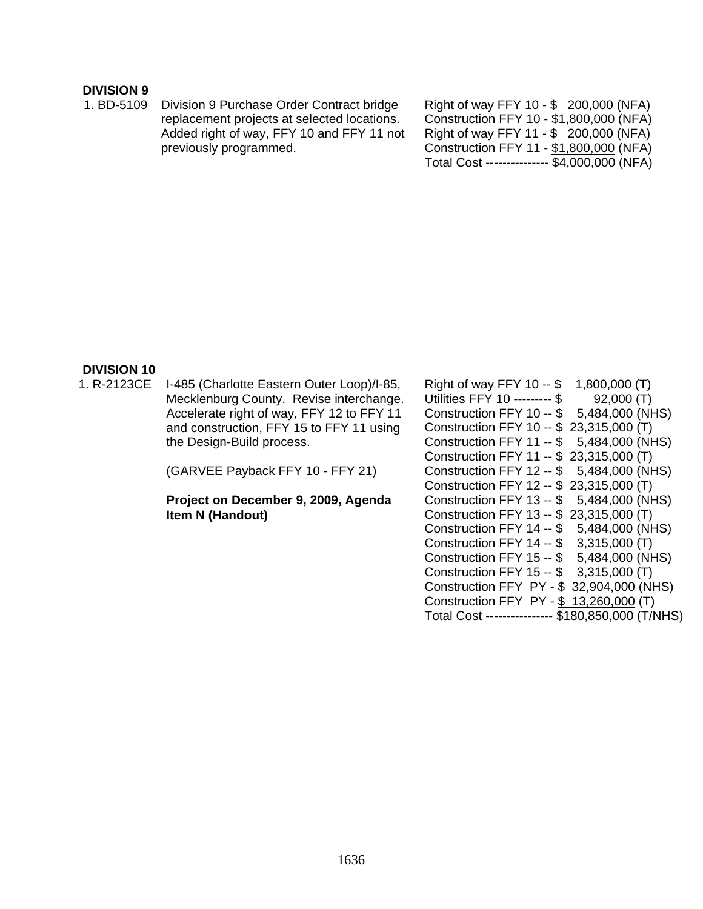**DIVISION 9**

1. BD-5109 Division 9 Purchase Order Contract bridge replacement projects at selected locations. Added right of way, FFY 10 and FFY 11 not previously programmed.

Right of way FFY 10 - $ 200,000 (NFA)
Construction FFY 10 - $1,800,000 (NFA)
Right of way FFY 11 - $ 200,000 (NFA)
Construction FFY 11 - $1,800,000 (NFA)
Total Cost --------------- $4,000,000 (NFA)

**DIVISION 10**

1. R-2123CE I-485 (Charlotte Eastern Outer Loop)/I-85, Mecklenburg County. Revise interchange. Accelerate right of way, FFY 12 to FFY 11 and construction, FFY 15 to FFY 11 using the Design-Build process.

(GARVEE Payback FFY 10 - FFY 21)

**Project on December 9, 2009, Agenda Item N (Handout)**

Right of way FFY 10 -- $ 1,800,000 (T)
Utilities FFY 10 --------- $ 92,000 (T)
Construction FFY 10 -- $ 5,484,000 (NHS)
Construction FFY 10 -- $ 23,315,000 (T)
Construction FFY 11 -- $ 5,484,000 (NHS)
Construction FFY 11 -- $ 23,315,000 (T)
Construction FFY 12 -- $ 5,484,000 (NHS)
Construction FFY 12 -- $ 23,315,000 (T)
Construction FFY 13 -- $ 5,484,000 (NHS)
Construction FFY 13 -- $ 23,315,000 (T)
Construction FFY 14 -- $ 5,484,000 (NHS)
Construction FFY 14 -- $ 3,315,000 (T)
Construction FFY 15 -- $ 5,484,000 (NHS)
Construction FFY 15 -- $ 3,315,000 (T)
Construction FFY PY - $ 32,904,000 (NHS)
Construction FFY PY - $ 13,260,000 (T)
Total Cost ---------------- $180,850,000 (T/NHS)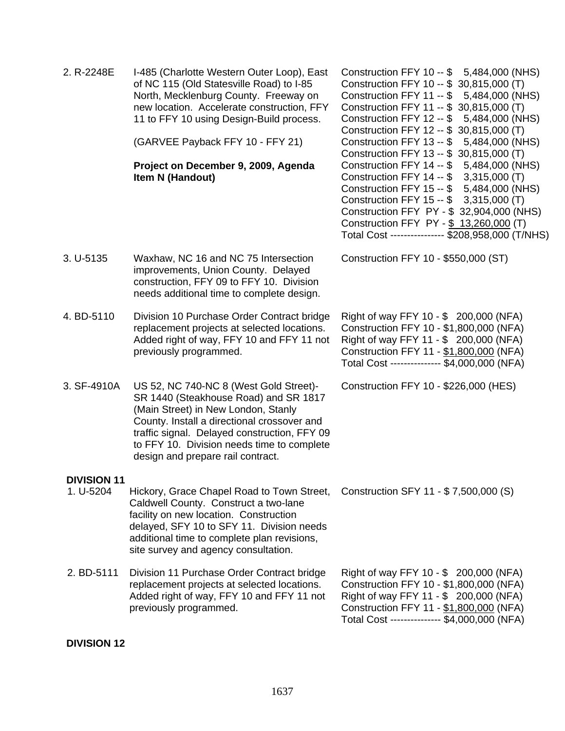| | | |
|---|---|---|
| 2. R-2248E | I-485 (Charlotte Western Outer Loop), East of NC 115 (Old Statesville Road) to I-85 North, Mecklenburg County. Freeway on new location. Accelerate construction, FFY 11 to FFY 10 using Design-Build process.<br><br>(GARVEE Payback FFY 10 - FFY 21)<br><br>**Project on December 9, 2009, Agenda Item N (Handout)** | Construction FFY 10 -- $ 5,484,000 (NHS)<br>Construction FFY 10 -- $ 30,815,000 (T)<br>Construction FFY 11 -- $ 5,484,000 (NHS)<br>Construction FFY 11 -- $ 30,815,000 (T)<br>Construction FFY 12 -- $ 5,484,000 (NHS)<br>Construction FFY 12 -- $ 30,815,000 (T)<br>Construction FFY 13 -- $ 5,484,000 (NHS)<br>Construction FFY 13 -- $ 30,815,000 (T)<br>Construction FFY 14 -- $ 5,484,000 (NHS)<br>Construction FFY 14 -- $ 3,315,000 (T)<br>Construction FFY 15 -- $ 5,484,000 (NHS)<br>Construction FFY 15 -- $ 3,315,000 (T)<br>Construction FFY PY - $ 32,904,000 (NHS)<br>Construction FFY PY - $ 13,260,000 (T)<br>Total Cost --------------- $208,958,000 (T/NHS) |
| 3. U-5135 | Waxhaw, NC 16 and NC 75 Intersection improvements, Union County. Delayed construction, FFY 09 to FFY 10. Division needs additional time to complete design. | Construction FFY 10 - $550,000 (ST) |
| 4. BD-5110 | Division 10 Purchase Order Contract bridge replacement projects at selected locations. Added right of way, FFY 10 and FFY 11 not previously programmed. | Right of way FFY 10 - $ 200,000 (NFA)<br>Construction FFY 10 - $1,800,000 (NFA)<br>Right of way FFY 11 - $ 200,000 (NFA)<br>Construction FFY 11 - $1,800,000 (NFA)<br>Total Cost -------------- $4,000,000 (NFA) |
| 3. SF-4910A | US 52, NC 740-NC 8 (West Gold Street)-SR 1440 (Steakhouse Road) and SR 1817 (Main Street) in New London, Stanly County. Install a directional crossover and traffic signal. Delayed construction, FFY 09 to FFY 10. Division needs time to complete design and prepare rail contract. | Construction FFY 10 - $226,000 (HES) |

**DIVISION 11**

| | | |
|---|---|---|
| 1. U-5204 | Hickory, Grace Chapel Road to Town Street, Caldwell County. Construct a two-lane facility on new location. Construction delayed, SFY 10 to SFY 11. Division needs additional time to complete plan revisions, site survey and agency consultation. | Construction SFY 11 - $ 7,500,000 (S) |
| 2. BD-5111 | Division 11 Purchase Order Contract bridge replacement projects at selected locations. Added right of way, FFY 10 and FFY 11 not previously programmed. | Right of way FFY 10 - $ 200,000 (NFA)<br>Construction FFY 10 - $1,800,000 (NFA)<br>Right of way FFY 11 - $ 200,000 (NFA)<br>Construction FFY 11 - $1,800,000 (NFA)<br>Total Cost -------------- $4,000,000 (NFA) |

**DIVISION 12**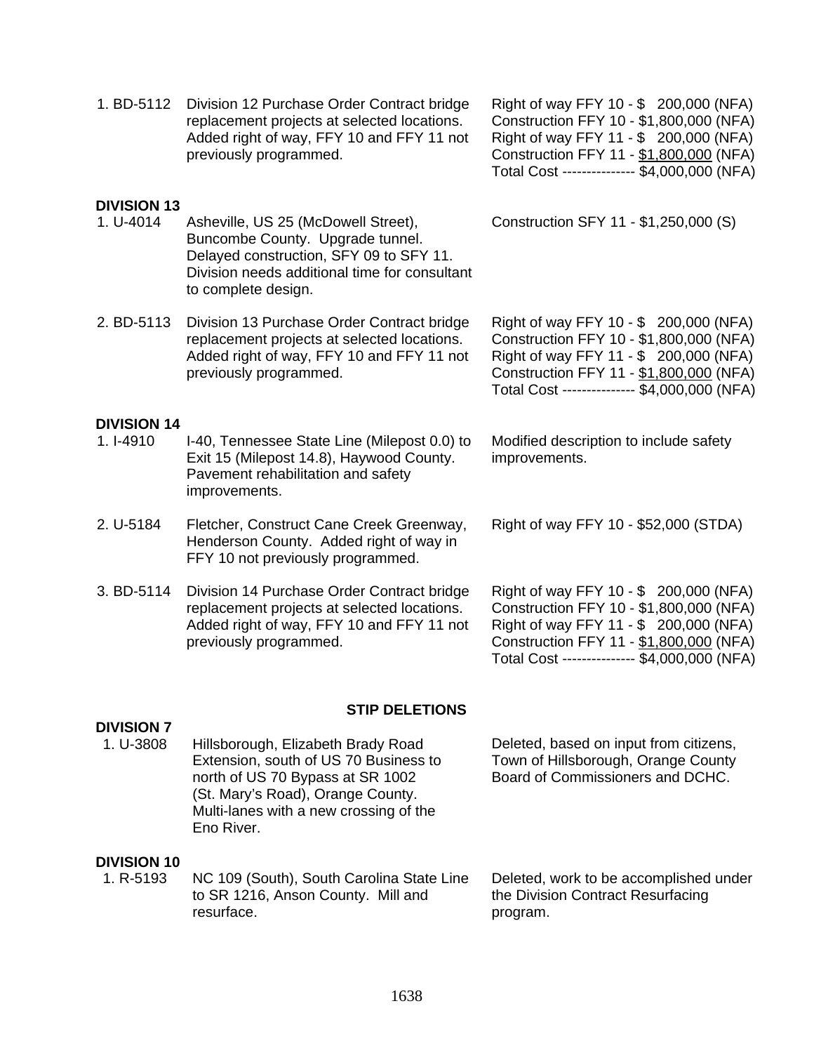| | | |
|---|---|---|
| 1. BD-5112 | Division 12 Purchase Order Contract bridge replacement projects at selected locations. Added right of way, FFY 10 and FFY 11 not previously programmed. | Right of way FFY 10 - $ 200,000 (NFA)<br>Construction FFY 10 - $1,800,000 (NFA)<br>Right of way FFY 11 - $ 200,000 (NFA)<br>Construction FFY 11 - $1,800,000 (NFA)<br>Total Cost --------------- $4,000,000 (NFA) |

**DIVISION 13**

| | | |
|---|---|---|
| 1. U-4014 | Asheville, US 25 (McDowell Street), Buncombe County. Upgrade tunnel. Delayed construction, SFY 09 to SFY 11. Division needs additional time for consultant to complete design. | Construction SFY 11 - $1,250,000 (S) |
| 2. BD-5113 | Division 13 Purchase Order Contract bridge replacement projects at selected locations. Added right of way, FFY 10 and FFY 11 not previously programmed. | Right of way FFY 10 - $ 200,000 (NFA)<br>Construction FFY 10 - $1,800,000 (NFA)<br>Right of way FFY 11 - $ 200,000 (NFA)<br>Construction FFY 11 - $1,800,000 (NFA)<br>Total Cost --------------- $4,000,000 (NFA) |

**DIVISION 14**

| | | |
|---|---|---|
| 1. I-4910 | I-40, Tennessee State Line (Milepost 0.0) to Exit 15 (Milepost 14.8), Haywood County. Pavement rehabilitation and safety improvements. | Modified description to include safety improvements. |
| 2. U-5184 | Fletcher, Construct Cane Creek Greenway, Henderson County. Added right of way in FFY 10 not previously programmed. | Right of way FFY 10 - $52,000 (STDA) |
| 3. BD-5114 | Division 14 Purchase Order Contract bridge replacement projects at selected locations. Added right of way, FFY 10 and FFY 11 not previously programmed. | Right of way FFY 10 - $ 200,000 (NFA)<br>Construction FFY 10 - $1,800,000 (NFA)<br>Right of way FFY 11 - $ 200,000 (NFA)<br>Construction FFY 11 - $1,800,000 (NFA)<br>Total Cost --------------- $4,000,000 (NFA) |

## STIP DELETIONS

**DIVISION 7**

| | | |
|---|---|---|
| 1. U-3808 | Hillsborough, Elizabeth Brady Road Extension, south of US 70 Business to north of US 70 Bypass at SR 1002 (St. Mary's Road), Orange County. Multi-lanes with a new crossing of the Eno River. | Deleted, based on input from citizens, Town of Hillsborough, Orange County Board of Commissioners and DCHC. |

**DIVISION 10**

| | | |
|---|---|---|
| 1. R-5193 | NC 109 (South), South Carolina State Line to SR 1216, Anson County. Mill and resurface. | Deleted, work to be accomplished under the Division Contract Resurfacing program. |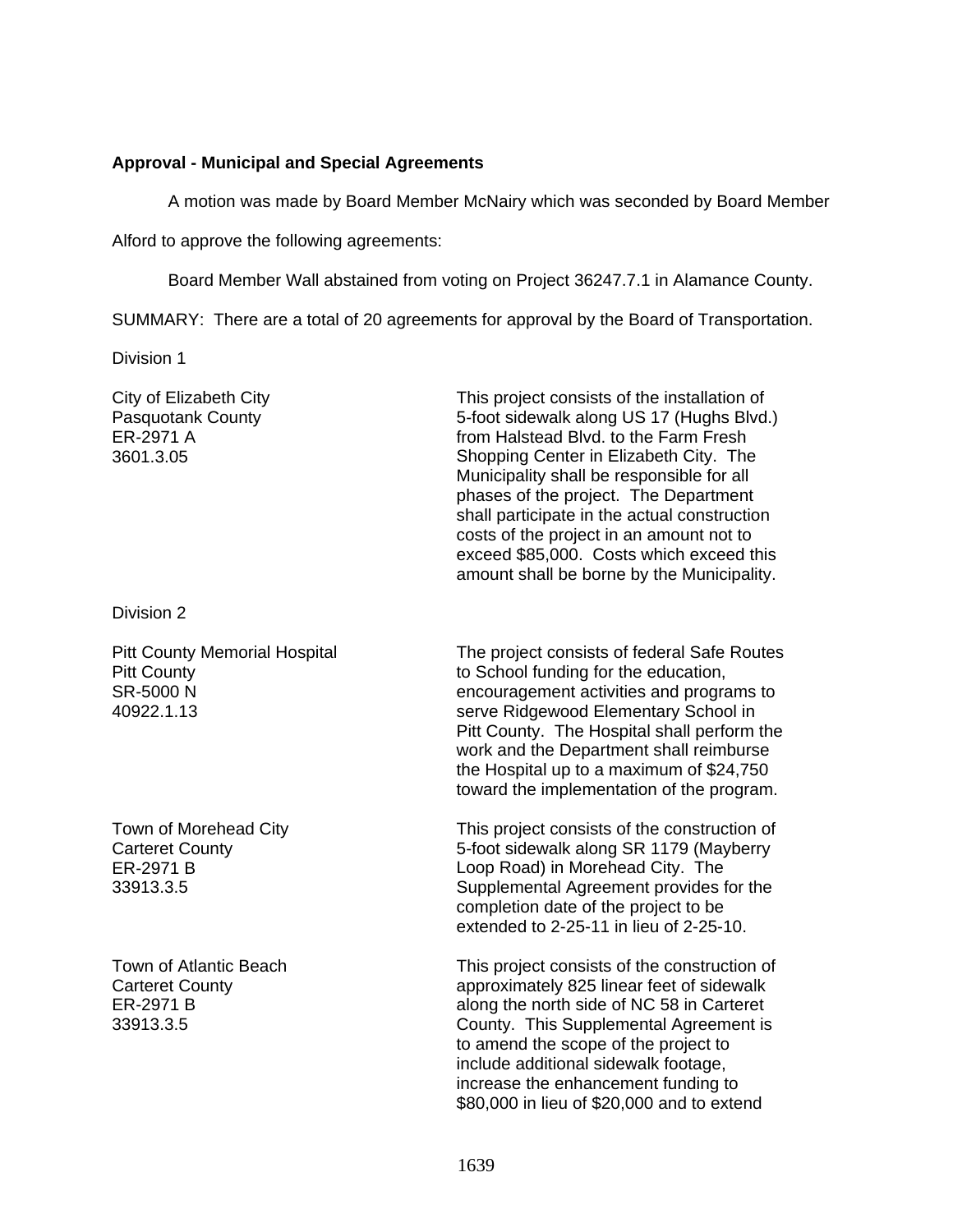**Approval - Municipal and Special Agreements**

A motion was made by Board Member McNairy which was seconded by Board Member Alford to approve the following agreements:

Board Member Wall abstained from voting on Project 36247.7.1 in Alamance County.

SUMMARY: There are a total of 20 agreements for approval by the Board of Transportation.

Division 1

| | |
|---|---|
| City of Elizabeth City<br>Pasquotank County<br>ER-2971 A<br>3601.3.05 | This project consists of the installation of 5-foot sidewalk along US 17 (Hughs Blvd.) from Halstead Blvd. to the Farm Fresh Shopping Center in Elizabeth City. The Municipality shall be responsible for all phases of the project. The Department shall participate in the actual construction costs of the project in an amount not to exceed $85,000. Costs which exceed this amount shall be borne by the Municipality. |

Division 2

| | |
|---|---|
| Pitt County Memorial Hospital<br>Pitt County<br>SR-5000 N<br>40922.1.13 | The project consists of federal Safe Routes to School funding for the education, encouragement activities and programs to serve Ridgewood Elementary School in Pitt County. The Hospital shall perform the work and the Department shall reimburse the Hospital up to a maximum of $24,750 toward the implementation of the program. |
| Town of Morehead City<br>Carteret County<br>ER-2971 B<br>33913.3.5 | This project consists of the construction of 5-foot sidewalk along SR 1179 (Mayberry Loop Road) in Morehead City. The Supplemental Agreement provides for the completion date of the project to be extended to 2-25-11 in lieu of 2-25-10. |
| Town of Atlantic Beach<br>Carteret County<br>ER-2971 B<br>33913.3.5 | This project consists of the construction of approximately 825 linear feet of sidewalk along the north side of NC 58 in Carteret County. This Supplemental Agreement is to amend the scope of the project to include additional sidewalk footage, increase the enhancement funding to $80,000 in lieu of $20,000 and to extend |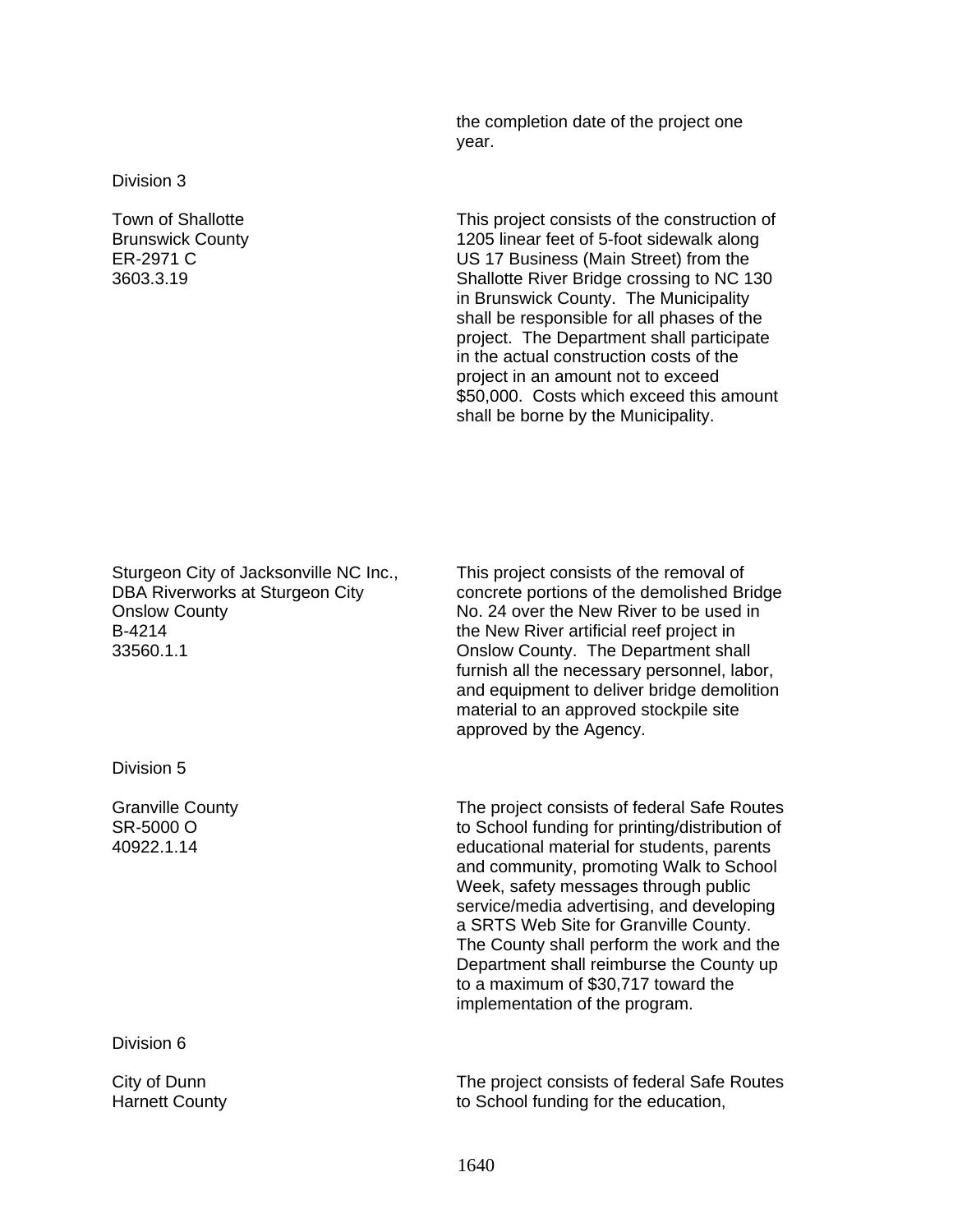the completion date of the project one year.

Division 3

| | |
|---|---|
| Town of Shallotte<br>Brunswick County<br>ER-2971 C<br>3603.3.19 | This project consists of the construction of 1205 linear feet of 5-foot sidewalk along US 17 Business (Main Street) from the Shallotte River Bridge crossing to NC 130 in Brunswick County. The Municipality shall be responsible for all phases of the project. The Department shall participate in the actual construction costs of the project in an amount not to exceed \$50,000. Costs which exceed this amount shall be borne by the Municipality. |
| Sturgeon City of Jacksonville NC Inc., DBA Riverworks at Sturgeon City<br>Onslow County<br>B-4214<br>33560.1.1 | This project consists of the removal of concrete portions of the demolished Bridge No. 24 over the New River to be used in the New River artificial reef project in Onslow County. The Department shall furnish all the necessary personnel, labor, and equipment to deliver bridge demolition material to an approved stockpile site approved by the Agency. |

Division 5

| | |
|---|---|
| Granville County<br>SR-5000 O<br>40922.1.14 | The project consists of federal Safe Routes to School funding for printing/distribution of educational material for students, parents and community, promoting Walk to School Week, safety messages through public service/media advertising, and developing a SRTS Web Site for Granville County. The County shall perform the work and the Department shall reimburse the County up to a maximum of \$30,717 toward the implementation of the program. |

Division 6

| | |
|---|---|
| City of Dunn<br>Harnett County | The project consists of federal Safe Routes to School funding for the education, |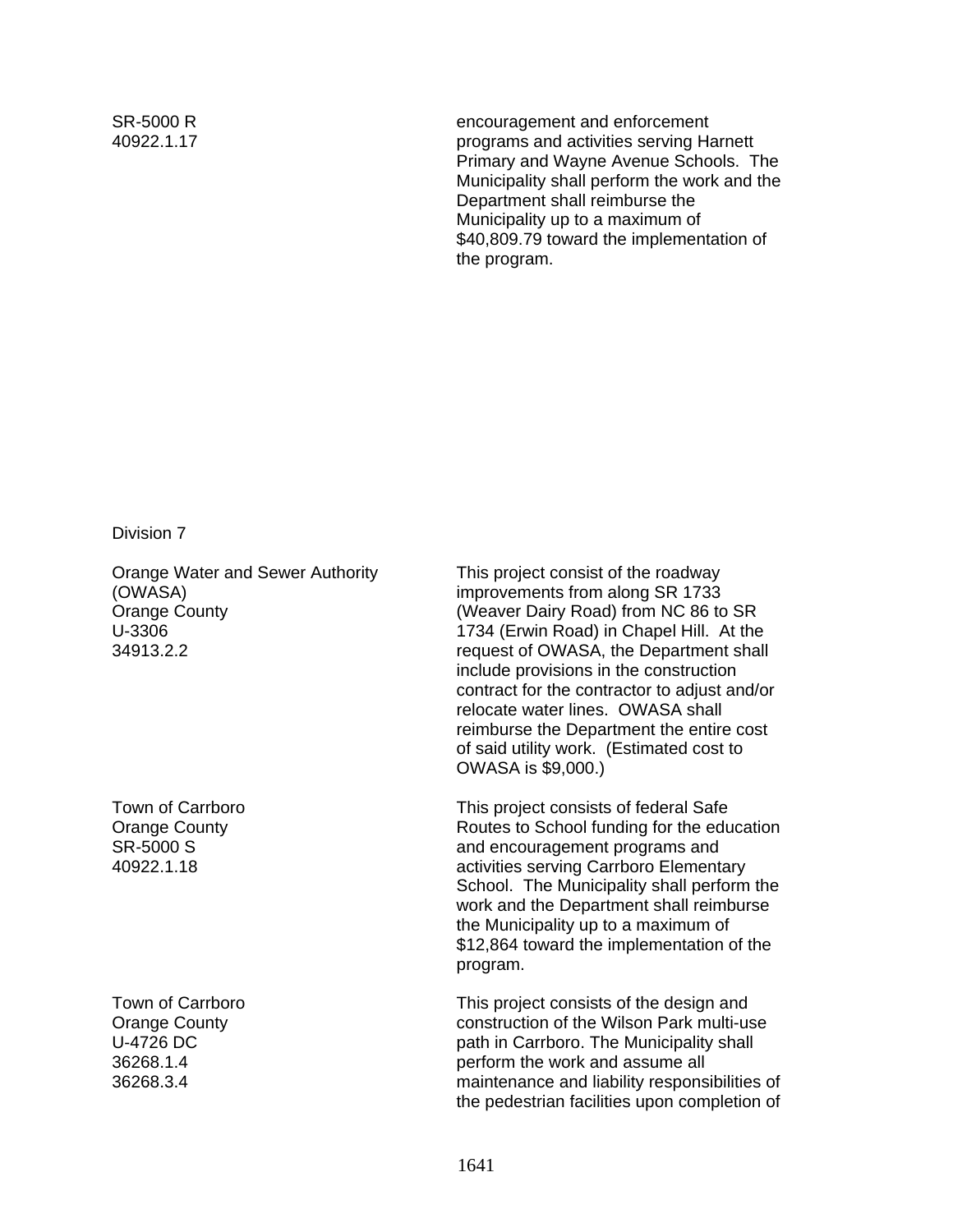SR-5000 R
40922.1.17

encouragement and enforcement programs and activities serving Harnett Primary and Wayne Avenue Schools. The Municipality shall perform the work and the Department shall reimburse the Municipality up to a maximum of $40,809.79 toward the implementation of the program.

Division 7

Orange Water and Sewer Authority (OWASA)
Orange County
U-3306
34913.2.2

This project consist of the roadway improvements from along SR 1733 (Weaver Dairy Road) from NC 86 to SR 1734 (Erwin Road) in Chapel Hill. At the request of OWASA, the Department shall include provisions in the construction contract for the contractor to adjust and/or relocate water lines. OWASA shall reimburse the Department the entire cost of said utility work. (Estimated cost to OWASA is $9,000.)

Town of Carrboro
Orange County
SR-5000 S
40922.1.18

This project consists of federal Safe Routes to School funding for the education and encouragement programs and activities serving Carrboro Elementary School. The Municipality shall perform the work and the Department shall reimburse the Municipality up to a maximum of $12,864 toward the implementation of the program.

Town of Carrboro
Orange County
U-4726 DC
36268.1.4
36268.3.4

This project consists of the design and construction of the Wilson Park multi-use path in Carrboro. The Municipality shall perform the work and assume all maintenance and liability responsibilities of the pedestrian facilities upon completion of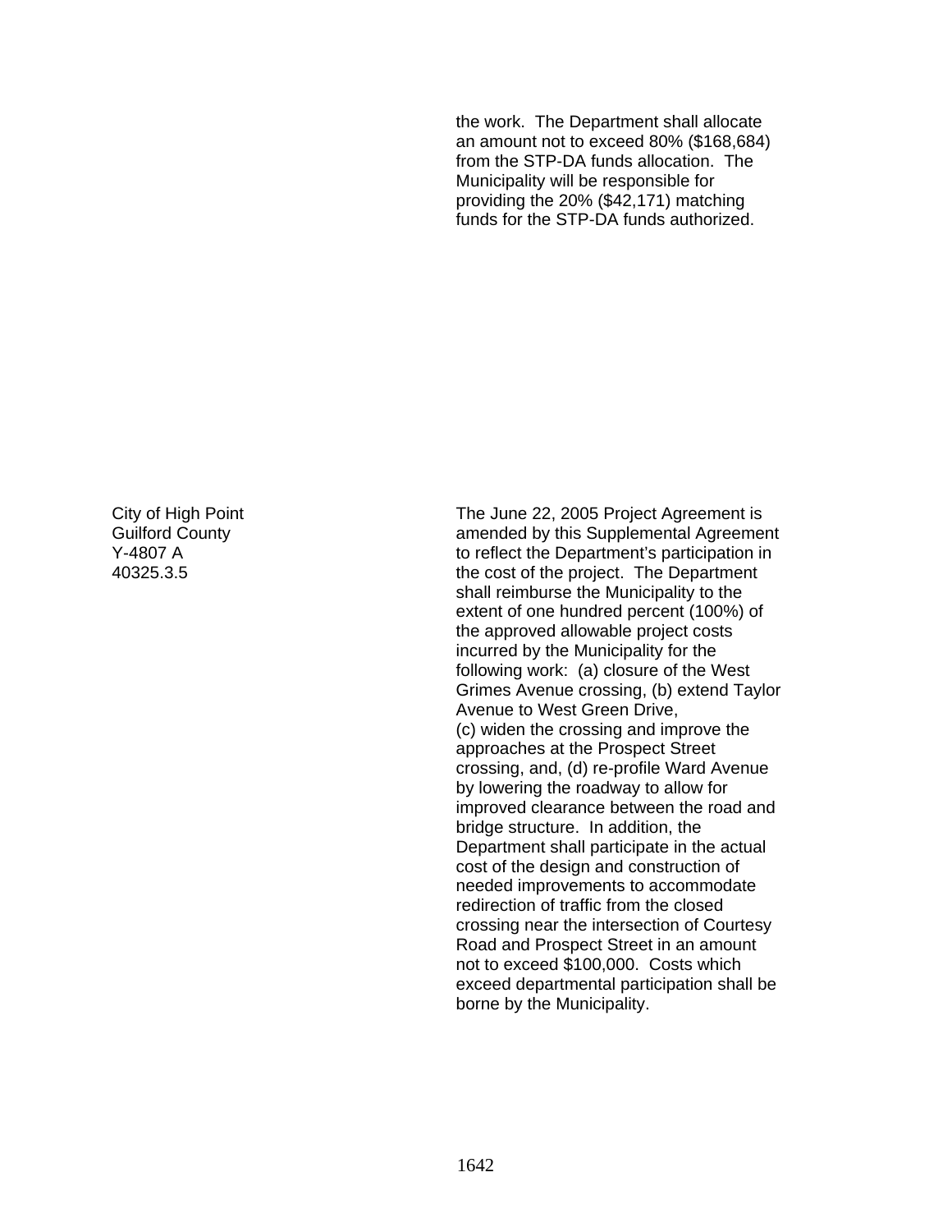the work. The Department shall allocate an amount not to exceed 80% ($168,684) from the STP-DA funds allocation. The Municipality will be responsible for providing the 20% ($42,171) matching funds for the STP-DA funds authorized.

City of High Point
Guilford County
Y-4807 A
40325.3.5

The June 22, 2005 Project Agreement is amended by this Supplemental Agreement to reflect the Department's participation in the cost of the project. The Department shall reimburse the Municipality to the extent of one hundred percent (100%) of the approved allowable project costs incurred by the Municipality for the following work: (a) closure of the West Grimes Avenue crossing, (b) extend Taylor Avenue to West Green Drive,
(c) widen the crossing and improve the approaches at the Prospect Street crossing, and, (d) re-profile Ward Avenue by lowering the roadway to allow for improved clearance between the road and bridge structure. In addition, the Department shall participate in the actual cost of the design and construction of needed improvements to accommodate redirection of traffic from the closed crossing near the intersection of Courtesy Road and Prospect Street in an amount not to exceed $100,000. Costs which exceed departmental participation shall be borne by the Municipality.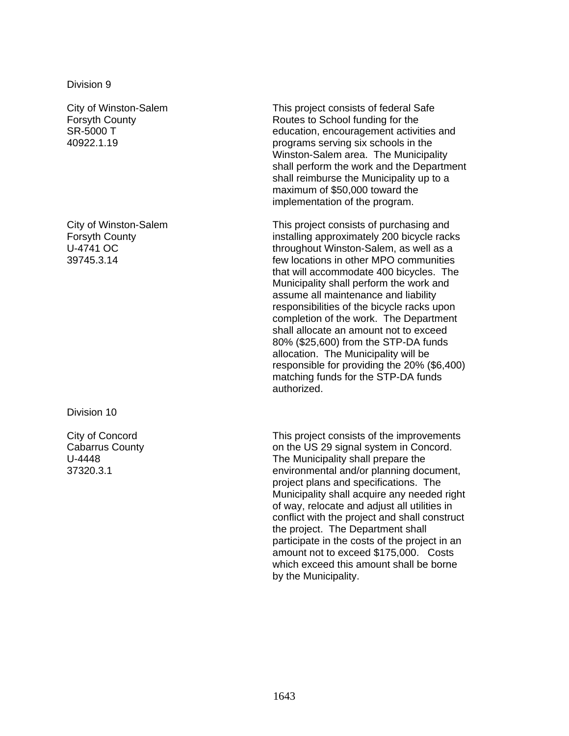Division 9

| | |
|---|---|
| City of Winston-Salem<br>Forsyth County<br>SR-5000 T<br>40922.1.19 | This project consists of federal Safe Routes to School funding for the education, encouragement activities and programs serving six schools in the Winston-Salem area. The Municipality shall perform the work and the Department shall reimburse the Municipality up to a maximum of $50,000 toward the implementation of the program. |
| City of Winston-Salem<br>Forsyth County<br>U-4741 OC<br>39745.3.14 | This project consists of purchasing and installing approximately 200 bicycle racks throughout Winston-Salem, as well as a few locations in other MPO communities that will accommodate 400 bicycles. The Municipality shall perform the work and assume all maintenance and liability responsibilities of the bicycle racks upon completion of the work. The Department shall allocate an amount not to exceed 80% ($25,600) from the STP-DA funds allocation. The Municipality will be responsible for providing the 20% ($6,400) matching funds for the STP-DA funds authorized. |

Division 10

| | |
|---|---|
| City of Concord<br>Cabarrus County<br>U-4448<br>37320.3.1 | This project consists of the improvements on the US 29 signal system in Concord. The Municipality shall prepare the environmental and/or planning document, project plans and specifications. The Municipality shall acquire any needed right of way, relocate and adjust all utilities in conflict with the project and shall construct the project. The Department shall participate in the costs of the project in an amount not to exceed $175,000. Costs which exceed this amount shall be borne by the Municipality. |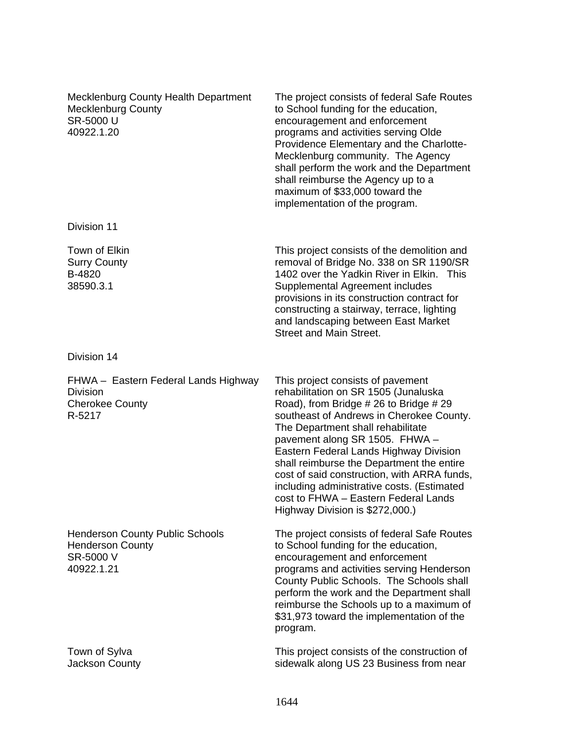| | |
|---|---|
| Mecklenburg County Health Department<br>Mecklenburg County<br>SR-5000 U<br>40922.1.20 | The project consists of federal Safe Routes to School funding for the education, encouragement and enforcement programs and activities serving Olde Providence Elementary and the Charlotte-Mecklenburg community. The Agency shall perform the work and the Department shall reimburse the Agency up to a maximum of $33,000 toward the implementation of the program. |

Division 11

| | |
|---|---|
| Town of Elkin<br>Surry County<br>B-4820<br>38590.3.1 | This project consists of the demolition and removal of Bridge No. 338 on SR 1190/SR 1402 over the Yadkin River in Elkin. This Supplemental Agreement includes provisions in its construction contract for constructing a stairway, terrace, lighting and landscaping between East Market Street and Main Street. |

Division 14

| | |
|---|---|
| FHWA – Eastern Federal Lands Highway Division<br>Cherokee County<br>R-5217 | This project consists of pavement rehabilitation on SR 1505 (Junaluska Road), from Bridge # 26 to Bridge # 29 southeast of Andrews in Cherokee County. The Department shall rehabilitate pavement along SR 1505. FHWA – Eastern Federal Lands Highway Division shall reimburse the Department the entire cost of said construction, with ARRA funds, including administrative costs. (Estimated cost to FHWA – Eastern Federal Lands Highway Division is $272,000.) |
| Henderson County Public Schools<br>Henderson County<br>SR-5000 V<br>40922.1.21 | The project consists of federal Safe Routes to School funding for the education, encouragement and enforcement programs and activities serving Henderson County Public Schools. The Schools shall perform the work and the Department shall reimburse the Schools up to a maximum of $31,973 toward the implementation of the program. |
| Town of Sylva<br>Jackson County | This project consists of the construction of sidewalk along US 23 Business from near |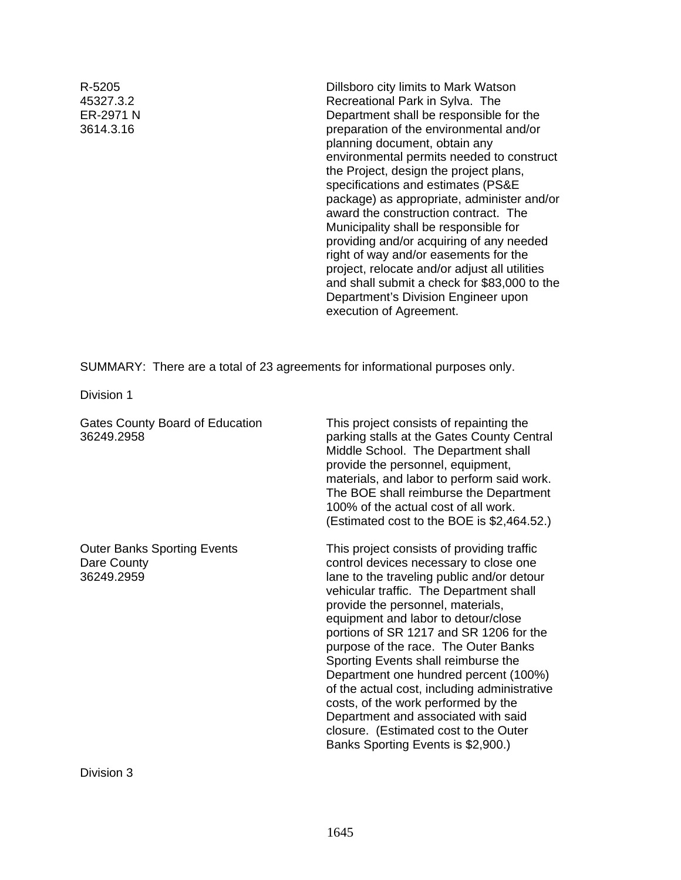| | |
|---|---|
| R-5205<br>45327.3.2<br>ER-2971 N<br>3614.3.16 | Dillsboro city limits to Mark Watson Recreational Park in Sylva. The Department shall be responsible for the preparation of the environmental and/or planning document, obtain any environmental permits needed to construct the Project, design the project plans, specifications and estimates (PS&E package) as appropriate, administer and/or award the construction contract. The Municipality shall be responsible for providing and/or acquiring of any needed right of way and/or easements for the project, relocate and/or adjust all utilities and shall submit a check for $83,000 to the Department's Division Engineer upon execution of Agreement. |

SUMMARY: There are a total of 23 agreements for informational purposes only.

Division 1

| | |
|---|---|
| Gates County Board of Education<br>36249.2958 | This project consists of repainting the parking stalls at the Gates County Central Middle School. The Department shall provide the personnel, equipment, materials, and labor to perform said work. The BOE shall reimburse the Department 100% of the actual cost of all work. (Estimated cost to the BOE is $2,464.52.) |
| Outer Banks Sporting Events<br>Dare County<br>36249.2959 | This project consists of providing traffic control devices necessary to close one lane to the traveling public and/or detour vehicular traffic. The Department shall provide the personnel, materials, equipment and labor to detour/close portions of SR 1217 and SR 1206 for the purpose of the race. The Outer Banks Sporting Events shall reimburse the Department one hundred percent (100%) of the actual cost, including administrative costs, of the work performed by the Department and associated with said closure. (Estimated cost to the Outer Banks Sporting Events is $2,900.) |

Division 3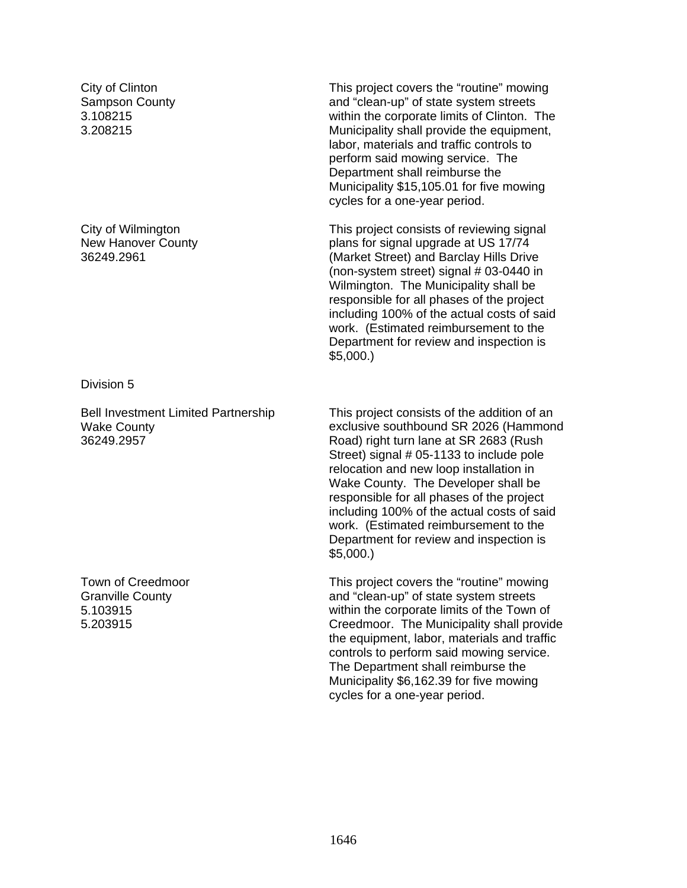City of Clinton
Sampson County
3.108215
3.208215

This project covers the “routine” mowing and “clean-up” of state system streets within the corporate limits of Clinton. The Municipality shall provide the equipment, labor, materials and traffic controls to perform said mowing service. The Department shall reimburse the Municipality $15,105.01 for five mowing cycles for a one-year period.

City of Wilmington
New Hanover County
36249.2961

This project consists of reviewing signal plans for signal upgrade at US 17/74 (Market Street) and Barclay Hills Drive (non-system street) signal # 03-0440 in Wilmington. The Municipality shall be responsible for all phases of the project including 100% of the actual costs of said work. (Estimated reimbursement to the Department for review and inspection is $5,000.)

Division 5

Bell Investment Limited Partnership
Wake County
36249.2957

This project consists of the addition of an exclusive southbound SR 2026 (Hammond Road) right turn lane at SR 2683 (Rush Street) signal # 05-1133 to include pole relocation and new loop installation in Wake County. The Developer shall be responsible for all phases of the project including 100% of the actual costs of said work. (Estimated reimbursement to the Department for review and inspection is $5,000.)

Town of Creedmoor
Granville County
5.103915
5.203915

This project covers the “routine” mowing and “clean-up” of state system streets within the corporate limits of the Town of Creedmoor. The Municipality shall provide the equipment, labor, materials and traffic controls to perform said mowing service. The Department shall reimburse the Municipality $6,162.39 for five mowing cycles for a one-year period.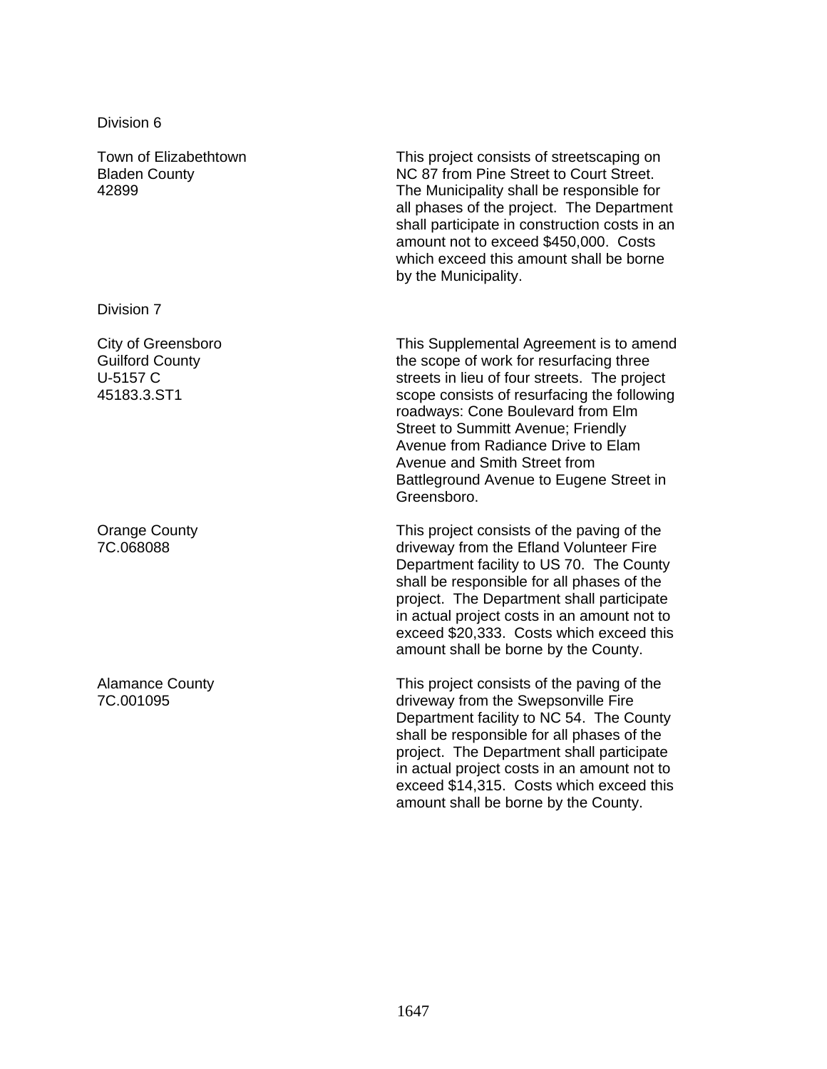Division 6

| | |
|---|---|
| Town of Elizabethtown<br>Bladen County<br>42899 | This project consists of streetscaping on NC 87 from Pine Street to Court Street. The Municipality shall be responsible for all phases of the project. The Department shall participate in construction costs in an amount not to exceed $450,000. Costs which exceed this amount shall be borne by the Municipality. |

Division 7

| | |
|---|---|
| City of Greensboro<br>Guilford County<br>U-5157 C<br>45183.3.ST1 | This Supplemental Agreement is to amend the scope of work for resurfacing three streets in lieu of four streets. The project scope consists of resurfacing the following roadways: Cone Boulevard from Elm Street to Summitt Avenue; Friendly Avenue from Radiance Drive to Elam Avenue and Smith Street from Battleground Avenue to Eugene Street in Greensboro. |
| Orange County<br>7C.068088 | This project consists of the paving of the driveway from the Efland Volunteer Fire Department facility to US 70. The County shall be responsible for all phases of the project. The Department shall participate in actual project costs in an amount not to exceed $20,333. Costs which exceed this amount shall be borne by the County. |
| Alamance County<br>7C.001095 | This project consists of the paving of the driveway from the Swepsonville Fire Department facility to NC 54. The County shall be responsible for all phases of the project. The Department shall participate in actual project costs in an amount not to exceed $14,315. Costs which exceed this amount shall be borne by the County. |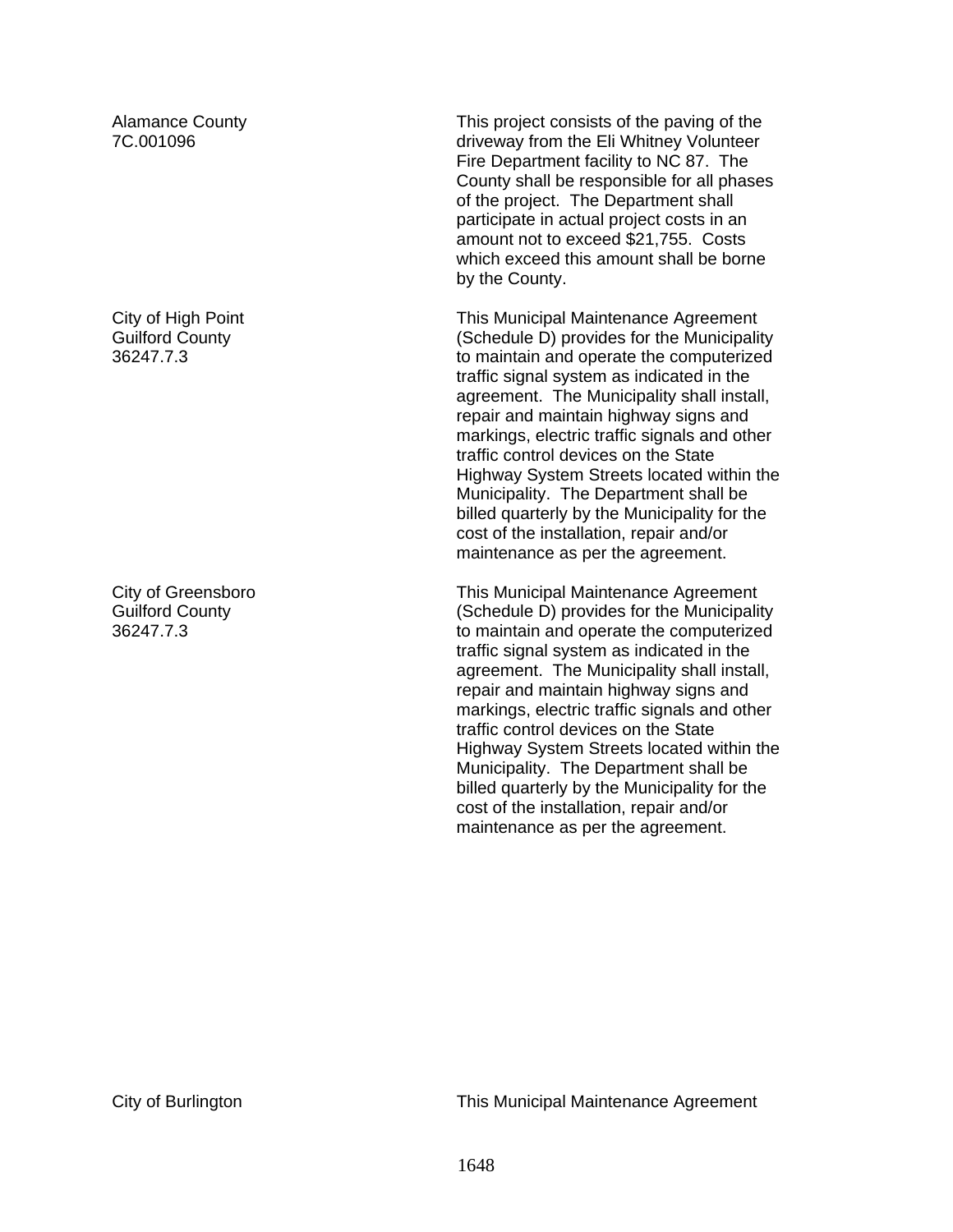| | |
|---|---|
| Alamance County<br>7C.001096 | This project consists of the paving of the driveway from the Eli Whitney Volunteer Fire Department facility to NC 87. The County shall be responsible for all phases of the project. The Department shall participate in actual project costs in an amount not to exceed $21,755. Costs which exceed this amount shall be borne by the County. |
| City of High Point<br>Guilford County<br>36247.7.3 | This Municipal Maintenance Agreement (Schedule D) provides for the Municipality to maintain and operate the computerized traffic signal system as indicated in the agreement. The Municipality shall install, repair and maintain highway signs and markings, electric traffic signals and other traffic control devices on the State Highway System Streets located within the Municipality. The Department shall be billed quarterly by the Municipality for the cost of the installation, repair and/or maintenance as per the agreement. |
| City of Greensboro<br>Guilford County<br>36247.7.3 | This Municipal Maintenance Agreement (Schedule D) provides for the Municipality to maintain and operate the computerized traffic signal system as indicated in the agreement. The Municipality shall install, repair and maintain highway signs and markings, electric traffic signals and other traffic control devices on the State Highway System Streets located within the Municipality. The Department shall be billed quarterly by the Municipality for the cost of the installation, repair and/or maintenance as per the agreement. |
| City of Burlington | This Municipal Maintenance Agreement |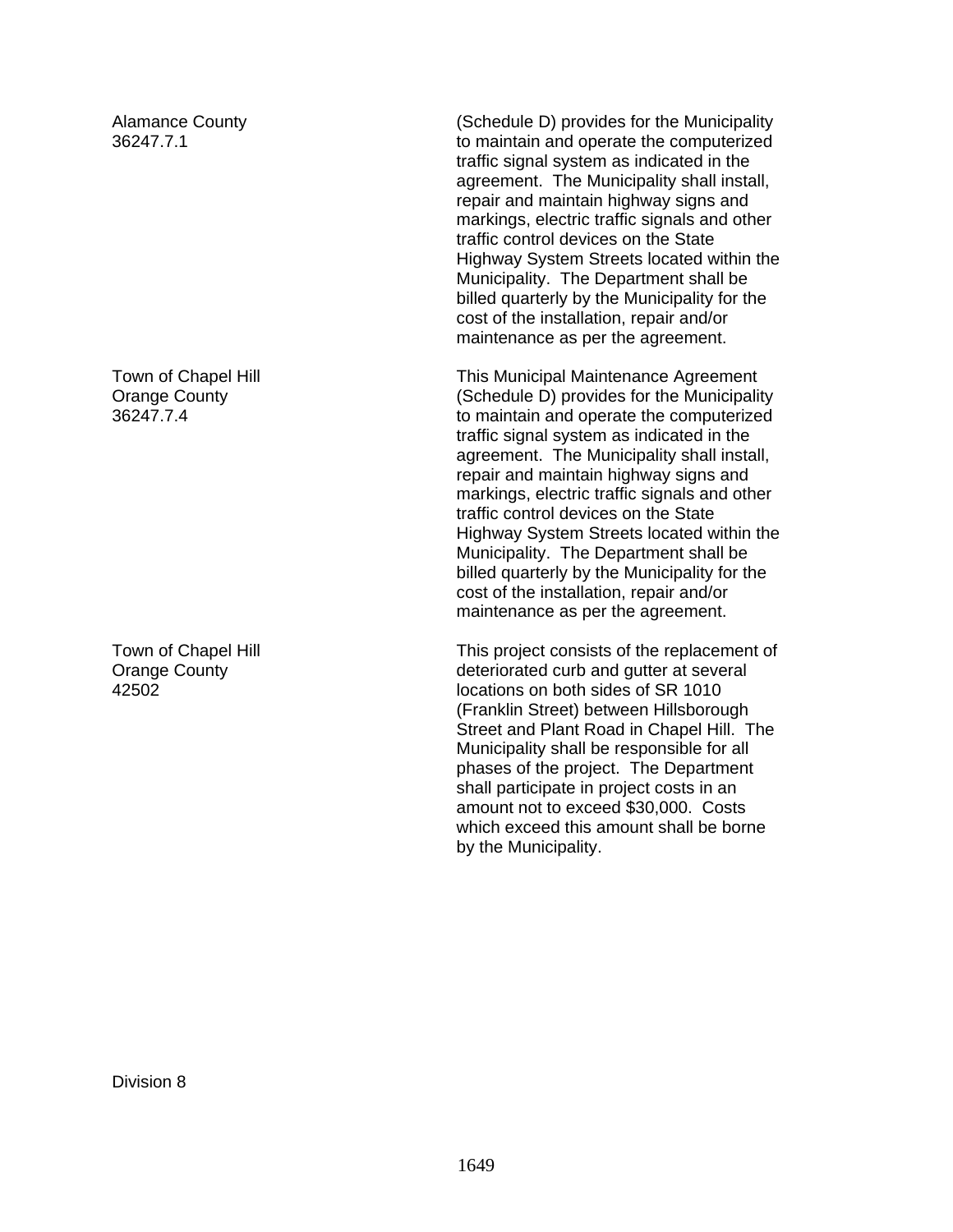| | |
|---|---|
| Alamance County<br>36247.7.1 | (Schedule D) provides for the Municipality to maintain and operate the computerized traffic signal system as indicated in the agreement. The Municipality shall install, repair and maintain highway signs and markings, electric traffic signals and other traffic control devices on the State Highway System Streets located within the Municipality. The Department shall be billed quarterly by the Municipality for the cost of the installation, repair and/or maintenance as per the agreement. |
| Town of Chapel Hill<br>Orange County<br>36247.7.4 | This Municipal Maintenance Agreement (Schedule D) provides for the Municipality to maintain and operate the computerized traffic signal system as indicated in the agreement. The Municipality shall install, repair and maintain highway signs and markings, electric traffic signals and other traffic control devices on the State Highway System Streets located within the Municipality. The Department shall be billed quarterly by the Municipality for the cost of the installation, repair and/or maintenance as per the agreement. |
| Town of Chapel Hill<br>Orange County<br>42502 | This project consists of the replacement of deteriorated curb and gutter at several locations on both sides of SR 1010 (Franklin Street) between Hillsborough Street and Plant Road in Chapel Hill. The Municipality shall be responsible for all phases of the project. The Department shall participate in project costs in an amount not to exceed $30,000. Costs which exceed this amount shall be borne by the Municipality. |

Division 8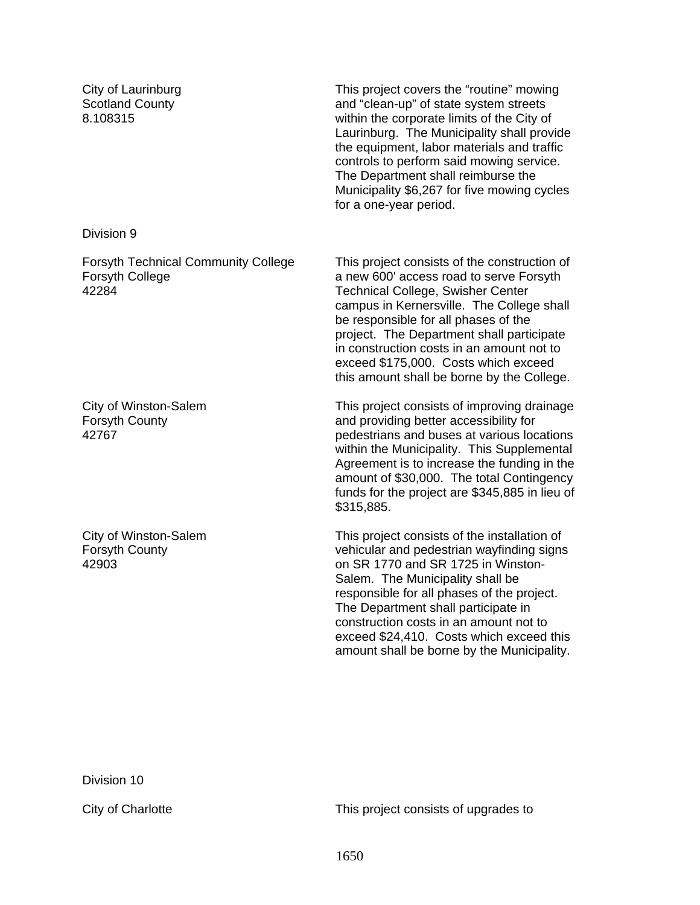| | |
|---|---|
| City of Laurinburg<br>Scotland County<br>8.108315 | This project covers the “routine” mowing and “clean-up” of state system streets within the corporate limits of the City of Laurinburg. The Municipality shall provide the equipment, labor materials and traffic controls to perform said mowing service. The Department shall reimburse the Municipality $6,267 for five mowing cycles for a one-year period. |

Division 9

| | |
|---|---|
| Forsyth Technical Community College<br>Forsyth College<br>42284 | This project consists of the construction of a new 600' access road to serve Forsyth Technical College, Swisher Center campus in Kernersville. The College shall be responsible for all phases of the project. The Department shall participate in construction costs in an amount not to exceed $175,000. Costs which exceed this amount shall be borne by the College. |
| City of Winston-Salem<br>Forsyth County<br>42767 | This project consists of improving drainage and providing better accessibility for pedestrians and buses at various locations within the Municipality. This Supplemental Agreement is to increase the funding in the amount of $30,000. The total Contingency funds for the project are $345,885 in lieu of $315,885. |
| City of Winston-Salem<br>Forsyth County<br>42903 | This project consists of the installation of vehicular and pedestrian wayfinding signs on SR 1770 and SR 1725 in Winston-Salem. The Municipality shall be responsible for all phases of the project. The Department shall participate in construction costs in an amount not to exceed $24,410. Costs which exceed this amount shall be borne by the Municipality. |

Division 10

| | |
|---|---|
| City of Charlotte | This project consists of upgrades to |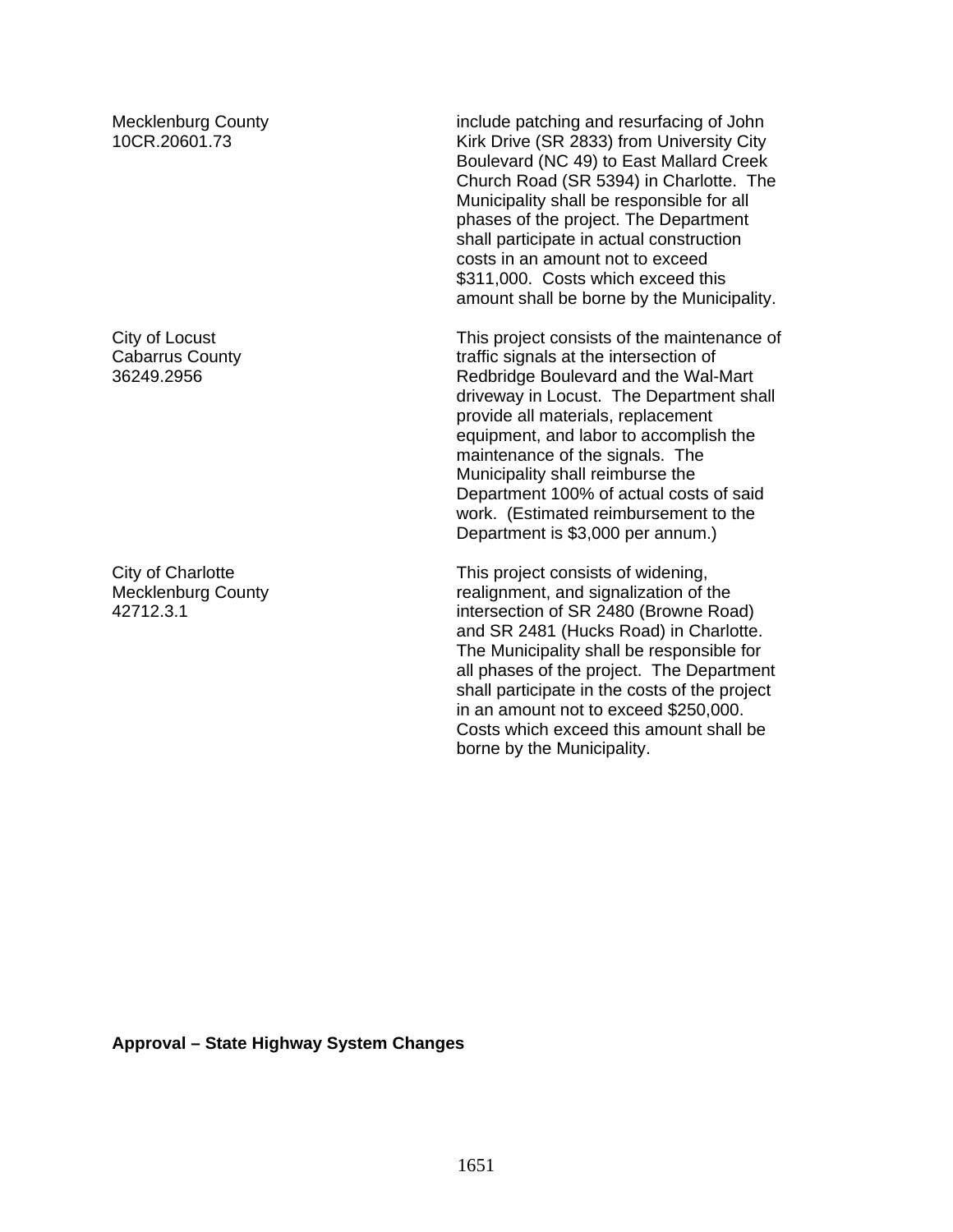| | |
|---|---|
| Mecklenburg County<br>10CR.20601.73 | include patching and resurfacing of John Kirk Drive (SR 2833) from University City Boulevard (NC 49) to East Mallard Creek Church Road (SR 5394) in Charlotte. The Municipality shall be responsible for all phases of the project. The Department shall participate in actual construction costs in an amount not to exceed $311,000. Costs which exceed this amount shall be borne by the Municipality. |
| City of Locust<br>Cabarrus County<br>36249.2956 | This project consists of the maintenance of traffic signals at the intersection of Redbridge Boulevard and the Wal-Mart driveway in Locust. The Department shall provide all materials, replacement equipment, and labor to accomplish the maintenance of the signals. The Municipality shall reimburse the Department 100% of actual costs of said work. (Estimated reimbursement to the Department is $3,000 per annum.) |
| City of Charlotte<br>Mecklenburg County<br>42712.3.1 | This project consists of widening, realignment, and signalization of the intersection of SR 2480 (Browne Road) and SR 2481 (Hucks Road) in Charlotte. The Municipality shall be responsible for all phases of the project. The Department shall participate in the costs of the project in an amount not to exceed $250,000. Costs which exceed this amount shall be borne by the Municipality. |

**Approval – State Highway System Changes**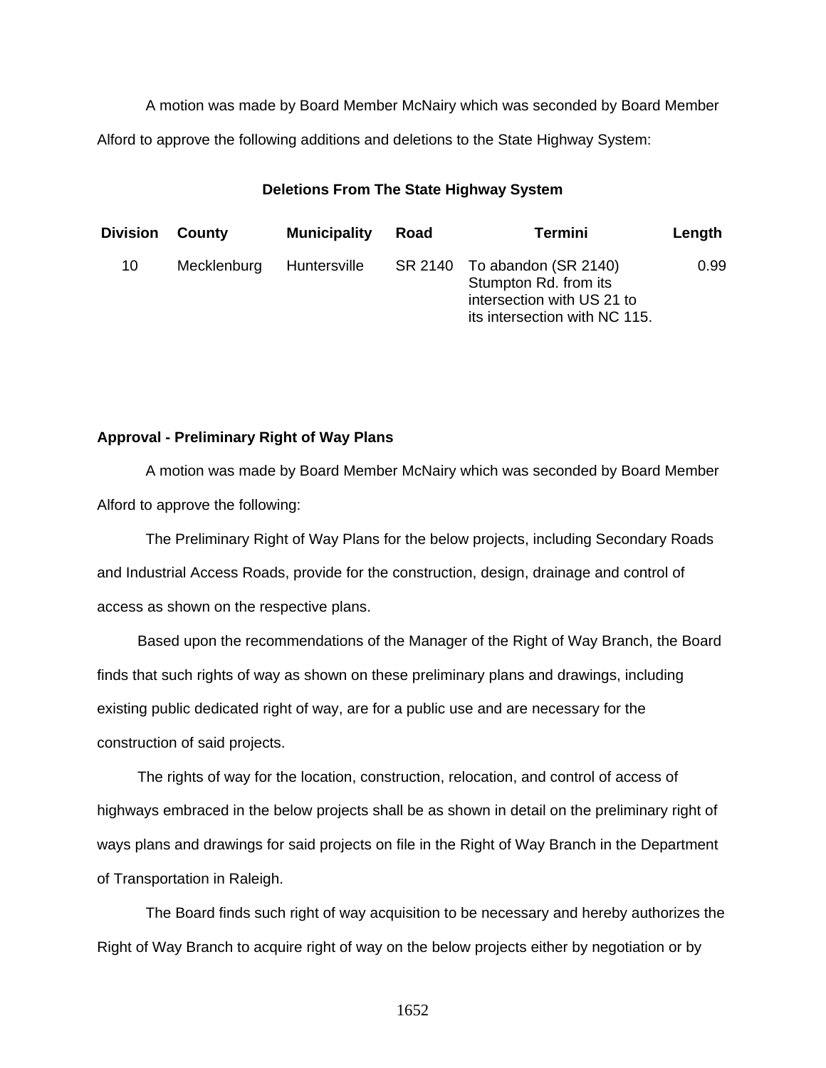A motion was made by Board Member McNairy which was seconded by Board Member Alford to approve the following additions and deletions to the State Highway System:

**Deletions From The State Highway System**

| Division | County | Municipality | Road | Termini | Length |
|---|---|---|---|---|---|
| 10 | Mecklenburg | Huntersville | SR 2140 | To abandon (SR 2140) Stumpton Rd. from its intersection with US 21 to its intersection with NC 115. | 0.99 |

**Approval - Preliminary Right of Way Plans**

A motion was made by Board Member McNairy which was seconded by Board Member Alford to approve the following:

The Preliminary Right of Way Plans for the below projects, including Secondary Roads and Industrial Access Roads, provide for the construction, design, drainage and control of access as shown on the respective plans.

Based upon the recommendations of the Manager of the Right of Way Branch, the Board finds that such rights of way as shown on these preliminary plans and drawings, including existing public dedicated right of way, are for a public use and are necessary for the construction of said projects.

The rights of way for the location, construction, relocation, and control of access of highways embraced in the below projects shall be as shown in detail on the preliminary right of ways plans and drawings for said projects on file in the Right of Way Branch in the Department of Transportation in Raleigh.

The Board finds such right of way acquisition to be necessary and hereby authorizes the Right of Way Branch to acquire right of way on the below projects either by negotiation or by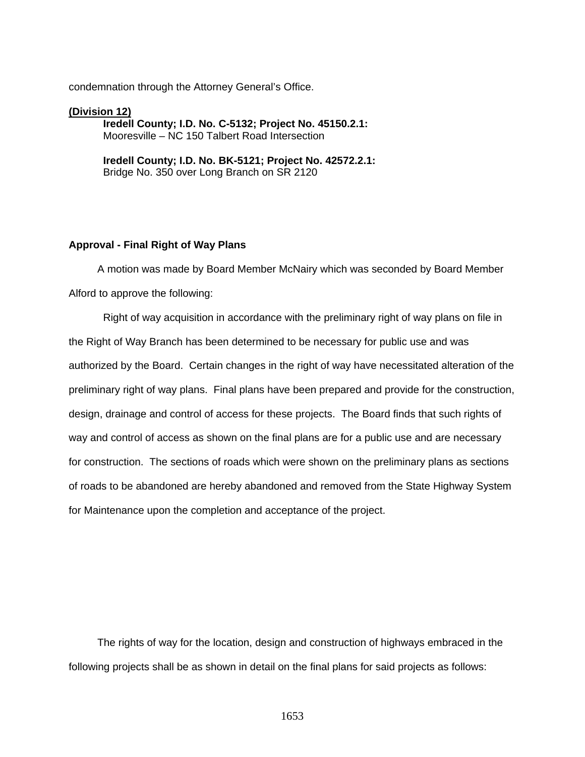condemnation through the Attorney General's Office.

**(Division 12)**

**Iredell County; I.D. No. C-5132; Project No. 45150.2.1:**
Mooresville – NC 150 Talbert Road Intersection

**Iredell County; I.D. No. BK-5121; Project No. 42572.2.1:**
Bridge No. 350 over Long Branch on SR 2120

**Approval - Final Right of Way Plans**

A motion was made by Board Member McNairy which was seconded by Board Member Alford to approve the following:

Right of way acquisition in accordance with the preliminary right of way plans on file in the Right of Way Branch has been determined to be necessary for public use and was authorized by the Board. Certain changes in the right of way have necessitated alteration of the preliminary right of way plans. Final plans have been prepared and provide for the construction, design, drainage and control of access for these projects. The Board finds that such rights of way and control of access as shown on the final plans are for a public use and are necessary for construction. The sections of roads which were shown on the preliminary plans as sections of roads to be abandoned are hereby abandoned and removed from the State Highway System for Maintenance upon the completion and acceptance of the project.

The rights of way for the location, design and construction of highways embraced in the following projects shall be as shown in detail on the final plans for said projects as follows: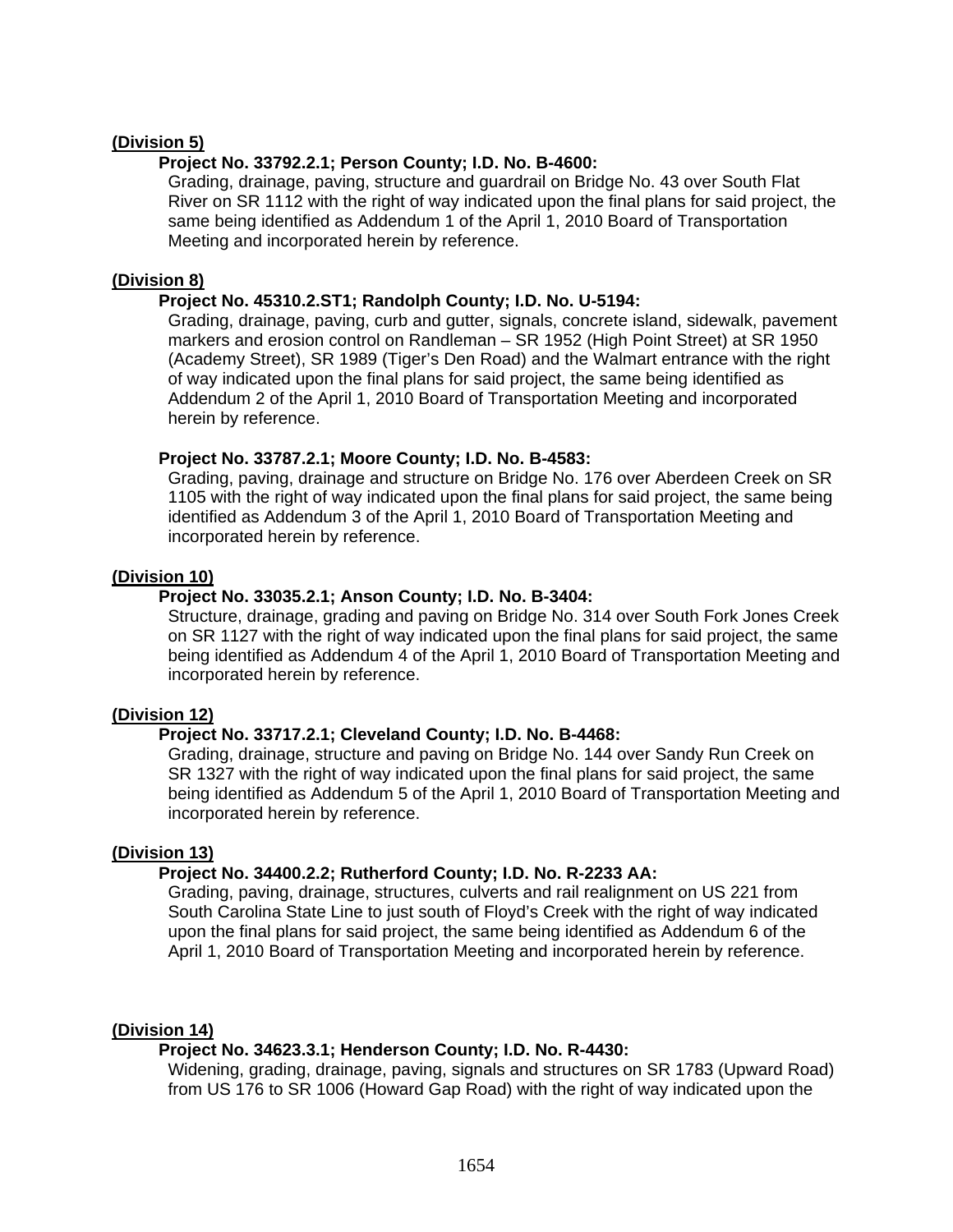**(Division 5)**

**Project No. 33792.2.1; Person County; I.D. No. B-4600:**

Grading, drainage, paving, structure and guardrail on Bridge No. 43 over South Flat River on SR 1112 with the right of way indicated upon the final plans for said project, the same being identified as Addendum 1 of the April 1, 2010 Board of Transportation Meeting and incorporated herein by reference.

**(Division 8)**

**Project No. 45310.2.ST1; Randolph County; I.D. No. U-5194:**

Grading, drainage, paving, curb and gutter, signals, concrete island, sidewalk, pavement markers and erosion control on Randleman – SR 1952 (High Point Street) at SR 1950 (Academy Street), SR 1989 (Tiger's Den Road) and the Walmart entrance with the right of way indicated upon the final plans for said project, the same being identified as Addendum 2 of the April 1, 2010 Board of Transportation Meeting and incorporated herein by reference.

**Project No. 33787.2.1; Moore County; I.D. No. B-4583:**

Grading, paving, drainage and structure on Bridge No. 176 over Aberdeen Creek on SR 1105 with the right of way indicated upon the final plans for said project, the same being identified as Addendum 3 of the April 1, 2010 Board of Transportation Meeting and incorporated herein by reference.

**(Division 10)**

**Project No. 33035.2.1; Anson County; I.D. No. B-3404:**

Structure, drainage, grading and paving on Bridge No. 314 over South Fork Jones Creek on SR 1127 with the right of way indicated upon the final plans for said project, the same being identified as Addendum 4 of the April 1, 2010 Board of Transportation Meeting and incorporated herein by reference.

**(Division 12)**

**Project No. 33717.2.1; Cleveland County; I.D. No. B-4468:**

Grading, drainage, structure and paving on Bridge No. 144 over Sandy Run Creek on SR 1327 with the right of way indicated upon the final plans for said project, the same being identified as Addendum 5 of the April 1, 2010 Board of Transportation Meeting and incorporated herein by reference.

**(Division 13)**

**Project No. 34400.2.2; Rutherford County; I.D. No. R-2233 AA:**

Grading, paving, drainage, structures, culverts and rail realignment on US 221 from South Carolina State Line to just south of Floyd's Creek with the right of way indicated upon the final plans for said project, the same being identified as Addendum 6 of the April 1, 2010 Board of Transportation Meeting and incorporated herein by reference.

**(Division 14)**

**Project No. 34623.3.1; Henderson County; I.D. No. R-4430:**

Widening, grading, drainage, paving, signals and structures on SR 1783 (Upward Road) from US 176 to SR 1006 (Howard Gap Road) with the right of way indicated upon the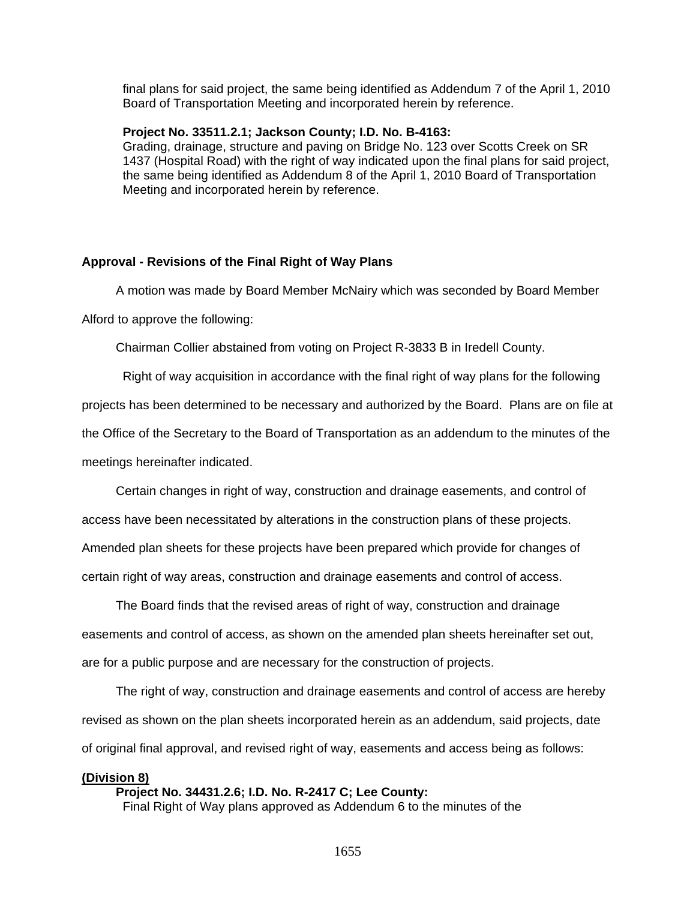final plans for said project, the same being identified as Addendum 7 of the April 1, 2010 Board of Transportation Meeting and incorporated herein by reference.

**Project No. 33511.2.1; Jackson County; I.D. No. B-4163:**
Grading, drainage, structure and paving on Bridge No. 123 over Scotts Creek on SR 1437 (Hospital Road) with the right of way indicated upon the final plans for said project, the same being identified as Addendum 8 of the April 1, 2010 Board of Transportation Meeting and incorporated herein by reference.

**Approval - Revisions of the Final Right of Way Plans**

A motion was made by Board Member McNairy which was seconded by Board Member Alford to approve the following:

Chairman Collier abstained from voting on Project R-3833 B in Iredell County.

Right of way acquisition in accordance with the final right of way plans for the following projects has been determined to be necessary and authorized by the Board. Plans are on file at the Office of the Secretary to the Board of Transportation as an addendum to the minutes of the meetings hereinafter indicated.

Certain changes in right of way, construction and drainage easements, and control of access have been necessitated by alterations in the construction plans of these projects. Amended plan sheets for these projects have been prepared which provide for changes of certain right of way areas, construction and drainage easements and control of access.

The Board finds that the revised areas of right of way, construction and drainage easements and control of access, as shown on the amended plan sheets hereinafter set out, are for a public purpose and are necessary for the construction of projects.

The right of way, construction and drainage easements and control of access are hereby revised as shown on the plan sheets incorporated herein as an addendum, said projects, date of original final approval, and revised right of way, easements and access being as follows:

**(Division 8)**

**Project No. 34431.2.6; I.D. No. R-2417 C; Lee County:**
Final Right of Way plans approved as Addendum 6 to the minutes of the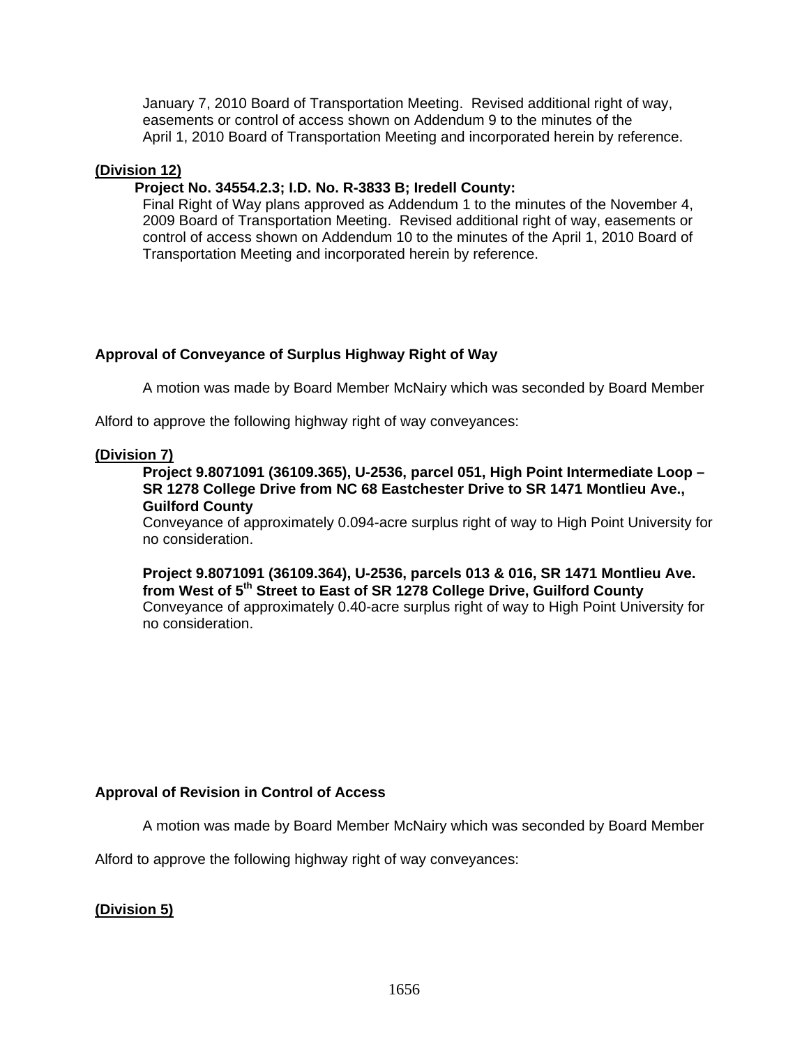January 7, 2010 Board of Transportation Meeting. Revised additional right of way, easements or control of access shown on Addendum 9 to the minutes of the April 1, 2010 Board of Transportation Meeting and incorporated herein by reference.

**(Division 12)**

**Project No. 34554.2.3; I.D. No. R-3833 B; Iredell County:**
Final Right of Way plans approved as Addendum 1 to the minutes of the November 4, 2009 Board of Transportation Meeting. Revised additional right of way, easements or control of access shown on Addendum 10 to the minutes of the April 1, 2010 Board of Transportation Meeting and incorporated herein by reference.

**Approval of Conveyance of Surplus Highway Right of Way**

A motion was made by Board Member McNairy which was seconded by Board Member Alford to approve the following highway right of way conveyances:

**(Division 7)**

**Project 9.8071091 (36109.365), U-2536, parcel 051, High Point Intermediate Loop – SR 1278 College Drive from NC 68 Eastchester Drive to SR 1471 Montlieu Ave., Guilford County**
Conveyance of approximately 0.094-acre surplus right of way to High Point University for no consideration.

**Project 9.8071091 (36109.364), U-2536, parcels 013 & 016, SR 1471 Montlieu Ave. from West of 5th Street to East of SR 1278 College Drive, Guilford County**
Conveyance of approximately 0.40-acre surplus right of way to High Point University for no consideration.

**Approval of Revision in Control of Access**

A motion was made by Board Member McNairy which was seconded by Board Member Alford to approve the following highway right of way conveyances:

**(Division 5)**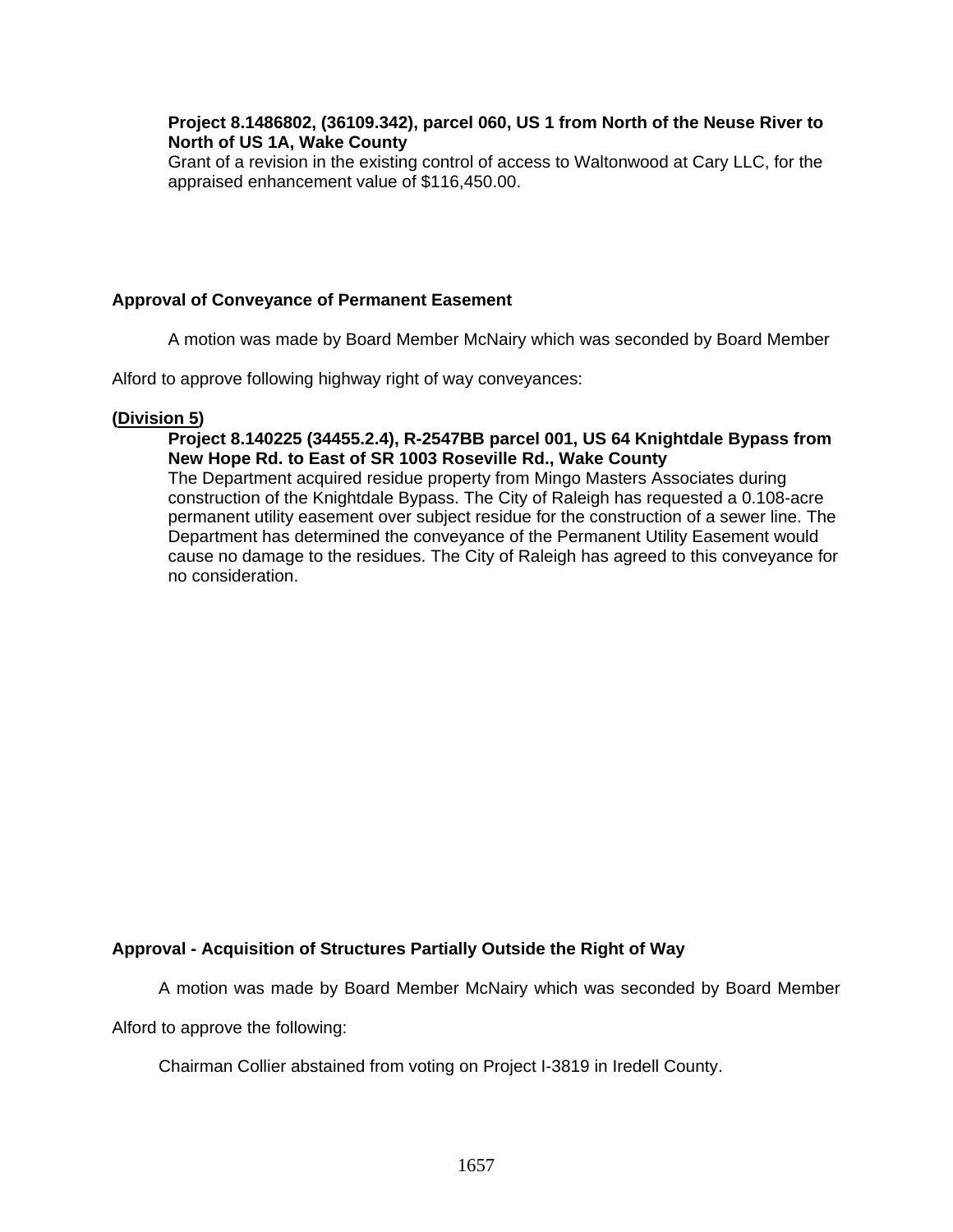**Project 8.1486802, (36109.342), parcel 060, US 1 from North of the Neuse River to North of US 1A, Wake County**
Grant of a revision in the existing control of access to Waltonwood at Cary LLC, for the appraised enhancement value of $116,450.00.

**Approval of Conveyance of Permanent Easement**

A motion was made by Board Member McNairy which was seconded by Board Member Alford to approve following highway right of way conveyances:

**(Division 5)**

**Project 8.140225 (34455.2.4), R-2547BB parcel 001, US 64 Knightdale Bypass from New Hope Rd. to East of SR 1003 Roseville Rd., Wake County**
The Department acquired residue property from Mingo Masters Associates during construction of the Knightdale Bypass. The City of Raleigh has requested a 0.108-acre permanent utility easement over subject residue for the construction of a sewer line. The Department has determined the conveyance of the Permanent Utility Easement would cause no damage to the residues. The City of Raleigh has agreed to this conveyance for no consideration.

**Approval - Acquisition of Structures Partially Outside the Right of Way**

A motion was made by Board Member McNairy which was seconded by Board Member Alford to approve the following:

Chairman Collier abstained from voting on Project I-3819 in Iredell County.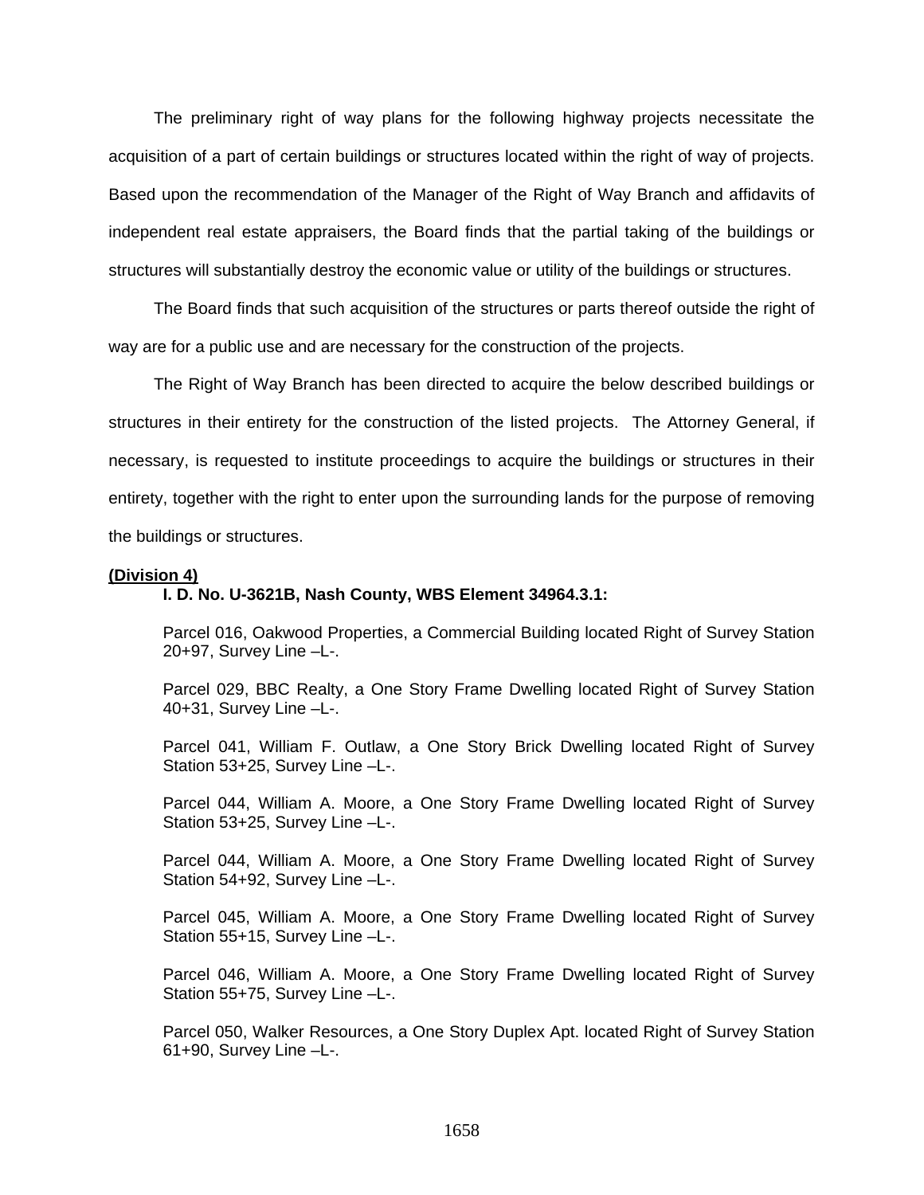The preliminary right of way plans for the following highway projects necessitate the acquisition of a part of certain buildings or structures located within the right of way of projects. Based upon the recommendation of the Manager of the Right of Way Branch and affidavits of independent real estate appraisers, the Board finds that the partial taking of the buildings or structures will substantially destroy the economic value or utility of the buildings or structures.

The Board finds that such acquisition of the structures or parts thereof outside the right of way are for a public use and are necessary for the construction of the projects.

The Right of Way Branch has been directed to acquire the below described buildings or structures in their entirety for the construction of the listed projects. The Attorney General, if necessary, is requested to institute proceedings to acquire the buildings or structures in their entirety, together with the right to enter upon the surrounding lands for the purpose of removing the buildings or structures.

**(Division 4)**

**I. D. No. U-3621B, Nash County, WBS Element 34964.3.1:**

Parcel 016, Oakwood Properties, a Commercial Building located Right of Survey Station 20+97, Survey Line –L-.

Parcel 029, BBC Realty, a One Story Frame Dwelling located Right of Survey Station 40+31, Survey Line –L-.

Parcel 041, William F. Outlaw, a One Story Brick Dwelling located Right of Survey Station 53+25, Survey Line –L-.

Parcel 044, William A. Moore, a One Story Frame Dwelling located Right of Survey Station 53+25, Survey Line –L-.

Parcel 044, William A. Moore, a One Story Frame Dwelling located Right of Survey Station 54+92, Survey Line –L-.

Parcel 045, William A. Moore, a One Story Frame Dwelling located Right of Survey Station 55+15, Survey Line –L-.

Parcel 046, William A. Moore, a One Story Frame Dwelling located Right of Survey Station 55+75, Survey Line –L-.

Parcel 050, Walker Resources, a One Story Duplex Apt. located Right of Survey Station 61+90, Survey Line –L-.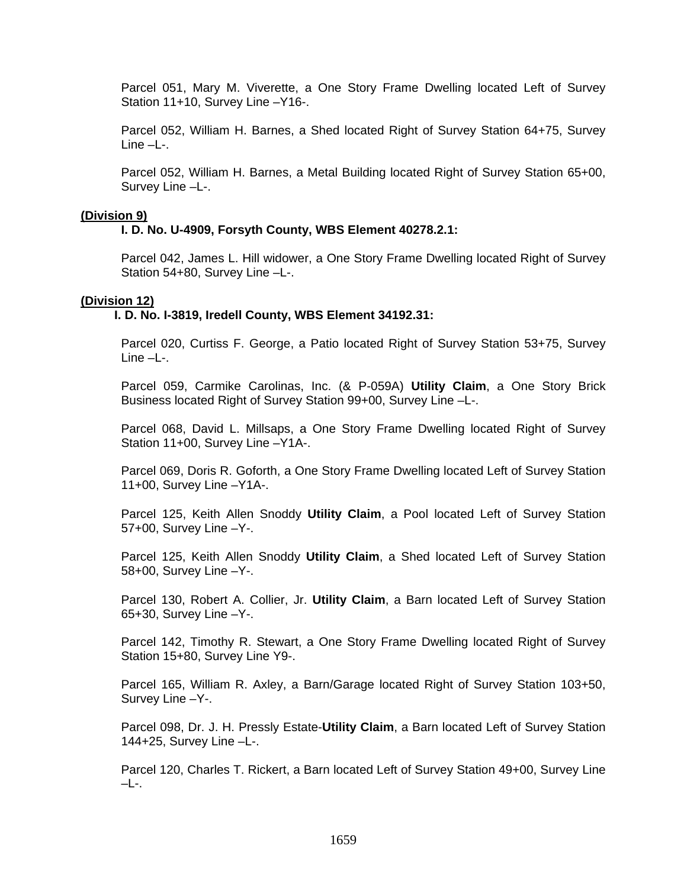Parcel 051, Mary M. Viverette, a One Story Frame Dwelling located Left of Survey Station 11+10, Survey Line –Y16-.

Parcel 052, William H. Barnes, a Shed located Right of Survey Station 64+75, Survey Line –L-.

Parcel 052, William H. Barnes, a Metal Building located Right of Survey Station 65+00, Survey Line –L-.

**(Division 9)**

**I. D. No. U-4909, Forsyth County, WBS Element 40278.2.1:**

Parcel 042, James L. Hill widower, a One Story Frame Dwelling located Right of Survey Station 54+80, Survey Line –L-.

**(Division 12)**

**I. D. No. I-3819, Iredell County, WBS Element 34192.31:**

Parcel 020, Curtiss F. George, a Patio located Right of Survey Station 53+75, Survey Line –L-.

Parcel 059, Carmike Carolinas, Inc. (& P-059A) **Utility Claim**, a One Story Brick Business located Right of Survey Station 99+00, Survey Line –L-.

Parcel 068, David L. Millsaps, a One Story Frame Dwelling located Right of Survey Station 11+00, Survey Line –Y1A-.

Parcel 069, Doris R. Goforth, a One Story Frame Dwelling located Left of Survey Station 11+00, Survey Line –Y1A-.

Parcel 125, Keith Allen Snoddy **Utility Claim**, a Pool located Left of Survey Station 57+00, Survey Line –Y-.

Parcel 125, Keith Allen Snoddy **Utility Claim**, a Shed located Left of Survey Station 58+00, Survey Line –Y-.

Parcel 130, Robert A. Collier, Jr. **Utility Claim**, a Barn located Left of Survey Station 65+30, Survey Line –Y-.

Parcel 142, Timothy R. Stewart, a One Story Frame Dwelling located Right of Survey Station 15+80, Survey Line Y9-.

Parcel 165, William R. Axley, a Barn/Garage located Right of Survey Station 103+50, Survey Line –Y-.

Parcel 098, Dr. J. H. Pressly Estate-**Utility Claim**, a Barn located Left of Survey Station 144+25, Survey Line –L-.

Parcel 120, Charles T. Rickert, a Barn located Left of Survey Station 49+00, Survey Line –L-.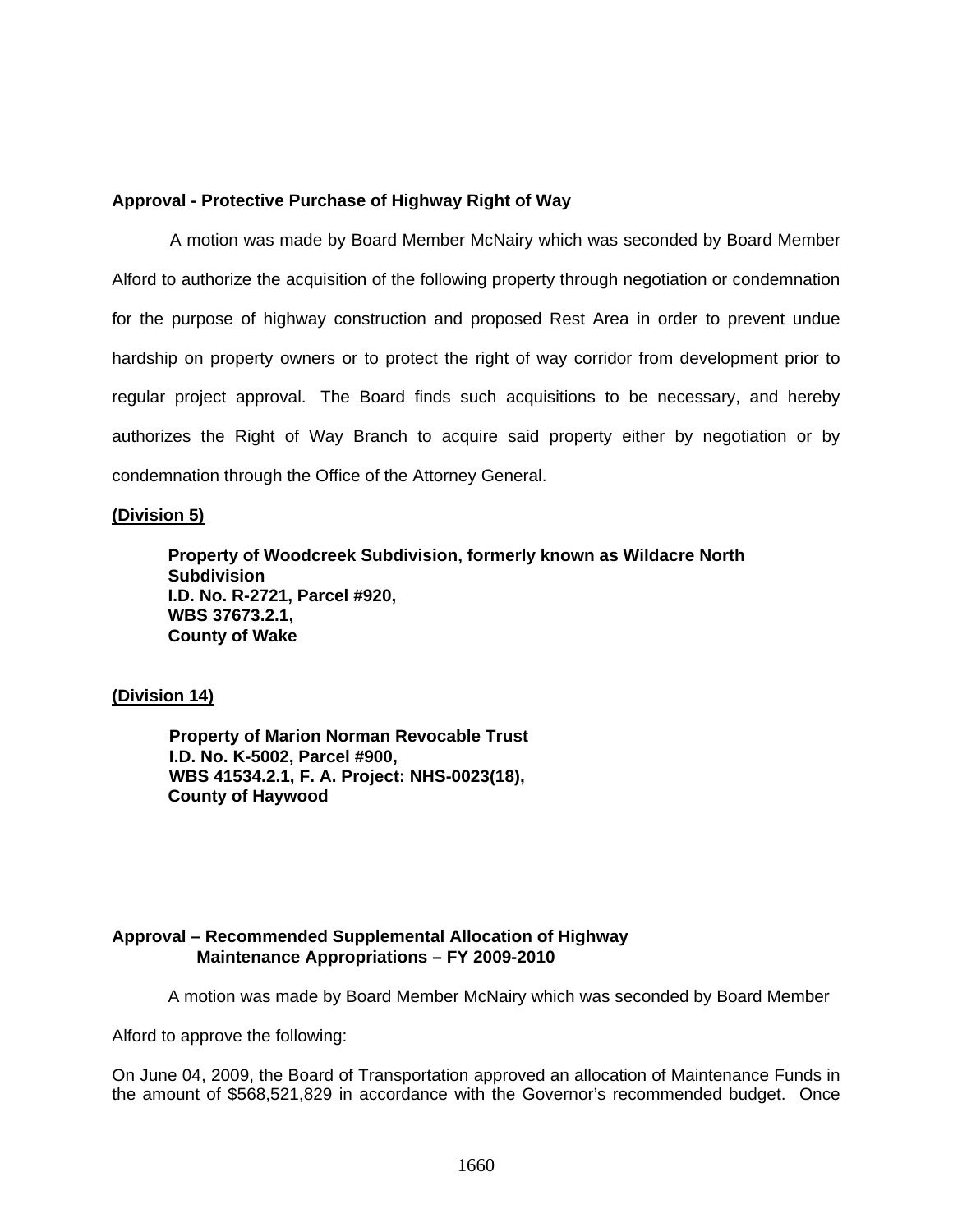**Approval - Protective Purchase of Highway Right of Way**

A motion was made by Board Member McNairy which was seconded by Board Member Alford to authorize the acquisition of the following property through negotiation or condemnation for the purpose of highway construction and proposed Rest Area in order to prevent undue hardship on property owners or to protect the right of way corridor from development prior to regular project approval. The Board finds such acquisitions to be necessary, and hereby authorizes the Right of Way Branch to acquire said property either by negotiation or by condemnation through the Office of the Attorney General.

**(Division 5)**

**Property of Woodcreek Subdivision, formerly known as Wildacre North Subdivision**
**I.D. No. R-2721, Parcel #920,**
**WBS 37673.2.1,**
**County of Wake**

**(Division 14)**

**Property of Marion Norman Revocable Trust**
**I.D. No. K-5002, Parcel #900,**
**WBS 41534.2.1, F. A. Project: NHS-0023(18),**
**County of Haywood**

**Approval – Recommended Supplemental Allocation of Highway Maintenance Appropriations – FY 2009-2010**

A motion was made by Board Member McNairy which was seconded by Board Member Alford to approve the following:

On June 04, 2009, the Board of Transportation approved an allocation of Maintenance Funds in the amount of $568,521,829 in accordance with the Governor's recommended budget. Once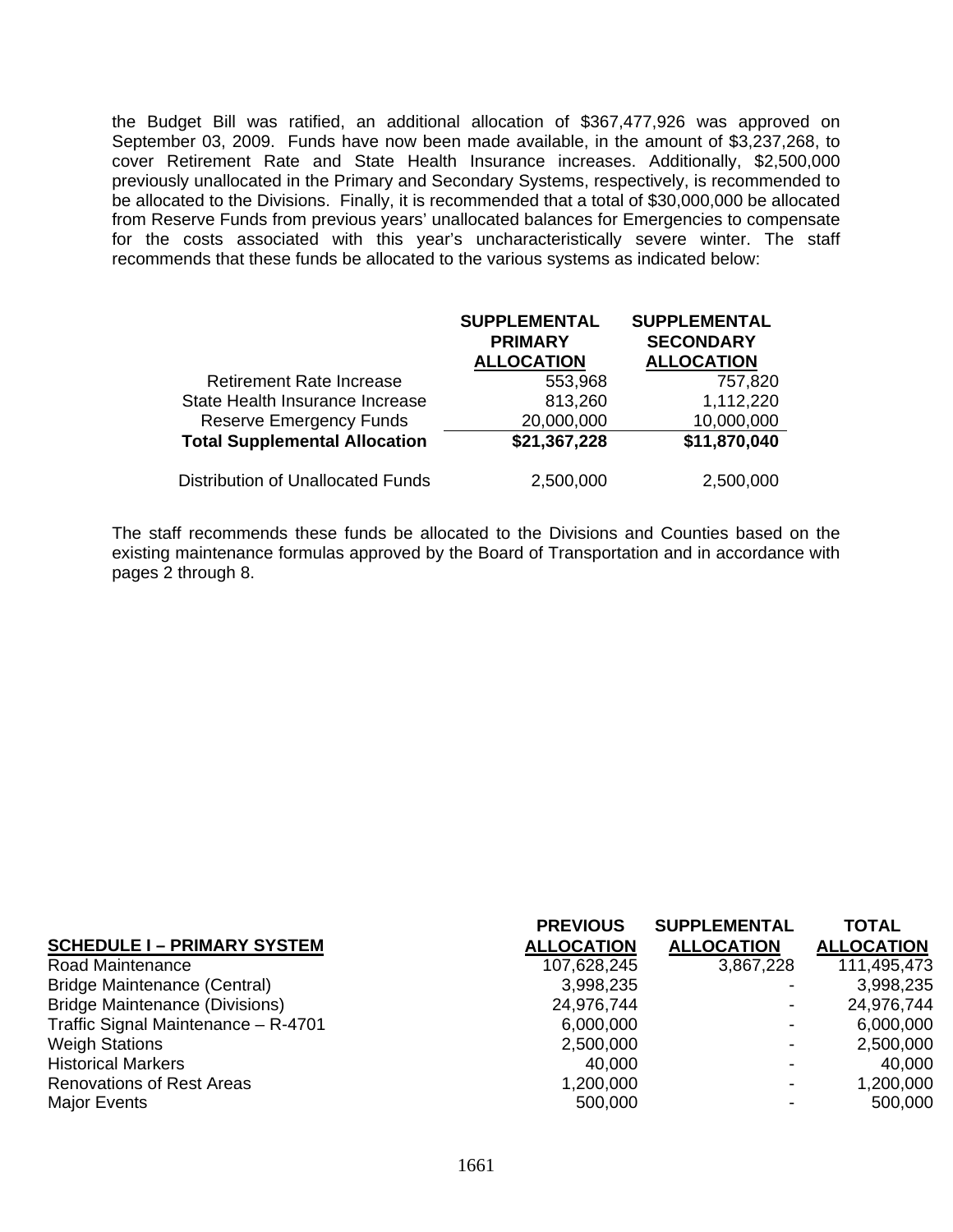the Budget Bill was ratified, an additional allocation of $367,477,926 was approved on September 03, 2009. Funds have now been made available, in the amount of $3,237,268, to cover Retirement Rate and State Health Insurance increases. Additionally, $2,500,000 previously unallocated in the Primary and Secondary Systems, respectively, is recommended to be allocated to the Divisions. Finally, it is recommended that a total of $30,000,000 be allocated from Reserve Funds from previous years' unallocated balances for Emergencies to compensate for the costs associated with this year's uncharacteristically severe winter. The staff recommends that these funds be allocated to the various systems as indicated below:

| | SUPPLEMENTAL PRIMARY ALLOCATION | SUPPLEMENTAL SECONDARY ALLOCATION |
|---|---|---|
| Retirement Rate Increase | 553,968 | 757,820 |
| State Health Insurance Increase | 813,260 | 1,112,220 |
| Reserve Emergency Funds | 20,000,000 | 10,000,000 |
| **Total Supplemental Allocation** | **$21,367,228** | **$11,870,040** |
| Distribution of Unallocated Funds | 2,500,000 | 2,500,000 |

The staff recommends these funds be allocated to the Divisions and Counties based on the existing maintenance formulas approved by the Board of Transportation and in accordance with pages 2 through 8.

| SCHEDULE I – PRIMARY SYSTEM | PREVIOUS ALLOCATION | SUPPLEMENTAL ALLOCATION | TOTAL ALLOCATION |
|---|---|---|---|
| Road Maintenance | 107,628,245 | 3,867,228 | 111,495,473 |
| Bridge Maintenance (Central) | 3,998,235 | - | 3,998,235 |
| Bridge Maintenance (Divisions) | 24,976,744 | - | 24,976,744 |
| Traffic Signal Maintenance – R-4701 | 6,000,000 | - | 6,000,000 |
| Weigh Stations | 2,500,000 | - | 2,500,000 |
| Historical Markers | 40,000 | - | 40,000 |
| Renovations of Rest Areas | 1,200,000 | - | 1,200,000 |
| Major Events | 500,000 | - | 500,000 |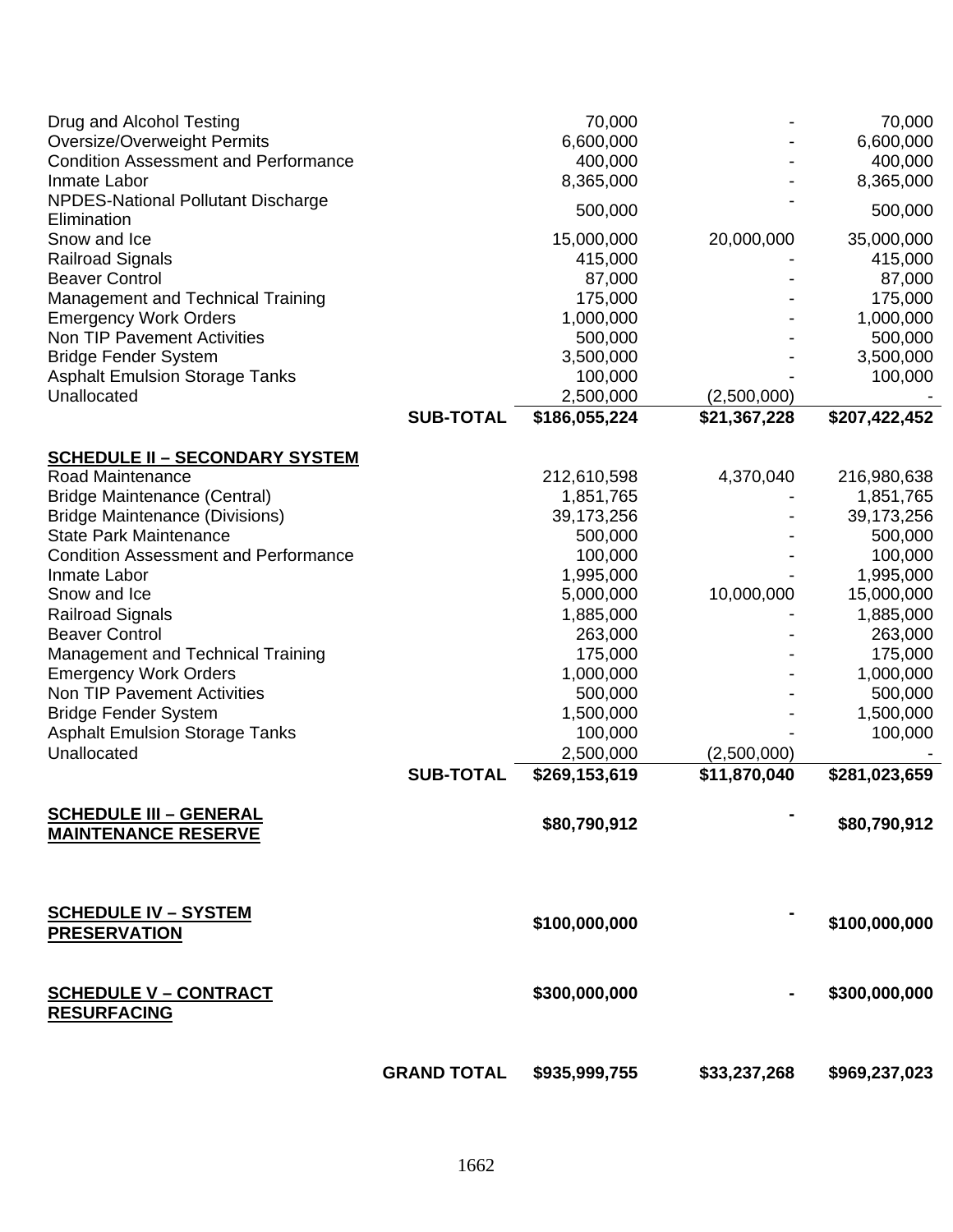| | | | | |
|---|---|---|---|---|
| Drug and Alcohol Testing | | 70,000 | - | 70,000 |
| Oversize/Overweight Permits | | 6,600,000 | - | 6,600,000 |
| Condition Assessment and Performance | | 400,000 | - | 400,000 |
| Inmate Labor | | 8,365,000 | - | 8,365,000 |
| NPDES-National Pollutant Discharge Elimination | | 500,000 | - | 500,000 |
| Snow and Ice | | 15,000,000 | 20,000,000 | 35,000,000 |
| Railroad Signals | | 415,000 | - | 415,000 |
| Beaver Control | | 87,000 | - | 87,000 |
| Management and Technical Training | | 175,000 | - | 175,000 |
| Emergency Work Orders | | 1,000,000 | - | 1,000,000 |
| Non TIP Pavement Activities | | 500,000 | - | 500,000 |
| Bridge Fender System | | 3,500,000 | - | 3,500,000 |
| Asphalt Emulsion Storage Tanks | | 100,000 | - | 100,000 |
| Unallocated | | 2,500,000 | (2,500,000) | - |
| | **SUB-TOTAL** | **$186,055,224** | **$21,367,228** | **$207,422,452** |
| **SCHEDULE II – SECONDARY SYSTEM** | | | | |
| Road Maintenance | | 212,610,598 | 4,370,040 | 216,980,638 |
| Bridge Maintenance (Central) | | 1,851,765 | - | 1,851,765 |
| Bridge Maintenance (Divisions) | | 39,173,256 | - | 39,173,256 |
| State Park Maintenance | | 500,000 | - | 500,000 |
| Condition Assessment and Performance | | 100,000 | - | 100,000 |
| Inmate Labor | | 1,995,000 | - | 1,995,000 |
| Snow and Ice | | 5,000,000 | 10,000,000 | 15,000,000 |
| Railroad Signals | | 1,885,000 | - | 1,885,000 |
| Beaver Control | | 263,000 | - | 263,000 |
| Management and Technical Training | | 175,000 | - | 175,000 |
| Emergency Work Orders | | 1,000,000 | - | 1,000,000 |
| Non TIP Pavement Activities | | 500,000 | - | 500,000 |
| Bridge Fender System | | 1,500,000 | - | 1,500,000 |
| Asphalt Emulsion Storage Tanks | | 100,000 | - | 100,000 |
| Unallocated | | 2,500,000 | (2,500,000) | - |
| | **SUB-TOTAL** | **$269,153,619** | **$11,870,040** | **$281,023,659** |
| **SCHEDULE III – GENERAL MAINTENANCE RESERVE** | | **$80,790,912** | **-** | **$80,790,912** |
| **SCHEDULE IV – SYSTEM PRESERVATION** | | **$100,000,000** | **-** | **$100,000,000** |
| **SCHEDULE V – CONTRACT RESURFACING** | | **$300,000,000** | **-** | **$300,000,000** |
| | **GRAND TOTAL** | **$935,999,755** | **$33,237,268** | **$969,237,023** |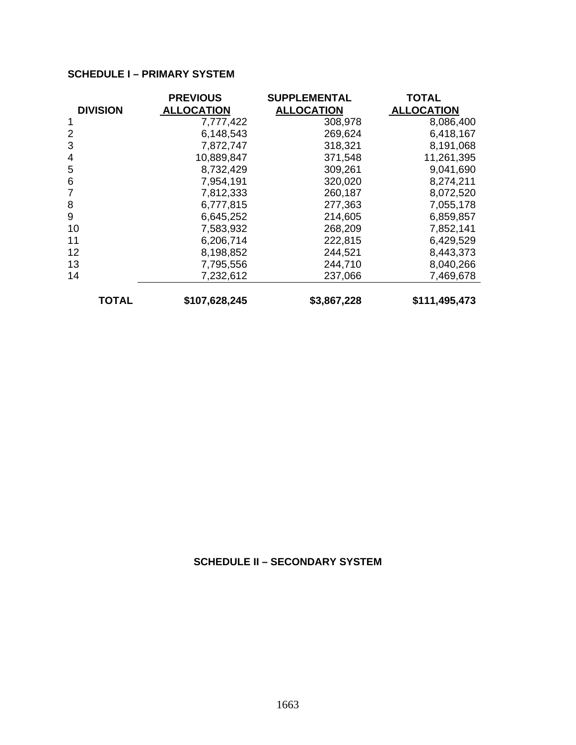**SCHEDULE I – PRIMARY SYSTEM**

| DIVISION | PREVIOUS ALLOCATION | SUPPLEMENTAL ALLOCATION | TOTAL ALLOCATION |
|---|---|---|---|
| 1 | 7,777,422 | 308,978 | 8,086,400 |
| 2 | 6,148,543 | 269,624 | 6,418,167 |
| 3 | 7,872,747 | 318,321 | 8,191,068 |
| 4 | 10,889,847 | 371,548 | 11,261,395 |
| 5 | 8,732,429 | 309,261 | 9,041,690 |
| 6 | 7,954,191 | 320,020 | 8,274,211 |
| 7 | 7,812,333 | 260,187 | 8,072,520 |
| 8 | 6,777,815 | 277,363 | 7,055,178 |
| 9 | 6,645,252 | 214,605 | 6,859,857 |
| 10 | 7,583,932 | 268,209 | 7,852,141 |
| 11 | 6,206,714 | 222,815 | 6,429,529 |
| 12 | 8,198,852 | 244,521 | 8,443,373 |
| 13 | 7,795,556 | 244,710 | 8,040,266 |
| 14 | 7,232,612 | 237,066 | 7,469,678 |
| **TOTAL** | **$107,628,245** | **$3,867,228** | **$111,495,473** |

**SCHEDULE II – SECONDARY SYSTEM**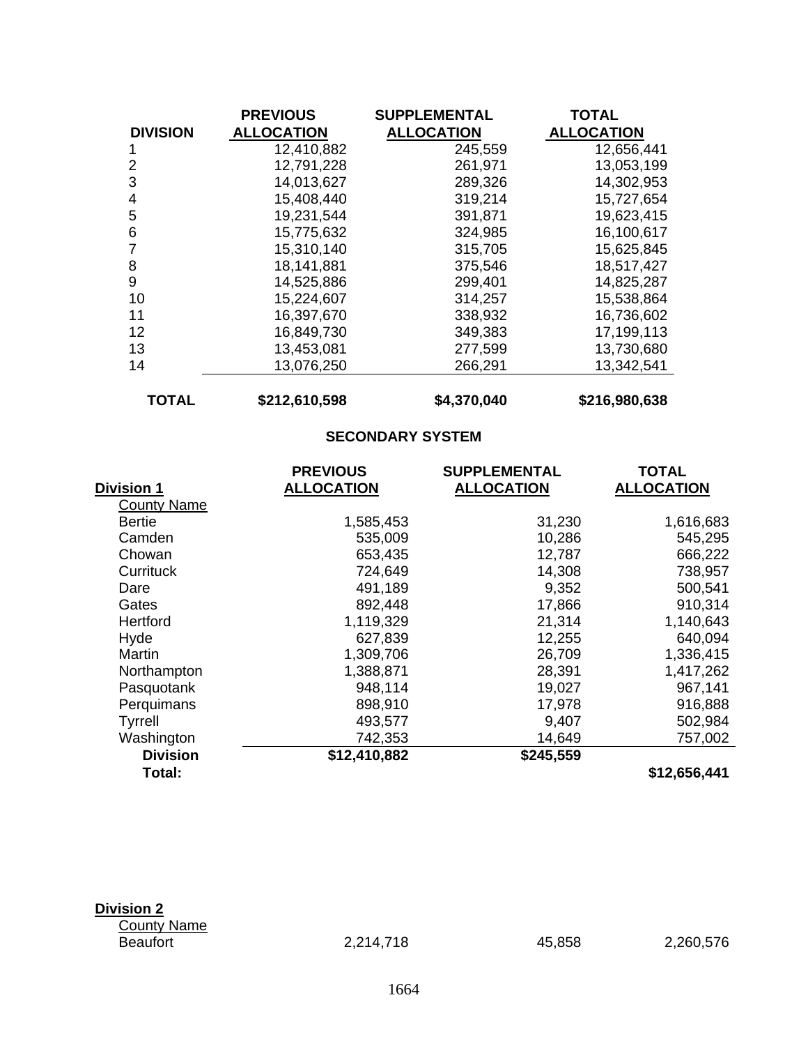| DIVISION | PREVIOUS ALLOCATION | SUPPLEMENTAL ALLOCATION | TOTAL ALLOCATION |
|---|---|---|---|
| 1 | 12,410,882 | 245,559 | 12,656,441 |
| 2 | 12,791,228 | 261,971 | 13,053,199 |
| 3 | 14,013,627 | 289,326 | 14,302,953 |
| 4 | 15,408,440 | 319,214 | 15,727,654 |
| 5 | 19,231,544 | 391,871 | 19,623,415 |
| 6 | 15,775,632 | 324,985 | 16,100,617 |
| 7 | 15,310,140 | 315,705 | 15,625,845 |
| 8 | 18,141,881 | 375,546 | 18,517,427 |
| 9 | 14,525,886 | 299,401 | 14,825,287 |
| 10 | 15,224,607 | 314,257 | 15,538,864 |
| 11 | 16,397,670 | 338,932 | 16,736,602 |
| 12 | 16,849,730 | 349,383 | 17,199,113 |
| 13 | 13,453,081 | 277,599 | 13,730,680 |
| 14 | 13,076,250 | 266,291 | 13,342,541 |
| **TOTAL** | **$212,610,598** | **$4,370,040** | **$216,980,638** |

## SECONDARY SYSTEM

| Division 1 | PREVIOUS ALLOCATION | SUPPLEMENTAL ALLOCATION | TOTAL ALLOCATION |
|---|---|---|---|
| County Name | | | |
| Bertie | 1,585,453 | 31,230 | 1,616,683 |
| Camden | 535,009 | 10,286 | 545,295 |
| Chowan | 653,435 | 12,787 | 666,222 |
| Currituck | 724,649 | 14,308 | 738,957 |
| Dare | 491,189 | 9,352 | 500,541 |
| Gates | 892,448 | 17,866 | 910,314 |
| Hertford | 1,119,329 | 21,314 | 1,140,643 |
| Hyde | 627,839 | 12,255 | 640,094 |
| Martin | 1,309,706 | 26,709 | 1,336,415 |
| Northampton | 1,388,871 | 28,391 | 1,417,262 |
| Pasquotank | 948,114 | 19,027 | 967,141 |
| Perquimans | 898,910 | 17,978 | 916,888 |
| Tyrrell | 493,577 | 9,407 | 502,984 |
| Washington | 742,353 | 14,649 | 757,002 |
| **Division Total:** | **$12,410,882** | **$245,559** | **$12,656,441** |

| Division 2 | | | |
|---|---|---|---|
| County Name | | | |
| Beaufort | 2,214,718 | 45,858 | 2,260,576 |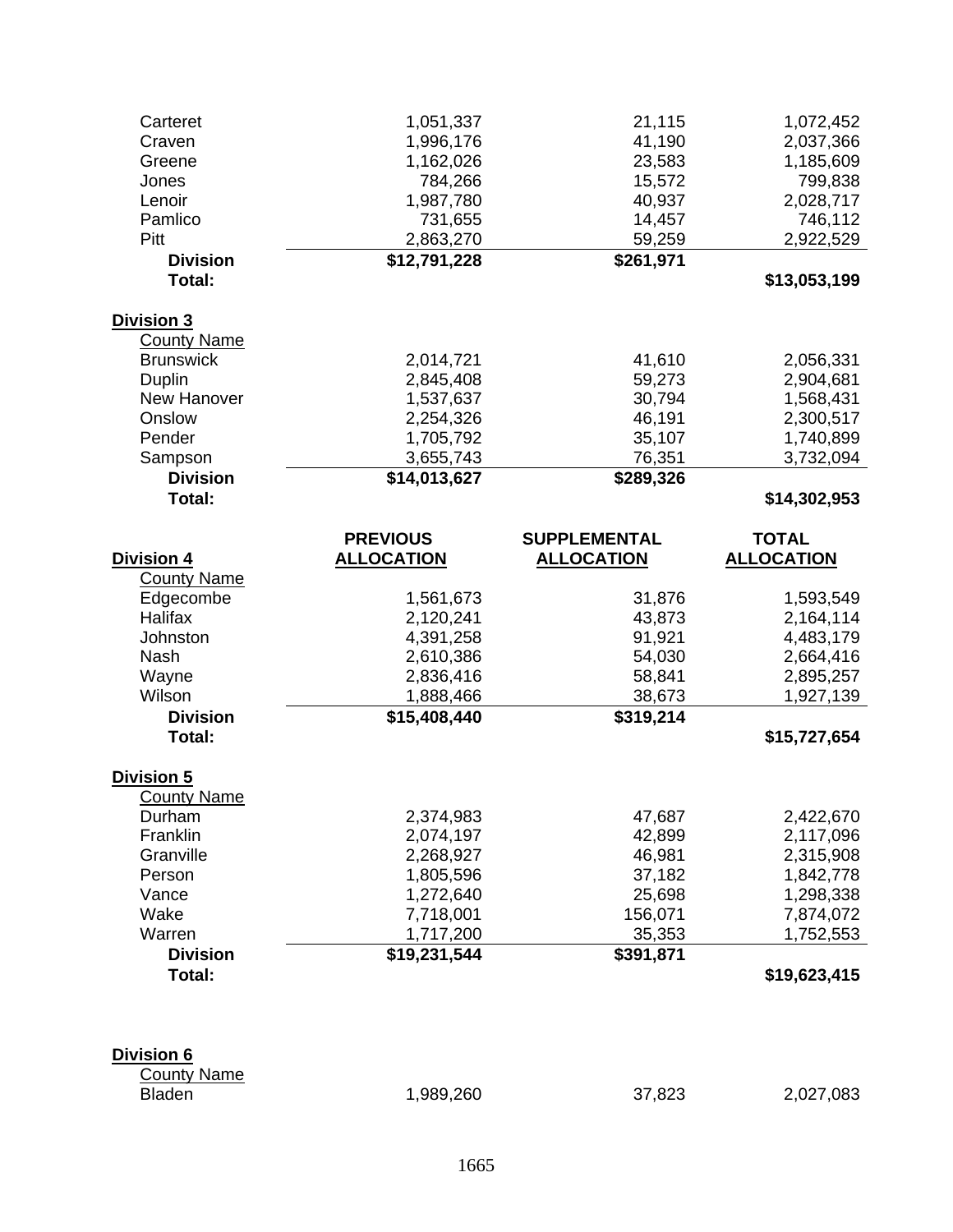| | | | |
|---|---|---|---|
| Carteret | 1,051,337 | 21,115 | 1,072,452 |
| Craven | 1,996,176 | 41,190 | 2,037,366 |
| Greene | 1,162,026 | 23,583 | 1,185,609 |
| Jones | 784,266 | 15,572 | 799,838 |
| Lenoir | 1,987,780 | 40,937 | 2,028,717 |
| Pamlico | 731,655 | 14,457 | 746,112 |
| Pitt | 2,863,270 | 59,259 | 2,922,529 |
| **Division Total:** | **$12,791,228** | **$261,971** | **$13,053,199** |

**Division 3**

| County Name | | | |
|---|---|---|---|
| Brunswick | 2,014,721 | 41,610 | 2,056,331 |
| Duplin | 2,845,408 | 59,273 | 2,904,681 |
| New Hanover | 1,537,637 | 30,794 | 1,568,431 |
| Onslow | 2,254,326 | 46,191 | 2,300,517 |
| Pender | 1,705,792 | 35,107 | 1,740,899 |
| Sampson | 3,655,743 | 76,351 | 3,732,094 |
| **Division Total:** | **$14,013,627** | **$289,326** | **$14,302,953** |

**Division 4**

| County Name | PREVIOUS ALLOCATION | SUPPLEMENTAL ALLOCATION | TOTAL ALLOCATION |
|---|---|---|---|
| Edgecombe | 1,561,673 | 31,876 | 1,593,549 |
| Halifax | 2,120,241 | 43,873 | 2,164,114 |
| Johnston | 4,391,258 | 91,921 | 4,483,179 |
| Nash | 2,610,386 | 54,030 | 2,664,416 |
| Wayne | 2,836,416 | 58,841 | 2,895,257 |
| Wilson | 1,888,466 | 38,673 | 1,927,139 |
| **Division Total:** | **$15,408,440** | **$319,214** | **$15,727,654** |

**Division 5**

| County Name | | | |
|---|---|---|---|
| Durham | 2,374,983 | 47,687 | 2,422,670 |
| Franklin | 2,074,197 | 42,899 | 2,117,096 |
| Granville | 2,268,927 | 46,981 | 2,315,908 |
| Person | 1,805,596 | 37,182 | 1,842,778 |
| Vance | 1,272,640 | 25,698 | 1,298,338 |
| Wake | 7,718,001 | 156,071 | 7,874,072 |
| Warren | 1,717,200 | 35,353 | 1,752,553 |
| **Division Total:** | **$19,231,544** | **$391,871** | **$19,623,415** |

**Division 6**

| County Name | | | |
|---|---|---|---|
| Bladen | 1,989,260 | 37,823 | 2,027,083 |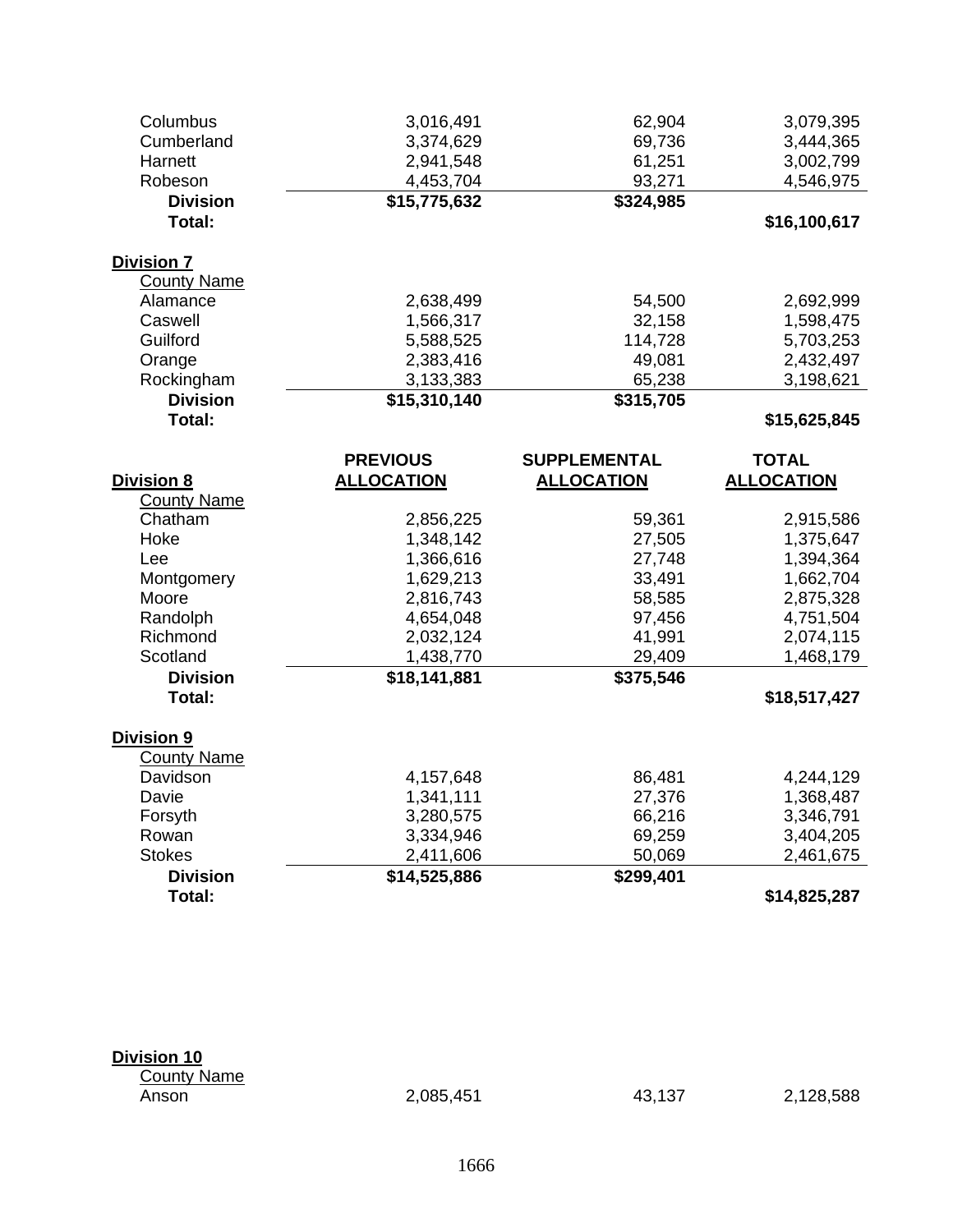| | | | |
|---|---|---|---|
| Columbus | 3,016,491 | 62,904 | 3,079,395 |
| Cumberland | 3,374,629 | 69,736 | 3,444,365 |
| Harnett | 2,941,548 | 61,251 | 3,002,799 |
| Robeson | 4,453,704 | 93,271 | 4,546,975 |
| **Division Total:** | **$15,775,632** | **$324,985** | **$16,100,617** |

**Division 7**

| County Name | | | |
|---|---|---|---|
| Alamance | 2,638,499 | 54,500 | 2,692,999 |
| Caswell | 1,566,317 | 32,158 | 1,598,475 |
| Guilford | 5,588,525 | 114,728 | 5,703,253 |
| Orange | 2,383,416 | 49,081 | 2,432,497 |
| Rockingham | 3,133,383 | 65,238 | 3,198,621 |
| **Division Total:** | **$15,310,140** | **$315,705** | **$15,625,845** |

**Division 8**

| County Name | PREVIOUS ALLOCATION | SUPPLEMENTAL ALLOCATION | TOTAL ALLOCATION |
|---|---|---|---|
| Chatham | 2,856,225 | 59,361 | 2,915,586 |
| Hoke | 1,348,142 | 27,505 | 1,375,647 |
| Lee | 1,366,616 | 27,748 | 1,394,364 |
| Montgomery | 1,629,213 | 33,491 | 1,662,704 |
| Moore | 2,816,743 | 58,585 | 2,875,328 |
| Randolph | 4,654,048 | 97,456 | 4,751,504 |
| Richmond | 2,032,124 | 41,991 | 2,074,115 |
| Scotland | 1,438,770 | 29,409 | 1,468,179 |
| **Division Total:** | **$18,141,881** | **$375,546** | **$18,517,427** |

**Division 9**

| County Name | | | |
|---|---|---|---|
| Davidson | 4,157,648 | 86,481 | 4,244,129 |
| Davie | 1,341,111 | 27,376 | 1,368,487 |
| Forsyth | 3,280,575 | 66,216 | 3,346,791 |
| Rowan | 3,334,946 | 69,259 | 3,404,205 |
| Stokes | 2,411,606 | 50,069 | 2,461,675 |
| **Division Total:** | **$14,525,886** | **$299,401** | **$14,825,287** |

**Division 10**

| County Name | | | |
|---|---|---|---|
| Anson | 2,085,451 | 43,137 | 2,128,588 |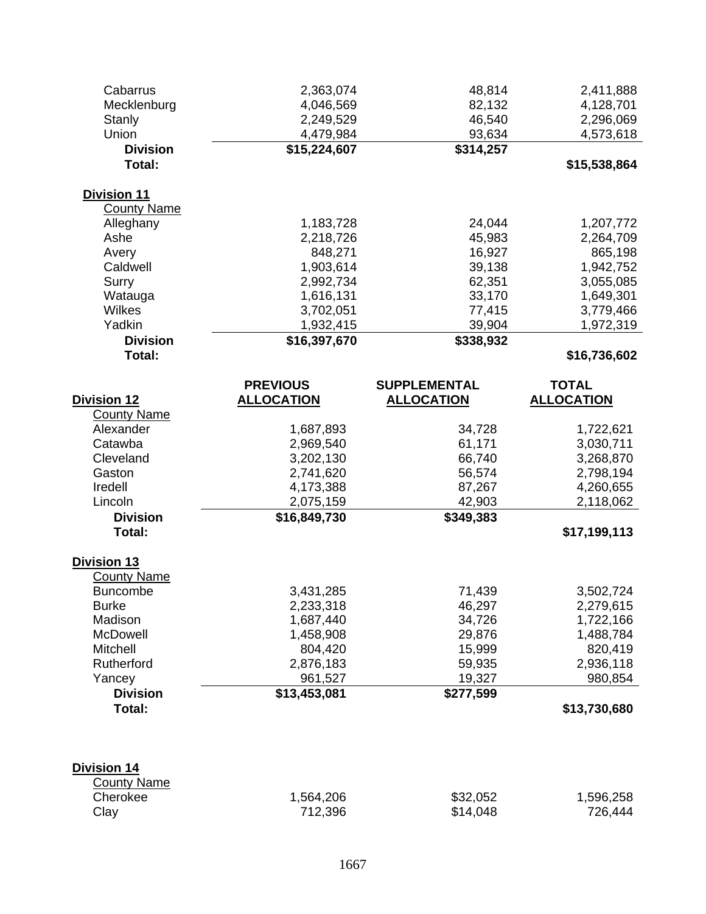| | | | |
|---|---|---|---|
| Cabarrus | 2,363,074 | 48,814 | 2,411,888 |
| Mecklenburg | 4,046,569 | 82,132 | 4,128,701 |
| Stanly | 2,249,529 | 46,540 | 2,296,069 |
| Union | 4,479,984 | 93,634 | 4,573,618 |
| **Division Total:** | **$15,224,607** | **$314,257** | **$15,538,864** |

**Division 11**

| County Name | | | |
|---|---|---|---|
| Alleghany | 1,183,728 | 24,044 | 1,207,772 |
| Ashe | 2,218,726 | 45,983 | 2,264,709 |
| Avery | 848,271 | 16,927 | 865,198 |
| Caldwell | 1,903,614 | 39,138 | 1,942,752 |
| Surry | 2,992,734 | 62,351 | 3,055,085 |
| Watauga | 1,616,131 | 33,170 | 1,649,301 |
| Wilkes | 3,702,051 | 77,415 | 3,779,466 |
| Yadkin | 1,932,415 | 39,904 | 1,972,319 |
| **Division Total:** | **$16,397,670** | **$338,932** | **$16,736,602** |

| **Division 12** | **PREVIOUS ALLOCATION** | **SUPPLEMENTAL ALLOCATION** | **TOTAL ALLOCATION** |
|---|---|---|---|
| County Name | | | |
| Alexander | 1,687,893 | 34,728 | 1,722,621 |
| Catawba | 2,969,540 | 61,171 | 3,030,711 |
| Cleveland | 3,202,130 | 66,740 | 3,268,870 |
| Gaston | 2,741,620 | 56,574 | 2,798,194 |
| Iredell | 4,173,388 | 87,267 | 4,260,655 |
| Lincoln | 2,075,159 | 42,903 | 2,118,062 |
| **Division Total:** | **$16,849,730** | **$349,383** | **$17,199,113** |

**Division 13**

| County Name | | | |
|---|---|---|---|
| Buncombe | 3,431,285 | 71,439 | 3,502,724 |
| Burke | 2,233,318 | 46,297 | 2,279,615 |
| Madison | 1,687,440 | 34,726 | 1,722,166 |
| McDowell | 1,458,908 | 29,876 | 1,488,784 |
| Mitchell | 804,420 | 15,999 | 820,419 |
| Rutherford | 2,876,183 | 59,935 | 2,936,118 |
| Yancey | 961,527 | 19,327 | 980,854 |
| **Division Total:** | **$13,453,081** | **$277,599** | **$13,730,680** |

**Division 14**

| County Name | | | |
|---|---|---|---|
| Cherokee | 1,564,206 | $32,052 | 1,596,258 |
| Clay | 712,396 | $14,048 | 726,444 |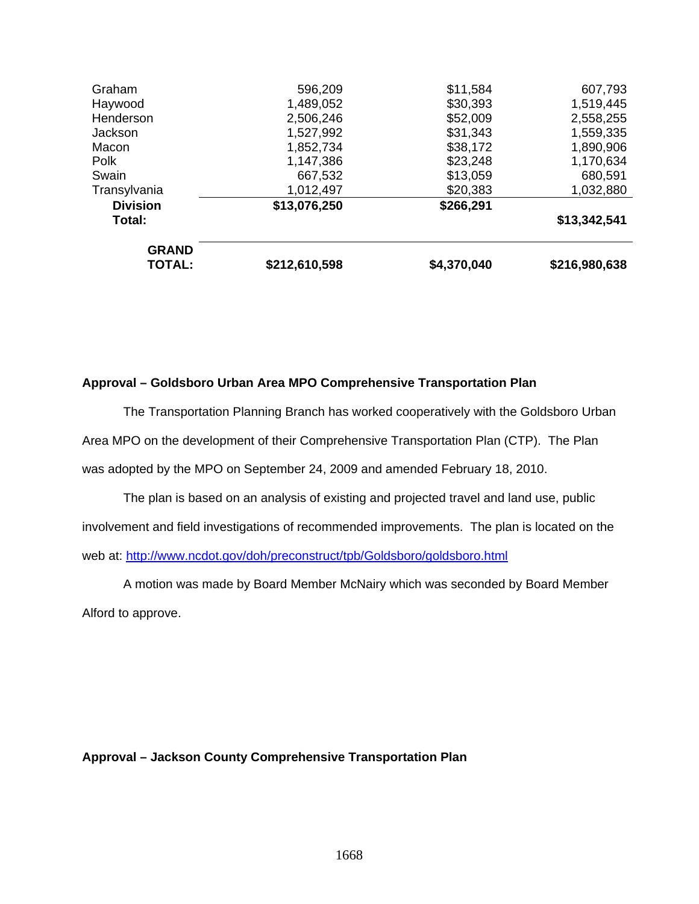| | | | |
|---|---|---|---|
| Graham | 596,209 | $11,584 | 607,793 |
| Haywood | 1,489,052 | $30,393 | 1,519,445 |
| Henderson | 2,506,246 | $52,009 | 2,558,255 |
| Jackson | 1,527,992 | $31,343 | 1,559,335 |
| Macon | 1,852,734 | $38,172 | 1,890,906 |
| Polk | 1,147,386 | $23,248 | 1,170,634 |
| Swain | 667,532 | $13,059 | 680,591 |
| Transylvania | 1,012,497 | $20,383 | 1,032,880 |
| **Division Total:** | **$13,076,250** | **$266,291** | **$13,342,541** |
| **GRAND TOTAL:** | **$212,610,598** | **$4,370,040** | **$216,980,638** |

**Approval – Goldsboro Urban Area MPO Comprehensive Transportation Plan**

The Transportation Planning Branch has worked cooperatively with the Goldsboro Urban Area MPO on the development of their Comprehensive Transportation Plan (CTP). The Plan was adopted by the MPO on September 24, 2009 and amended February 18, 2010.

The plan is based on an analysis of existing and projected travel and land use, public involvement and field investigations of recommended improvements. The plan is located on the web at: http://www.ncdot.gov/doh/preconstruct/tpb/Goldsboro/goldsboro.html

A motion was made by Board Member McNairy which was seconded by Board Member Alford to approve.

**Approval – Jackson County Comprehensive Transportation Plan**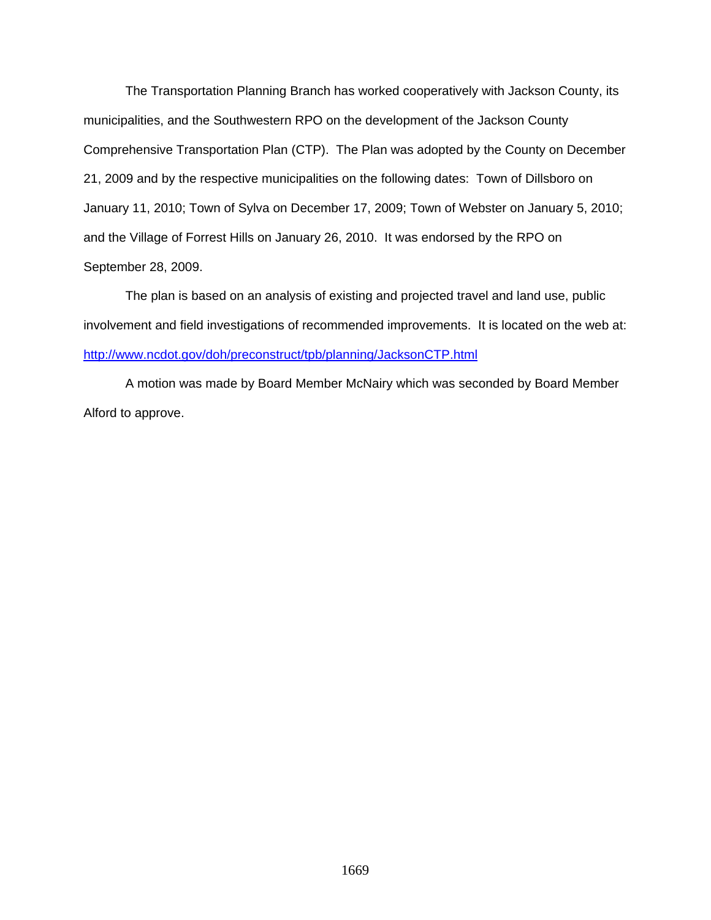The Transportation Planning Branch has worked cooperatively with Jackson County, its municipalities, and the Southwestern RPO on the development of the Jackson County Comprehensive Transportation Plan (CTP). The Plan was adopted by the County on December 21, 2009 and by the respective municipalities on the following dates: Town of Dillsboro on January 11, 2010; Town of Sylva on December 17, 2009; Town of Webster on January 5, 2010; and the Village of Forrest Hills on January 26, 2010. It was endorsed by the RPO on September 28, 2009.

The plan is based on an analysis of existing and projected travel and land use, public involvement and field investigations of recommended improvements. It is located on the web at: http://www.ncdot.gov/doh/preconstruct/tpb/planning/JacksonCTP.html

A motion was made by Board Member McNairy which was seconded by Board Member Alford to approve.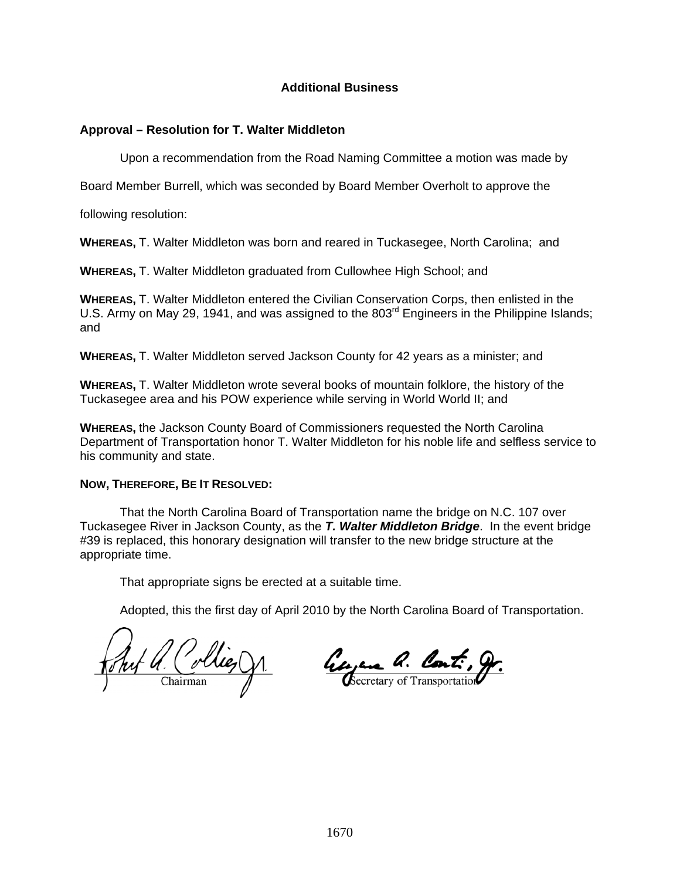## Additional Business

### Approval – Resolution for T. Walter Middleton

Upon a recommendation from the Road Naming Committee a motion was made by Board Member Burrell, which was seconded by Board Member Overholt to approve the following resolution:

**WHEREAS,** T. Walter Middleton was born and reared in Tuckasegee, North Carolina; and

**WHEREAS,** T. Walter Middleton graduated from Cullowhee High School; and

**WHEREAS,** T. Walter Middleton entered the Civilian Conservation Corps, then enlisted in the U.S. Army on May 29, 1941, and was assigned to the 803rd Engineers in the Philippine Islands; and

**WHEREAS,** T. Walter Middleton served Jackson County for 42 years as a minister; and

**WHEREAS,** T. Walter Middleton wrote several books of mountain folklore, the history of the Tuckasegee area and his POW experience while serving in World World II; and

**WHEREAS,** the Jackson County Board of Commissioners requested the North Carolina Department of Transportation honor T. Walter Middleton for his noble life and selfless service to his community and state.

**NOW, THEREFORE, BE IT RESOLVED:**

That the North Carolina Board of Transportation name the bridge on N.C. 107 over Tuckasegee River in Jackson County, as the ***T. Walter Middleton Bridge***. In the event bridge #39 is replaced, this honorary designation will transfer to the new bridge structure at the appropriate time.

That appropriate signs be erected at a suitable time.

Adopted, this the first day of April 2010 by the North Carolina Board of Transportation.

Chairman

Secretary of Transportation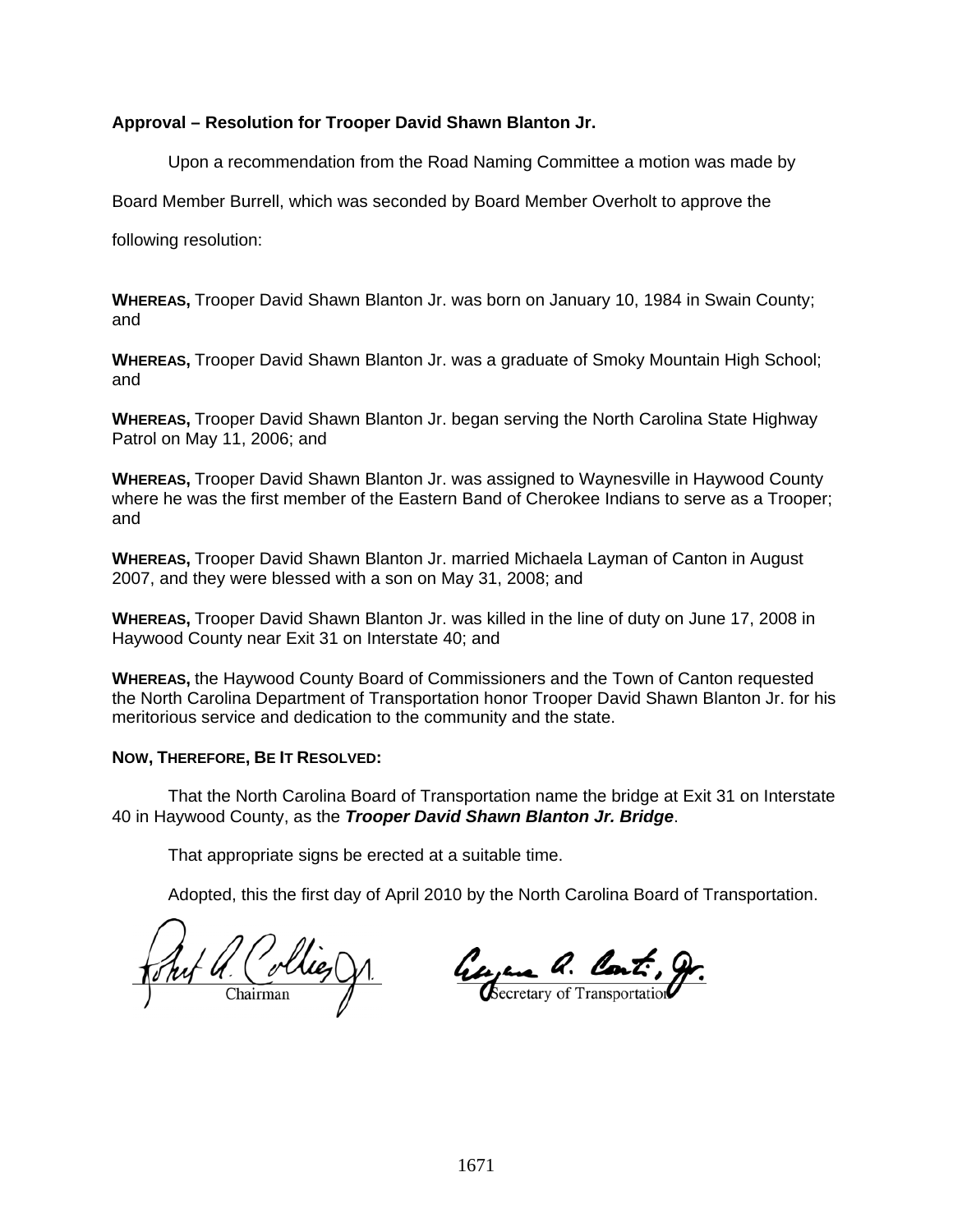**Approval – Resolution for Trooper David Shawn Blanton Jr.**

Upon a recommendation from the Road Naming Committee a motion was made by Board Member Burrell, which was seconded by Board Member Overholt to approve the following resolution:

**WHEREAS,** Trooper David Shawn Blanton Jr. was born on January 10, 1984 in Swain County; and

**WHEREAS,** Trooper David Shawn Blanton Jr. was a graduate of Smoky Mountain High School; and

**WHEREAS,** Trooper David Shawn Blanton Jr. began serving the North Carolina State Highway Patrol on May 11, 2006; and

**WHEREAS,** Trooper David Shawn Blanton Jr. was assigned to Waynesville in Haywood County where he was the first member of the Eastern Band of Cherokee Indians to serve as a Trooper; and

**WHEREAS,** Trooper David Shawn Blanton Jr. married Michaela Layman of Canton in August 2007, and they were blessed with a son on May 31, 2008; and

**WHEREAS,** Trooper David Shawn Blanton Jr. was killed in the line of duty on June 17, 2008 in Haywood County near Exit 31 on Interstate 40; and

**WHEREAS,** the Haywood County Board of Commissioners and the Town of Canton requested the North Carolina Department of Transportation honor Trooper David Shawn Blanton Jr. for his meritorious service and dedication to the community and the state.

**NOW, THEREFORE, BE IT RESOLVED:**

That the North Carolina Board of Transportation name the bridge at Exit 31 on Interstate 40 in Haywood County, as the ***Trooper David Shawn Blanton Jr. Bridge***.

That appropriate signs be erected at a suitable time.

Adopted, this the first day of April 2010 by the North Carolina Board of Transportation.

Chairman

Secretary of Transportation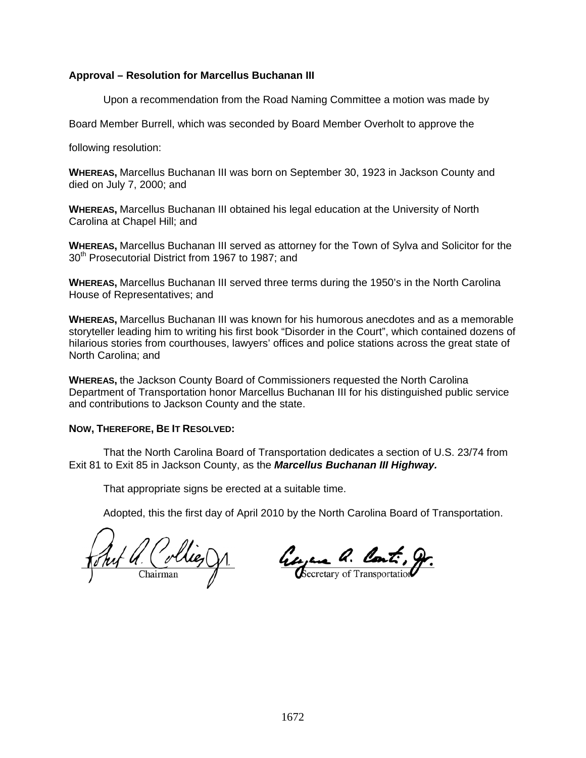**Approval – Resolution for Marcellus Buchanan III**

Upon a recommendation from the Road Naming Committee a motion was made by Board Member Burrell, which was seconded by Board Member Overholt to approve the following resolution:

**WHEREAS,** Marcellus Buchanan III was born on September 30, 1923 in Jackson County and died on July 7, 2000; and

**WHEREAS,** Marcellus Buchanan III obtained his legal education at the University of North Carolina at Chapel Hill; and

**WHEREAS,** Marcellus Buchanan III served as attorney for the Town of Sylva and Solicitor for the 30th Prosecutorial District from 1967 to 1987; and

**WHEREAS,** Marcellus Buchanan III served three terms during the 1950's in the North Carolina House of Representatives; and

**WHEREAS,** Marcellus Buchanan III was known for his humorous anecdotes and as a memorable storyteller leading him to writing his first book "Disorder in the Court", which contained dozens of hilarious stories from courthouses, lawyers' offices and police stations across the great state of North Carolina; and

**WHEREAS,** the Jackson County Board of Commissioners requested the North Carolina Department of Transportation honor Marcellus Buchanan III for his distinguished public service and contributions to Jackson County and the state.

**NOW, THEREFORE, BE IT RESOLVED:**

That the North Carolina Board of Transportation dedicates a section of U.S. 23/74 from Exit 81 to Exit 85 in Jackson County, as the ***Marcellus Buchanan III Highway.***

That appropriate signs be erected at a suitable time.

Adopted, this the first day of April 2010 by the North Carolina Board of Transportation.

Chairman

Secretary of Transportation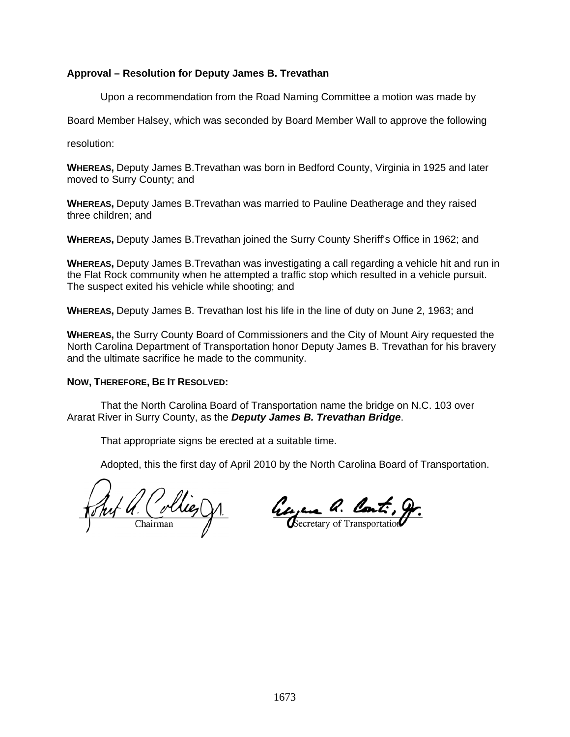**Approval – Resolution for Deputy James B. Trevathan**

Upon a recommendation from the Road Naming Committee a motion was made by Board Member Halsey, which was seconded by Board Member Wall to approve the following resolution:

**WHEREAS,** Deputy James B.Trevathan was born in Bedford County, Virginia in 1925 and later moved to Surry County; and

**WHEREAS,** Deputy James B.Trevathan was married to Pauline Deatherage and they raised three children; and

**WHEREAS,** Deputy James B.Trevathan joined the Surry County Sheriff's Office in 1962; and

**WHEREAS,** Deputy James B.Trevathan was investigating a call regarding a vehicle hit and run in the Flat Rock community when he attempted a traffic stop which resulted in a vehicle pursuit. The suspect exited his vehicle while shooting; and

**WHEREAS,** Deputy James B. Trevathan lost his life in the line of duty on June 2, 1963; and

**WHEREAS,** the Surry County Board of Commissioners and the City of Mount Airy requested the North Carolina Department of Transportation honor Deputy James B. Trevathan for his bravery and the ultimate sacrifice he made to the community.

**NOW, THEREFORE, BE IT RESOLVED:**

That the North Carolina Board of Transportation name the bridge on N.C. 103 over Ararat River in Surry County, as the ***Deputy James B. Trevathan Bridge***.

That appropriate signs be erected at a suitable time.

Adopted, this the first day of April 2010 by the North Carolina Board of Transportation.

Robert A. Collier Jr.
Chairman

Eugene A. Conti, Jr.
Secretary of Transportation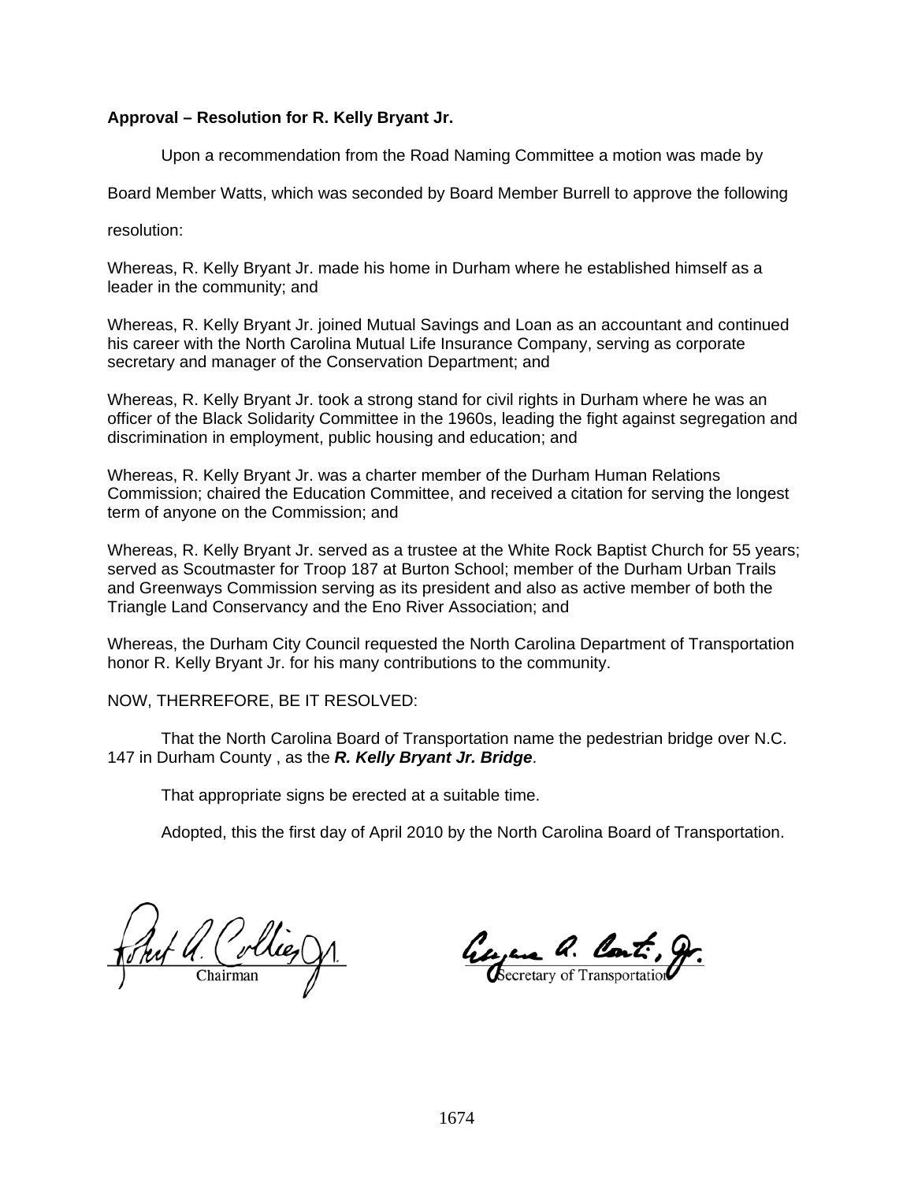**Approval – Resolution for R. Kelly Bryant Jr.**

Upon a recommendation from the Road Naming Committee a motion was made by Board Member Watts, which was seconded by Board Member Burrell to approve the following resolution:

Whereas, R. Kelly Bryant Jr. made his home in Durham where he established himself as a leader in the community; and

Whereas, R. Kelly Bryant Jr. joined Mutual Savings and Loan as an accountant and continued his career with the North Carolina Mutual Life Insurance Company, serving as corporate secretary and manager of the Conservation Department; and

Whereas, R. Kelly Bryant Jr. took a strong stand for civil rights in Durham where he was an officer of the Black Solidarity Committee in the 1960s, leading the fight against segregation and discrimination in employment, public housing and education; and

Whereas, R. Kelly Bryant Jr. was a charter member of the Durham Human Relations Commission; chaired the Education Committee, and received a citation for serving the longest term of anyone on the Commission; and

Whereas, R. Kelly Bryant Jr. served as a trustee at the White Rock Baptist Church for 55 years; served as Scoutmaster for Troop 187 at Burton School; member of the Durham Urban Trails and Greenways Commission serving as its president and also as active member of both the Triangle Land Conservancy and the Eno River Association; and

Whereas, the Durham City Council requested the North Carolina Department of Transportation honor R. Kelly Bryant Jr. for his many contributions to the community.

NOW, THERREFORE, BE IT RESOLVED:

That the North Carolina Board of Transportation name the pedestrian bridge over N.C. 147 in Durham County , as the ***R. Kelly Bryant Jr. Bridge***.

That appropriate signs be erected at a suitable time.

Adopted, this the first day of April 2010 by the North Carolina Board of Transportation.

Chairman

Secretary of Transportation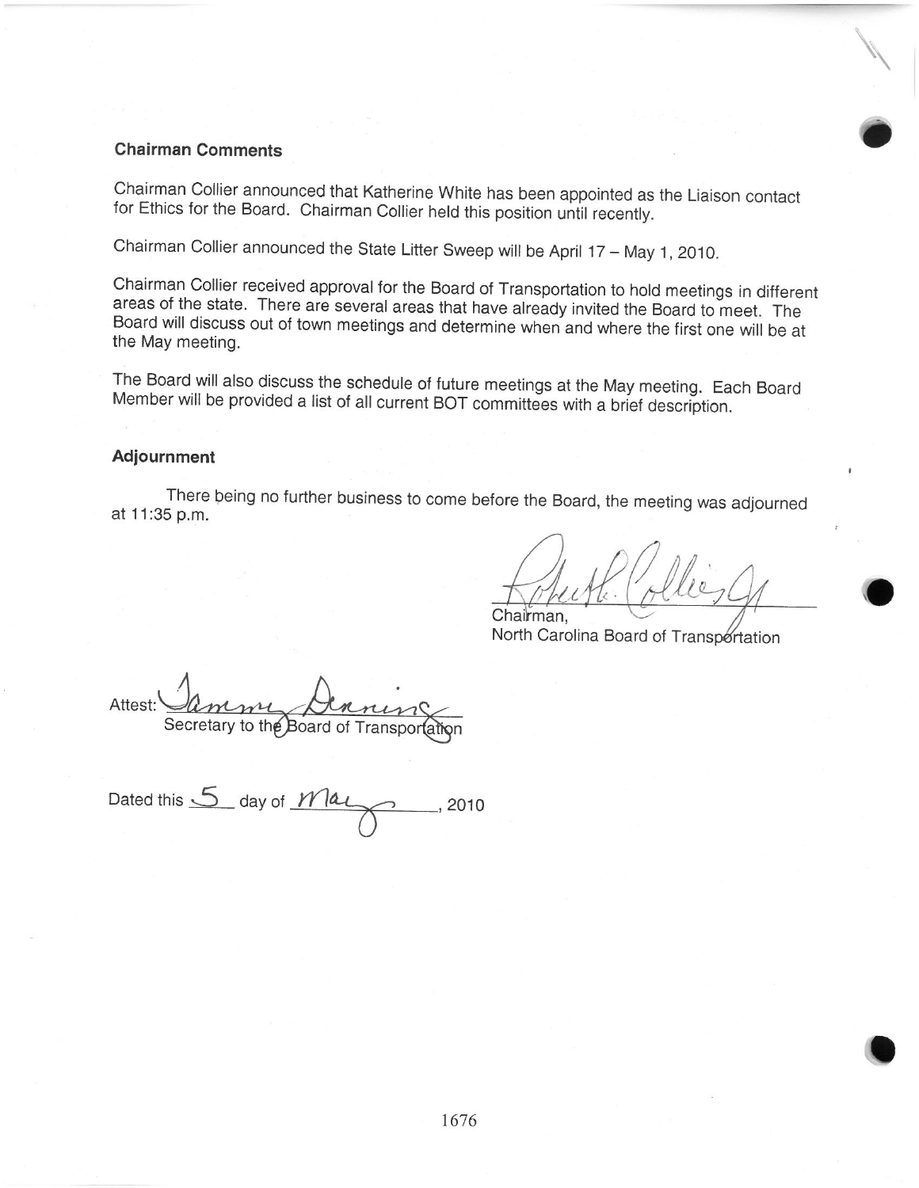### Chairman Comments

Chairman Collier announced that Katherine White has been appointed as the Liaison contact for Ethics for the Board. Chairman Collier held this position until recently.

Chairman Collier announced the State Litter Sweep will be April 17 – May 1, 2010.

Chairman Collier received approval for the Board of Transportation to hold meetings in different areas of the state. There are several areas that have already invited the Board to meet. The Board will discuss out of town meetings and determine when and where the first one will be at the May meeting.

The Board will also discuss the schedule of future meetings at the May meeting. Each Board Member will be provided a list of all current BOT committees with a brief description.

### Adjournment

There being no further business to come before the Board, the meeting was adjourned at 11:35 p.m.

Chairman,
North Carolina Board of Transportation

Attest: 
Secretary to the Board of Transportation

Dated this 5 day of May, 2010